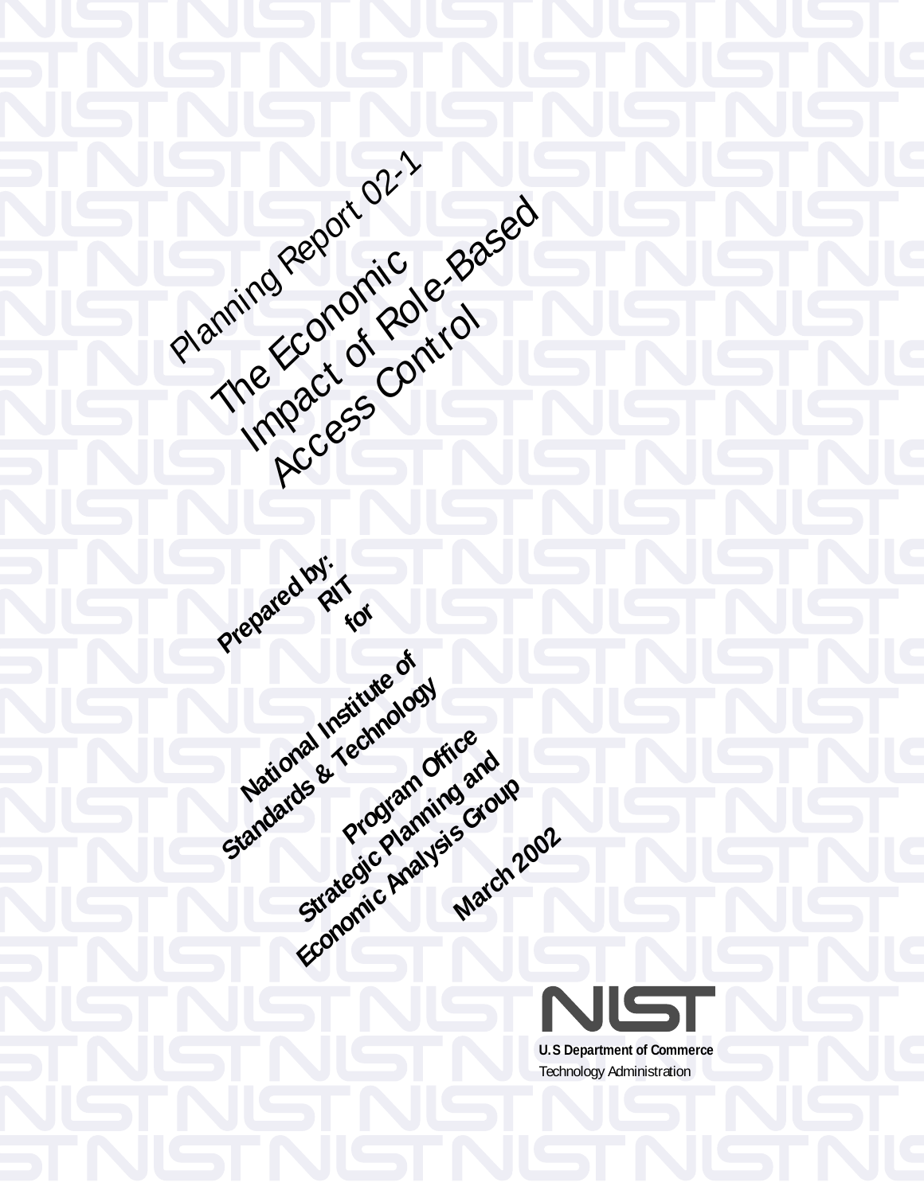Planning Report 02-1

# The Economic Impact of Role-Based Access Control

**Prepared by:**
**RIT**
**for**

**National Institute of Standards & Technology**

**Program Office**
**Strategic Planning and Economic Analysis Group**

**March 2002**

NIST

**U.S Department of Commerce**
Technology Administration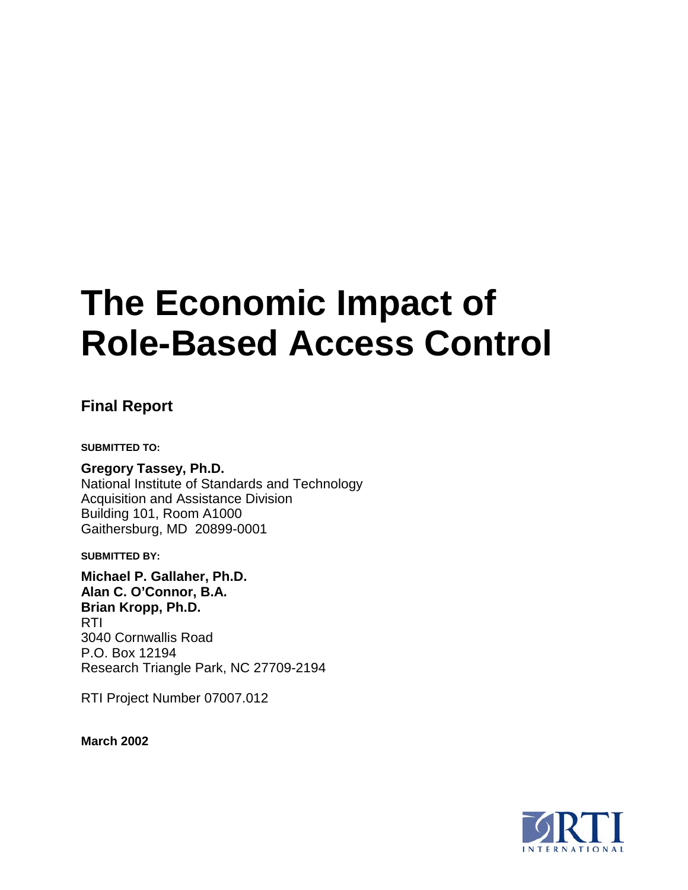# The Economic Impact of Role-Based Access Control

## Final Report

**SUBMITTED TO:**

**Gregory Tassey, Ph.D.**
National Institute of Standards and Technology
Acquisition and Assistance Division
Building 101, Room A1000
Gaithersburg, MD 20899-0001

**SUBMITTED BY:**

**Michael P. Gallaher, Ph.D.**
**Alan C. O'Connor, B.A.**
**Brian Kropp, Ph.D.**
RTI
3040 Cornwallis Road
P.O. Box 12194
Research Triangle Park, NC 27709-2194

RTI Project Number 07007.012

**March 2002**

RTI INTERNATIONAL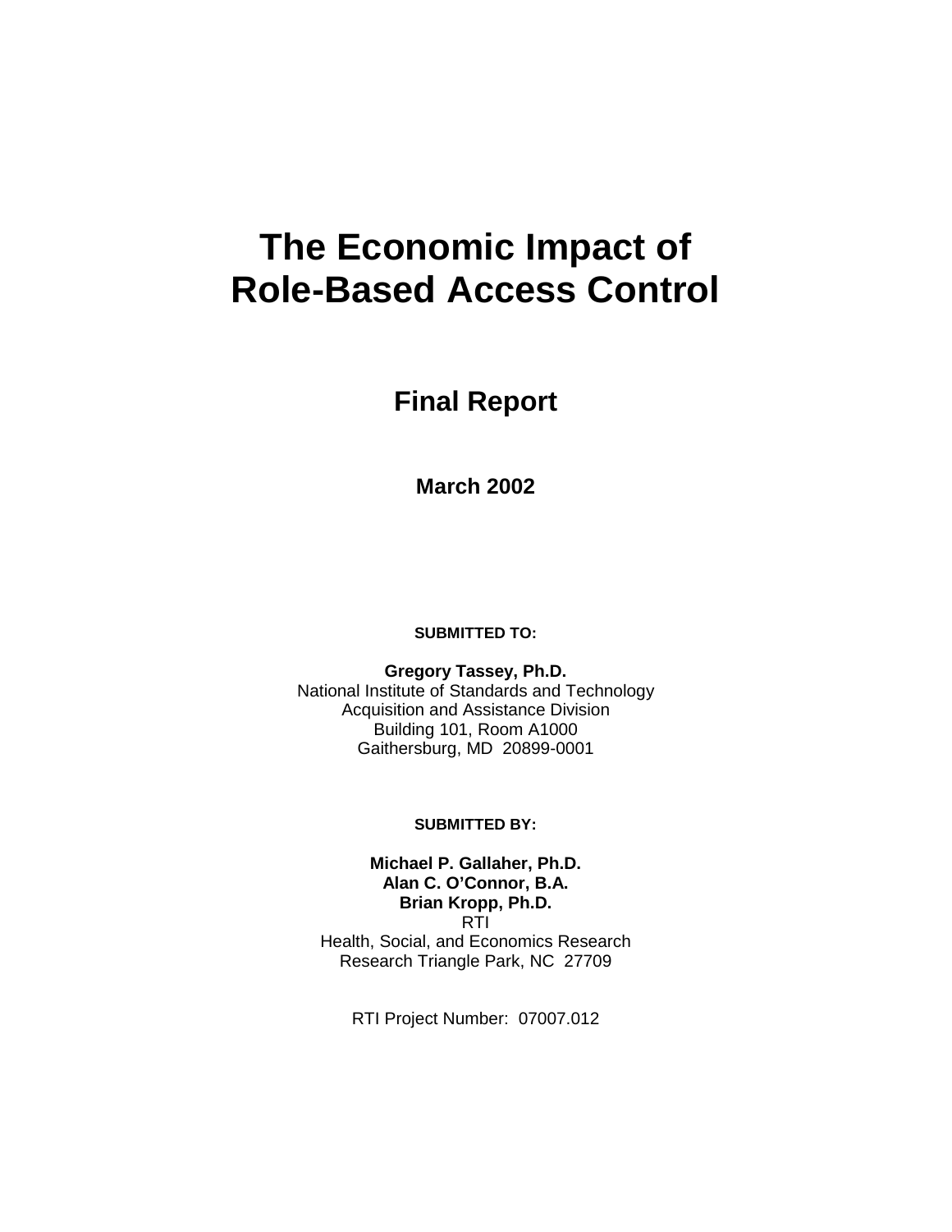# The Economic Impact of Role-Based Access Control

## Final Report

**March 2002**

**SUBMITTED TO:**

**Gregory Tassey, Ph.D.**
National Institute of Standards and Technology
Acquisition and Assistance Division
Building 101, Room A1000
Gaithersburg, MD 20899-0001

**SUBMITTED BY:**

**Michael P. Gallaher, Ph.D.**
**Alan C. O'Connor, B.A.**
**Brian Kropp, Ph.D.**
RTI
Health, Social, and Economics Research
Research Triangle Park, NC 27709

RTI Project Number: 07007.012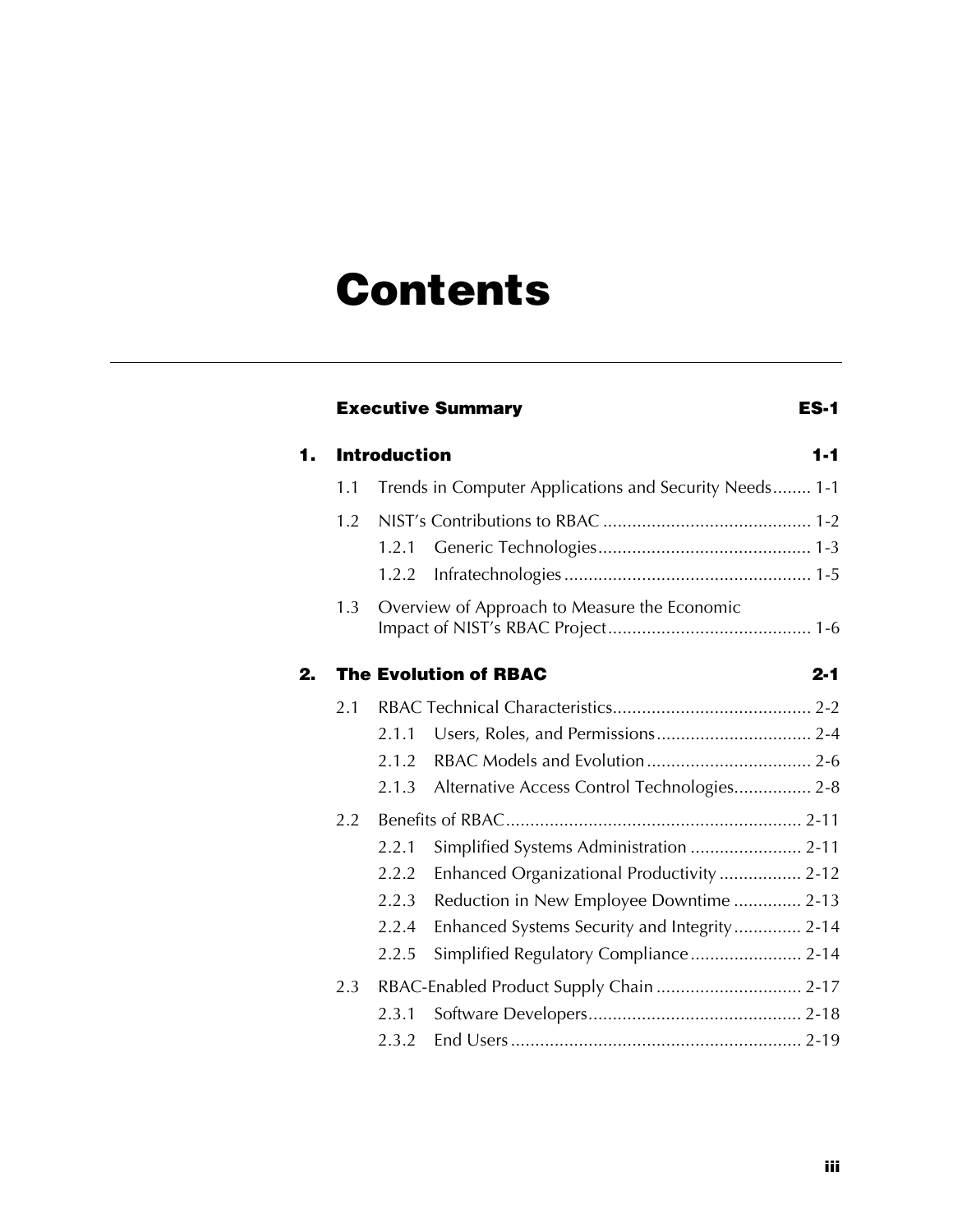# Contents

**Executive Summary** **ES-1**

**1. Introduction** **1-1**

1.1 Trends in Computer Applications and Security Needs........ 1-1

1.2 NIST's Contributions to RBAC ........................................... 1-2

1.2.1 Generic Technologies............................................ 1-3

1.2.2 Infratechnologies................................................... 1-5

1.3 Overview of Approach to Measure the Economic Impact of NIST's RBAC Project.......................................... 1-6

**2. The Evolution of RBAC** **2-1**

2.1 RBAC Technical Characteristics......................................... 2-2

2.1.1 Users, Roles, and Permissions................................ 2-4

2.1.2 RBAC Models and Evolution.................................. 2-6

2.1.3 Alternative Access Control Technologies................ 2-8

2.2 Benefits of RBAC............................................................. 2-11

2.2.1 Simplified Systems Administration ....................... 2-11

2.2.2 Enhanced Organizational Productivity ................. 2-12

2.2.3 Reduction in New Employee Downtime .............. 2-13

2.2.4 Enhanced Systems Security and Integrity.............. 2-14

2.2.5 Simplified Regulatory Compliance....................... 2-14

2.3 RBAC-Enabled Product Supply Chain .............................. 2-17

2.3.1 Software Developers............................................ 2-18

2.3.2 End Users ............................................................ 2-19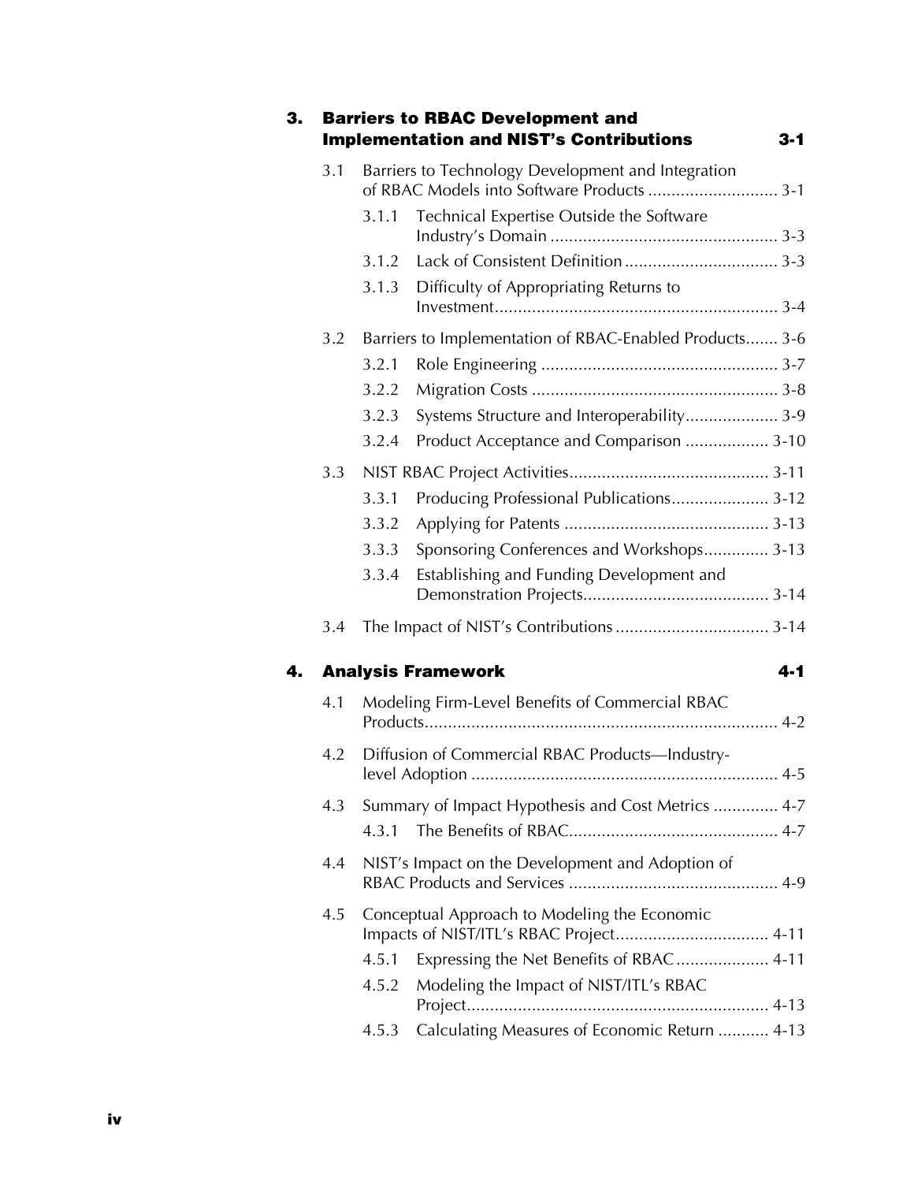**3. Barriers to RBAC Development and Implementation and NIST's Contributions** 3-1

- 3.1 Barriers to Technology Development and Integration of RBAC Models into Software Products ............................ 3-1
  - 3.1.1 Technical Expertise Outside the Software Industry's Domain ................................................. 3-3
  - 3.1.2 Lack of Consistent Definition ................................. 3-3
  - 3.1.3 Difficulty of Appropriating Returns to Investment............................................................. 3-4
- 3.2 Barriers to Implementation of RBAC-Enabled Products....... 3-6
  - 3.2.1 Role Engineering ................................................... 3-7
  - 3.2.2 Migration Costs ..................................................... 3-8
  - 3.2.3 Systems Structure and Interoperability.................... 3-9
  - 3.2.4 Product Acceptance and Comparison .................. 3-10
- 3.3 NIST RBAC Project Activities........................................... 3-11
  - 3.3.1 Producing Professional Publications..................... 3-12
  - 3.3.2 Applying for Patents ............................................ 3-13
  - 3.3.3 Sponsoring Conferences and Workshops.............. 3-13
  - 3.3.4 Establishing and Funding Development and Demonstration Projects........................................ 3-14
- 3.4 The Impact of NIST's Contributions ................................. 3-14

**4. Analysis Framework** 4-1

- 4.1 Modeling Firm-Level Benefits of Commercial RBAC Products........................................................................... 4-2
- 4.2 Diffusion of Commercial RBAC Products—Industry-level Adoption .................................................................. 4-5
- 4.3 Summary of Impact Hypothesis and Cost Metrics .............. 4-7
  - 4.3.1 The Benefits of RBAC............................................. 4-7
- 4.4 NIST's Impact on the Development and Adoption of RBAC Products and Services ............................................. 4-9
- 4.5 Conceptual Approach to Modeling the Economic Impacts of NIST/ITL's RBAC Project................................. 4-11
  - 4.5.1 Expressing the Net Benefits of RBAC .................... 4-11
  - 4.5.2 Modeling the Impact of NIST/ITL's RBAC Project................................................................. 4-13
  - 4.5.3 Calculating Measures of Economic Return ........... 4-13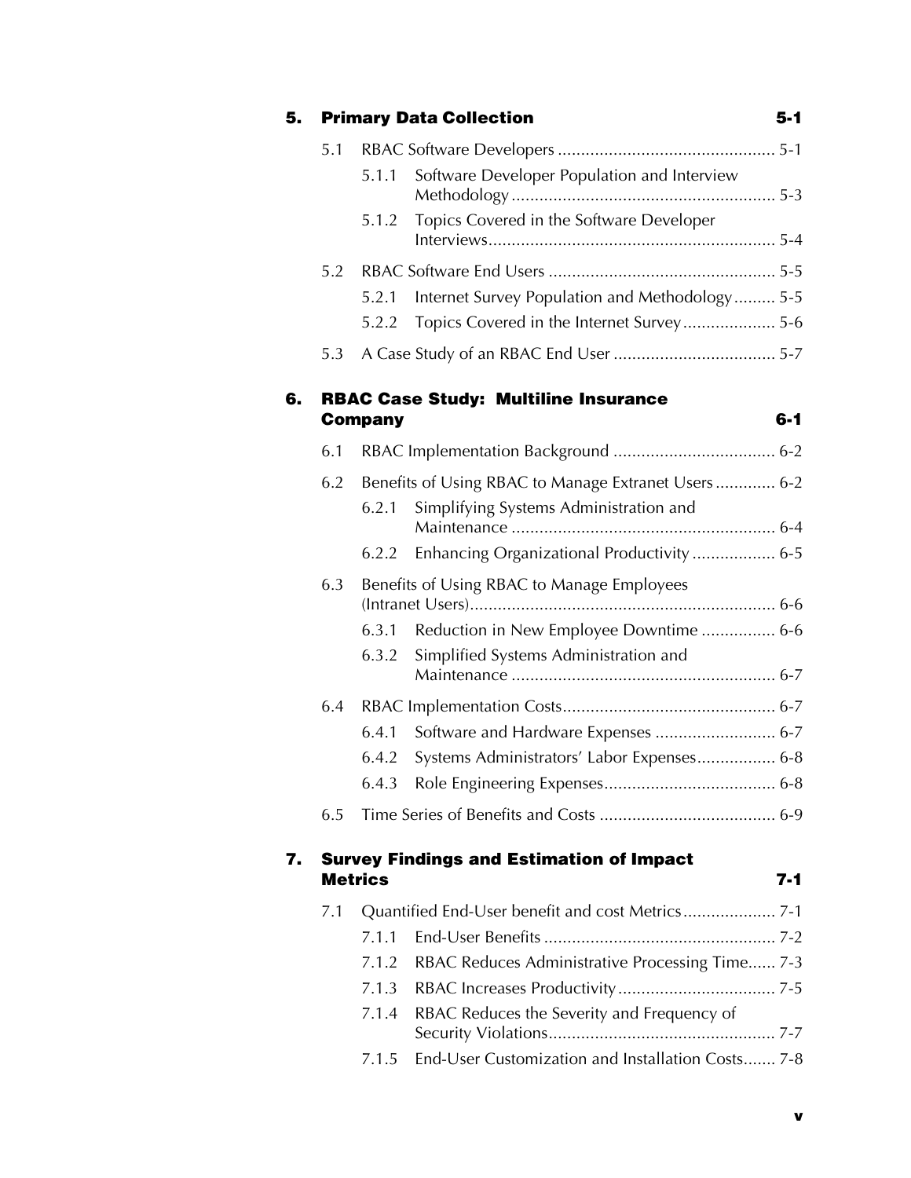**5. Primary Data Collection 5-1**

- 5.1 RBAC Software Developers ............................................... 5-1
  - 5.1.1 Software Developer Population and Interview Methodology ......................................................... 5-3
  - 5.1.2 Topics Covered in the Software Developer Interviews.............................................................. 5-4
- 5.2 RBAC Software End Users ................................................. 5-5
  - 5.2.1 Internet Survey Population and Methodology......... 5-5
  - 5.2.2 Topics Covered in the Internet Survey.................... 5-6
- 5.3 A Case Study of an RBAC End User ................................... 5-7

**6. RBAC Case Study: Multiline Insurance Company 6-1**

- 6.1 RBAC Implementation Background ................................... 6-2
- 6.2 Benefits of Using RBAC to Manage Extranet Users ............. 6-2
  - 6.2.1 Simplifying Systems Administration and Maintenance ......................................................... 6-4
  - 6.2.2 Enhancing Organizational Productivity .................. 6-5
- 6.3 Benefits of Using RBAC to Manage Employees (Intranet Users).................................................................. 6-6
  - 6.3.1 Reduction in New Employee Downtime ................ 6-6
  - 6.3.2 Simplified Systems Administration and Maintenance ......................................................... 6-7
- 6.4 RBAC Implementation Costs.............................................. 6-7
  - 6.4.1 Software and Hardware Expenses .......................... 6-7
  - 6.4.2 Systems Administrators' Labor Expenses................. 6-8
  - 6.4.3 Role Engineering Expenses..................................... 6-8
- 6.5 Time Series of Benefits and Costs ...................................... 6-9

**7. Survey Findings and Estimation of Impact Metrics 7-1**

- 7.1 Quantified End-User benefit and cost Metrics.................... 7-1
  - 7.1.1 End-User Benefits .................................................. 7-2
  - 7.1.2 RBAC Reduces Administrative Processing Time...... 7-3
  - 7.1.3 RBAC Increases Productivity.................................. 7-5
  - 7.1.4 RBAC Reduces the Severity and Frequency of Security Violations................................................. 7-7
  - 7.1.5 End-User Customization and Installation Costs....... 7-8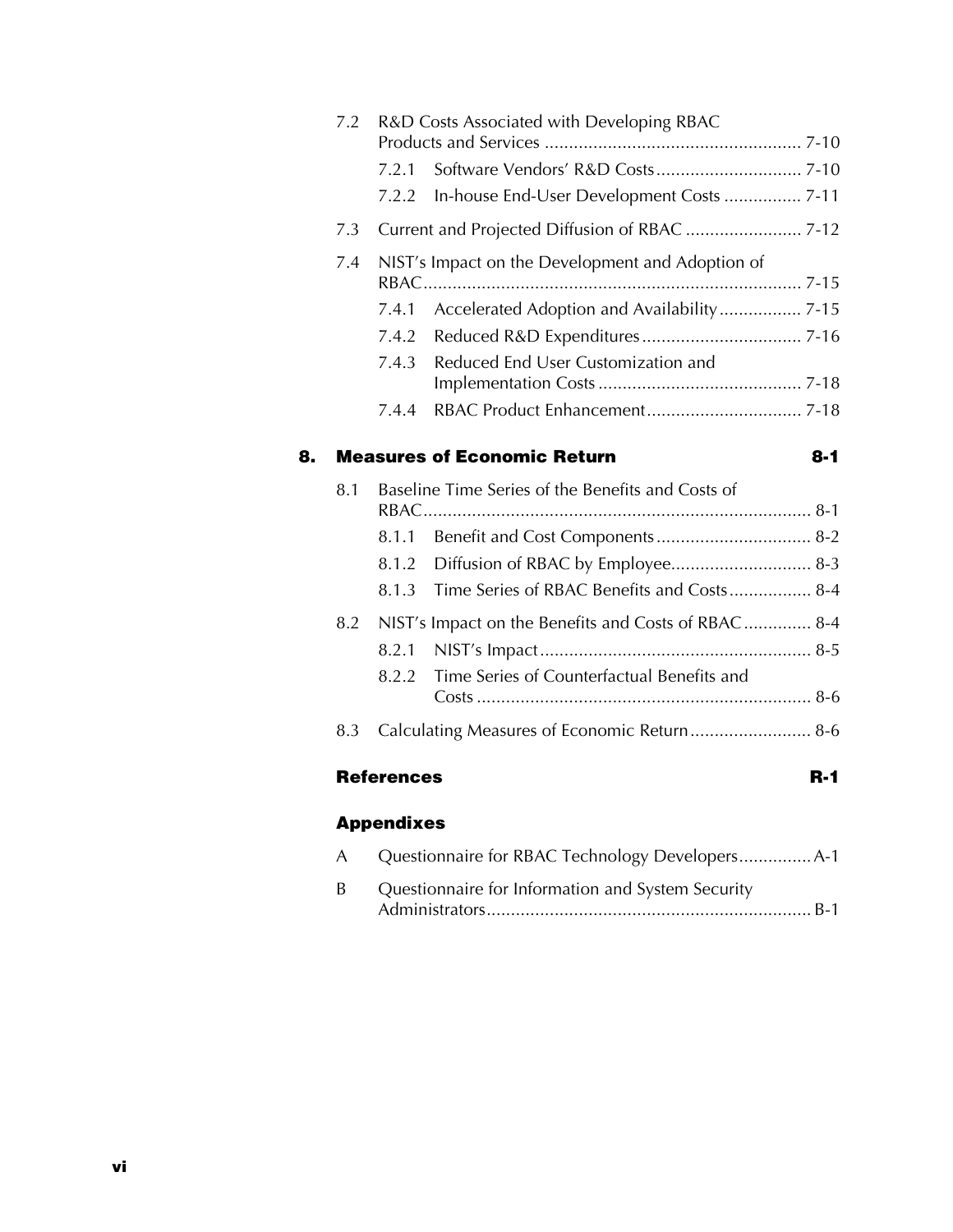7.2 R&D Costs Associated with Developing RBAC Products and Services ..................................................... 7-10

7.2.1 Software Vendors' R&D Costs .............................. 7-10

7.2.2 In-house End-User Development Costs ................ 7-11

7.3 Current and Projected Diffusion of RBAC ........................ 7-12

7.4 NIST's Impact on the Development and Adoption of RBAC.............................................................................. 7-15

7.4.1 Accelerated Adoption and Availability................. 7-15

7.4.2 Reduced R&D Expenditures................................. 7-16

7.4.3 Reduced End User Customization and Implementation Costs .......................................... 7-18

7.4.4 RBAC Product Enhancement................................ 7-18

**8. Measures of Economic Return 8-1**

8.1 Baseline Time Series of the Benefits and Costs of RBAC................................................................................ 8-1

8.1.1 Benefit and Cost Components ................................ 8-2

8.1.2 Diffusion of RBAC by Employee............................ 8-3

8.1.3 Time Series of RBAC Benefits and Costs ................. 8-4

8.2 NIST's Impact on the Benefits and Costs of RBAC .............. 8-4

8.2.1 NIST's Impact........................................................ 8-5

8.2.2 Time Series of Counterfactual Benefits and Costs ..................................................................... 8-6

8.3 Calculating Measures of Economic Return......................... 8-6

**References R-1**

**Appendixes**

A Questionnaire for RBAC Technology Developers...............A-1

B Questionnaire for Information and System Security Administrators................................................................... B-1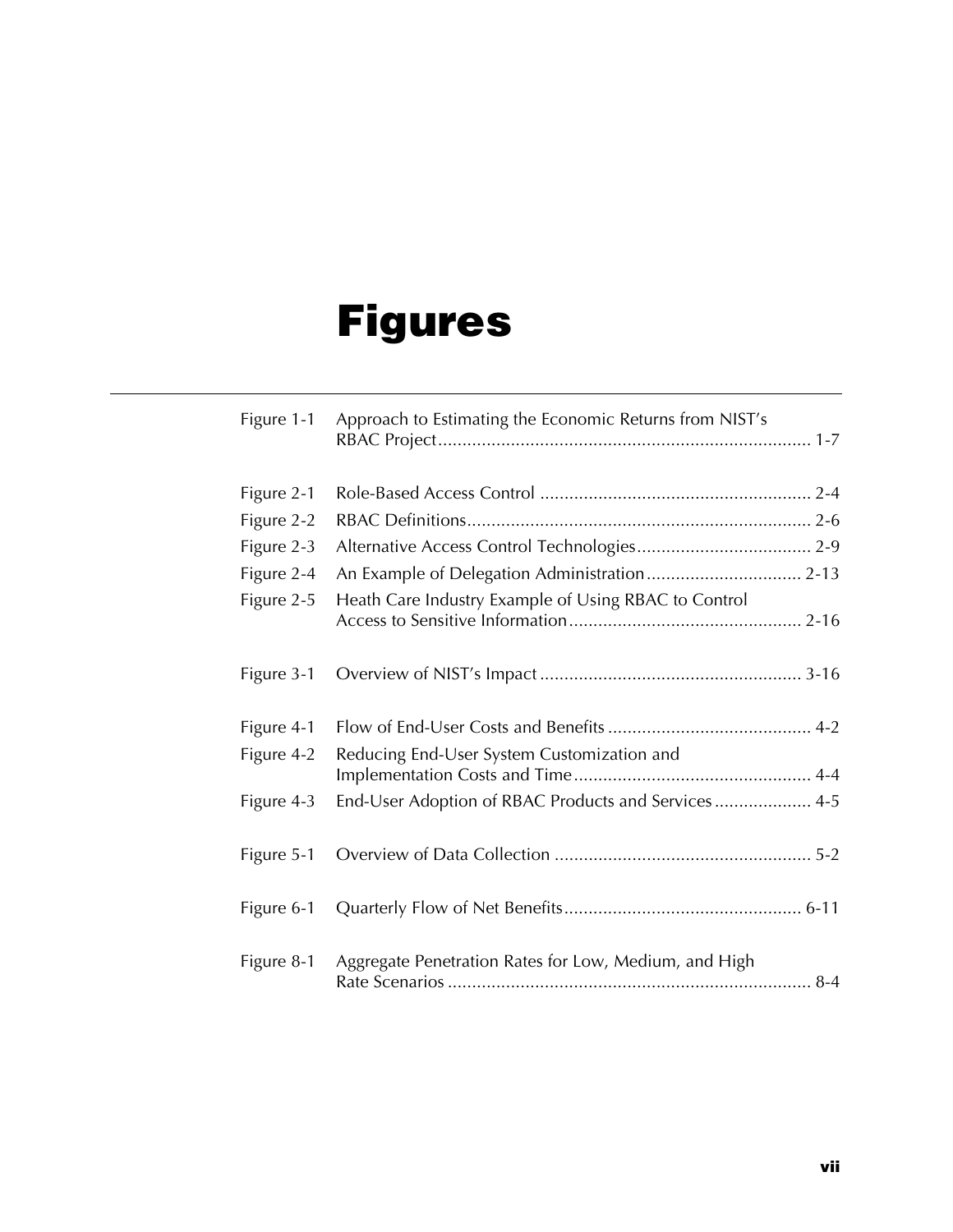# Figures

Figure 1-1 Approach to Estimating the Economic Returns from NIST's RBAC Project ........................................................................... 1-7

Figure 2-1 Role-Based Access Control ........................................................ 2-4

Figure 2-2 RBAC Definitions....................................................................... 2-6

Figure 2-3 Alternative Access Control Technologies.................................... 2-9

Figure 2-4 An Example of Delegation Administration ................................ 2-13

Figure 2-5 Heath Care Industry Example of Using RBAC to Control Access to Sensitive Information ................................................ 2-16

Figure 3-1 Overview of NIST's Impact ...................................................... 3-16

Figure 4-1 Flow of End-User Costs and Benefits .......................................... 4-2

Figure 4-2 Reducing End-User System Customization and Implementation Costs and Time ................................................. 4-4

Figure 4-3 End-User Adoption of RBAC Products and Services .................... 4-5

Figure 5-1 Overview of Data Collection ..................................................... 5-2

Figure 6-1 Quarterly Flow of Net Benefits................................................. 6-11

Figure 8-1 Aggregate Penetration Rates for Low, Medium, and High Rate Scenarios ........................................................................... 8-4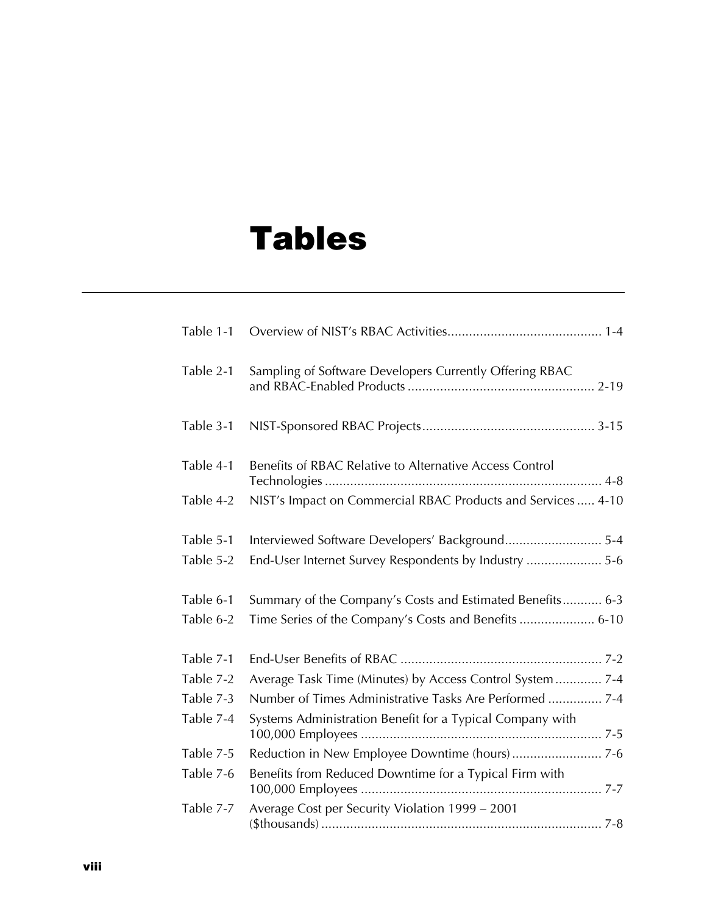# Tables

| | | |
|---|---|---|
| Table 1-1 | Overview of NIST's RBAC Activities | 1-4 |
| Table 2-1 | Sampling of Software Developers Currently Offering RBAC and RBAC-Enabled Products | 2-19 |
| Table 3-1 | NIST-Sponsored RBAC Projects | 3-15 |
| Table 4-1 | Benefits of RBAC Relative to Alternative Access Control Technologies | 4-8 |
| Table 4-2 | NIST's Impact on Commercial RBAC Products and Services | 4-10 |
| Table 5-1 | Interviewed Software Developers' Background | 5-4 |
| Table 5-2 | End-User Internet Survey Respondents by Industry | 5-6 |
| Table 6-1 | Summary of the Company's Costs and Estimated Benefits | 6-3 |
| Table 6-2 | Time Series of the Company's Costs and Benefits | 6-10 |
| Table 7-1 | End-User Benefits of RBAC | 7-2 |
| Table 7-2 | Average Task Time (Minutes) by Access Control System | 7-4 |
| Table 7-3 | Number of Times Administrative Tasks Are Performed | 7-4 |
| Table 7-4 | Systems Administration Benefit for a Typical Company with 100,000 Employees | 7-5 |
| Table 7-5 | Reduction in New Employee Downtime (hours) | 7-6 |
| Table 7-6 | Benefits from Reduced Downtime for a Typical Firm with 100,000 Employees | 7-7 |
| Table 7-7 | Average Cost per Security Violation 1999 – 2001 ($thousands) | 7-8 |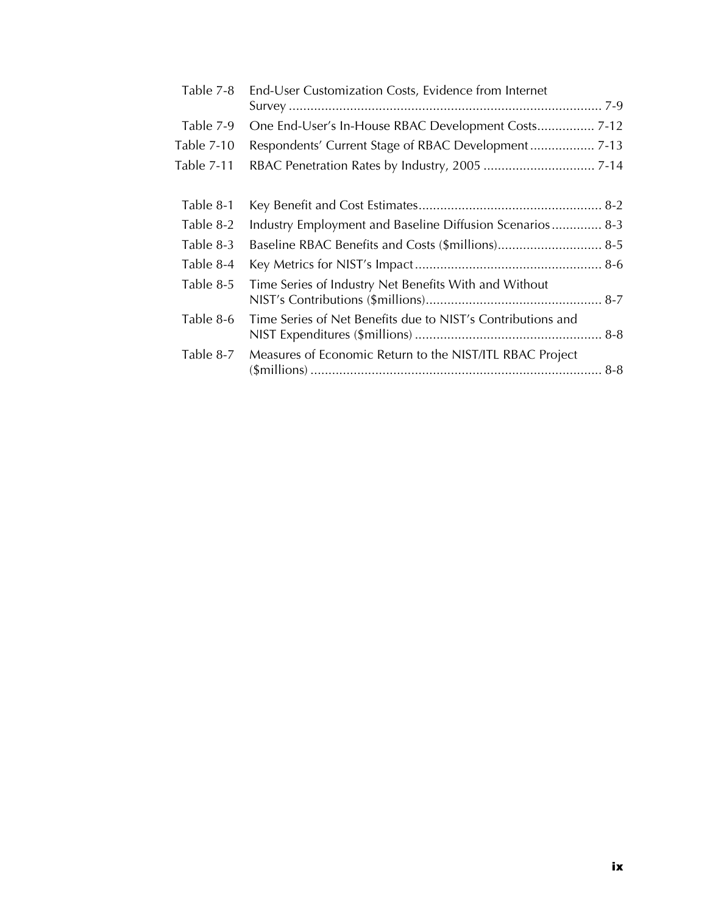| | | |
|---|---|---|
| Table 7-8 | End-User Customization Costs, Evidence from Internet Survey | 7-9 |
| Table 7-9 | One End-User's In-House RBAC Development Costs | 7-12 |
| Table 7-10 | Respondents' Current Stage of RBAC Development | 7-13 |
| Table 7-11 | RBAC Penetration Rates by Industry, 2005 | 7-14 |
| Table 8-1 | Key Benefit and Cost Estimates | 8-2 |
| Table 8-2 | Industry Employment and Baseline Diffusion Scenarios | 8-3 |
| Table 8-3 | Baseline RBAC Benefits and Costs ($millions) | 8-5 |
| Table 8-4 | Key Metrics for NIST's Impact | 8-6 |
| Table 8-5 | Time Series of Industry Net Benefits With and Without NIST's Contributions ($millions) | 8-7 |
| Table 8-6 | Time Series of Net Benefits due to NIST's Contributions and NIST Expenditures ($millions) | 8-8 |
| Table 8-7 | Measures of Economic Return to the NIST/ITL RBAC Project ($millions) | 8-8 |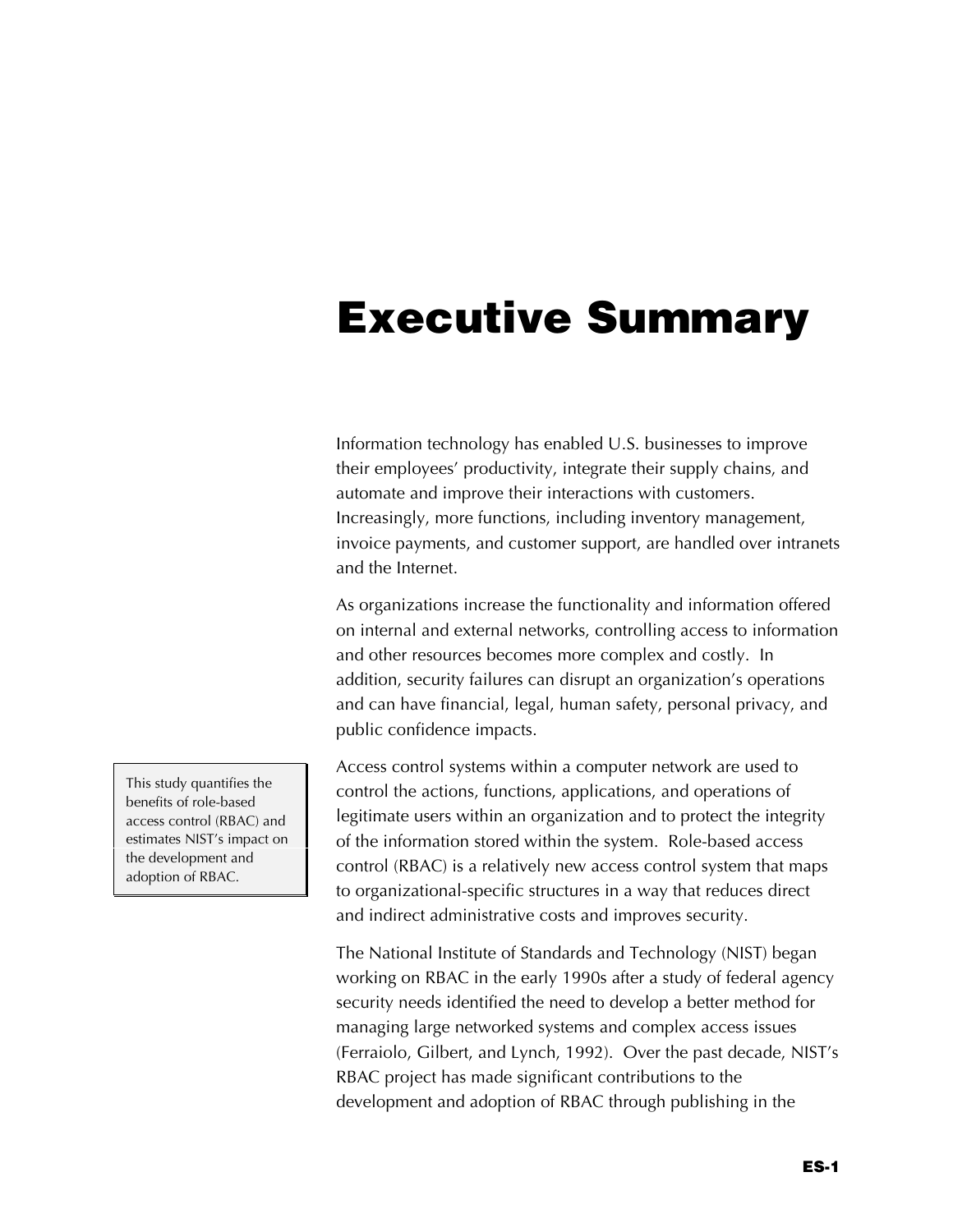# Executive Summary

Information technology has enabled U.S. businesses to improve their employees' productivity, integrate their supply chains, and automate and improve their interactions with customers. Increasingly, more functions, including inventory management, invoice payments, and customer support, are handled over intranets and the Internet.

As organizations increase the functionality and information offered on internal and external networks, controlling access to information and other resources becomes more complex and costly. In addition, security failures can disrupt an organization's operations and can have financial, legal, human safety, personal privacy, and public confidence impacts.

> This study quantifies the benefits of role-based access control (RBAC) and estimates NIST's impact on the development and adoption of RBAC.

Access control systems within a computer network are used to control the actions, functions, applications, and operations of legitimate users within an organization and to protect the integrity of the information stored within the system. Role-based access control (RBAC) is a relatively new access control system that maps to organizational-specific structures in a way that reduces direct and indirect administrative costs and improves security.

The National Institute of Standards and Technology (NIST) began working on RBAC in the early 1990s after a study of federal agency security needs identified the need to develop a better method for managing large networked systems and complex access issues (Ferraiolo, Gilbert, and Lynch, 1992). Over the past decade, NIST's RBAC project has made significant contributions to the development and adoption of RBAC through publishing in the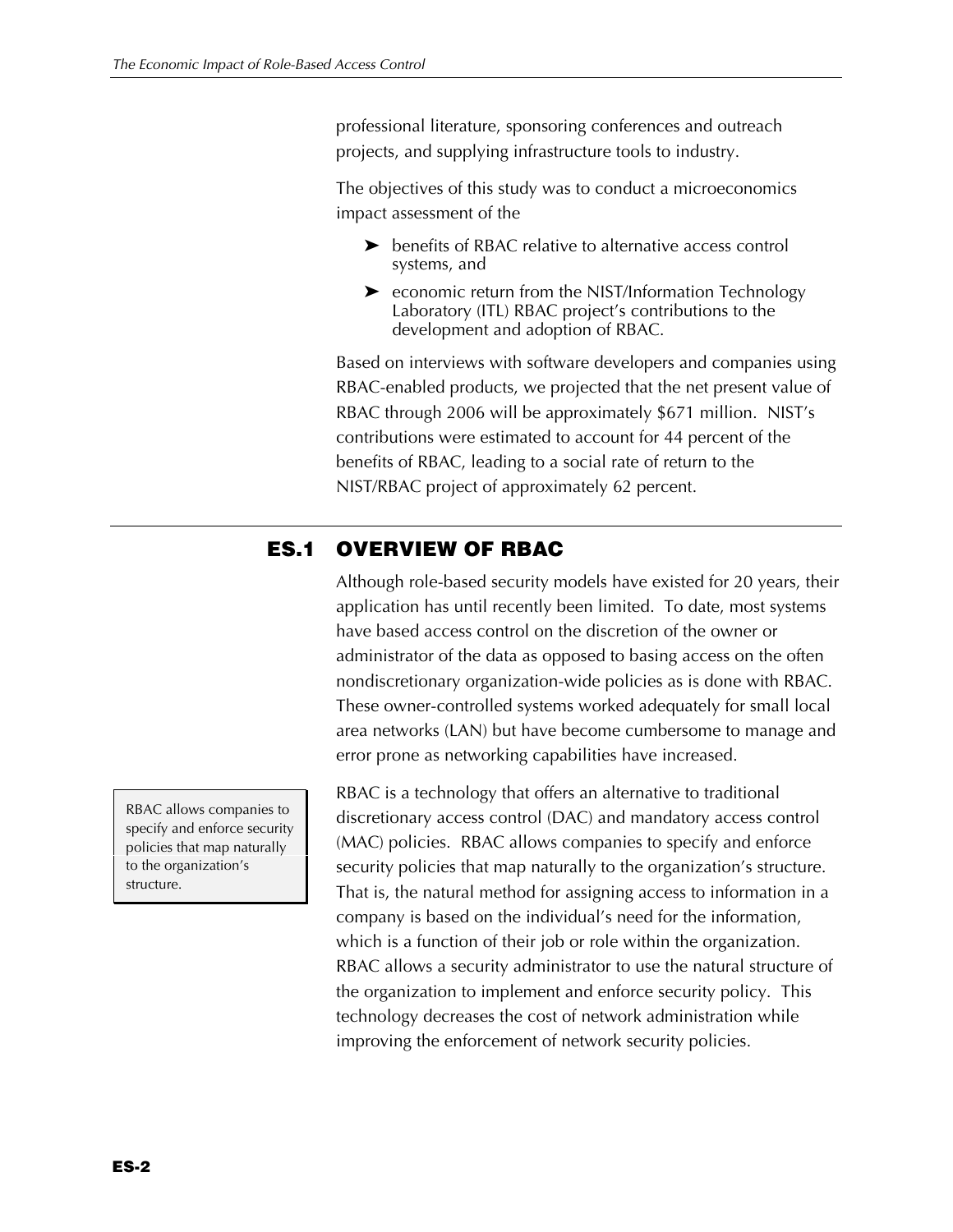professional literature, sponsoring conferences and outreach projects, and supplying infrastructure tools to industry.

The objectives of this study was to conduct a microeconomics impact assessment of the

- benefits of RBAC relative to alternative access control systems, and
- economic return from the NIST/Information Technology Laboratory (ITL) RBAC project's contributions to the development and adoption of RBAC.

Based on interviews with software developers and companies using RBAC-enabled products, we projected that the net present value of RBAC through 2006 will be approximately $671 million. NIST's contributions were estimated to account for 44 percent of the benefits of RBAC, leading to a social rate of return to the NIST/RBAC project of approximately 62 percent.

## ES.1 OVERVIEW OF RBAC

Although role-based security models have existed for 20 years, their application has until recently been limited. To date, most systems have based access control on the discretion of the owner or administrator of the data as opposed to basing access on the often nondiscretionary organization-wide policies as is done with RBAC. These owner-controlled systems worked adequately for small local area networks (LAN) but have become cumbersome to manage and error prone as networking capabilities have increased.

> RBAC allows companies to specify and enforce security policies that map naturally to the organization's structure.

RBAC is a technology that offers an alternative to traditional discretionary access control (DAC) and mandatory access control (MAC) policies. RBAC allows companies to specify and enforce security policies that map naturally to the organization's structure. That is, the natural method for assigning access to information in a company is based on the individual's need for the information, which is a function of their job or role within the organization. RBAC allows a security administrator to use the natural structure of the organization to implement and enforce security policy. This technology decreases the cost of network administration while improving the enforcement of network security policies.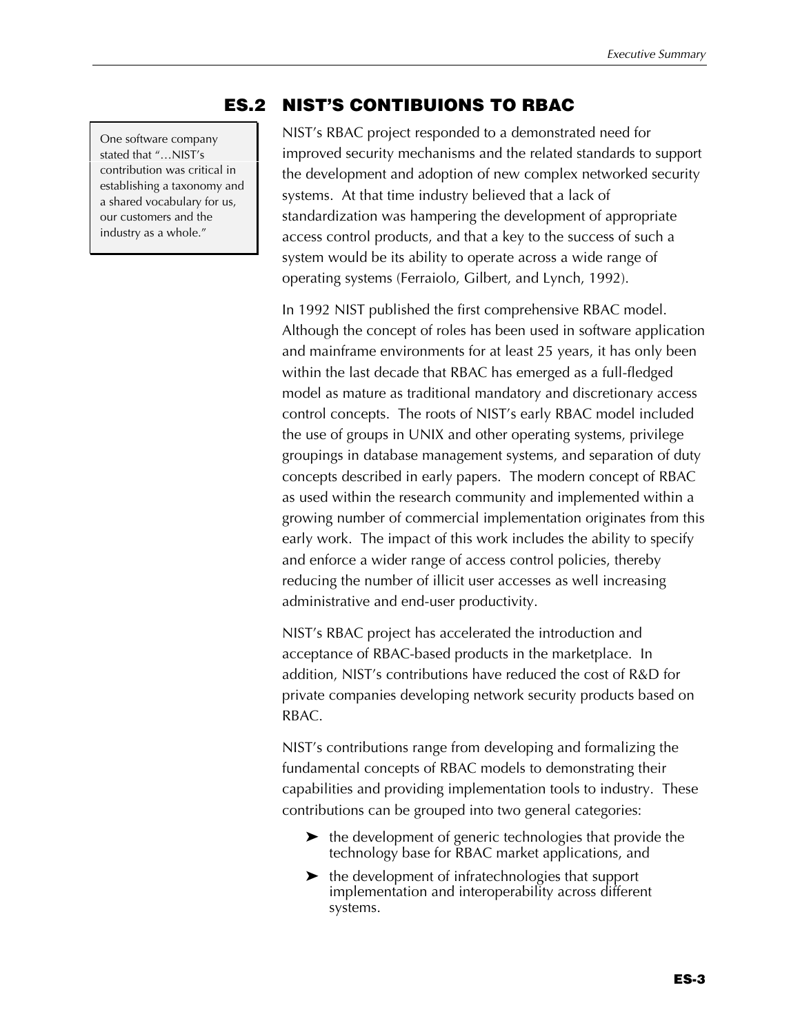## ES.2 NIST'S CONTIBUIONS TO RBAC

> One software company stated that "…NIST's contribution was critical in establishing a taxonomy and a shared vocabulary for us, our customers and the industry as a whole."

NIST's RBAC project responded to a demonstrated need for improved security mechanisms and the related standards to support the development and adoption of new complex networked security systems. At that time industry believed that a lack of standardization was hampering the development of appropriate access control products, and that a key to the success of such a system would be its ability to operate across a wide range of operating systems (Ferraiolo, Gilbert, and Lynch, 1992).

In 1992 NIST published the first comprehensive RBAC model. Although the concept of roles has been used in software application and mainframe environments for at least 25 years, it has only been within the last decade that RBAC has emerged as a full-fledged model as mature as traditional mandatory and discretionary access control concepts. The roots of NIST's early RBAC model included the use of groups in UNIX and other operating systems, privilege groupings in database management systems, and separation of duty concepts described in early papers. The modern concept of RBAC as used within the research community and implemented within a growing number of commercial implementation originates from this early work. The impact of this work includes the ability to specify and enforce a wider range of access control policies, thereby reducing the number of illicit user accesses as well increasing administrative and end-user productivity.

NIST's RBAC project has accelerated the introduction and acceptance of RBAC-based products in the marketplace. In addition, NIST's contributions have reduced the cost of R&D for private companies developing network security products based on RBAC.

NIST's contributions range from developing and formalizing the fundamental concepts of RBAC models to demonstrating their capabilities and providing implementation tools to industry. These contributions can be grouped into two general categories:

- the development of generic technologies that provide the technology base for RBAC market applications, and
- the development of infratechnologies that support implementation and interoperability across different systems.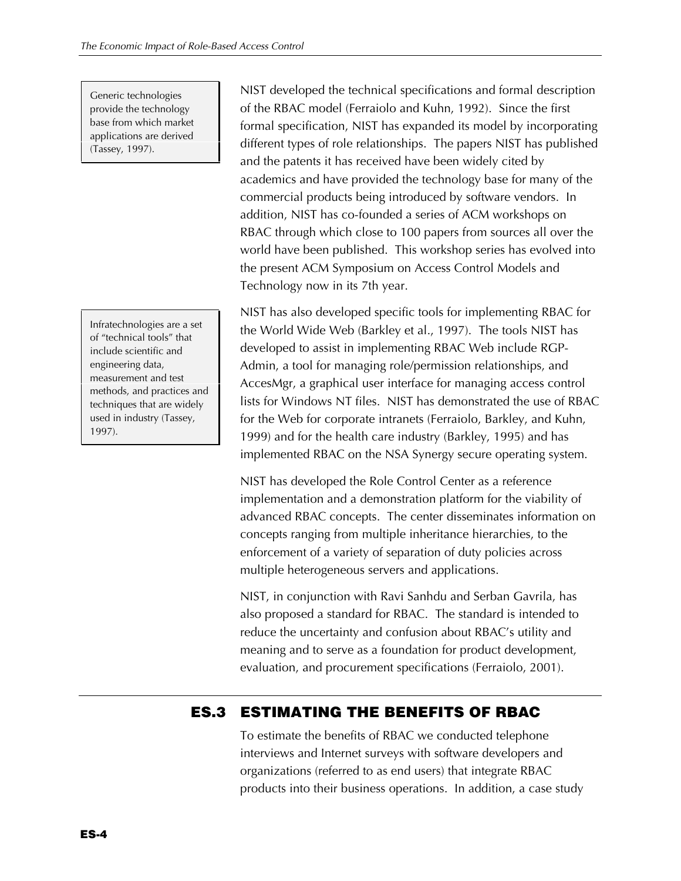> Generic technologies provide the technology base from which market applications are derived (Tassey, 1997).

NIST developed the technical specifications and formal description of the RBAC model (Ferraiolo and Kuhn, 1992). Since the first formal specification, NIST has expanded its model by incorporating different types of role relationships. The papers NIST has published and the patents it has received have been widely cited by academics and have provided the technology base for many of the commercial products being introduced by software vendors. In addition, NIST has co-founded a series of ACM workshops on RBAC through which close to 100 papers from sources all over the world have been published. This workshop series has evolved into the present ACM Symposium on Access Control Models and Technology now in its 7th year.

> Infratechnologies are a set of "technical tools" that include scientific and engineering data, measurement and test methods, and practices and techniques that are widely used in industry (Tassey, 1997).

NIST has also developed specific tools for implementing RBAC for the World Wide Web (Barkley et al., 1997). The tools NIST has developed to assist in implementing RBAC Web include RGP-Admin, a tool for managing role/permission relationships, and AccesMgr, a graphical user interface for managing access control lists for Windows NT files. NIST has demonstrated the use of RBAC for the Web for corporate intranets (Ferraiolo, Barkley, and Kuhn, 1999) and for the health care industry (Barkley, 1995) and has implemented RBAC on the NSA Synergy secure operating system.

NIST has developed the Role Control Center as a reference implementation and a demonstration platform for the viability of advanced RBAC concepts. The center disseminates information on concepts ranging from multiple inheritance hierarchies, to the enforcement of a variety of separation of duty policies across multiple heterogeneous servers and applications.

NIST, in conjunction with Ravi Sanhdu and Serban Gavrila, has also proposed a standard for RBAC. The standard is intended to reduce the uncertainty and confusion about RBAC's utility and meaning and to serve as a foundation for product development, evaluation, and procurement specifications (Ferraiolo, 2001).

## ES.3 ESTIMATING THE BENEFITS OF RBAC

To estimate the benefits of RBAC we conducted telephone interviews and Internet surveys with software developers and organizations (referred to as end users) that integrate RBAC products into their business operations. In addition, a case study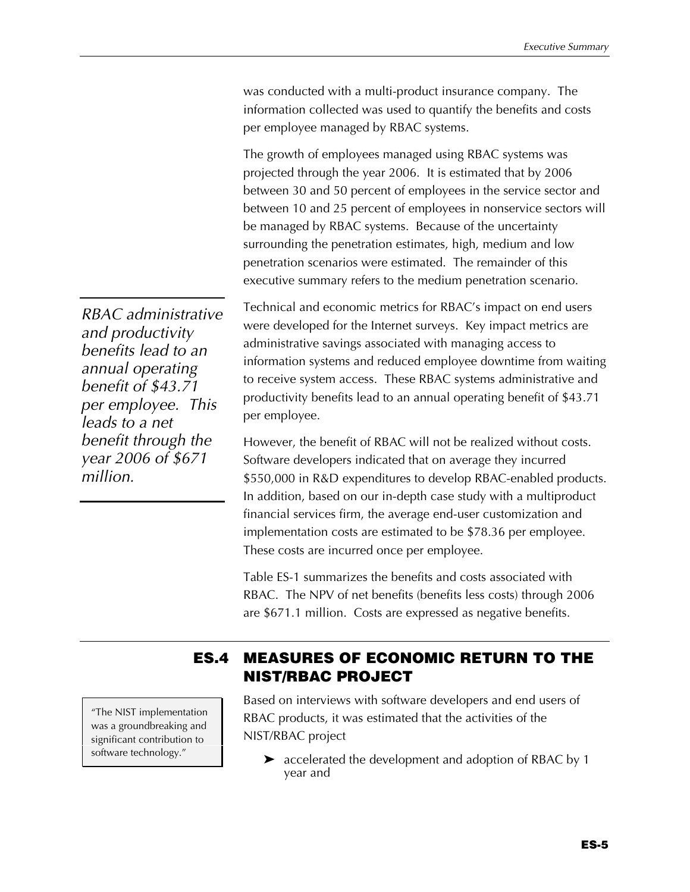was conducted with a multi-product insurance company. The information collected was used to quantify the benefits and costs per employee managed by RBAC systems.

The growth of employees managed using RBAC systems was projected through the year 2006. It is estimated that by 2006 between 30 and 50 percent of employees in the service sector and between 10 and 25 percent of employees in nonservice sectors will be managed by RBAC systems. Because of the uncertainty surrounding the penetration estimates, high, medium and low penetration scenarios were estimated. The remainder of this executive summary refers to the medium penetration scenario.

*RBAC administrative and productivity benefits lead to an annual operating benefit of $43.71 per employee. This leads to a net benefit through the year 2006 of $671 million.*

Technical and economic metrics for RBAC's impact on end users were developed for the Internet surveys. Key impact metrics are administrative savings associated with managing access to information systems and reduced employee downtime from waiting to receive system access. These RBAC systems administrative and productivity benefits lead to an annual operating benefit of $43.71 per employee.

However, the benefit of RBAC will not be realized without costs. Software developers indicated that on average they incurred $550,000 in R&D expenditures to develop RBAC-enabled products. In addition, based on our in-depth case study with a multiproduct financial services firm, the average end-user customization and implementation costs are estimated to be $78.36 per employee. These costs are incurred once per employee.

Table ES-1 summarizes the benefits and costs associated with RBAC. The NPV of net benefits (benefits less costs) through 2006 are $671.1 million. Costs are expressed as negative benefits.

## ES.4 MEASURES OF ECONOMIC RETURN TO THE NIST/RBAC PROJECT

"The NIST implementation was a groundbreaking and significant contribution to software technology."

Based on interviews with software developers and end users of RBAC products, it was estimated that the activities of the NIST/RBAC project

- accelerated the development and adoption of RBAC by 1 year and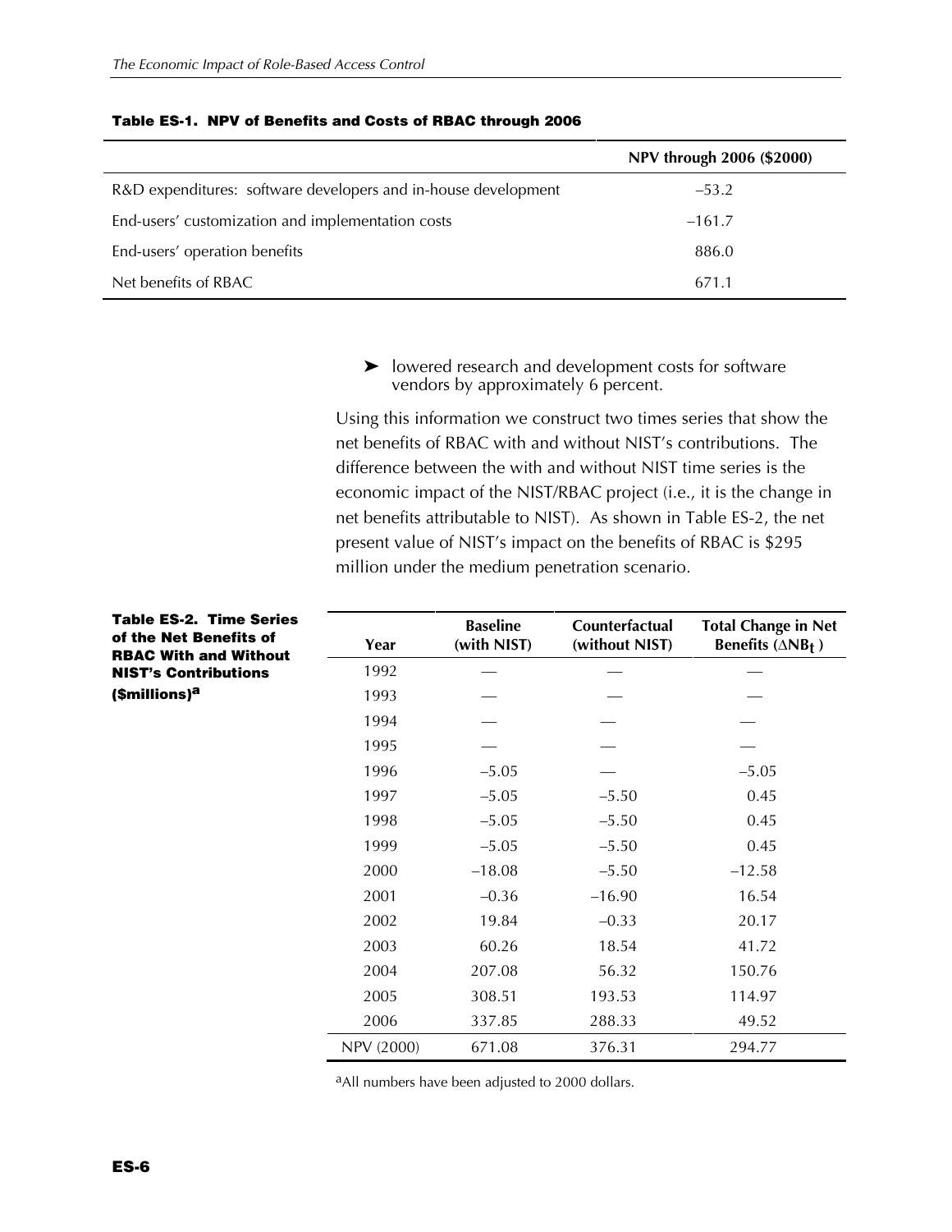**Table ES-1. NPV of Benefits and Costs of RBAC through 2006**

| | NPV through 2006 ($2000) |
|---|---|
| R&D expenditures: software developers and in-house development | –53.2 |
| End-users' customization and implementation costs | –161.7 |
| End-users' operation benefits | 886.0 |
| Net benefits of RBAC | 671.1 |

- ➤ lowered research and development costs for software vendors by approximately 6 percent.

Using this information we construct two times series that show the net benefits of RBAC with and without NIST's contributions. The difference between the with and without NIST time series is the economic impact of the NIST/RBAC project (i.e., it is the change in net benefits attributable to NIST). As shown in Table ES-2, the net present value of NIST's impact on the benefits of RBAC is $295 million under the medium penetration scenario.

**Table ES-2. Time Series of the Net Benefits of RBAC With and Without NIST's Contributions ($millions)[a]**

| Year | Baseline (with NIST) | Counterfactual (without NIST) | Total Change in Net Benefits ($\Delta NB_t$) |
|---|---|---|---|
| 1992 | — | — | — |
| 1993 | — | — | — |
| 1994 | — | — | — |
| 1995 | — | — | — |
| 1996 | –5.05 | — | –5.05 |
| 1997 | –5.05 | –5.50 | 0.45 |
| 1998 | –5.05 | –5.50 | 0.45 |
| 1999 | –5.05 | –5.50 | 0.45 |
| 2000 | –18.08 | –5.50 | –12.58 |
| 2001 | –0.36 | –16.90 | 16.54 |
| 2002 | 19.84 | –0.33 | 20.17 |
| 2003 | 60.26 | 18.54 | 41.72 |
| 2004 | 207.08 | 56.32 | 150.76 |
| 2005 | 308.51 | 193.53 | 114.97 |
| 2006 | 337.85 | 288.33 | 49.52 |
| NPV (2000) | 671.08 | 376.31 | 294.77 |

[a]All numbers have been adjusted to 2000 dollars.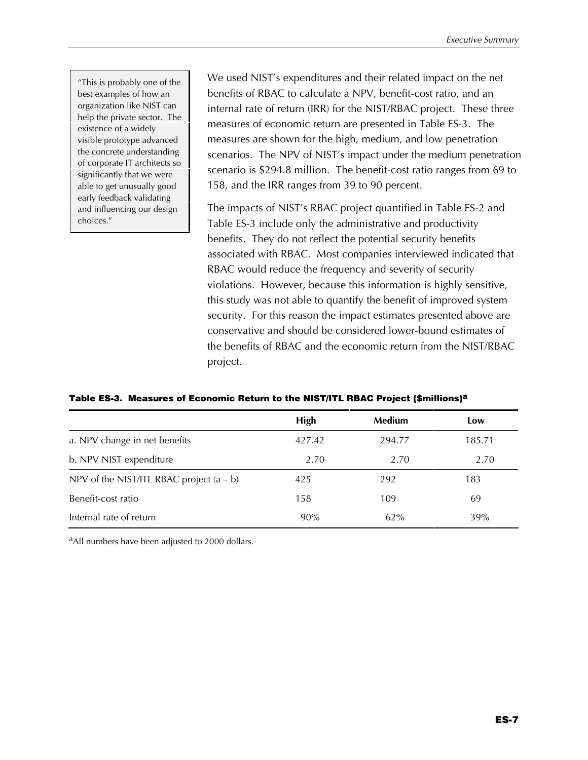> "This is probably one of the best examples of how an organization like NIST can help the private sector. The existence of a widely visible prototype advanced the concrete understanding of corporate IT architects so significantly that we were able to get unusually good early feedback validating and influencing our design choices."

We used NIST's expenditures and their related impact on the net benefits of RBAC to calculate a NPV, benefit-cost ratio, and an internal rate of return (IRR) for the NIST/RBAC project. These three measures of economic return are presented in Table ES-3. The measures are shown for the high, medium, and low penetration scenarios. The NPV of NIST's impact under the medium penetration scenario is $294.8 million. The benefit-cost ratio ranges from 69 to 158, and the IRR ranges from 39 to 90 percent.

The impacts of NIST's RBAC project quantified in Table ES-2 and Table ES-3 include only the administrative and productivity benefits. They do not reflect the potential security benefits associated with RBAC. Most companies interviewed indicated that RBAC would reduce the frequency and severity of security violations. However, because this information is highly sensitive, this study was not able to quantify the benefit of improved system security. For this reason the impact estimates presented above are conservative and should be considered lower-bound estimates of the benefits of RBAC and the economic return from the NIST/RBAC project.

**Table ES-3. Measures of Economic Return to the NIST/ITL RBAC Project ($millions)[a]**

| | High | Medium | Low |
|---|---|---|---|
| a. NPV change in net benefits | 427.42 | 294.77 | 185.71 |
| b. NPV NIST expenditure | 2.70 | 2.70 | 2.70 |
| NPV of the NIST/ITL RBAC project (a – b) | 425 | 292 | 183 |
| Benefit-cost ratio | 158 | 109 | 69 |
| Internal rate of return | 90% | 62% | 39% |

[a]All numbers have been adjusted to 2000 dollars.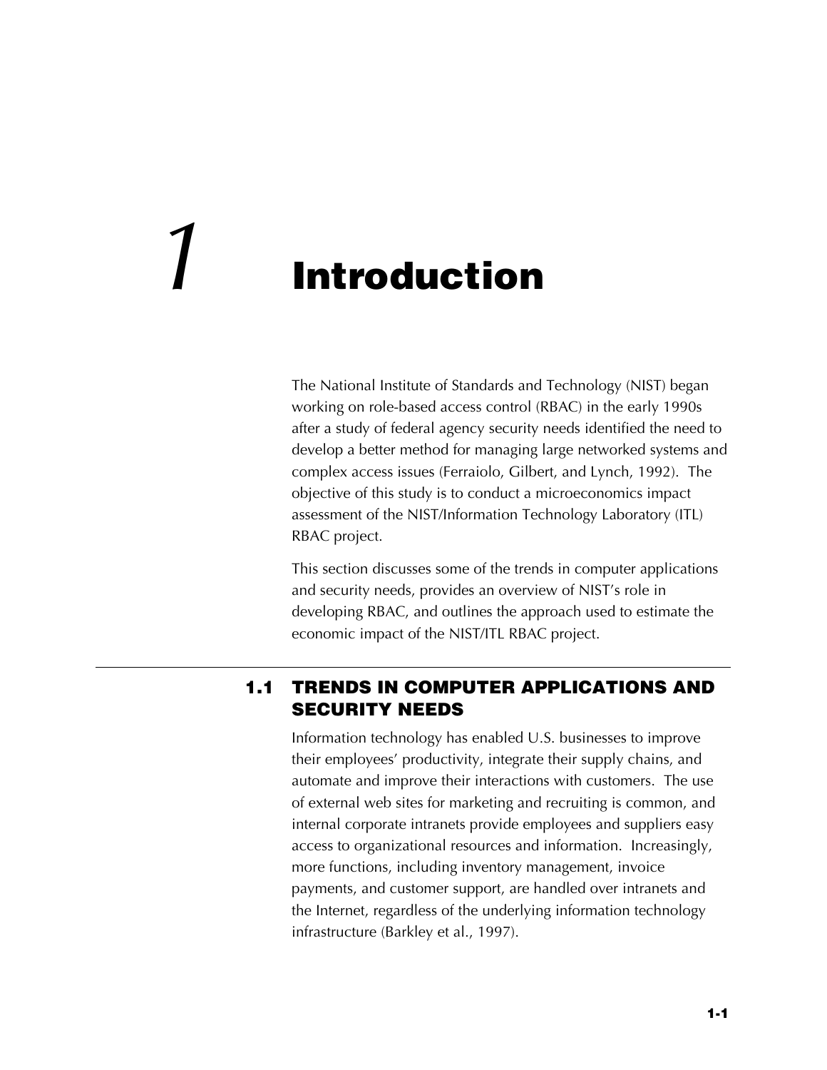# 1 Introduction

The National Institute of Standards and Technology (NIST) began working on role-based access control (RBAC) in the early 1990s after a study of federal agency security needs identified the need to develop a better method for managing large networked systems and complex access issues (Ferraiolo, Gilbert, and Lynch, 1992). The objective of this study is to conduct a microeconomics impact assessment of the NIST/Information Technology Laboratory (ITL) RBAC project.

This section discusses some of the trends in computer applications and security needs, provides an overview of NIST's role in developing RBAC, and outlines the approach used to estimate the economic impact of the NIST/ITL RBAC project.

## 1.1 TRENDS IN COMPUTER APPLICATIONS AND SECURITY NEEDS

Information technology has enabled U.S. businesses to improve their employees' productivity, integrate their supply chains, and automate and improve their interactions with customers. The use of external web sites for marketing and recruiting is common, and internal corporate intranets provide employees and suppliers easy access to organizational resources and information. Increasingly, more functions, including inventory management, invoice payments, and customer support, are handled over intranets and the Internet, regardless of the underlying information technology infrastructure (Barkley et al., 1997).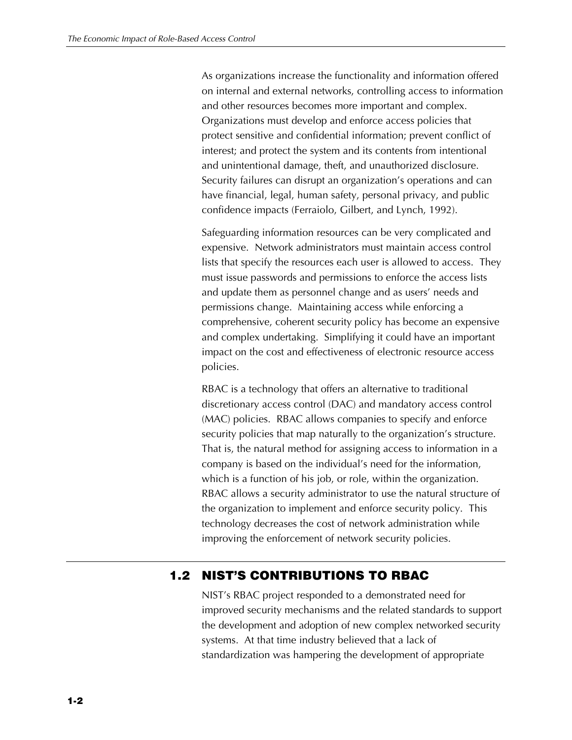As organizations increase the functionality and information offered on internal and external networks, controlling access to information and other resources becomes more important and complex. Organizations must develop and enforce access policies that protect sensitive and confidential information; prevent conflict of interest; and protect the system and its contents from intentional and unintentional damage, theft, and unauthorized disclosure. Security failures can disrupt an organization's operations and can have financial, legal, human safety, personal privacy, and public confidence impacts (Ferraiolo, Gilbert, and Lynch, 1992).

Safeguarding information resources can be very complicated and expensive. Network administrators must maintain access control lists that specify the resources each user is allowed to access. They must issue passwords and permissions to enforce the access lists and update them as personnel change and as users' needs and permissions change. Maintaining access while enforcing a comprehensive, coherent security policy has become an expensive and complex undertaking. Simplifying it could have an important impact on the cost and effectiveness of electronic resource access policies.

RBAC is a technology that offers an alternative to traditional discretionary access control (DAC) and mandatory access control (MAC) policies. RBAC allows companies to specify and enforce security policies that map naturally to the organization's structure. That is, the natural method for assigning access to information in a company is based on the individual's need for the information, which is a function of his job, or role, within the organization. RBAC allows a security administrator to use the natural structure of the organization to implement and enforce security policy. This technology decreases the cost of network administration while improving the enforcement of network security policies.

## 1.2 NIST'S CONTRIBUTIONS TO RBAC

NIST's RBAC project responded to a demonstrated need for improved security mechanisms and the related standards to support the development and adoption of new complex networked security systems. At that time industry believed that a lack of standardization was hampering the development of appropriate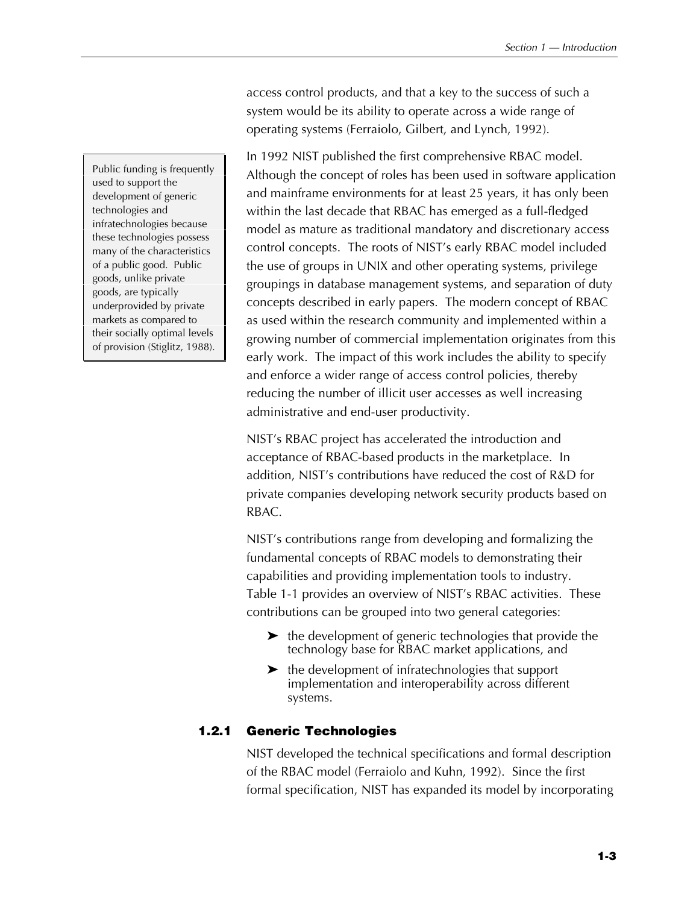access control products, and that a key to the success of such a system would be its ability to operate across a wide range of operating systems (Ferraiolo, Gilbert, and Lynch, 1992).

> Public funding is frequently used to support the development of generic technologies and infratechnologies because these technologies possess many of the characteristics of a public good. Public goods, unlike private goods, are typically underprovided by private markets as compared to their socially optimal levels of provision (Stiglitz, 1988).

In 1992 NIST published the first comprehensive RBAC model. Although the concept of roles has been used in software application and mainframe environments for at least 25 years, it has only been within the last decade that RBAC has emerged as a full-fledged model as mature as traditional mandatory and discretionary access control concepts. The roots of NIST's early RBAC model included the use of groups in UNIX and other operating systems, privilege groupings in database management systems, and separation of duty concepts described in early papers. The modern concept of RBAC as used within the research community and implemented within a growing number of commercial implementation originates from this early work. The impact of this work includes the ability to specify and enforce a wider range of access control policies, thereby reducing the number of illicit user accesses as well increasing administrative and end-user productivity.

NIST's RBAC project has accelerated the introduction and acceptance of RBAC-based products in the marketplace. In addition, NIST's contributions have reduced the cost of R&D for private companies developing network security products based on RBAC.

NIST's contributions range from developing and formalizing the fundamental concepts of RBAC models to demonstrating their capabilities and providing implementation tools to industry. Table 1-1 provides an overview of NIST's RBAC activities. These contributions can be grouped into two general categories:

- the development of generic technologies that provide the technology base for RBAC market applications, and
- the development of infratechnologies that support implementation and interoperability across different systems.

### 1.2.1 Generic Technologies

NIST developed the technical specifications and formal description of the RBAC model (Ferraiolo and Kuhn, 1992). Since the first formal specification, NIST has expanded its model by incorporating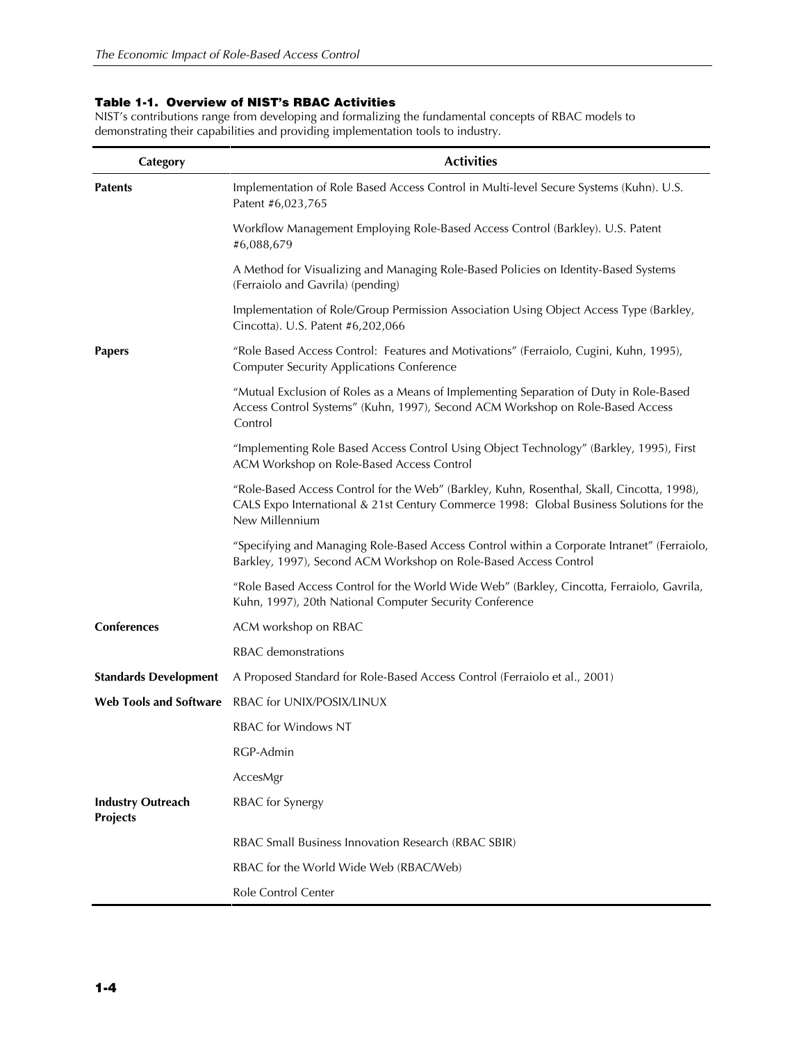**Table 1-1. Overview of NIST's RBAC Activities**

NIST's contributions range from developing and formalizing the fundamental concepts of RBAC models to demonstrating their capabilities and providing implementation tools to industry.

| Category | Activities |
|---|---|
| **Patents** | Implementation of Role Based Access Control in Multi-level Secure Systems (Kuhn). U.S. Patent #6,023,765 |
| | Workflow Management Employing Role-Based Access Control (Barkley). U.S. Patent #6,088,679 |
| | A Method for Visualizing and Managing Role-Based Policies on Identity-Based Systems (Ferraiolo and Gavrila) (pending) |
| | Implementation of Role/Group Permission Association Using Object Access Type (Barkley, Cincotta). U.S. Patent #6,202,066 |
| **Papers** | "Role Based Access Control: Features and Motivations" (Ferraiolo, Cugini, Kuhn, 1995), Computer Security Applications Conference |
| | "Mutual Exclusion of Roles as a Means of Implementing Separation of Duty in Role-Based Access Control Systems" (Kuhn, 1997), Second ACM Workshop on Role-Based Access Control |
| | "Implementing Role Based Access Control Using Object Technology" (Barkley, 1995), First ACM Workshop on Role-Based Access Control |
| | "Role-Based Access Control for the Web" (Barkley, Kuhn, Rosenthal, Skall, Cincotta, 1998), CALS Expo International & 21st Century Commerce 1998: Global Business Solutions for the New Millennium |
| | "Specifying and Managing Role-Based Access Control within a Corporate Intranet" (Ferraiolo, Barkley, 1997), Second ACM Workshop on Role-Based Access Control |
| | "Role Based Access Control for the World Wide Web" (Barkley, Cincotta, Ferraiolo, Gavrila, Kuhn, 1997), 20th National Computer Security Conference |
| **Conferences** | ACM workshop on RBAC |
| | RBAC demonstrations |
| **Standards Development** | A Proposed Standard for Role-Based Access Control (Ferraiolo et al., 2001) |
| **Web Tools and Software** | RBAC for UNIX/POSIX/LINUX |
| | RBAC for Windows NT |
| | RGP-Admin |
| | AccesMgr |
| **Industry Outreach Projects** | RBAC for Synergy |
| | RBAC Small Business Innovation Research (RBAC SBIR) |
| | RBAC for the World Wide Web (RBAC/Web) |
| | Role Control Center |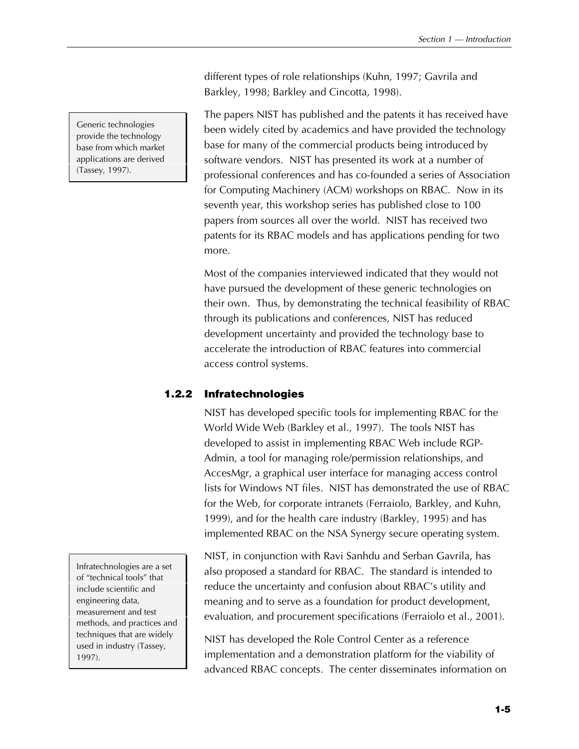different types of role relationships (Kuhn, 1997; Gavrila and Barkley, 1998; Barkley and Cincotta, 1998).

Generic technologies provide the technology base from which market applications are derived (Tassey, 1997).

The papers NIST has published and the patents it has received have been widely cited by academics and have provided the technology base for many of the commercial products being introduced by software vendors. NIST has presented its work at a number of professional conferences and has co-founded a series of Association for Computing Machinery (ACM) workshops on RBAC. Now in its seventh year, this workshop series has published close to 100 papers from sources all over the world. NIST has received two patents for its RBAC models and has applications pending for two more.

Most of the companies interviewed indicated that they would not have pursued the development of these generic technologies on their own. Thus, by demonstrating the technical feasibility of RBAC through its publications and conferences, NIST has reduced development uncertainty and provided the technology base to accelerate the introduction of RBAC features into commercial access control systems.

### 1.2.2 Infratechnologies

NIST has developed specific tools for implementing RBAC for the World Wide Web (Barkley et al., 1997). The tools NIST has developed to assist in implementing RBAC Web include RGP-Admin, a tool for managing role/permission relationships, and AccesMgr, a graphical user interface for managing access control lists for Windows NT files. NIST has demonstrated the use of RBAC for the Web, for corporate intranets (Ferraiolo, Barkley, and Kuhn, 1999), and for the health care industry (Barkley, 1995) and has implemented RBAC on the NSA Synergy secure operating system.

Infratechnologies are a set of "technical tools" that include scientific and engineering data, measurement and test methods, and practices and techniques that are widely used in industry (Tassey, 1997).

NIST, in conjunction with Ravi Sanhdu and Serban Gavrila, has also proposed a standard for RBAC. The standard is intended to reduce the uncertainty and confusion about RBAC's utility and meaning and to serve as a foundation for product development, evaluation, and procurement specifications (Ferraiolo et al., 2001).

NIST has developed the Role Control Center as a reference implementation and a demonstration platform for the viability of advanced RBAC concepts. The center disseminates information on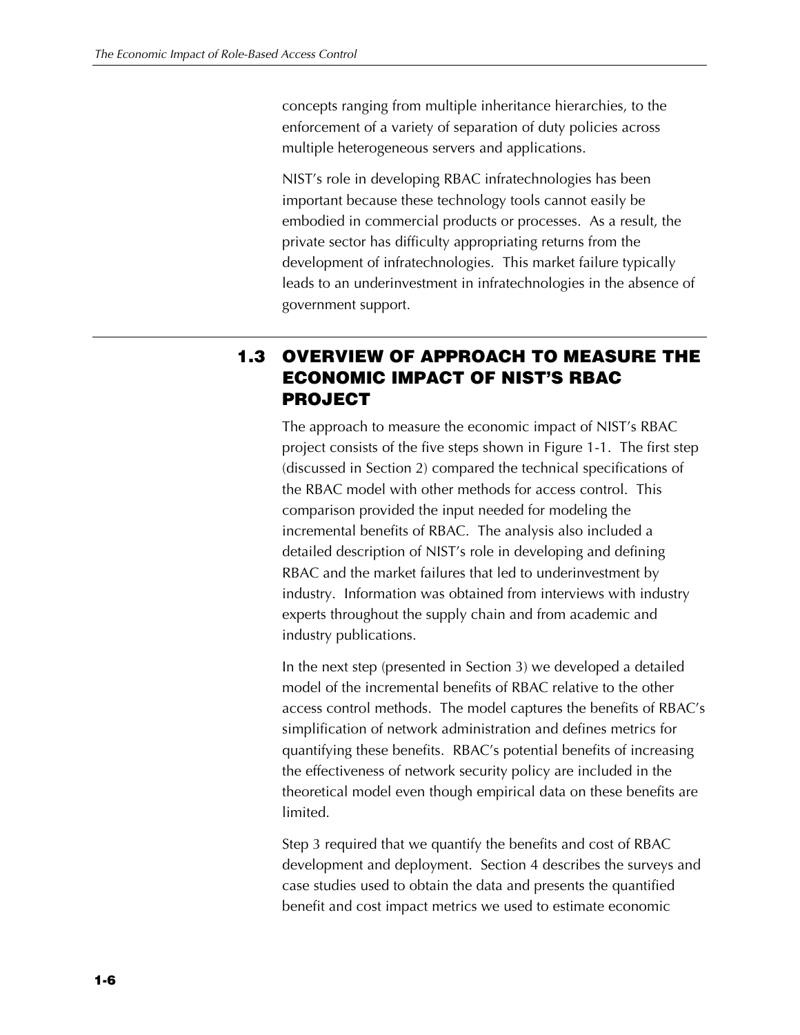concepts ranging from multiple inheritance hierarchies, to the enforcement of a variety of separation of duty policies across multiple heterogeneous servers and applications.

NIST's role in developing RBAC infratechnologies has been important because these technology tools cannot easily be embodied in commercial products or processes. As a result, the private sector has difficulty appropriating returns from the development of infratechnologies. This market failure typically leads to an underinvestment in infratechnologies in the absence of government support.

## 1.3 OVERVIEW OF APPROACH TO MEASURE THE ECONOMIC IMPACT OF NIST'S RBAC PROJECT

The approach to measure the economic impact of NIST's RBAC project consists of the five steps shown in Figure 1-1. The first step (discussed in Section 2) compared the technical specifications of the RBAC model with other methods for access control. This comparison provided the input needed for modeling the incremental benefits of RBAC. The analysis also included a detailed description of NIST's role in developing and defining RBAC and the market failures that led to underinvestment by industry. Information was obtained from interviews with industry experts throughout the supply chain and from academic and industry publications.

In the next step (presented in Section 3) we developed a detailed model of the incremental benefits of RBAC relative to the other access control methods. The model captures the benefits of RBAC's simplification of network administration and defines metrics for quantifying these benefits. RBAC's potential benefits of increasing the effectiveness of network security policy are included in the theoretical model even though empirical data on these benefits are limited.

Step 3 required that we quantify the benefits and cost of RBAC development and deployment. Section 4 describes the surveys and case studies used to obtain the data and presents the quantified benefit and cost impact metrics we used to estimate economic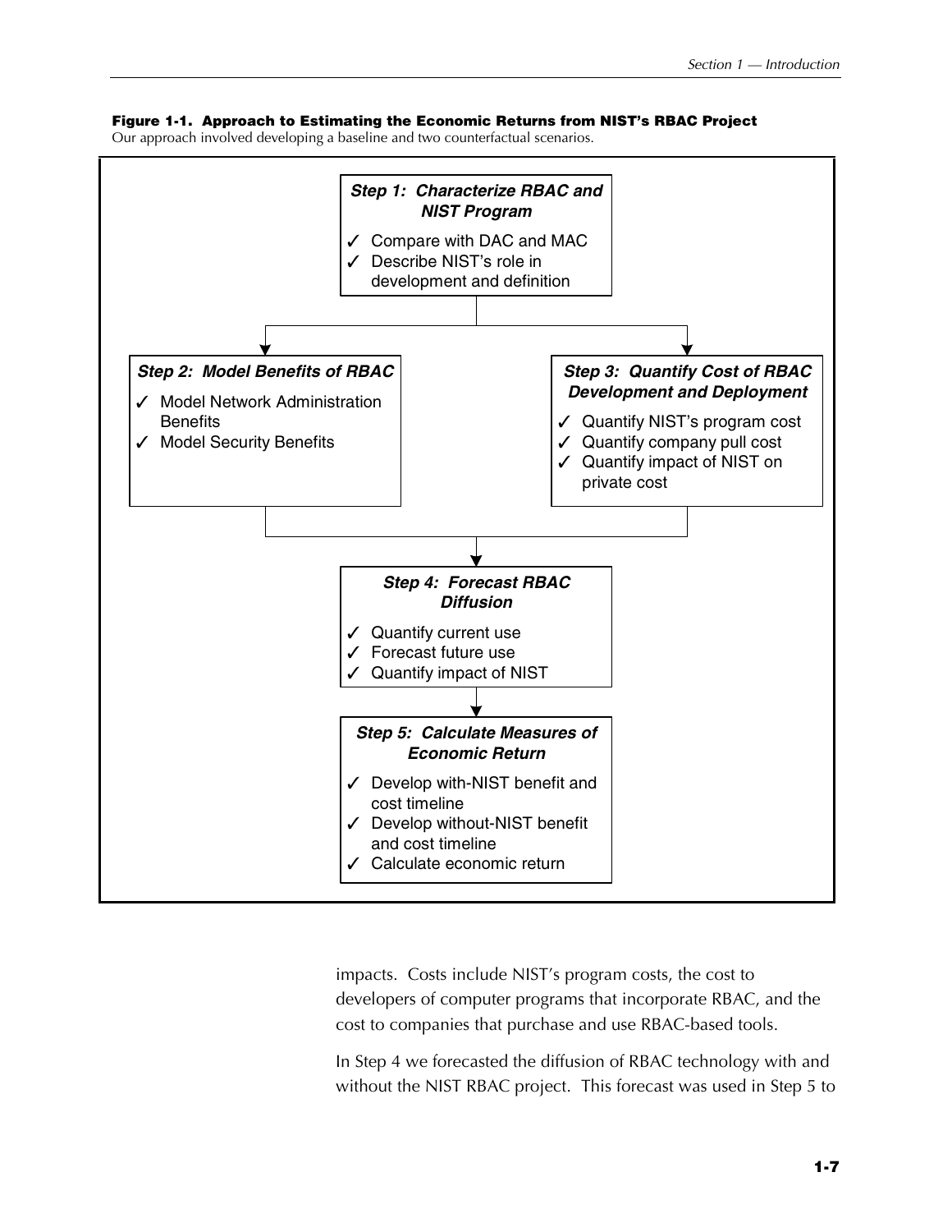**Figure 1-1. Approach to Estimating the Economic Returns from NIST's RBAC Project**
Our approach involved developing a baseline and two counterfactual scenarios.

**Step 1: Characterize RBAC and NIST Program**

- ✓ Compare with DAC and MAC
- ✓ Describe NIST's role in development and definition

**Step 2: Model Benefits of RBAC**

- ✓ Model Network Administration Benefits
- ✓ Model Security Benefits

**Step 3: Quantify Cost of RBAC Development and Deployment**

- ✓ Quantify NIST's program cost
- ✓ Quantify company pull cost
- ✓ Quantify impact of NIST on private cost

**Step 4: Forecast RBAC Diffusion**

- ✓ Quantify current use
- ✓ Forecast future use
- ✓ Quantify impact of NIST

**Step 5: Calculate Measures of Economic Return**

- ✓ Develop with-NIST benefit and cost timeline
- ✓ Develop without-NIST benefit and cost timeline
- ✓ Calculate economic return

impacts. Costs include NIST's program costs, the cost to developers of computer programs that incorporate RBAC, and the cost to companies that purchase and use RBAC-based tools.

In Step 4 we forecasted the diffusion of RBAC technology with and without the NIST RBAC project. This forecast was used in Step 5 to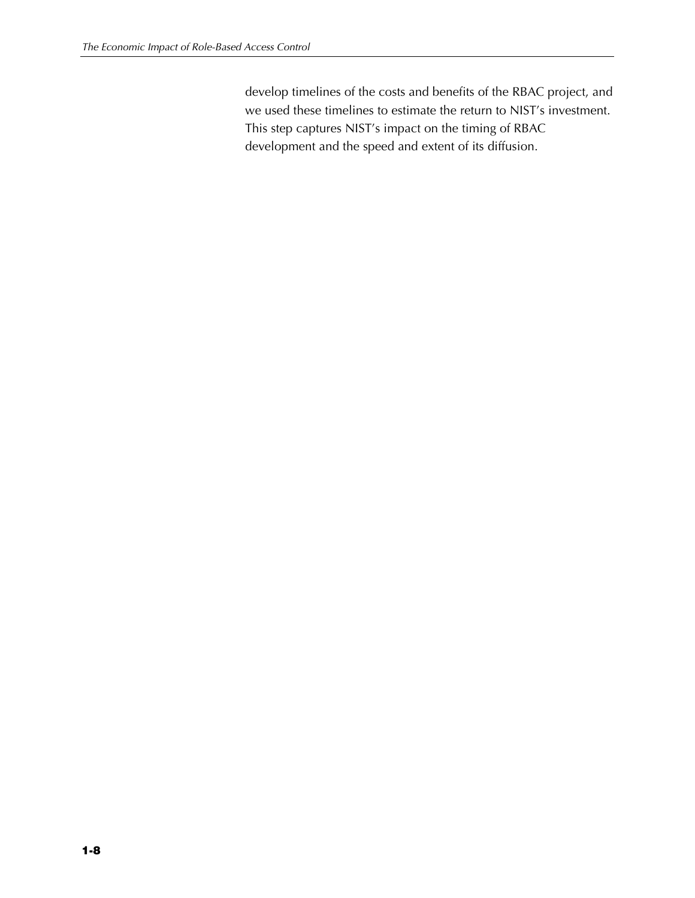develop timelines of the costs and benefits of the RBAC project, and we used these timelines to estimate the return to NIST's investment. This step captures NIST's impact on the timing of RBAC development and the speed and extent of its diffusion.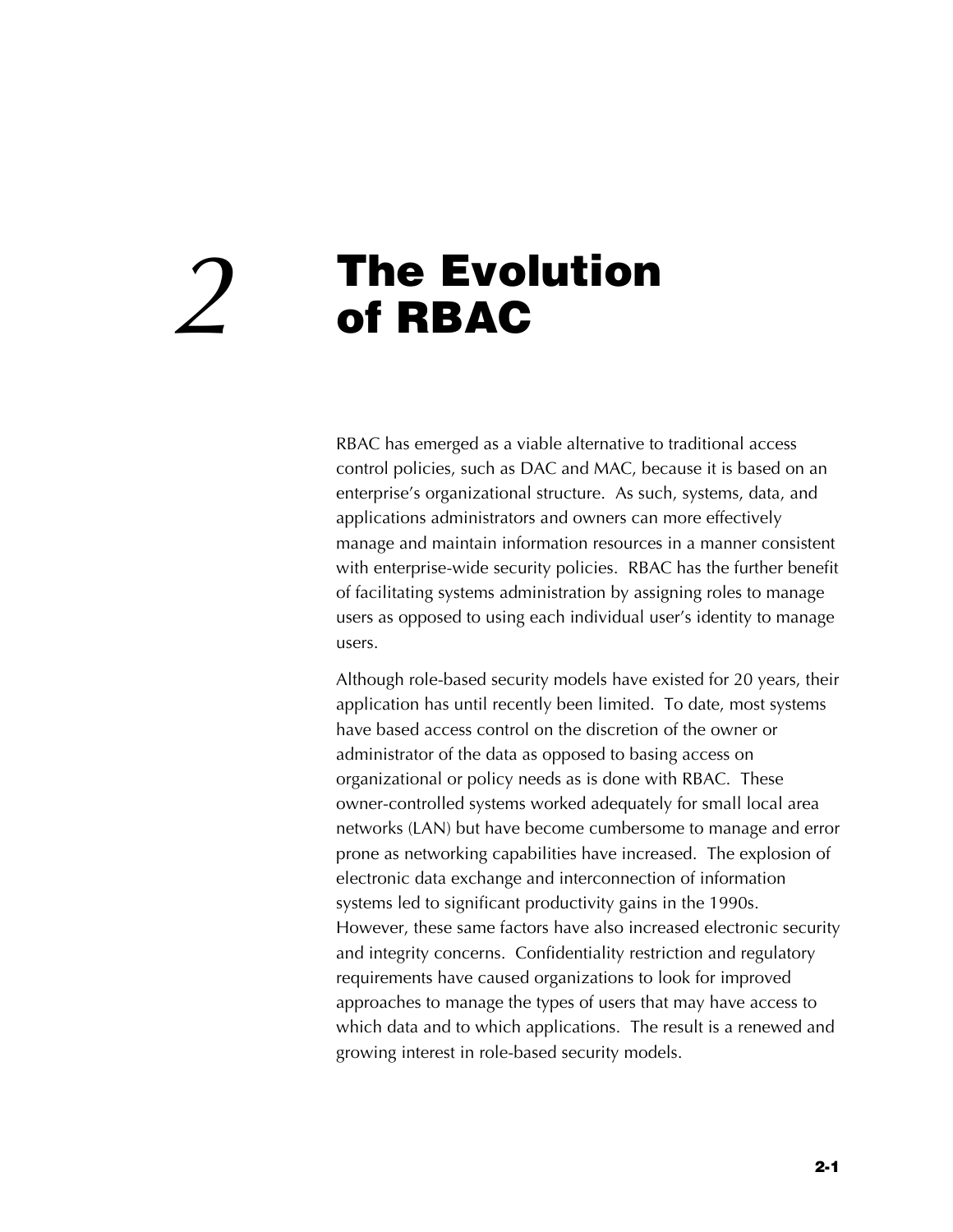# 2 The Evolution of RBAC

RBAC has emerged as a viable alternative to traditional access control policies, such as DAC and MAC, because it is based on an enterprise's organizational structure. As such, systems, data, and applications administrators and owners can more effectively manage and maintain information resources in a manner consistent with enterprise-wide security policies. RBAC has the further benefit of facilitating systems administration by assigning roles to manage users as opposed to using each individual user's identity to manage users.

Although role-based security models have existed for 20 years, their application has until recently been limited. To date, most systems have based access control on the discretion of the owner or administrator of the data as opposed to basing access on organizational or policy needs as is done with RBAC. These owner-controlled systems worked adequately for small local area networks (LAN) but have become cumbersome to manage and error prone as networking capabilities have increased. The explosion of electronic data exchange and interconnection of information systems led to significant productivity gains in the 1990s. However, these same factors have also increased electronic security and integrity concerns. Confidentiality restriction and regulatory requirements have caused organizations to look for improved approaches to manage the types of users that may have access to which data and to which applications. The result is a renewed and growing interest in role-based security models.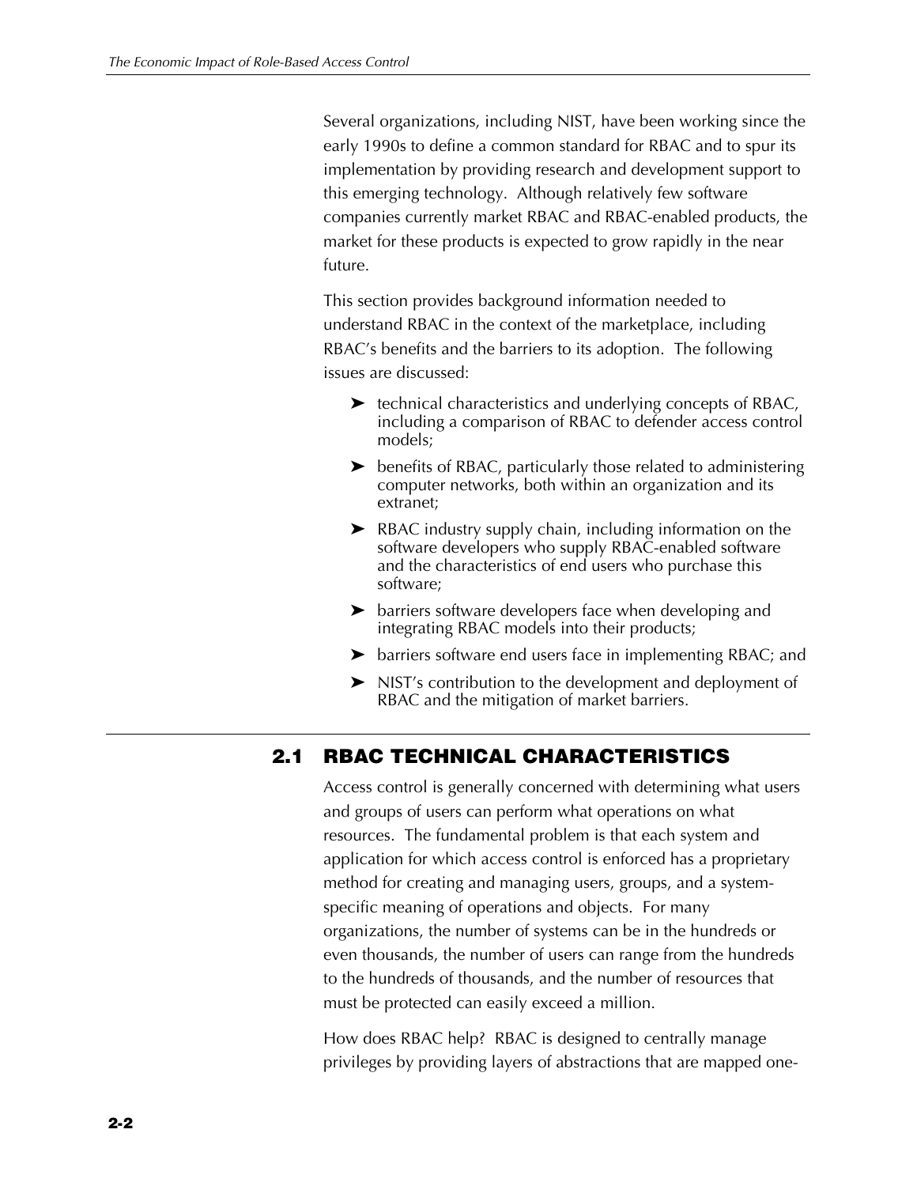Several organizations, including NIST, have been working since the early 1990s to define a common standard for RBAC and to spur its implementation by providing research and development support to this emerging technology. Although relatively few software companies currently market RBAC and RBAC-enabled products, the market for these products is expected to grow rapidly in the near future.

This section provides background information needed to understand RBAC in the context of the marketplace, including RBAC's benefits and the barriers to its adoption. The following issues are discussed:

- technical characteristics and underlying concepts of RBAC, including a comparison of RBAC to defender access control models;
- benefits of RBAC, particularly those related to administering computer networks, both within an organization and its extranet;
- RBAC industry supply chain, including information on the software developers who supply RBAC-enabled software and the characteristics of end users who purchase this software;
- barriers software developers face when developing and integrating RBAC models into their products;
- barriers software end users face in implementing RBAC; and
- NIST's contribution to the development and deployment of RBAC and the mitigation of market barriers.

## 2.1 RBAC TECHNICAL CHARACTERISTICS

Access control is generally concerned with determining what users and groups of users can perform what operations on what resources. The fundamental problem is that each system and application for which access control is enforced has a proprietary method for creating and managing users, groups, and a system-specific meaning of operations and objects. For many organizations, the number of systems can be in the hundreds or even thousands, the number of users can range from the hundreds to the hundreds of thousands, and the number of resources that must be protected can easily exceed a million.

How does RBAC help? RBAC is designed to centrally manage privileges by providing layers of abstractions that are mapped one-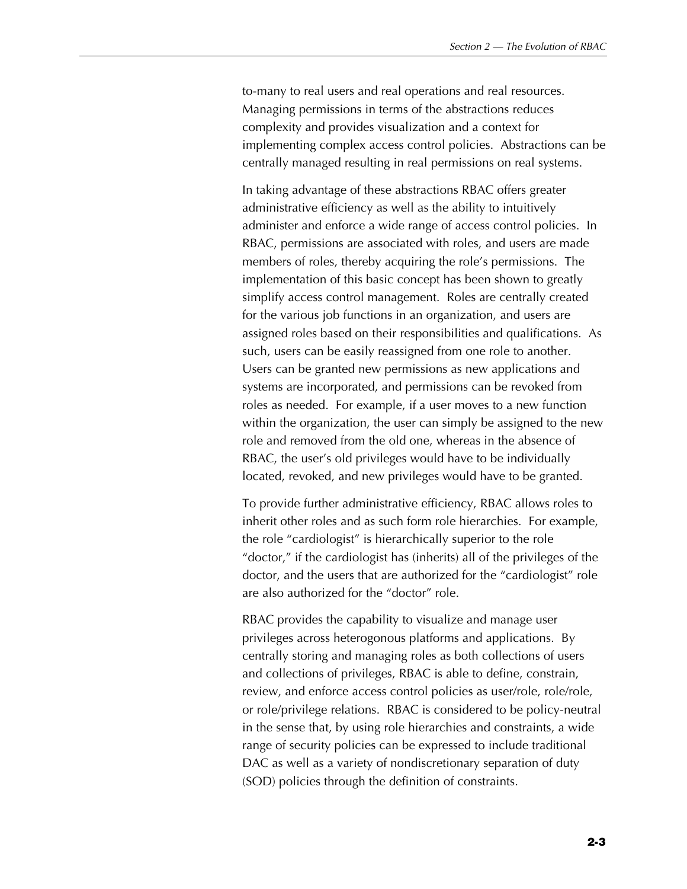to-many to real users and real operations and real resources. Managing permissions in terms of the abstractions reduces complexity and provides visualization and a context for implementing complex access control policies. Abstractions can be centrally managed resulting in real permissions on real systems.

In taking advantage of these abstractions RBAC offers greater administrative efficiency as well as the ability to intuitively administer and enforce a wide range of access control policies. In RBAC, permissions are associated with roles, and users are made members of roles, thereby acquiring the role's permissions. The implementation of this basic concept has been shown to greatly simplify access control management. Roles are centrally created for the various job functions in an organization, and users are assigned roles based on their responsibilities and qualifications. As such, users can be easily reassigned from one role to another. Users can be granted new permissions as new applications and systems are incorporated, and permissions can be revoked from roles as needed. For example, if a user moves to a new function within the organization, the user can simply be assigned to the new role and removed from the old one, whereas in the absence of RBAC, the user's old privileges would have to be individually located, revoked, and new privileges would have to be granted.

To provide further administrative efficiency, RBAC allows roles to inherit other roles and as such form role hierarchies. For example, the role "cardiologist" is hierarchically superior to the role "doctor," if the cardiologist has (inherits) all of the privileges of the doctor, and the users that are authorized for the "cardiologist" role are also authorized for the "doctor" role.

RBAC provides the capability to visualize and manage user privileges across heterogonous platforms and applications. By centrally storing and managing roles as both collections of users and collections of privileges, RBAC is able to define, constrain, review, and enforce access control policies as user/role, role/role, or role/privilege relations. RBAC is considered to be policy-neutral in the sense that, by using role hierarchies and constraints, a wide range of security policies can be expressed to include traditional DAC as well as a variety of nondiscretionary separation of duty (SOD) policies through the definition of constraints.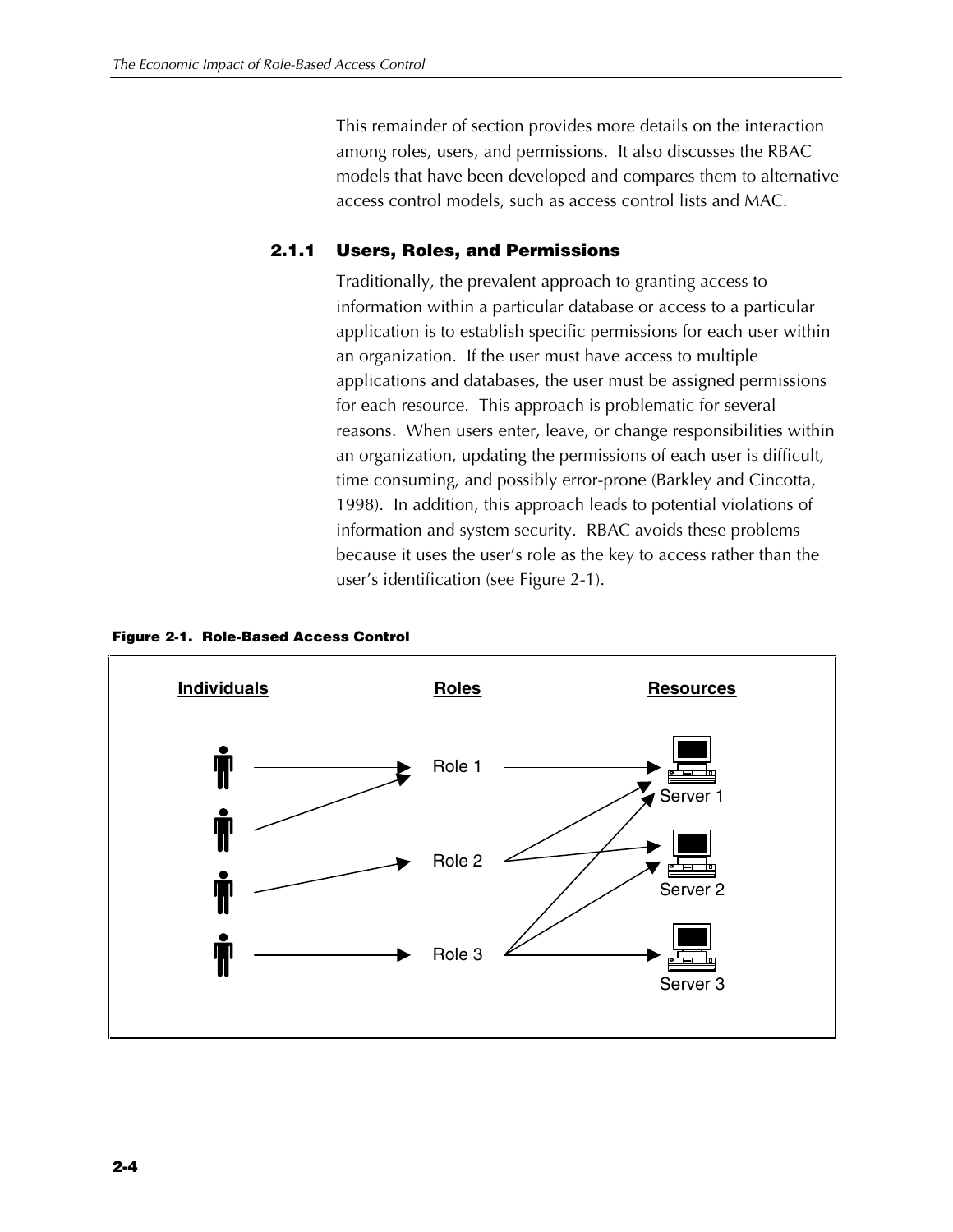This remainder of section provides more details on the interaction among roles, users, and permissions. It also discusses the RBAC models that have been developed and compares them to alternative access control models, such as access control lists and MAC.

### 2.1.1 Users, Roles, and Permissions

Traditionally, the prevalent approach to granting access to information within a particular database or access to a particular application is to establish specific permissions for each user within an organization. If the user must have access to multiple applications and databases, the user must be assigned permissions for each resource. This approach is problematic for several reasons. When users enter, leave, or change responsibilities within an organization, updating the permissions of each user is difficult, time consuming, and possibly error-prone (Barkley and Cincotta, 1998). In addition, this approach leads to potential violations of information and system security. RBAC avoids these problems because it uses the user's role as the key to access rather than the user's identification (see Figure 2-1).

**Figure 2-1. Role-Based Access Control**

Individuals | Roles | Resources

Role 1 | Role 2 | Role 3

Server 1 | Server 2 | Server 3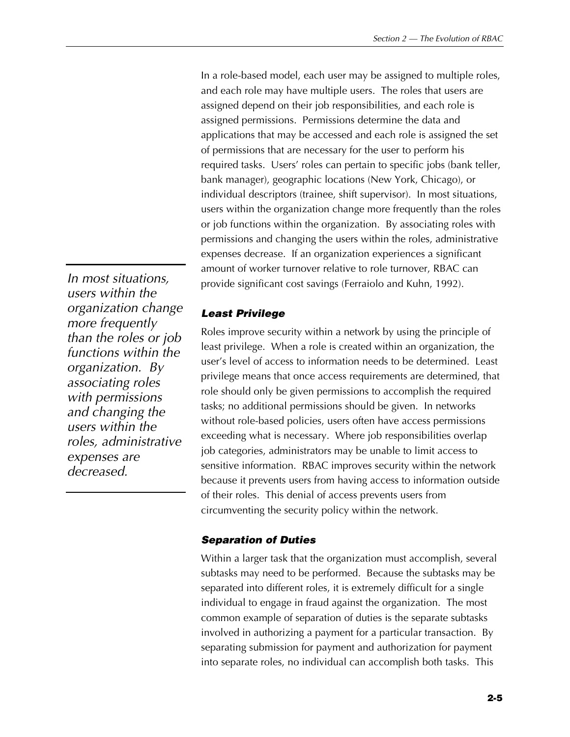In a role-based model, each user may be assigned to multiple roles, and each role may have multiple users. The roles that users are assigned depend on their job responsibilities, and each role is assigned permissions. Permissions determine the data and applications that may be accessed and each role is assigned the set of permissions that are necessary for the user to perform his required tasks. Users' roles can pertain to specific jobs (bank teller, bank manager), geographic locations (New York, Chicago), or individual descriptors (trainee, shift supervisor). In most situations, users within the organization change more frequently than the roles or job functions within the organization. By associating roles with permissions and changing the users within the roles, administrative expenses decrease. If an organization experiences a significant amount of worker turnover relative to role turnover, RBAC can provide significant cost savings (Ferraiolo and Kuhn, 1992).

*In most situations, users within the organization change more frequently than the roles or job functions within the organization. By associating roles with permissions and changing the users within the roles, administrative expenses are decreased.*

### Least Privilege

Roles improve security within a network by using the principle of least privilege. When a role is created within an organization, the user's level of access to information needs to be determined. Least privilege means that once access requirements are determined, that role should only be given permissions to accomplish the required tasks; no additional permissions should be given. In networks without role-based policies, users often have access permissions exceeding what is necessary. Where job responsibilities overlap job categories, administrators may be unable to limit access to sensitive information. RBAC improves security within the network because it prevents users from having access to information outside of their roles. This denial of access prevents users from circumventing the security policy within the network.

### Separation of Duties

Within a larger task that the organization must accomplish, several subtasks may need to be performed. Because the subtasks may be separated into different roles, it is extremely difficult for a single individual to engage in fraud against the organization. The most common example of separation of duties is the separate subtasks involved in authorizing a payment for a particular transaction. By separating submission for payment and authorization for payment into separate roles, no individual can accomplish both tasks. This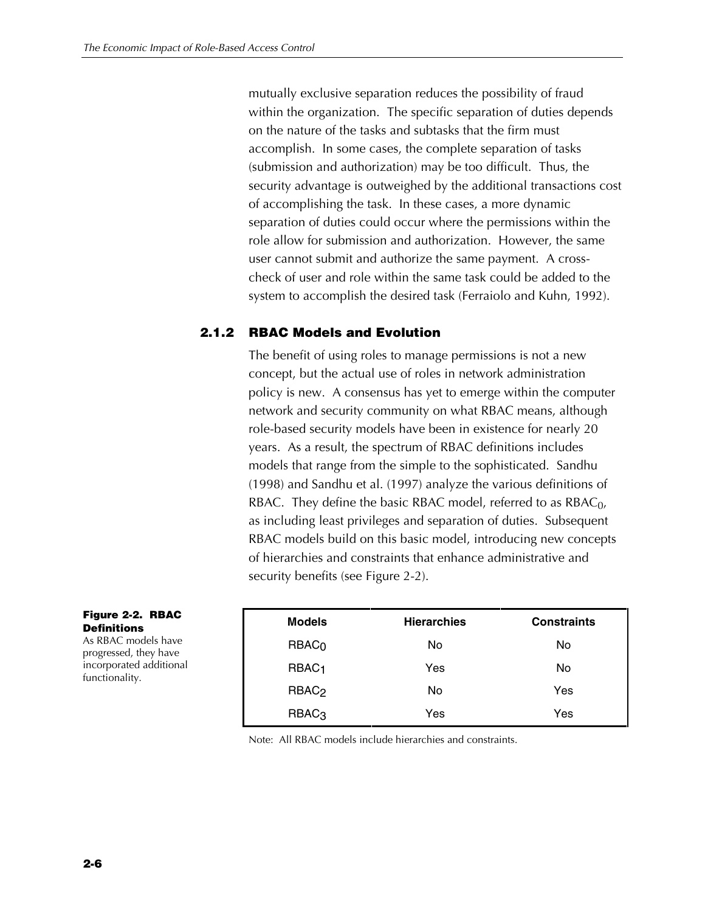mutually exclusive separation reduces the possibility of fraud within the organization. The specific separation of duties depends on the nature of the tasks and subtasks that the firm must accomplish. In some cases, the complete separation of tasks (submission and authorization) may be too difficult. Thus, the security advantage is outweighed by the additional transactions cost of accomplishing the task. In these cases, a more dynamic separation of duties could occur where the permissions within the role allow for submission and authorization. However, the same user cannot submit and authorize the same payment. A cross-check of user and role within the same task could be added to the system to accomplish the desired task (Ferraiolo and Kuhn, 1992).

### 2.1.2 RBAC Models and Evolution

The benefit of using roles to manage permissions is not a new concept, but the actual use of roles in network administration policy is new. A consensus has yet to emerge within the computer network and security community on what RBAC means, although role-based security models have been in existence for nearly 20 years. As a result, the spectrum of RBAC definitions includes models that range from the simple to the sophisticated. Sandhu (1998) and Sandhu et al. (1997) analyze the various definitions of RBAC. They define the basic RBAC model, referred to as $RBAC_0$, as including least privileges and separation of duties. Subsequent RBAC models build on this basic model, introducing new concepts of hierarchies and constraints that enhance administrative and security benefits (see Figure 2-2).

**Figure 2-2. RBAC Definitions**
As RBAC models have progressed, they have incorporated additional functionality.

| Models | Hierarchies | Constraints |
|---|---|---|
| $RBAC_0$ | No | No |
| $RBAC_1$ | Yes | No |
| $RBAC_2$ | No | Yes |
| $RBAC_3$ | Yes | Yes |

Note: All RBAC models include hierarchies and constraints.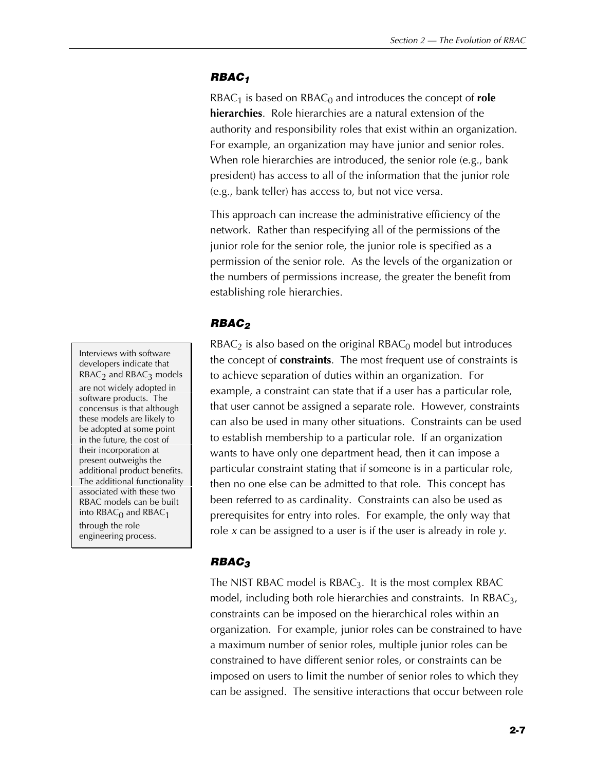### $RBAC_1$

$RBAC_1$ is based on $RBAC_0$ and introduces the concept of **role hierarchies**. Role hierarchies are a natural extension of the authority and responsibility roles that exist within an organization. For example, an organization may have junior and senior roles. When role hierarchies are introduced, the senior role (e.g., bank president) has access to all of the information that the junior role (e.g., bank teller) has access to, but not vice versa.

This approach can increase the administrative efficiency of the network. Rather than respecifying all of the permissions of the junior role for the senior role, the junior role is specified as a permission of the senior role. As the levels of the organization or the numbers of permissions increase, the greater the benefit from establishing role hierarchies.

### $RBAC_2$

$RBAC_2$ is also based on the original $RBAC_0$ model but introduces the concept of **constraints**. The most frequent use of constraints is to achieve separation of duties within an organization. For example, a constraint can state that if a user has a particular role, that user cannot be assigned a separate role. However, constraints can also be used in many other situations. Constraints can be used to establish membership to a particular role. If an organization wants to have only one department head, then it can impose a particular constraint stating that if someone is in a particular role, then no one else can be admitted to that role. This concept has been referred to as cardinality. Constraints can also be used as prerequisites for entry into roles. For example, the only way that role *x* can be assigned to a user is if the user is already in role *y*.

> Interviews with software developers indicate that $RBAC_2$ and $RBAC_3$ models are not widely adopted in software products. The concensus is that although these models are likely to be adopted at some point in the future, the cost of their incorporation at present outweighs the additional product benefits. The additional functionality associated with these two RBAC models can be built into $RBAC_0$ and $RBAC_1$ through the role engineering process.

### $RBAC_3$

The NIST RBAC model is $RBAC_3$. It is the most complex RBAC model, including both role hierarchies and constraints. In $RBAC_3$, constraints can be imposed on the hierarchical roles within an organization. For example, junior roles can be constrained to have a maximum number of senior roles, multiple junior roles can be constrained to have different senior roles, or constraints can be imposed on users to limit the number of senior roles to which they can be assigned. The sensitive interactions that occur between role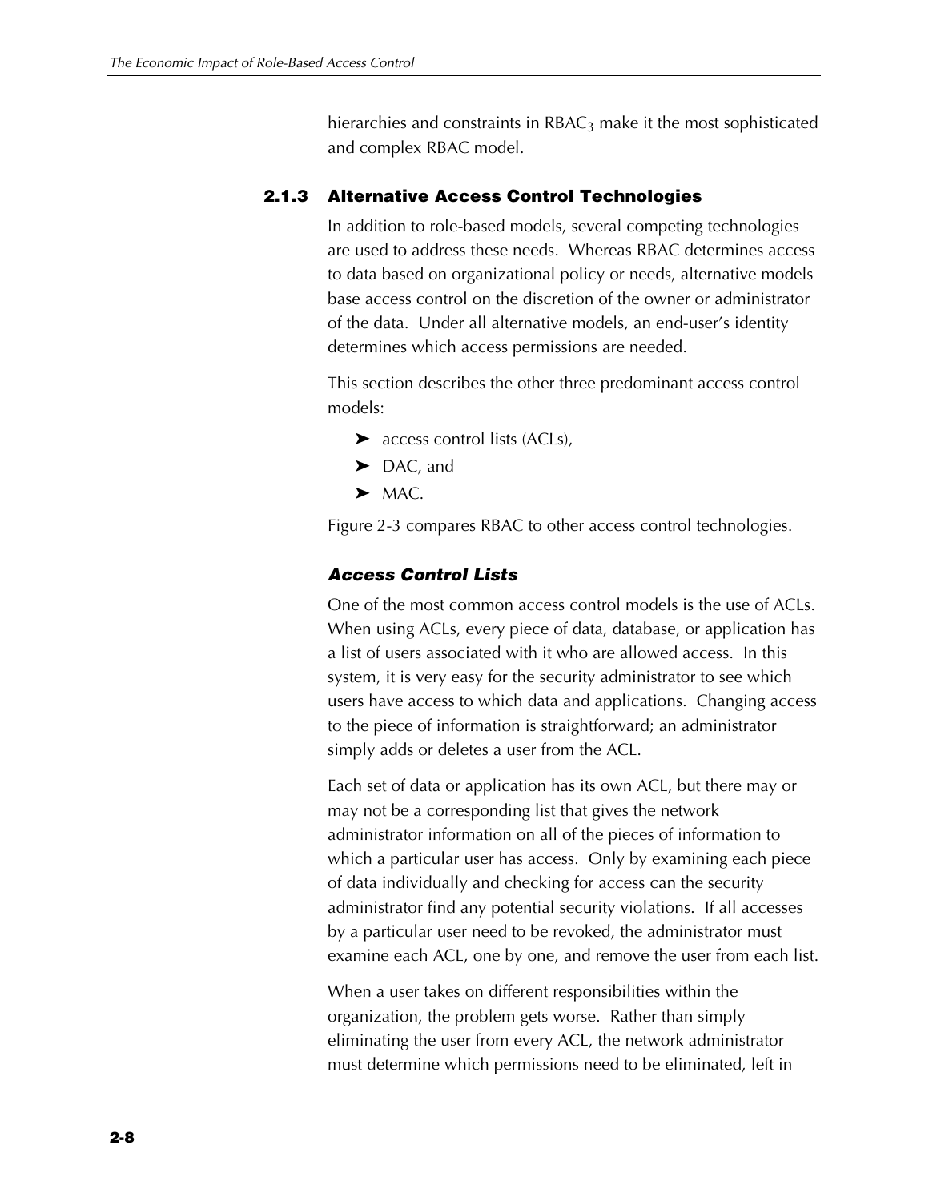hierarchies and constraints in $RBAC_3$ make it the most sophisticated and complex RBAC model.

### 2.1.3 Alternative Access Control Technologies

In addition to role-based models, several competing technologies are used to address these needs. Whereas RBAC determines access to data based on organizational policy or needs, alternative models base access control on the discretion of the owner or administrator of the data. Under all alternative models, an end-user's identity determines which access permissions are needed.

This section describes the other three predominant access control models:

- access control lists (ACLs),
- DAC, and
- MAC.

Figure 2-3 compares RBAC to other access control technologies.

#### *Access Control Lists*

One of the most common access control models is the use of ACLs. When using ACLs, every piece of data, database, or application has a list of users associated with it who are allowed access. In this system, it is very easy for the security administrator to see which users have access to which data and applications. Changing access to the piece of information is straightforward; an administrator simply adds or deletes a user from the ACL.

Each set of data or application has its own ACL, but there may or may not be a corresponding list that gives the network administrator information on all of the pieces of information to which a particular user has access. Only by examining each piece of data individually and checking for access can the security administrator find any potential security violations. If all accesses by a particular user need to be revoked, the administrator must examine each ACL, one by one, and remove the user from each list.

When a user takes on different responsibilities within the organization, the problem gets worse. Rather than simply eliminating the user from every ACL, the network administrator must determine which permissions need to be eliminated, left in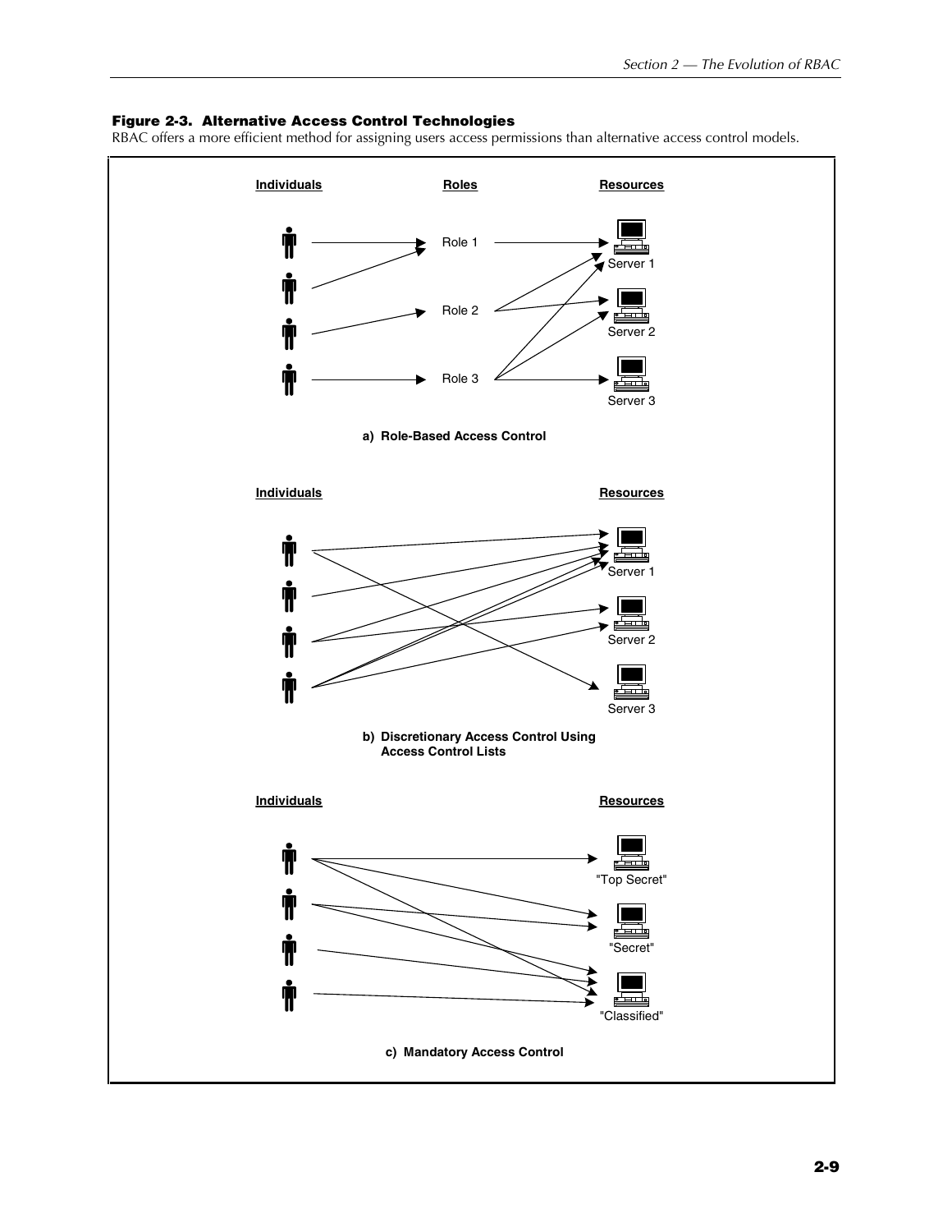**Figure 2-3. Alternative Access Control Technologies**

RBAC offers a more efficient method for assigning users access permissions than alternative access control models.

**Individuals** **Roles** **Resources**

Role 1 Server 1

Role 2 Server 2

Role 3 Server 3

**a) Role-Based Access Control**

**Individuals** **Resources**

Server 1

Server 2

Server 3

**b) Discretionary Access Control Using Access Control Lists**

**Individuals** **Resources**

"Top Secret"

"Secret"

"Classified"

**c) Mandatory Access Control**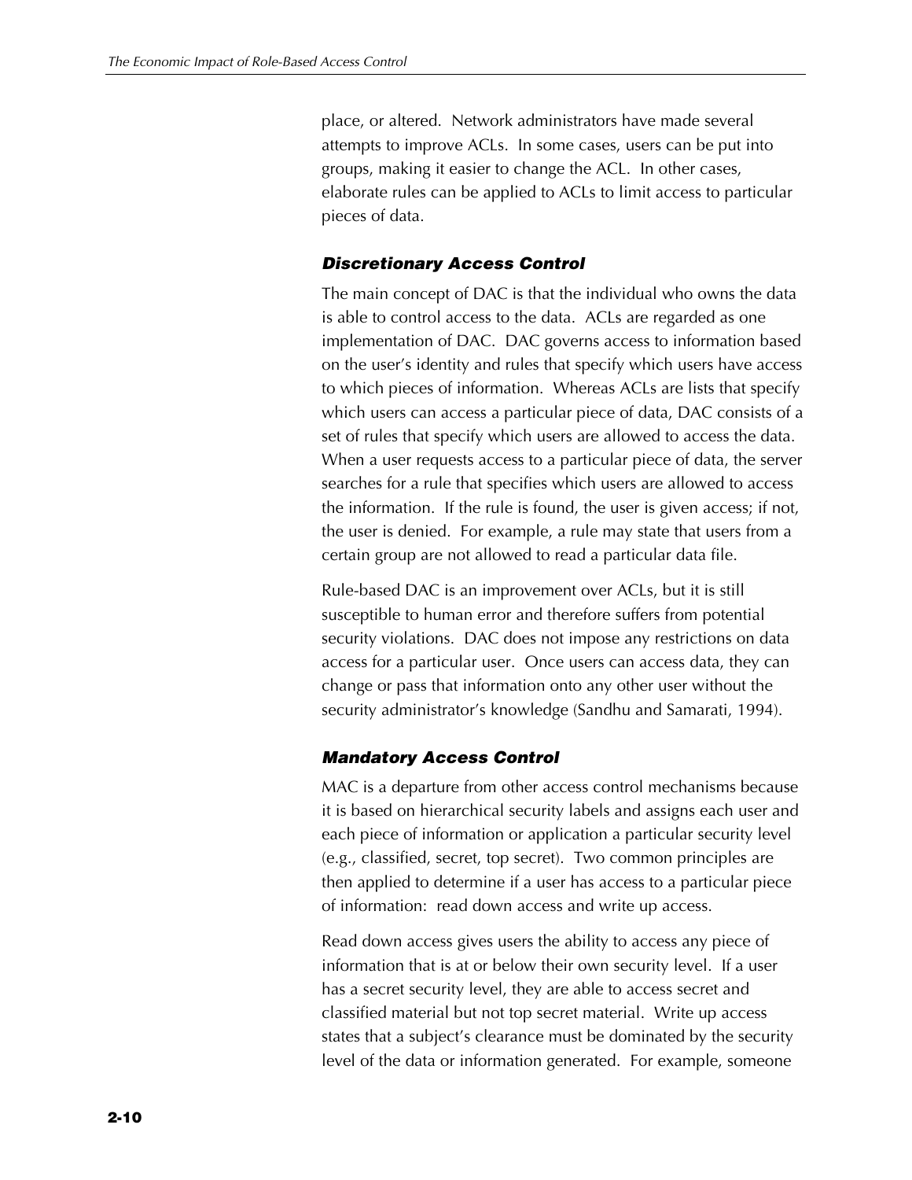place, or altered. Network administrators have made several attempts to improve ACLs. In some cases, users can be put into groups, making it easier to change the ACL. In other cases, elaborate rules can be applied to ACLs to limit access to particular pieces of data.

### *Discretionary Access Control*

The main concept of DAC is that the individual who owns the data is able to control access to the data. ACLs are regarded as one implementation of DAC. DAC governs access to information based on the user's identity and rules that specify which users have access to which pieces of information. Whereas ACLs are lists that specify which users can access a particular piece of data, DAC consists of a set of rules that specify which users are allowed to access the data. When a user requests access to a particular piece of data, the server searches for a rule that specifies which users are allowed to access the information. If the rule is found, the user is given access; if not, the user is denied. For example, a rule may state that users from a certain group are not allowed to read a particular data file.

Rule-based DAC is an improvement over ACLs, but it is still susceptible to human error and therefore suffers from potential security violations. DAC does not impose any restrictions on data access for a particular user. Once users can access data, they can change or pass that information onto any other user without the security administrator's knowledge (Sandhu and Samarati, 1994).

### *Mandatory Access Control*

MAC is a departure from other access control mechanisms because it is based on hierarchical security labels and assigns each user and each piece of information or application a particular security level (e.g., classified, secret, top secret). Two common principles are then applied to determine if a user has access to a particular piece of information: read down access and write up access.

Read down access gives users the ability to access any piece of information that is at or below their own security level. If a user has a secret security level, they are able to access secret and classified material but not top secret material. Write up access states that a subject's clearance must be dominated by the security level of the data or information generated. For example, someone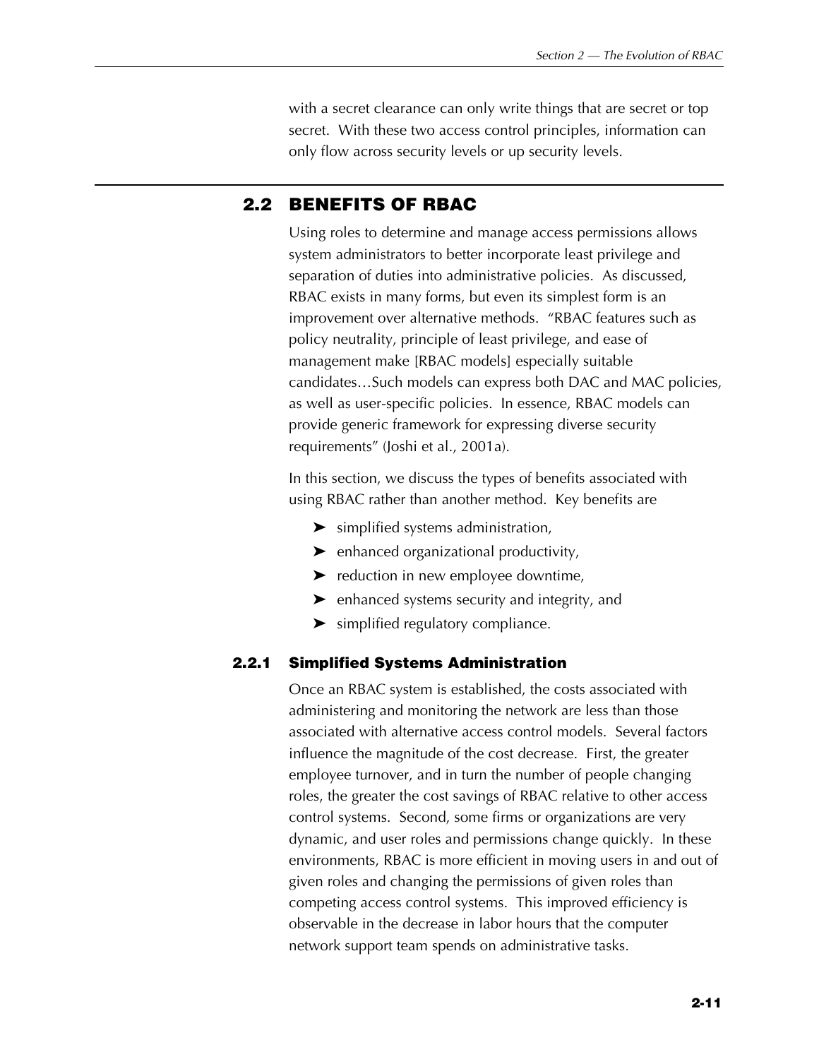with a secret clearance can only write things that are secret or top secret. With these two access control principles, information can only flow across security levels or up security levels.

## 2.2 BENEFITS OF RBAC

Using roles to determine and manage access permissions allows system administrators to better incorporate least privilege and separation of duties into administrative policies. As discussed, RBAC exists in many forms, but even its simplest form is an improvement over alternative methods. "RBAC features such as policy neutrality, principle of least privilege, and ease of management make [RBAC models] especially suitable candidates…Such models can express both DAC and MAC policies, as well as user-specific policies. In essence, RBAC models can provide generic framework for expressing diverse security requirements" (Joshi et al., 2001a).

In this section, we discuss the types of benefits associated with using RBAC rather than another method. Key benefits are

- simplified systems administration,
- enhanced organizational productivity,
- reduction in new employee downtime,
- enhanced systems security and integrity, and
- simplified regulatory compliance.

### 2.2.1 Simplified Systems Administration

Once an RBAC system is established, the costs associated with administering and monitoring the network are less than those associated with alternative access control models. Several factors influence the magnitude of the cost decrease. First, the greater employee turnover, and in turn the number of people changing roles, the greater the cost savings of RBAC relative to other access control systems. Second, some firms or organizations are very dynamic, and user roles and permissions change quickly. In these environments, RBAC is more efficient in moving users in and out of given roles and changing the permissions of given roles than competing access control systems. This improved efficiency is observable in the decrease in labor hours that the computer network support team spends on administrative tasks.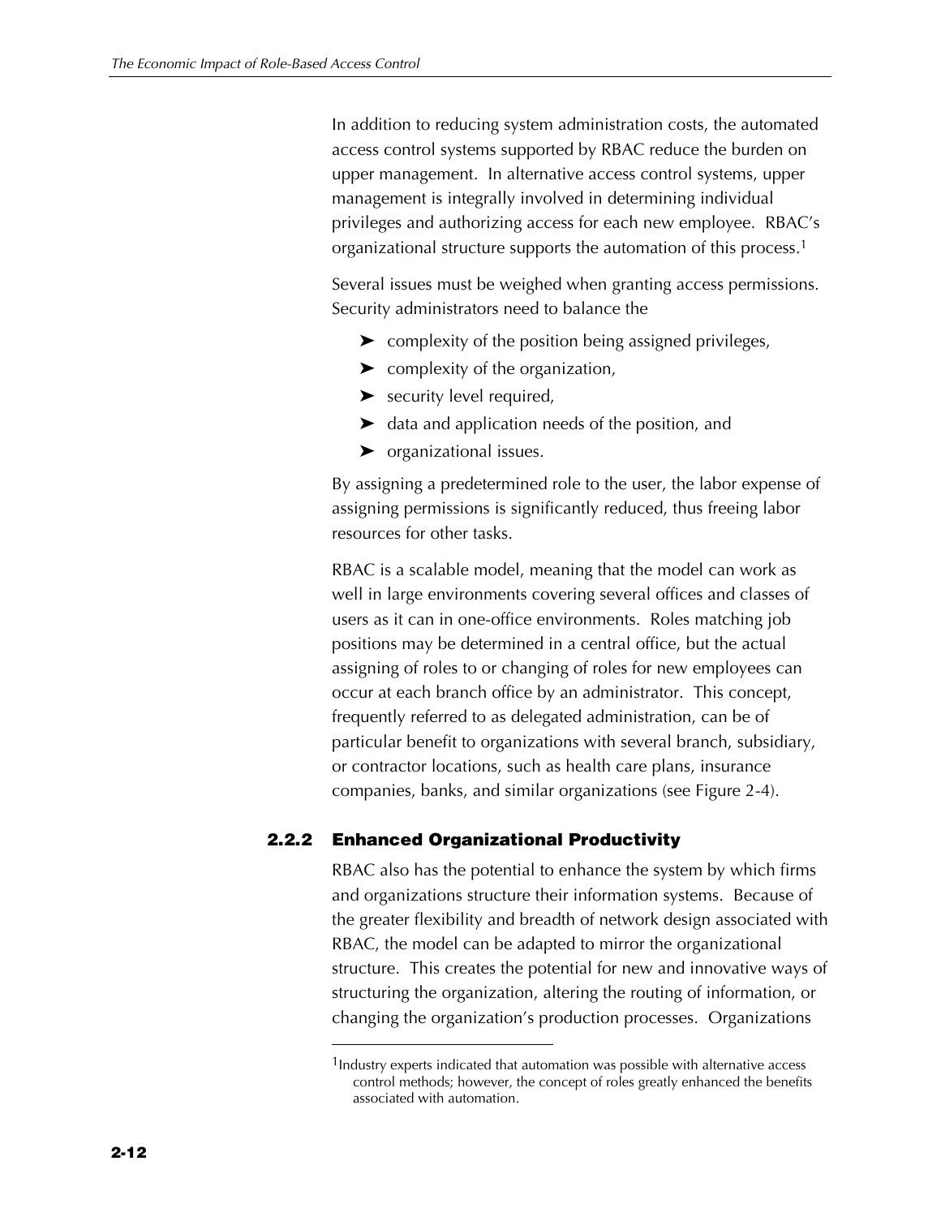In addition to reducing system administration costs, the automated access control systems supported by RBAC reduce the burden on upper management. In alternative access control systems, upper management is integrally involved in determining individual privileges and authorizing access for each new employee. RBAC's organizational structure supports the automation of this process.[1]

Several issues must be weighed when granting access permissions. Security administrators need to balance the

- complexity of the position being assigned privileges,
- complexity of the organization,
- security level required,
- data and application needs of the position, and
- organizational issues.

By assigning a predetermined role to the user, the labor expense of assigning permissions is significantly reduced, thus freeing labor resources for other tasks.

RBAC is a scalable model, meaning that the model can work as well in large environments covering several offices and classes of users as it can in one-office environments. Roles matching job positions may be determined in a central office, but the actual assigning of roles to or changing of roles for new employees can occur at each branch office by an administrator. This concept, frequently referred to as delegated administration, can be of particular benefit to organizations with several branch, subsidiary, or contractor locations, such as health care plans, insurance companies, banks, and similar organizations (see Figure 2-4).

### 2.2.2 Enhanced Organizational Productivity

RBAC also has the potential to enhance the system by which firms and organizations structure their information systems. Because of the greater flexibility and breadth of network design associated with RBAC, the model can be adapted to mirror the organizational structure. This creates the potential for new and innovative ways of structuring the organization, altering the routing of information, or changing the organization's production processes. Organizations

---

[1] Industry experts indicated that automation was possible with alternative access control methods; however, the concept of roles greatly enhanced the benefits associated with automation.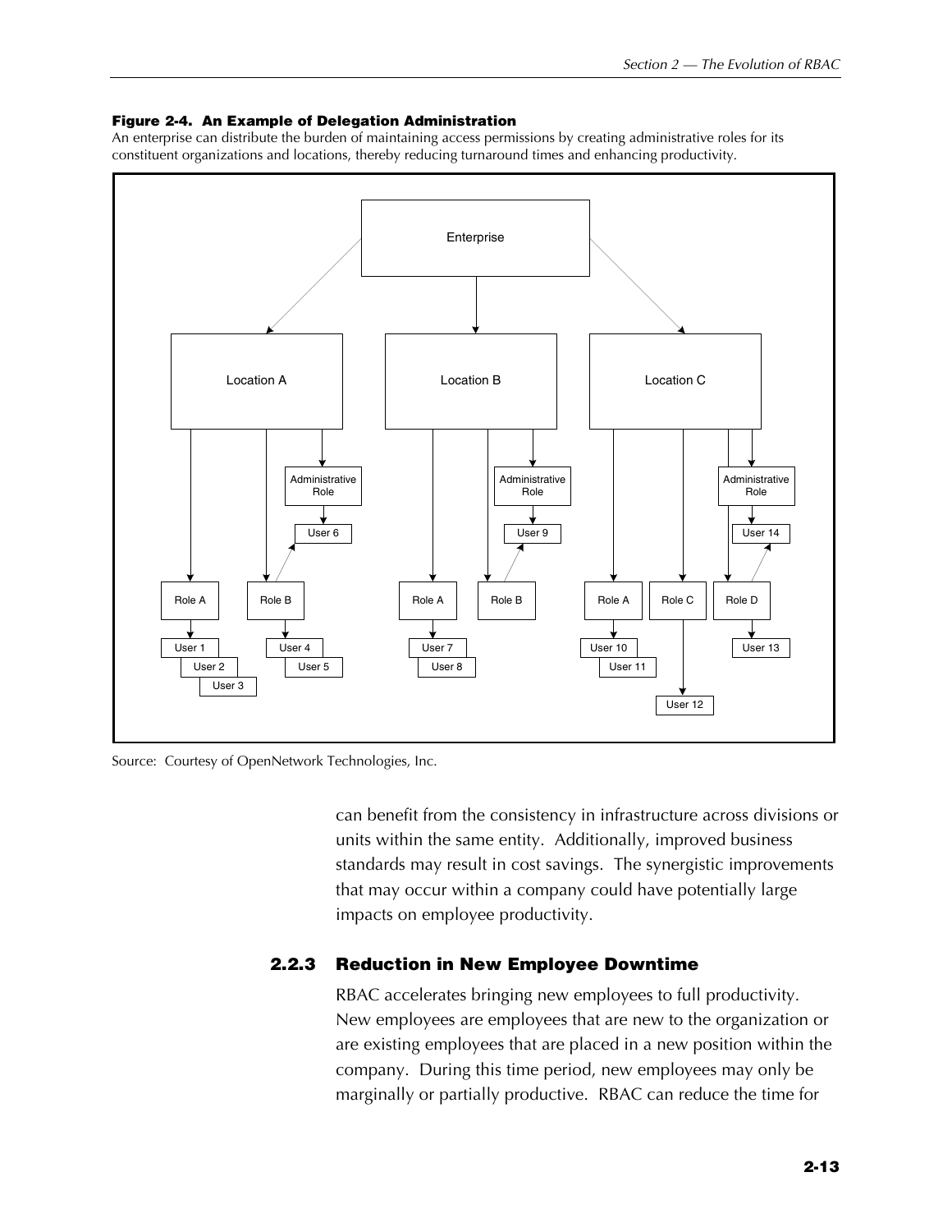**Figure 2-4. An Example of Delegation Administration**

An enterprise can distribute the burden of maintaining access permissions by creating administrative roles for its constituent organizations and locations, thereby reducing turnaround times and enhancing productivity.

Source: Courtesy of OpenNetwork Technologies, Inc.

can benefit from the consistency in infrastructure across divisions or units within the same entity. Additionally, improved business standards may result in cost savings. The synergistic improvements that may occur within a company could have potentially large impacts on employee productivity.

### 2.2.3 Reduction in New Employee Downtime

RBAC accelerates bringing new employees to full productivity. New employees are employees that are new to the organization or are existing employees that are placed in a new position within the company. During this time period, new employees may only be marginally or partially productive. RBAC can reduce the time for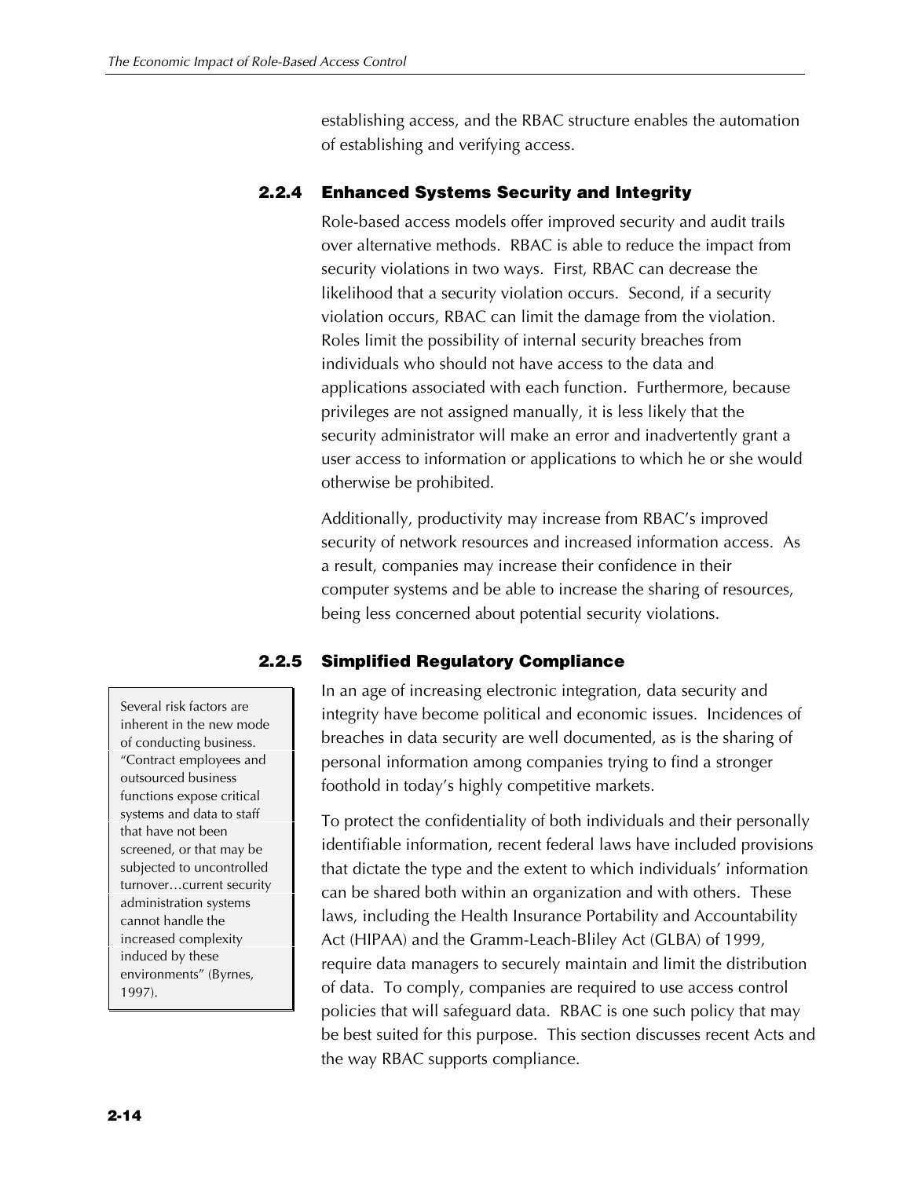establishing access, and the RBAC structure enables the automation of establishing and verifying access.

### 2.2.4 Enhanced Systems Security and Integrity

Role-based access models offer improved security and audit trails over alternative methods. RBAC is able to reduce the impact from security violations in two ways. First, RBAC can decrease the likelihood that a security violation occurs. Second, if a security violation occurs, RBAC can limit the damage from the violation. Roles limit the possibility of internal security breaches from individuals who should not have access to the data and applications associated with each function. Furthermore, because privileges are not assigned manually, it is less likely that the security administrator will make an error and inadvertently grant a user access to information or applications to which he or she would otherwise be prohibited.

Additionally, productivity may increase from RBAC's improved security of network resources and increased information access. As a result, companies may increase their confidence in their computer systems and be able to increase the sharing of resources, being less concerned about potential security violations.

### 2.2.5 Simplified Regulatory Compliance

> Several risk factors are inherent in the new mode of conducting business. "Contract employees and outsourced business functions expose critical systems and data to staff that have not been screened, or that may be subjected to uncontrolled turnover…current security administration systems cannot handle the increased complexity induced by these environments" (Byrnes, 1997).

In an age of increasing electronic integration, data security and integrity have become political and economic issues. Incidences of breaches in data security are well documented, as is the sharing of personal information among companies trying to find a stronger foothold in today's highly competitive markets.

To protect the confidentiality of both individuals and their personally identifiable information, recent federal laws have included provisions that dictate the type and the extent to which individuals' information can be shared both within an organization and with others. These laws, including the Health Insurance Portability and Accountability Act (HIPAA) and the Gramm-Leach-Bliley Act (GLBA) of 1999, require data managers to securely maintain and limit the distribution of data. To comply, companies are required to use access control policies that will safeguard data. RBAC is one such policy that may be best suited for this purpose. This section discusses recent Acts and the way RBAC supports compliance.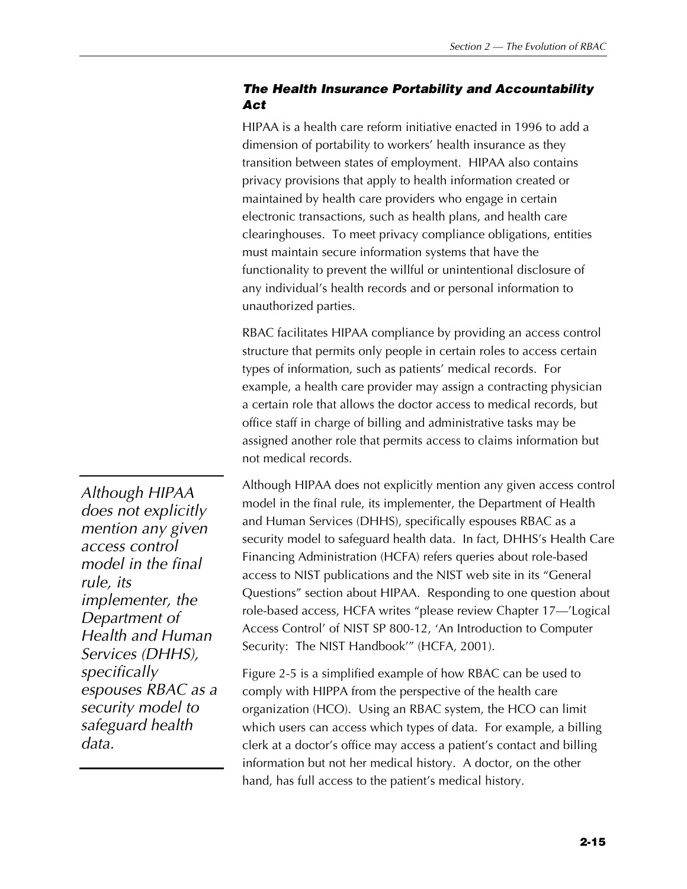### The Health Insurance Portability and Accountability Act

HIPAA is a health care reform initiative enacted in 1996 to add a dimension of portability to workers' health insurance as they transition between states of employment. HIPAA also contains privacy provisions that apply to health information created or maintained by health care providers who engage in certain electronic transactions, such as health plans, and health care clearinghouses. To meet privacy compliance obligations, entities must maintain secure information systems that have the functionality to prevent the willful or unintentional disclosure of any individual's health records and or personal information to unauthorized parties.

RBAC facilitates HIPAA compliance by providing an access control structure that permits only people in certain roles to access certain types of information, such as patients' medical records. For example, a health care provider may assign a contracting physician a certain role that allows the doctor access to medical records, but office staff in charge of billing and administrative tasks may be assigned another role that permits access to claims information but not medical records.

*Although HIPAA does not explicitly mention any given access control model in the final rule, its implementer, the Department of Health and Human Services (DHHS), specifically espouses RBAC as a security model to safeguard health data.*

Although HIPAA does not explicitly mention any given access control model in the final rule, its implementer, the Department of Health and Human Services (DHHS), specifically espouses RBAC as a security model to safeguard health data. In fact, DHHS's Health Care Financing Administration (HCFA) refers queries about role-based access to NIST publications and the NIST web site in its "General Questions" section about HIPAA. Responding to one question about role-based access, HCFA writes "please review Chapter 17—'Logical Access Control' of NIST SP 800-12, 'An Introduction to Computer Security: The NIST Handbook'" (HCFA, 2001).

Figure 2-5 is a simplified example of how RBAC can be used to comply with HIPPA from the perspective of the health care organization (HCO). Using an RBAC system, the HCO can limit which users can access which types of data. For example, a billing clerk at a doctor's office may access a patient's contact and billing information but not her medical history. A doctor, on the other hand, has full access to the patient's medical history.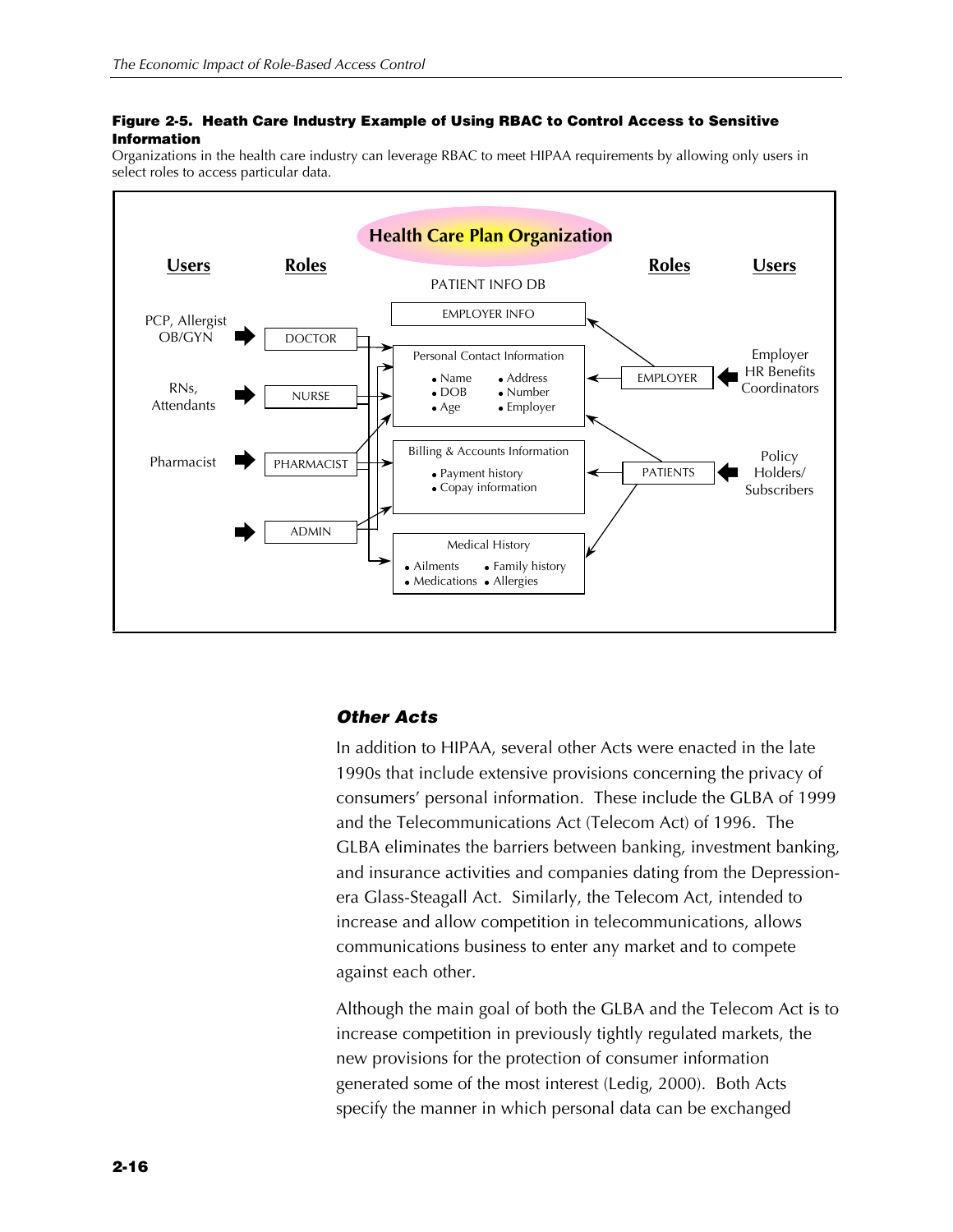**Figure 2-5. Heath Care Industry Example of Using RBAC to Control Access to Sensitive Information**

Organizations in the health care industry can leverage RBAC to meet HIPAA requirements by allowing only users in select roles to access particular data.

Health Care Plan Organization

| Users | Roles | PATIENT INFO DB | Roles | Users |
|---|---|---|---|---|
| PCP, Allergist OB/GYN | DOCTOR | EMPLOYER INFO | | |
| RNs, Attendants | NURSE | Personal Contact Information: • Name • DOB • Age • Address • Number • Employer | EMPLOYER | Employer HR Benefits Coordinators |
| Pharmacist | PHARMACIST | Billing & Accounts Information: • Payment history • Copay information | PATIENTS | Policy Holders/ Subscribers |
| | ADMIN | Medical History: • Ailments • Medications • Family history • Allergies | | |

### *Other Acts*

In addition to HIPAA, several other Acts were enacted in the late 1990s that include extensive provisions concerning the privacy of consumers' personal information. These include the GLBA of 1999 and the Telecommunications Act (Telecom Act) of 1996. The GLBA eliminates the barriers between banking, investment banking, and insurance activities and companies dating from the Depression-era Glass-Steagall Act. Similarly, the Telecom Act, intended to increase and allow competition in telecommunications, allows communications business to enter any market and to compete against each other.

Although the main goal of both the GLBA and the Telecom Act is to increase competition in previously tightly regulated markets, the new provisions for the protection of consumer information generated some of the most interest (Ledig, 2000). Both Acts specify the manner in which personal data can be exchanged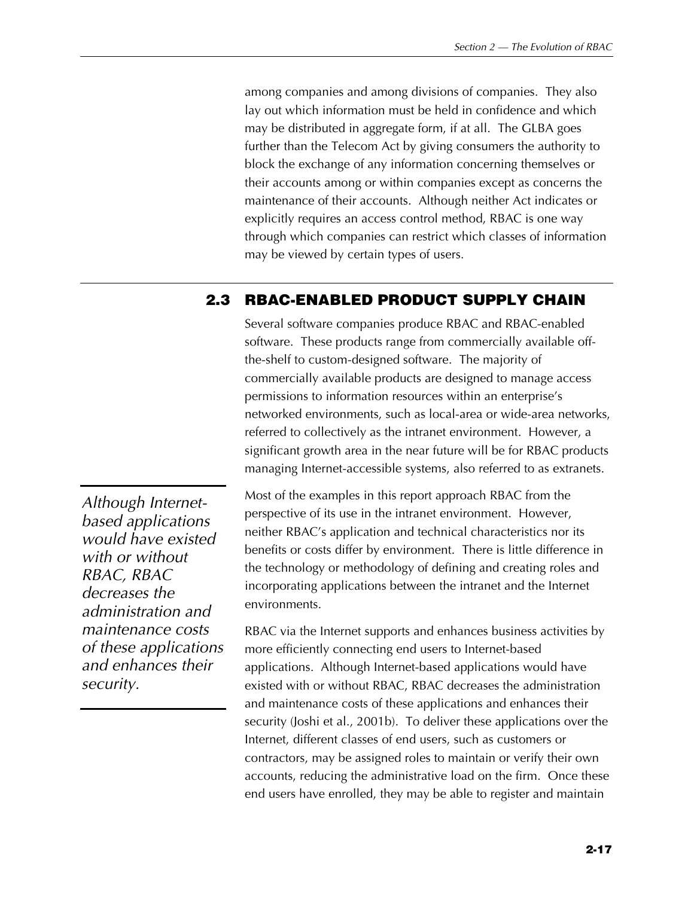among companies and among divisions of companies. They also lay out which information must be held in confidence and which may be distributed in aggregate form, if at all. The GLBA goes further than the Telecom Act by giving consumers the authority to block the exchange of any information concerning themselves or their accounts among or within companies except as concerns the maintenance of their accounts. Although neither Act indicates or explicitly requires an access control method, RBAC is one way through which companies can restrict which classes of information may be viewed by certain types of users.

## 2.3 RBAC-ENABLED PRODUCT SUPPLY CHAIN

Several software companies produce RBAC and RBAC-enabled software. These products range from commercially available off-the-shelf to custom-designed software. The majority of commercially available products are designed to manage access permissions to information resources within an enterprise's networked environments, such as local-area or wide-area networks, referred to collectively as the intranet environment. However, a significant growth area in the near future will be for RBAC products managing Internet-accessible systems, also referred to as extranets.

*Although Internet-based applications would have existed with or without RBAC, RBAC decreases the administration and maintenance costs of these applications and enhances their security.*

Most of the examples in this report approach RBAC from the perspective of its use in the intranet environment. However, neither RBAC's application and technical characteristics nor its benefits or costs differ by environment. There is little difference in the technology or methodology of defining and creating roles and incorporating applications between the intranet and the Internet environments.

RBAC via the Internet supports and enhances business activities by more efficiently connecting end users to Internet-based applications. Although Internet-based applications would have existed with or without RBAC, RBAC decreases the administration and maintenance costs of these applications and enhances their security (Joshi et al., 2001b). To deliver these applications over the Internet, different classes of end users, such as customers or contractors, may be assigned roles to maintain or verify their own accounts, reducing the administrative load on the firm. Once these end users have enrolled, they may be able to register and maintain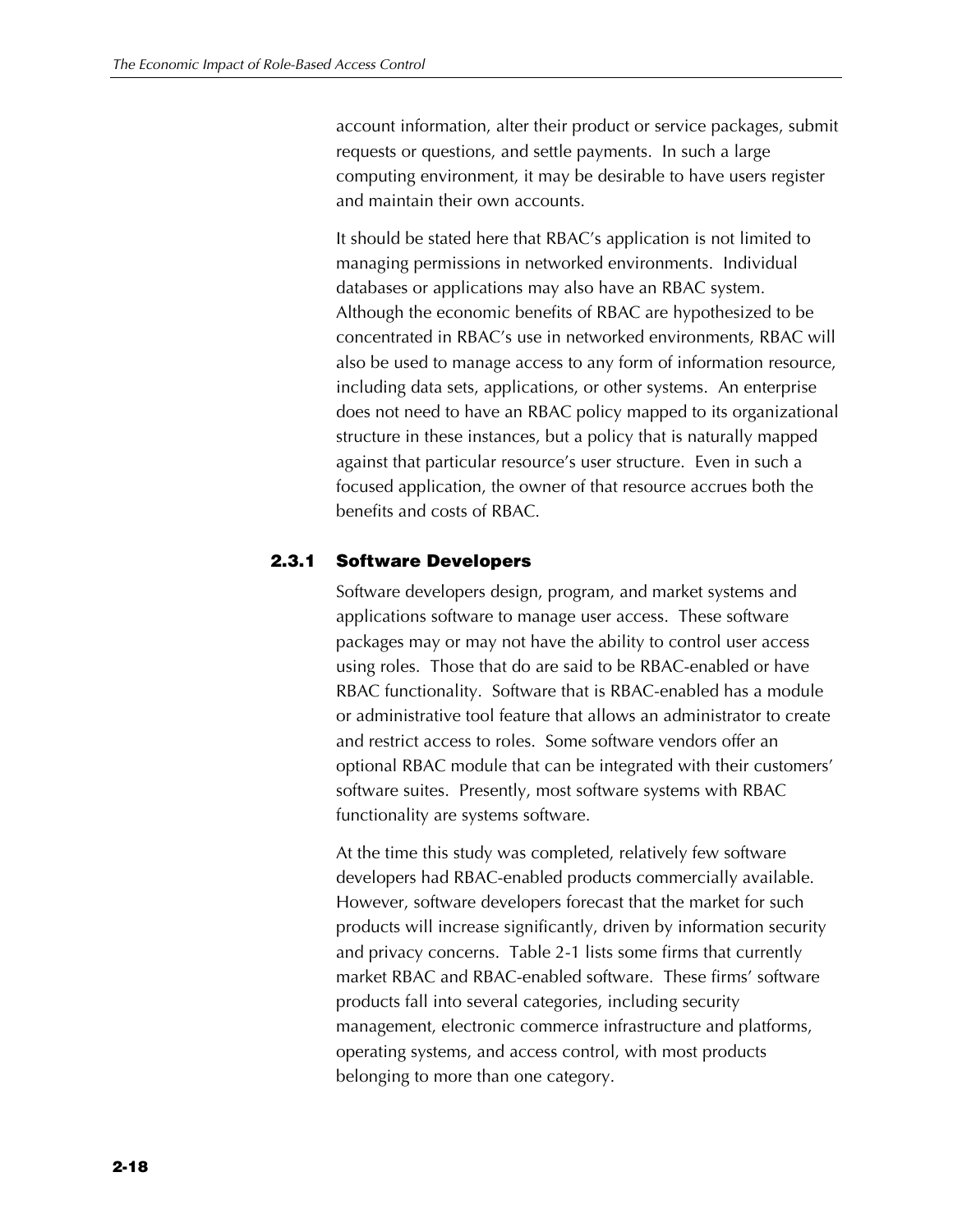account information, alter their product or service packages, submit requests or questions, and settle payments. In such a large computing environment, it may be desirable to have users register and maintain their own accounts.

It should be stated here that RBAC's application is not limited to managing permissions in networked environments. Individual databases or applications may also have an RBAC system. Although the economic benefits of RBAC are hypothesized to be concentrated in RBAC's use in networked environments, RBAC will also be used to manage access to any form of information resource, including data sets, applications, or other systems. An enterprise does not need to have an RBAC policy mapped to its organizational structure in these instances, but a policy that is naturally mapped against that particular resource's user structure. Even in such a focused application, the owner of that resource accrues both the benefits and costs of RBAC.

### 2.3.1 Software Developers

Software developers design, program, and market systems and applications software to manage user access. These software packages may or may not have the ability to control user access using roles. Those that do are said to be RBAC-enabled or have RBAC functionality. Software that is RBAC-enabled has a module or administrative tool feature that allows an administrator to create and restrict access to roles. Some software vendors offer an optional RBAC module that can be integrated with their customers' software suites. Presently, most software systems with RBAC functionality are systems software.

At the time this study was completed, relatively few software developers had RBAC-enabled products commercially available. However, software developers forecast that the market for such products will increase significantly, driven by information security and privacy concerns. Table 2-1 lists some firms that currently market RBAC and RBAC-enabled software. These firms' software products fall into several categories, including security management, electronic commerce infrastructure and platforms, operating systems, and access control, with most products belonging to more than one category.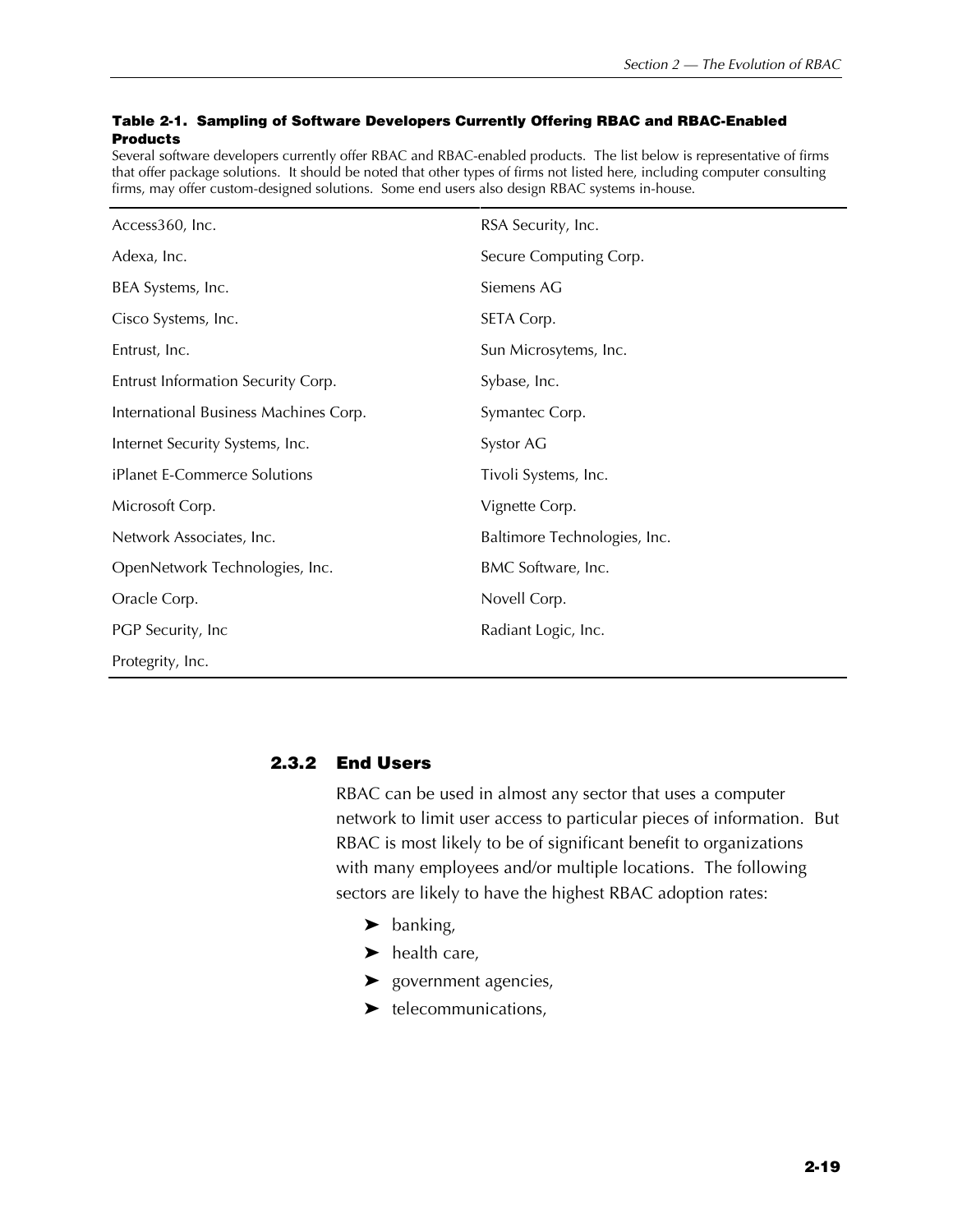**Table 2-1. Sampling of Software Developers Currently Offering RBAC and RBAC-Enabled Products**

Several software developers currently offer RBAC and RBAC-enabled products. The list below is representative of firms that offer package solutions. It should be noted that other types of firms not listed here, including computer consulting firms, may offer custom-designed solutions. Some end users also design RBAC systems in-house.

| | |
|---|---|
| Access360, Inc. | RSA Security, Inc. |
| Adexa, Inc. | Secure Computing Corp. |
| BEA Systems, Inc. | Siemens AG |
| Cisco Systems, Inc. | SETA Corp. |
| Entrust, Inc. | Sun Microsytems, Inc. |
| Entrust Information Security Corp. | Sybase, Inc. |
| International Business Machines Corp. | Symantec Corp. |
| Internet Security Systems, Inc. | Systor AG |
| iPlanet E-Commerce Solutions | Tivoli Systems, Inc. |
| Microsoft Corp. | Vignette Corp. |
| Network Associates, Inc. | Baltimore Technologies, Inc. |
| OpenNetwork Technologies, Inc. | BMC Software, Inc. |
| Oracle Corp. | Novell Corp. |
| PGP Security, Inc | Radiant Logic, Inc. |
| Protegrity, Inc. | |

### 2.3.2 End Users

RBAC can be used in almost any sector that uses a computer network to limit user access to particular pieces of information. But RBAC is most likely to be of significant benefit to organizations with many employees and/or multiple locations. The following sectors are likely to have the highest RBAC adoption rates:

- banking,
- health care,
- government agencies,
- telecommunications,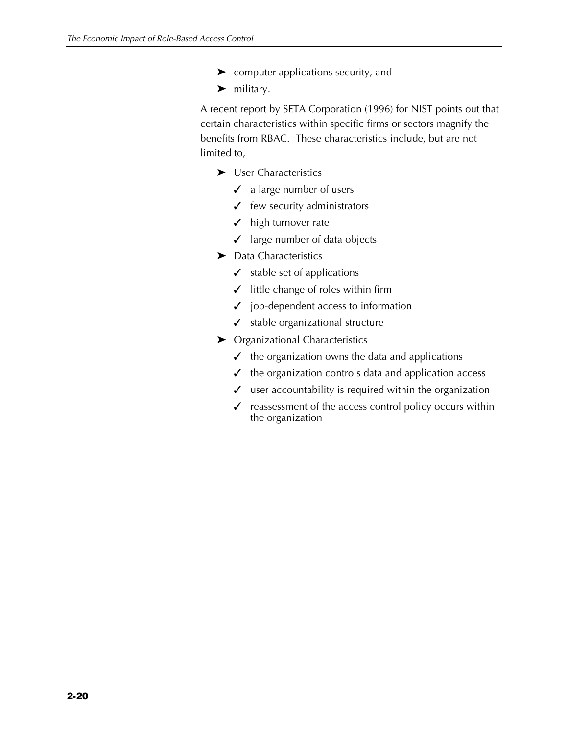- computer applications security, and
- military.

A recent report by SETA Corporation (1996) for NIST points out that certain characteristics within specific firms or sectors magnify the benefits from RBAC. These characteristics include, but are not limited to,

- User Characteristics
  - ✓ a large number of users
  - ✓ few security administrators
  - ✓ high turnover rate
  - ✓ large number of data objects
- Data Characteristics
  - ✓ stable set of applications
  - ✓ little change of roles within firm
  - ✓ job-dependent access to information
  - ✓ stable organizational structure
- Organizational Characteristics
  - ✓ the organization owns the data and applications
  - ✓ the organization controls data and application access
  - ✓ user accountability is required within the organization
  - ✓ reassessment of the access control policy occurs within the organization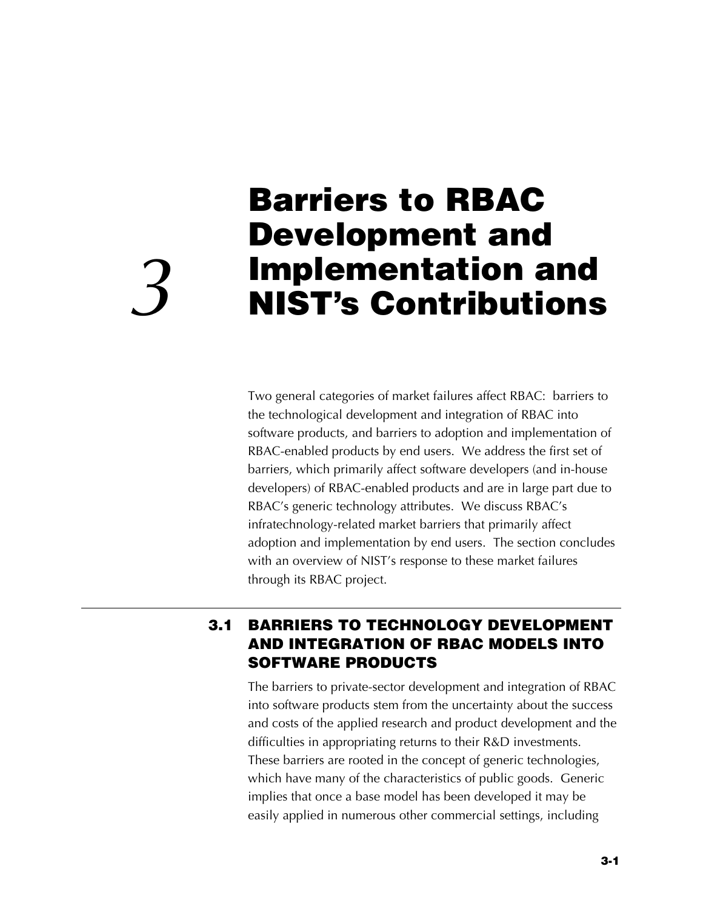# 3 Barriers to RBAC Development and Implementation and NIST's Contributions

Two general categories of market failures affect RBAC: barriers to the technological development and integration of RBAC into software products, and barriers to adoption and implementation of RBAC-enabled products by end users. We address the first set of barriers, which primarily affect software developers (and in-house developers) of RBAC-enabled products and are in large part due to RBAC's generic technology attributes. We discuss RBAC's infratechnology-related market barriers that primarily affect adoption and implementation by end users. The section concludes with an overview of NIST's response to these market failures through its RBAC project.

## 3.1 BARRIERS TO TECHNOLOGY DEVELOPMENT AND INTEGRATION OF RBAC MODELS INTO SOFTWARE PRODUCTS

The barriers to private-sector development and integration of RBAC into software products stem from the uncertainty about the success and costs of the applied research and product development and the difficulties in appropriating returns to their R&D investments. These barriers are rooted in the concept of generic technologies, which have many of the characteristics of public goods. Generic implies that once a base model has been developed it may be easily applied in numerous other commercial settings, including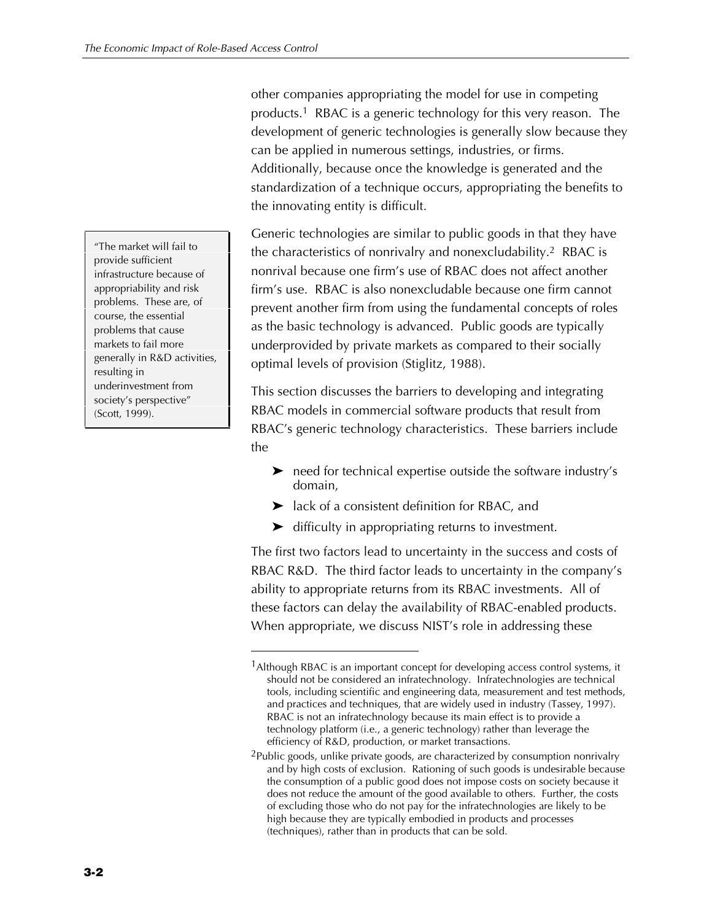other companies appropriating the model for use in competing products.[1] RBAC is a generic technology for this very reason. The development of generic technologies is generally slow because they can be applied in numerous settings, industries, or firms. Additionally, because once the knowledge is generated and the standardization of a technique occurs, appropriating the benefits to the innovating entity is difficult.

> "The market will fail to provide sufficient infrastructure because of appropriability and risk problems. These are, of course, the essential problems that cause markets to fail more generally in R&D activities, resulting in underinvestment from society's perspective" (Scott, 1999).

Generic technologies are similar to public goods in that they have the characteristics of nonrivalry and nonexcludability.[2] RBAC is nonrival because one firm's use of RBAC does not affect another firm's use. RBAC is also nonexcludable because one firm cannot prevent another firm from using the fundamental concepts of roles as the basic technology is advanced. Public goods are typically underprovided by private markets as compared to their socially optimal levels of provision (Stiglitz, 1988).

This section discusses the barriers to developing and integrating RBAC models in commercial software products that result from RBAC's generic technology characteristics. These barriers include the

- need for technical expertise outside the software industry's domain,
- lack of a consistent definition for RBAC, and
- difficulty in appropriating returns to investment.

The first two factors lead to uncertainty in the success and costs of RBAC R&D. The third factor leads to uncertainty in the company's ability to appropriate returns from its RBAC investments. All of these factors can delay the availability of RBAC-enabled products. When appropriate, we discuss NIST's role in addressing these

---

[1] Although RBAC is an important concept for developing access control systems, it should not be considered an infratechnology. Infratechnologies are technical tools, including scientific and engineering data, measurement and test methods, and practices and techniques, that are widely used in industry (Tassey, 1997). RBAC is not an infratechnology because its main effect is to provide a technology platform (i.e., a generic technology) rather than leverage the efficiency of R&D, production, or market transactions.

[2] Public goods, unlike private goods, are characterized by consumption nonrivalry and by high costs of exclusion. Rationing of such goods is undesirable because the consumption of a public good does not impose costs on society because it does not reduce the amount of the good available to others. Further, the costs of excluding those who do not pay for the infratechnologies are likely to be high because they are typically embodied in products and processes (techniques), rather than in products that can be sold.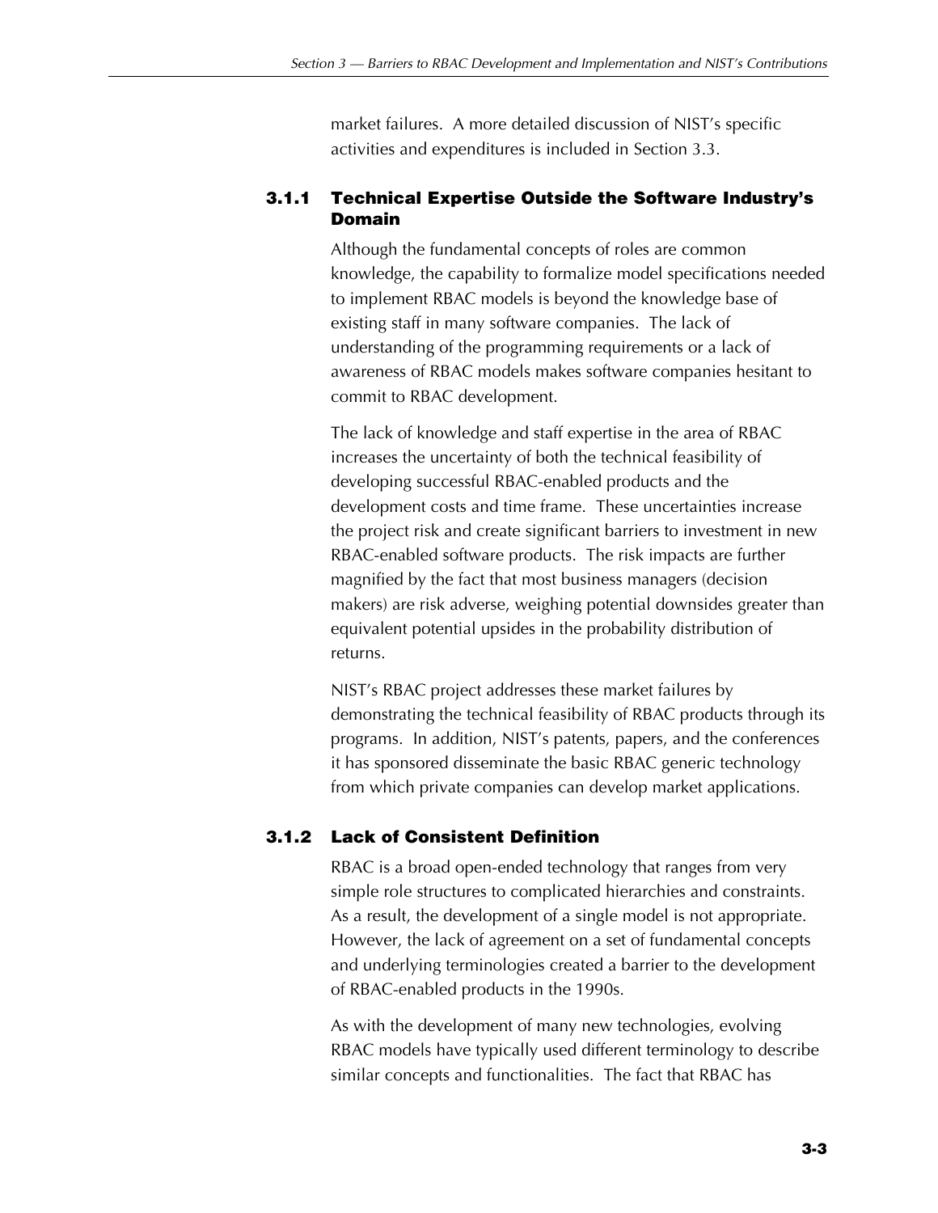market failures. A more detailed discussion of NIST's specific activities and expenditures is included in Section 3.3.

### 3.1.1 Technical Expertise Outside the Software Industry's Domain

Although the fundamental concepts of roles are common knowledge, the capability to formalize model specifications needed to implement RBAC models is beyond the knowledge base of existing staff in many software companies. The lack of understanding of the programming requirements or a lack of awareness of RBAC models makes software companies hesitant to commit to RBAC development.

The lack of knowledge and staff expertise in the area of RBAC increases the uncertainty of both the technical feasibility of developing successful RBAC-enabled products and the development costs and time frame. These uncertainties increase the project risk and create significant barriers to investment in new RBAC-enabled software products. The risk impacts are further magnified by the fact that most business managers (decision makers) are risk adverse, weighing potential downsides greater than equivalent potential upsides in the probability distribution of returns.

NIST's RBAC project addresses these market failures by demonstrating the technical feasibility of RBAC products through its programs. In addition, NIST's patents, papers, and the conferences it has sponsored disseminate the basic RBAC generic technology from which private companies can develop market applications.

### 3.1.2 Lack of Consistent Definition

RBAC is a broad open-ended technology that ranges from very simple role structures to complicated hierarchies and constraints. As a result, the development of a single model is not appropriate. However, the lack of agreement on a set of fundamental concepts and underlying terminologies created a barrier to the development of RBAC-enabled products in the 1990s.

As with the development of many new technologies, evolving RBAC models have typically used different terminology to describe similar concepts and functionalities. The fact that RBAC has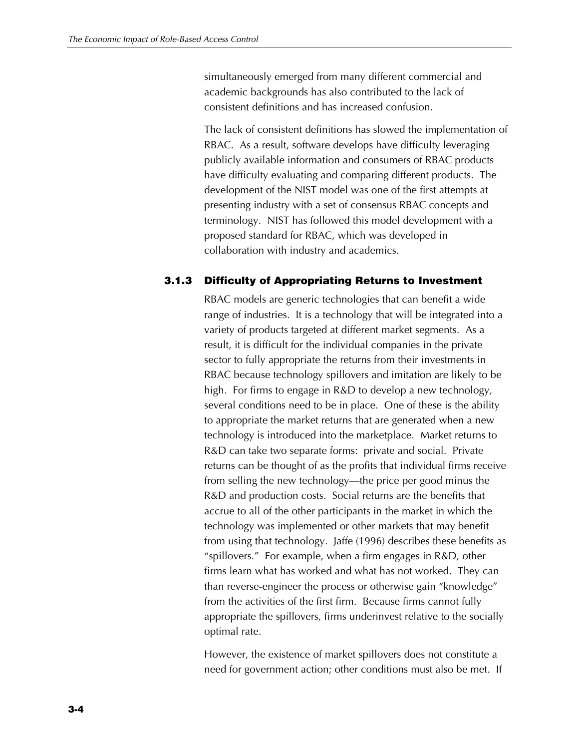simultaneously emerged from many different commercial and academic backgrounds has also contributed to the lack of consistent definitions and has increased confusion.

The lack of consistent definitions has slowed the implementation of RBAC. As a result, software develops have difficulty leveraging publicly available information and consumers of RBAC products have difficulty evaluating and comparing different products. The development of the NIST model was one of the first attempts at presenting industry with a set of consensus RBAC concepts and terminology. NIST has followed this model development with a proposed standard for RBAC, which was developed in collaboration with industry and academics.

### 3.1.3 Difficulty of Appropriating Returns to Investment

RBAC models are generic technologies that can benefit a wide range of industries. It is a technology that will be integrated into a variety of products targeted at different market segments. As a result, it is difficult for the individual companies in the private sector to fully appropriate the returns from their investments in RBAC because technology spillovers and imitation are likely to be high. For firms to engage in R&D to develop a new technology, several conditions need to be in place. One of these is the ability to appropriate the market returns that are generated when a new technology is introduced into the marketplace. Market returns to R&D can take two separate forms: private and social. Private returns can be thought of as the profits that individual firms receive from selling the new technology—the price per good minus the R&D and production costs. Social returns are the benefits that accrue to all of the other participants in the market in which the technology was implemented or other markets that may benefit from using that technology. Jaffe (1996) describes these benefits as "spillovers." For example, when a firm engages in R&D, other firms learn what has worked and what has not worked. They can than reverse-engineer the process or otherwise gain "knowledge" from the activities of the first firm. Because firms cannot fully appropriate the spillovers, firms underinvest relative to the socially optimal rate.

However, the existence of market spillovers does not constitute a need for government action; other conditions must also be met. If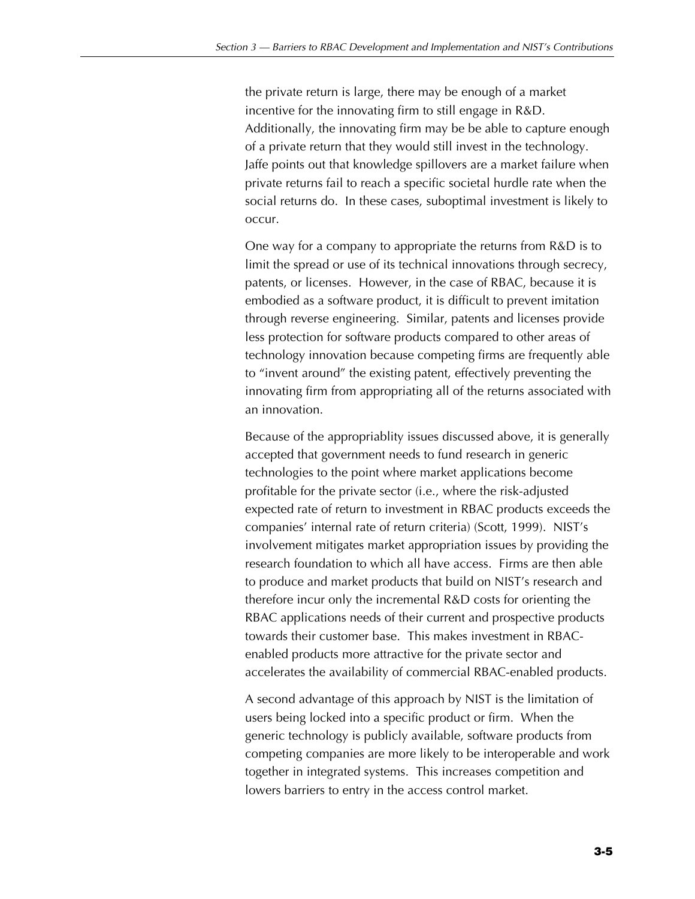the private return is large, there may be enough of a market incentive for the innovating firm to still engage in R&D. Additionally, the innovating firm may be be able to capture enough of a private return that they would still invest in the technology. Jaffe points out that knowledge spillovers are a market failure when private returns fail to reach a specific societal hurdle rate when the social returns do. In these cases, suboptimal investment is likely to occur.

One way for a company to appropriate the returns from R&D is to limit the spread or use of its technical innovations through secrecy, patents, or licenses. However, in the case of RBAC, because it is embodied as a software product, it is difficult to prevent imitation through reverse engineering. Similar, patents and licenses provide less protection for software products compared to other areas of technology innovation because competing firms are frequently able to "invent around" the existing patent, effectively preventing the innovating firm from appropriating all of the returns associated with an innovation.

Because of the appropriablity issues discussed above, it is generally accepted that government needs to fund research in generic technologies to the point where market applications become profitable for the private sector (i.e., where the risk-adjusted expected rate of return to investment in RBAC products exceeds the companies' internal rate of return criteria) (Scott, 1999). NIST's involvement mitigates market appropriation issues by providing the research foundation to which all have access. Firms are then able to produce and market products that build on NIST's research and therefore incur only the incremental R&D costs for orienting the RBAC applications needs of their current and prospective products towards their customer base. This makes investment in RBAC-enabled products more attractive for the private sector and accelerates the availability of commercial RBAC-enabled products.

A second advantage of this approach by NIST is the limitation of users being locked into a specific product or firm. When the generic technology is publicly available, software products from competing companies are more likely to be interoperable and work together in integrated systems. This increases competition and lowers barriers to entry in the access control market.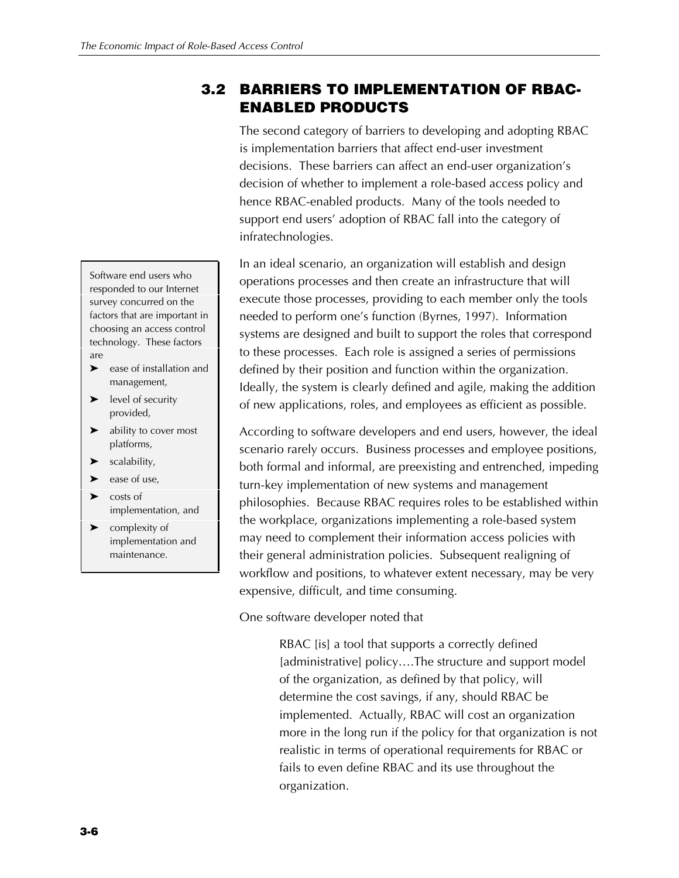## 3.2 BARRIERS TO IMPLEMENTATION OF RBAC-ENABLED PRODUCTS

The second category of barriers to developing and adopting RBAC is implementation barriers that affect end-user investment decisions. These barriers can affect an end-user organization's decision of whether to implement a role-based access policy and hence RBAC-enabled products. Many of the tools needed to support end users' adoption of RBAC fall into the category of infratechnologies.

> Software end users who responded to our Internet survey concurred on the factors that are important in choosing an access control technology. These factors are
>
> - ease of installation and management,
> - level of security provided,
> - ability to cover most platforms,
> - scalability,
> - ease of use,
> - costs of implementation, and
> - complexity of implementation and maintenance.

In an ideal scenario, an organization will establish and design operations processes and then create an infrastructure that will execute those processes, providing to each member only the tools needed to perform one's function (Byrnes, 1997). Information systems are designed and built to support the roles that correspond to these processes. Each role is assigned a series of permissions defined by their position and function within the organization. Ideally, the system is clearly defined and agile, making the addition of new applications, roles, and employees as efficient as possible.

According to software developers and end users, however, the ideal scenario rarely occurs. Business processes and employee positions, both formal and informal, are preexisting and entrenched, impeding turn-key implementation of new systems and management philosophies. Because RBAC requires roles to be established within the workplace, organizations implementing a role-based system may need to complement their information access policies with their general administration policies. Subsequent realigning of workflow and positions, to whatever extent necessary, may be very expensive, difficult, and time consuming.

One software developer noted that

> RBAC [is] a tool that supports a correctly defined [administrative] policy….The structure and support model of the organization, as defined by that policy, will determine the cost savings, if any, should RBAC be implemented. Actually, RBAC will cost an organization more in the long run if the policy for that organization is not realistic in terms of operational requirements for RBAC or fails to even define RBAC and its use throughout the organization.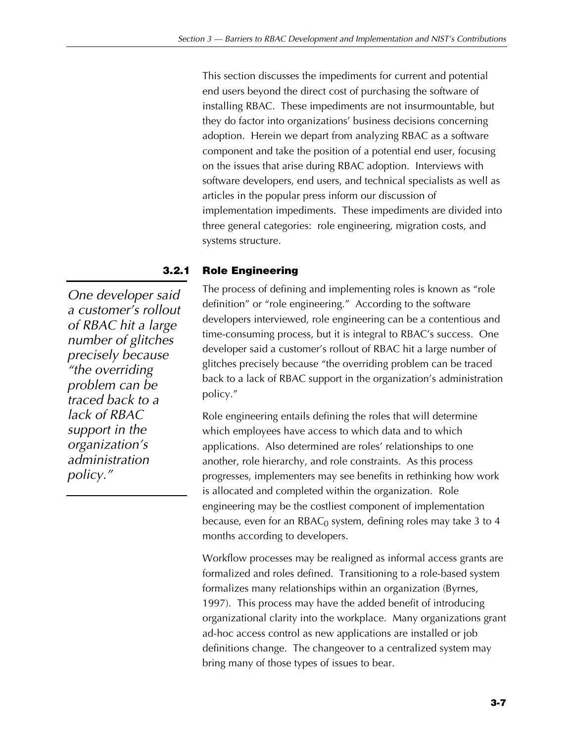This section discusses the impediments for current and potential end users beyond the direct cost of purchasing the software of installing RBAC. These impediments are not insurmountable, but they do factor into organizations' business decisions concerning adoption. Herein we depart from analyzing RBAC as a software component and take the position of a potential end user, focusing on the issues that arise during RBAC adoption. Interviews with software developers, end users, and technical specialists as well as articles in the popular press inform our discussion of implementation impediments. These impediments are divided into three general categories: role engineering, migration costs, and systems structure.

### 3.2.1 Role Engineering

*One developer said a customer's rollout of RBAC hit a large number of glitches precisely because "the overriding problem can be traced back to a lack of RBAC support in the organization's administration policy."*

The process of defining and implementing roles is known as "role definition" or "role engineering." According to the software developers interviewed, role engineering can be a contentious and time-consuming process, but it is integral to RBAC's success. One developer said a customer's rollout of RBAC hit a large number of glitches precisely because "the overriding problem can be traced back to a lack of RBAC support in the organization's administration policy."

Role engineering entails defining the roles that will determine which employees have access to which data and to which applications. Also determined are roles' relationships to one another, role hierarchy, and role constraints. As this process progresses, implementers may see benefits in rethinking how work is allocated and completed within the organization. Role engineering may be the costliest component of implementation because, even for an $RBAC_0$ system, defining roles may take 3 to 4 months according to developers.

Workflow processes may be realigned as informal access grants are formalized and roles defined. Transitioning to a role-based system formalizes many relationships within an organization (Byrnes, 1997). This process may have the added benefit of introducing organizational clarity into the workplace. Many organizations grant ad-hoc access control as new applications are installed or job definitions change. The changeover to a centralized system may bring many of those types of issues to bear.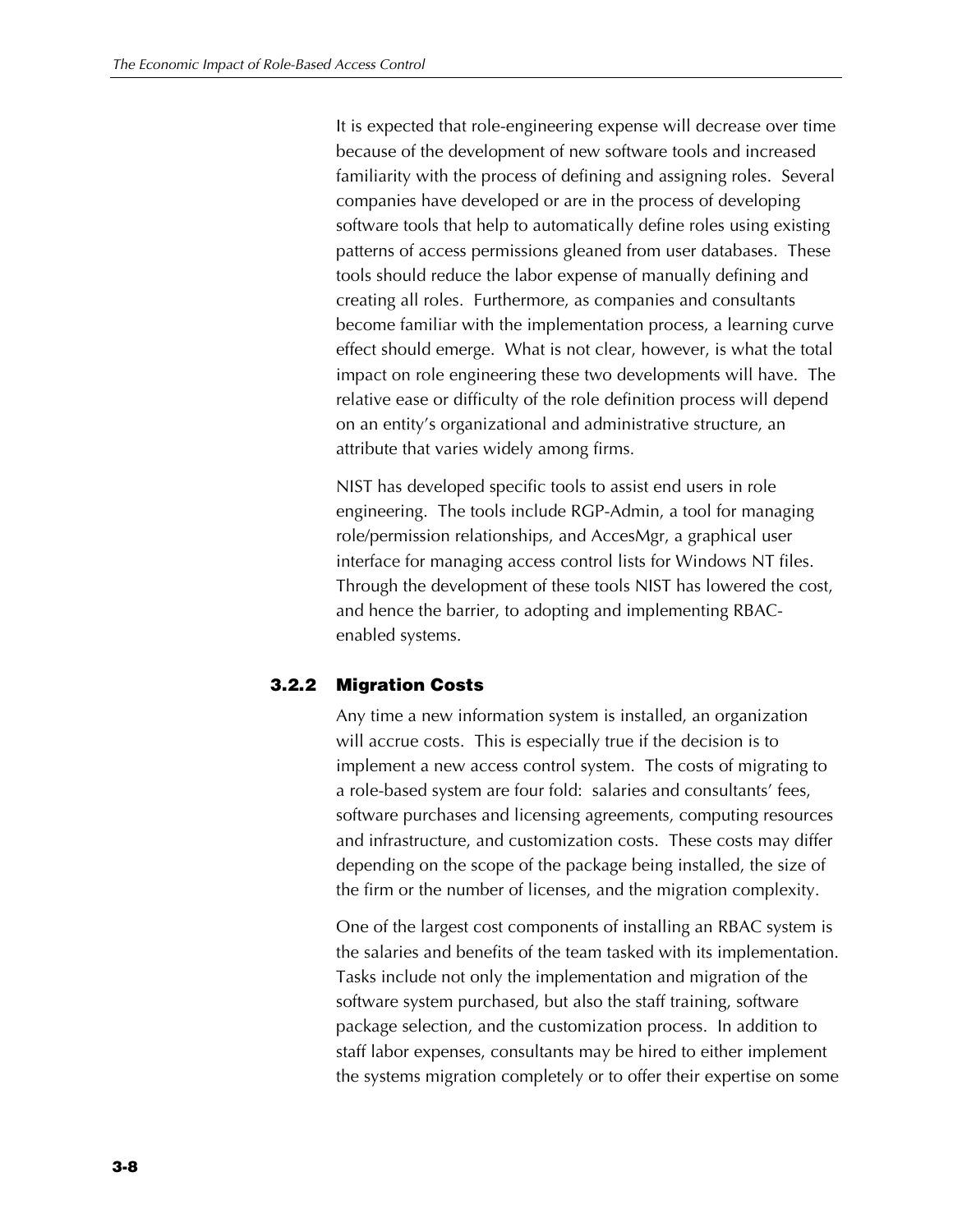It is expected that role-engineering expense will decrease over time because of the development of new software tools and increased familiarity with the process of defining and assigning roles. Several companies have developed or are in the process of developing software tools that help to automatically define roles using existing patterns of access permissions gleaned from user databases. These tools should reduce the labor expense of manually defining and creating all roles. Furthermore, as companies and consultants become familiar with the implementation process, a learning curve effect should emerge. What is not clear, however, is what the total impact on role engineering these two developments will have. The relative ease or difficulty of the role definition process will depend on an entity's organizational and administrative structure, an attribute that varies widely among firms.

NIST has developed specific tools to assist end users in role engineering. The tools include RGP-Admin, a tool for managing role/permission relationships, and AccesMgr, a graphical user interface for managing access control lists for Windows NT files. Through the development of these tools NIST has lowered the cost, and hence the barrier, to adopting and implementing RBAC-enabled systems.

### 3.2.2 Migration Costs

Any time a new information system is installed, an organization will accrue costs. This is especially true if the decision is to implement a new access control system. The costs of migrating to a role-based system are four fold: salaries and consultants' fees, software purchases and licensing agreements, computing resources and infrastructure, and customization costs. These costs may differ depending on the scope of the package being installed, the size of the firm or the number of licenses, and the migration complexity.

One of the largest cost components of installing an RBAC system is the salaries and benefits of the team tasked with its implementation. Tasks include not only the implementation and migration of the software system purchased, but also the staff training, software package selection, and the customization process. In addition to staff labor expenses, consultants may be hired to either implement the systems migration completely or to offer their expertise on some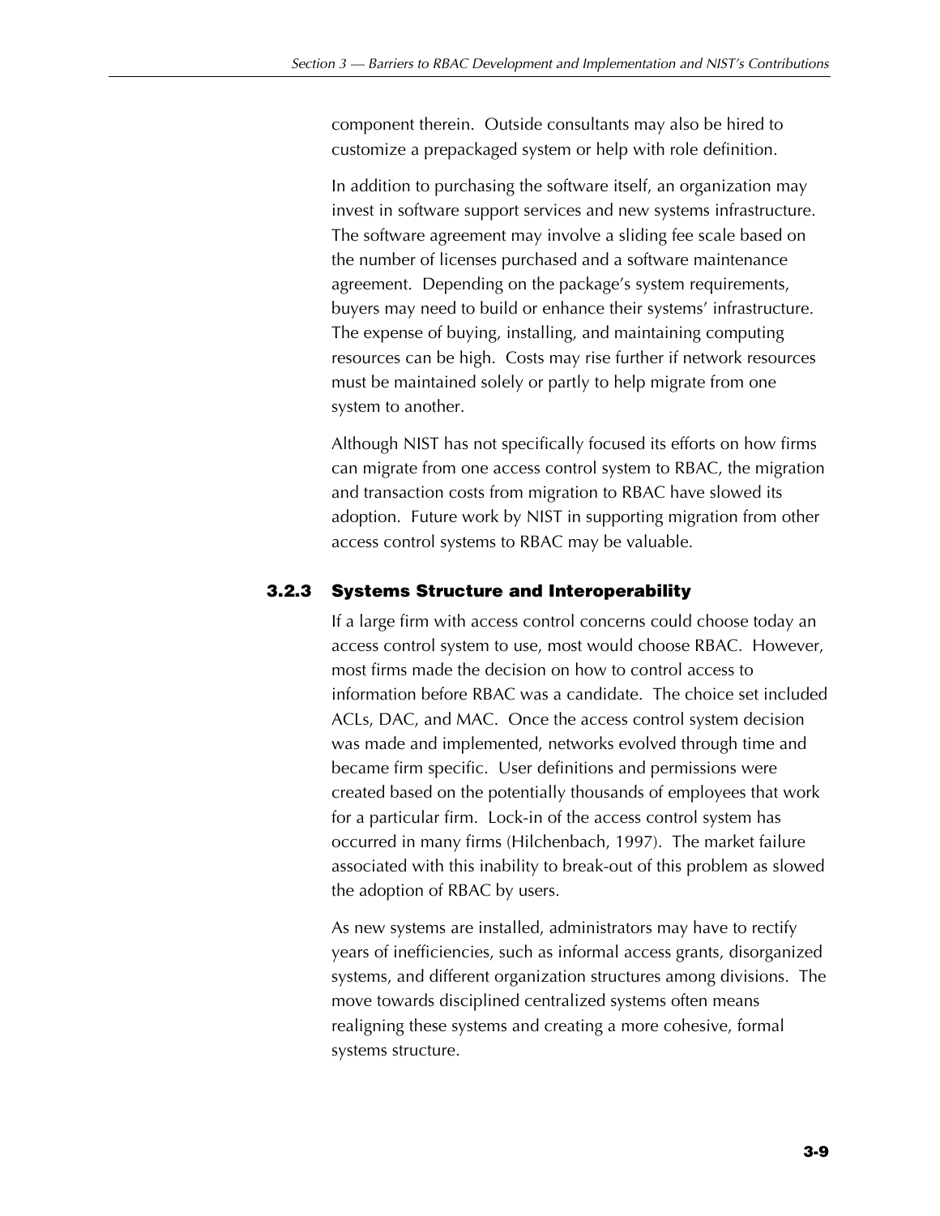component therein. Outside consultants may also be hired to customize a prepackaged system or help with role definition.

In addition to purchasing the software itself, an organization may invest in software support services and new systems infrastructure. The software agreement may involve a sliding fee scale based on the number of licenses purchased and a software maintenance agreement. Depending on the package's system requirements, buyers may need to build or enhance their systems' infrastructure. The expense of buying, installing, and maintaining computing resources can be high. Costs may rise further if network resources must be maintained solely or partly to help migrate from one system to another.

Although NIST has not specifically focused its efforts on how firms can migrate from one access control system to RBAC, the migration and transaction costs from migration to RBAC have slowed its adoption. Future work by NIST in supporting migration from other access control systems to RBAC may be valuable.

### 3.2.3 Systems Structure and Interoperability

If a large firm with access control concerns could choose today an access control system to use, most would choose RBAC. However, most firms made the decision on how to control access to information before RBAC was a candidate. The choice set included ACLs, DAC, and MAC. Once the access control system decision was made and implemented, networks evolved through time and became firm specific. User definitions and permissions were created based on the potentially thousands of employees that work for a particular firm. Lock-in of the access control system has occurred in many firms (Hilchenbach, 1997). The market failure associated with this inability to break-out of this problem as slowed the adoption of RBAC by users.

As new systems are installed, administrators may have to rectify years of inefficiencies, such as informal access grants, disorganized systems, and different organization structures among divisions. The move towards disciplined centralized systems often means realigning these systems and creating a more cohesive, formal systems structure.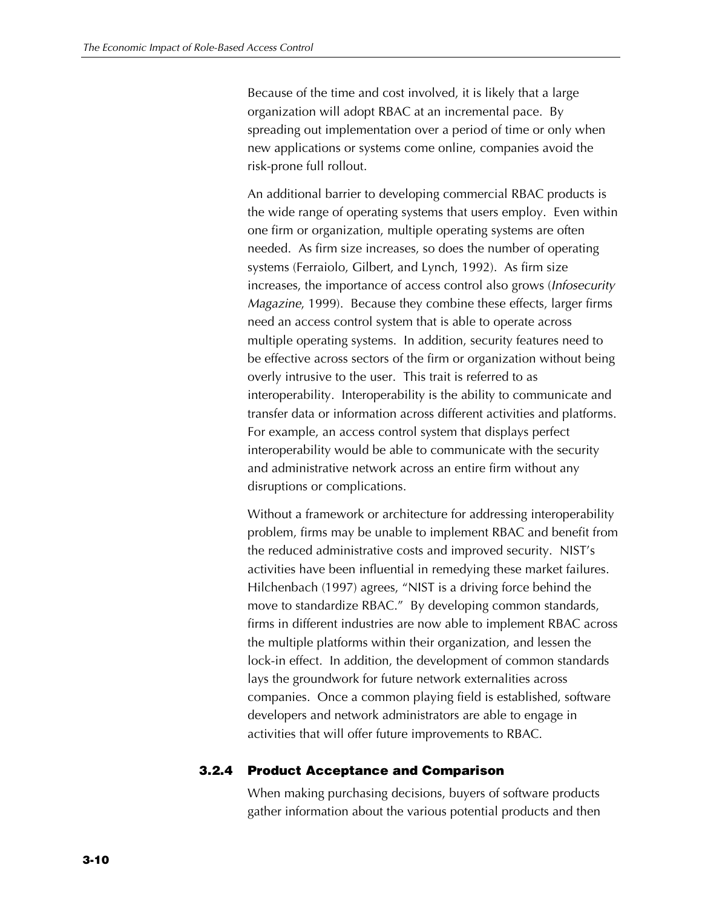Because of the time and cost involved, it is likely that a large organization will adopt RBAC at an incremental pace. By spreading out implementation over a period of time or only when new applications or systems come online, companies avoid the risk-prone full rollout.

An additional barrier to developing commercial RBAC products is the wide range of operating systems that users employ. Even within one firm or organization, multiple operating systems are often needed. As firm size increases, so does the number of operating systems (Ferraiolo, Gilbert, and Lynch, 1992). As firm size increases, the importance of access control also grows (*Infosecurity Magazine*, 1999). Because they combine these effects, larger firms need an access control system that is able to operate across multiple operating systems. In addition, security features need to be effective across sectors of the firm or organization without being overly intrusive to the user. This trait is referred to as interoperability. Interoperability is the ability to communicate and transfer data or information across different activities and platforms. For example, an access control system that displays perfect interoperability would be able to communicate with the security and administrative network across an entire firm without any disruptions or complications.

Without a framework or architecture for addressing interoperability problem, firms may be unable to implement RBAC and benefit from the reduced administrative costs and improved security. NIST's activities have been influential in remedying these market failures. Hilchenbach (1997) agrees, "NIST is a driving force behind the move to standardize RBAC." By developing common standards, firms in different industries are now able to implement RBAC across the multiple platforms within their organization, and lessen the lock-in effect. In addition, the development of common standards lays the groundwork for future network externalities across companies. Once a common playing field is established, software developers and network administrators are able to engage in activities that will offer future improvements to RBAC.

### 3.2.4 Product Acceptance and Comparison

When making purchasing decisions, buyers of software products gather information about the various potential products and then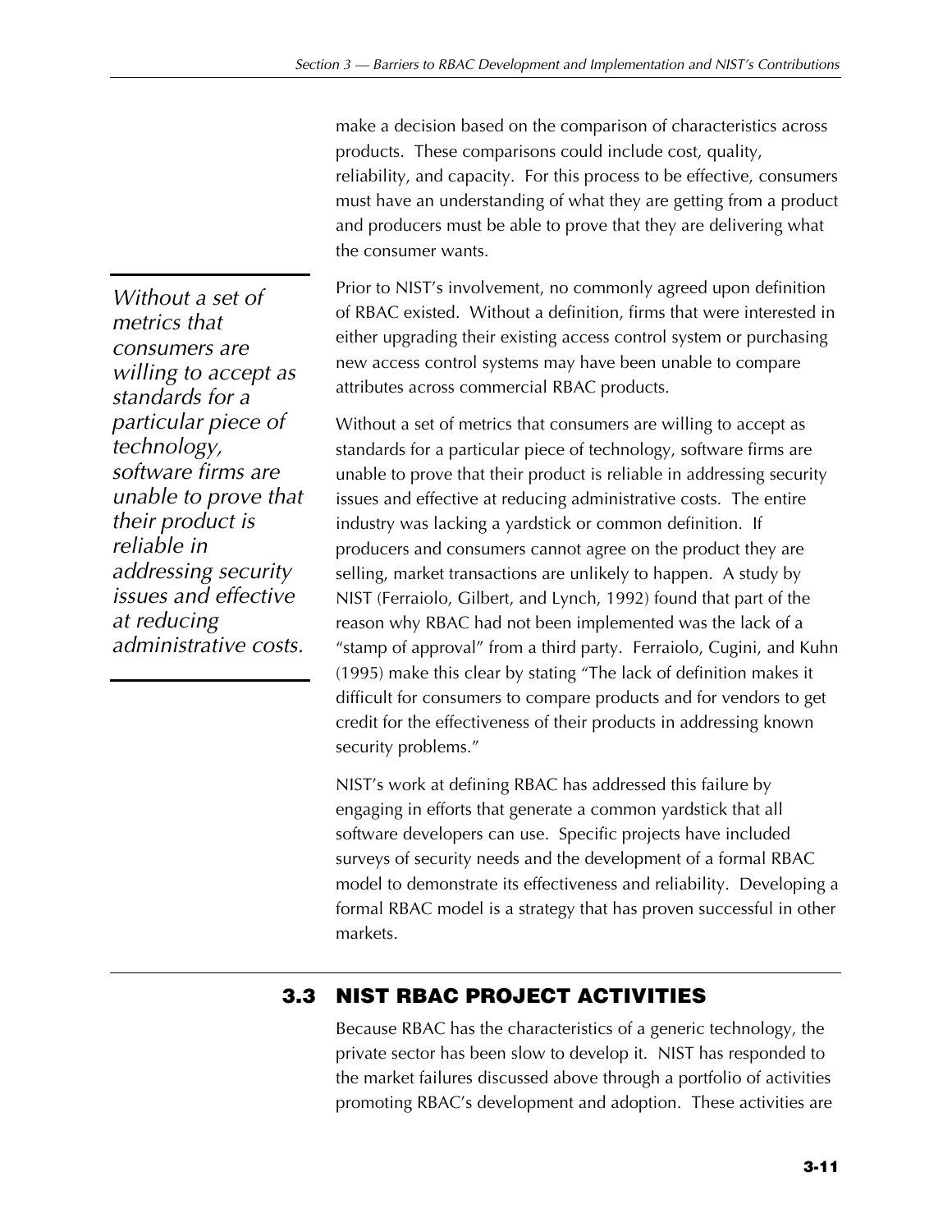make a decision based on the comparison of characteristics across products. These comparisons could include cost, quality, reliability, and capacity. For this process to be effective, consumers must have an understanding of what they are getting from a product and producers must be able to prove that they are delivering what the consumer wants.

*Without a set of metrics that consumers are willing to accept as standards for a particular piece of technology, software firms are unable to prove that their product is reliable in addressing security issues and effective at reducing administrative costs.*

Prior to NIST's involvement, no commonly agreed upon definition of RBAC existed. Without a definition, firms that were interested in either upgrading their existing access control system or purchasing new access control systems may have been unable to compare attributes across commercial RBAC products.

Without a set of metrics that consumers are willing to accept as standards for a particular piece of technology, software firms are unable to prove that their product is reliable in addressing security issues and effective at reducing administrative costs. The entire industry was lacking a yardstick or common definition. If producers and consumers cannot agree on the product they are selling, market transactions are unlikely to happen. A study by NIST (Ferraiolo, Gilbert, and Lynch, 1992) found that part of the reason why RBAC had not been implemented was the lack of a "stamp of approval" from a third party. Ferraiolo, Cugini, and Kuhn (1995) make this clear by stating "The lack of definition makes it difficult for consumers to compare products and for vendors to get credit for the effectiveness of their products in addressing known security problems."

NIST's work at defining RBAC has addressed this failure by engaging in efforts that generate a common yardstick that all software developers can use. Specific projects have included surveys of security needs and the development of a formal RBAC model to demonstrate its effectiveness and reliability. Developing a formal RBAC model is a strategy that has proven successful in other markets.

## 3.3 NIST RBAC PROJECT ACTIVITIES

Because RBAC has the characteristics of a generic technology, the private sector has been slow to develop it. NIST has responded to the market failures discussed above through a portfolio of activities promoting RBAC's development and adoption. These activities are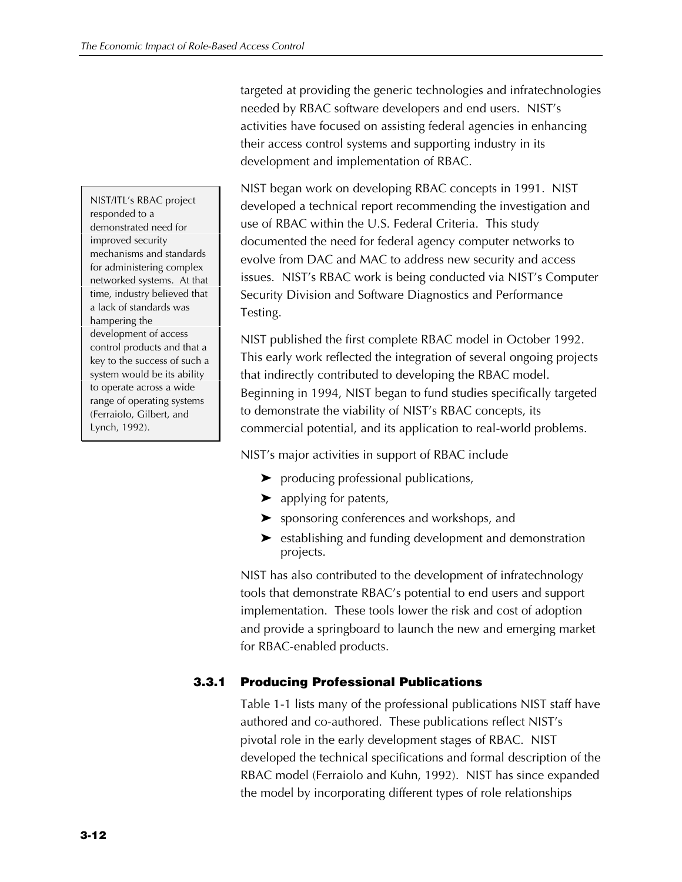targeted at providing the generic technologies and infratechnologies needed by RBAC software developers and end users. NIST's activities have focused on assisting federal agencies in enhancing their access control systems and supporting industry in its development and implementation of RBAC.

> NIST/ITL's RBAC project responded to a demonstrated need for improved security mechanisms and standards for administering complex networked systems. At that time, industry believed that a lack of standards was hampering the development of access control products and that a key to the success of such a system would be its ability to operate across a wide range of operating systems (Ferraiolo, Gilbert, and Lynch, 1992).

NIST began work on developing RBAC concepts in 1991. NIST developed a technical report recommending the investigation and use of RBAC within the U.S. Federal Criteria. This study documented the need for federal agency computer networks to evolve from DAC and MAC to address new security and access issues. NIST's RBAC work is being conducted via NIST's Computer Security Division and Software Diagnostics and Performance Testing.

NIST published the first complete RBAC model in October 1992. This early work reflected the integration of several ongoing projects that indirectly contributed to developing the RBAC model. Beginning in 1994, NIST began to fund studies specifically targeted to demonstrate the viability of NIST's RBAC concepts, its commercial potential, and its application to real-world problems.

NIST's major activities in support of RBAC include

- producing professional publications,
- applying for patents,
- sponsoring conferences and workshops, and
- establishing and funding development and demonstration projects.

NIST has also contributed to the development of infratechnology tools that demonstrate RBAC's potential to end users and support implementation. These tools lower the risk and cost of adoption and provide a springboard to launch the new and emerging market for RBAC-enabled products.

### 3.3.1 Producing Professional Publications

Table 1-1 lists many of the professional publications NIST staff have authored and co-authored. These publications reflect NIST's pivotal role in the early development stages of RBAC. NIST developed the technical specifications and formal description of the RBAC model (Ferraiolo and Kuhn, 1992). NIST has since expanded the model by incorporating different types of role relationships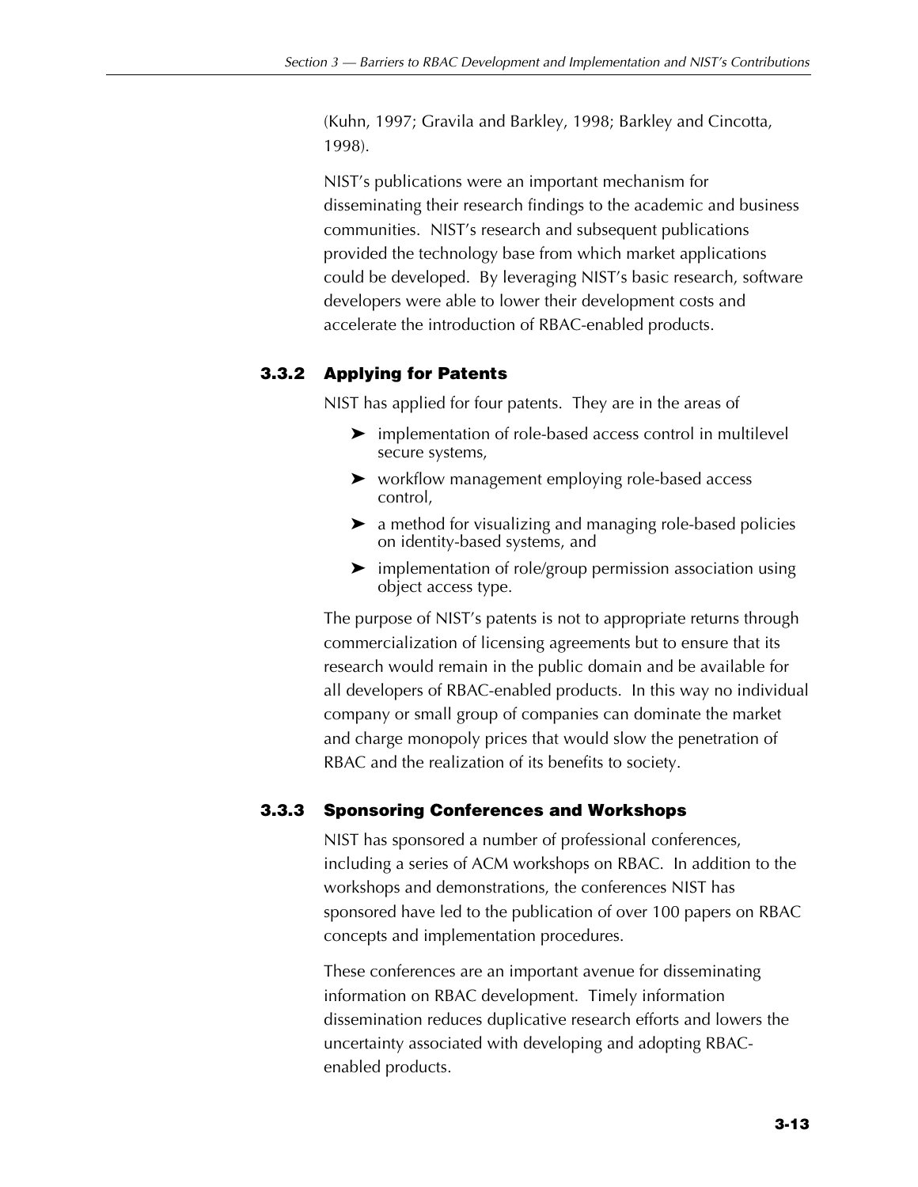(Kuhn, 1997; Gravila and Barkley, 1998; Barkley and Cincotta, 1998).

NIST's publications were an important mechanism for disseminating their research findings to the academic and business communities. NIST's research and subsequent publications provided the technology base from which market applications could be developed. By leveraging NIST's basic research, software developers were able to lower their development costs and accelerate the introduction of RBAC-enabled products.

### 3.3.2 Applying for Patents

NIST has applied for four patents. They are in the areas of

- implementation of role-based access control in multilevel secure systems,
- workflow management employing role-based access control,
- a method for visualizing and managing role-based policies on identity-based systems, and
- implementation of role/group permission association using object access type.

The purpose of NIST's patents is not to appropriate returns through commercialization of licensing agreements but to ensure that its research would remain in the public domain and be available for all developers of RBAC-enabled products. In this way no individual company or small group of companies can dominate the market and charge monopoly prices that would slow the penetration of RBAC and the realization of its benefits to society.

### 3.3.3 Sponsoring Conferences and Workshops

NIST has sponsored a number of professional conferences, including a series of ACM workshops on RBAC. In addition to the workshops and demonstrations, the conferences NIST has sponsored have led to the publication of over 100 papers on RBAC concepts and implementation procedures.

These conferences are an important avenue for disseminating information on RBAC development. Timely information dissemination reduces duplicative research efforts and lowers the uncertainty associated with developing and adopting RBAC-enabled products.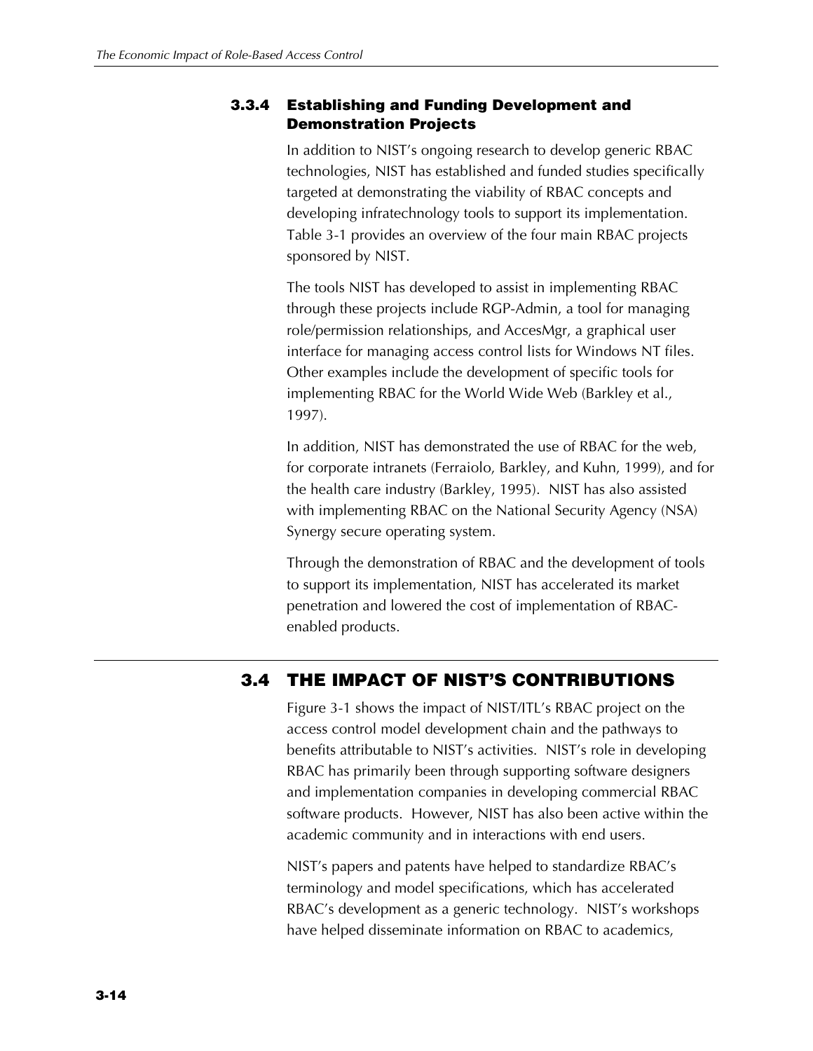### 3.3.4 Establishing and Funding Development and Demonstration Projects

In addition to NIST's ongoing research to develop generic RBAC technologies, NIST has established and funded studies specifically targeted at demonstrating the viability of RBAC concepts and developing infratechnology tools to support its implementation. Table 3-1 provides an overview of the four main RBAC projects sponsored by NIST.

The tools NIST has developed to assist in implementing RBAC through these projects include RGP-Admin, a tool for managing role/permission relationships, and AccesMgr, a graphical user interface for managing access control lists for Windows NT files. Other examples include the development of specific tools for implementing RBAC for the World Wide Web (Barkley et al., 1997).

In addition, NIST has demonstrated the use of RBAC for the web, for corporate intranets (Ferraiolo, Barkley, and Kuhn, 1999), and for the health care industry (Barkley, 1995). NIST has also assisted with implementing RBAC on the National Security Agency (NSA) Synergy secure operating system.

Through the demonstration of RBAC and the development of tools to support its implementation, NIST has accelerated its market penetration and lowered the cost of implementation of RBAC-enabled products.

## 3.4 THE IMPACT OF NIST'S CONTRIBUTIONS

Figure 3-1 shows the impact of NIST/ITL's RBAC project on the access control model development chain and the pathways to benefits attributable to NIST's activities. NIST's role in developing RBAC has primarily been through supporting software designers and implementation companies in developing commercial RBAC software products. However, NIST has also been active within the academic community and in interactions with end users.

NIST's papers and patents have helped to standardize RBAC's terminology and model specifications, which has accelerated RBAC's development as a generic technology. NIST's workshops have helped disseminate information on RBAC to academics,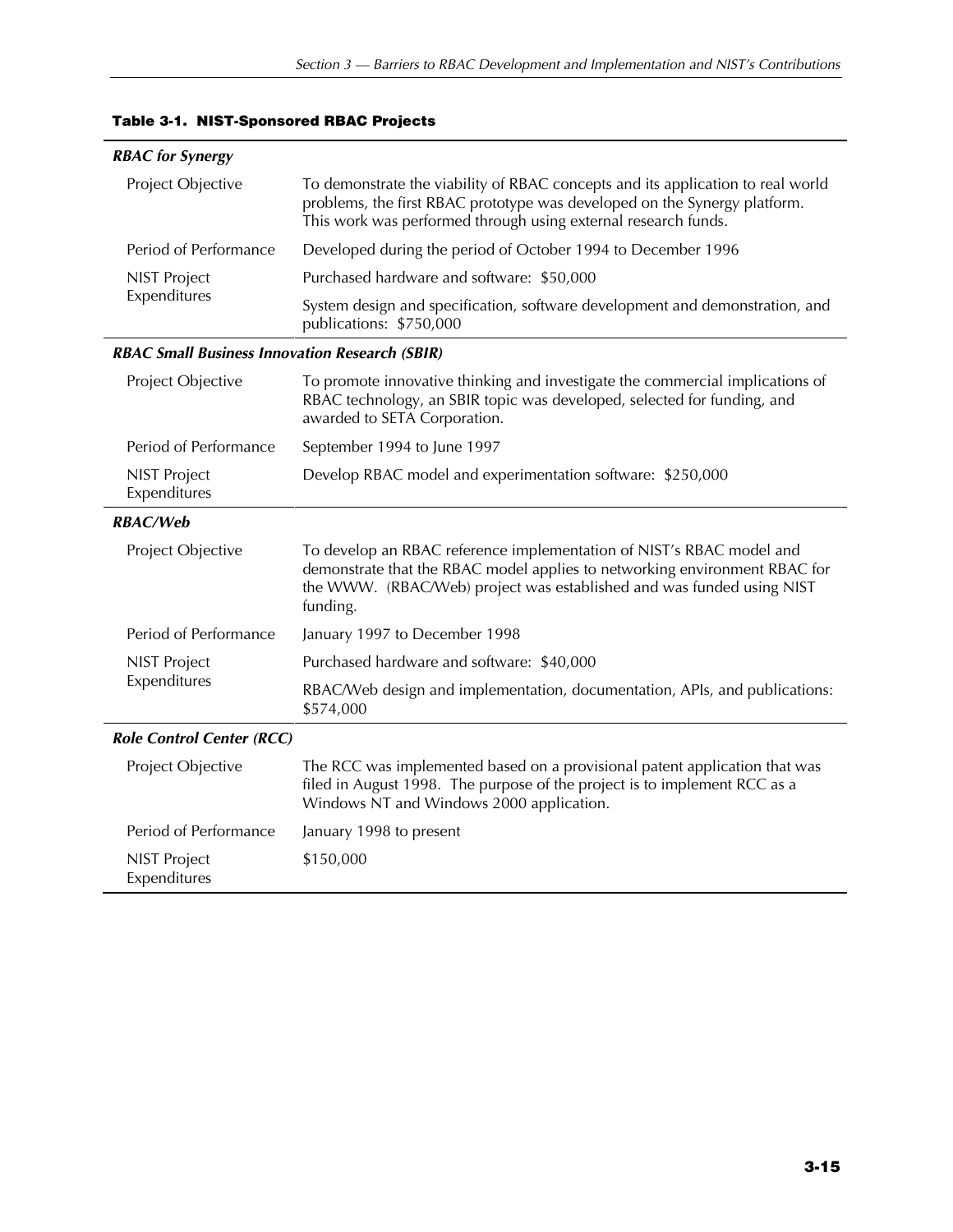**Table 3-1. NIST-Sponsored RBAC Projects**

| | |
|---|---|
| ***RBAC for Synergy*** | |
| Project Objective | To demonstrate the viability of RBAC concepts and its application to real world problems, the first RBAC prototype was developed on the Synergy platform. This work was performed through using external research funds. |
| Period of Performance | Developed during the period of October 1994 to December 1996 |
| NIST Project Expenditures | Purchased hardware and software: $50,000 |
| | System design and specification, software development and demonstration, and publications: $750,000 |
| ***RBAC Small Business Innovation Research (SBIR)*** | |
| Project Objective | To promote innovative thinking and investigate the commercial implications of RBAC technology, an SBIR topic was developed, selected for funding, and awarded to SETA Corporation. |
| Period of Performance | September 1994 to June 1997 |
| NIST Project Expenditures | Develop RBAC model and experimentation software: $250,000 |
| ***RBAC/Web*** | |
| Project Objective | To develop an RBAC reference implementation of NIST's RBAC model and demonstrate that the RBAC model applies to networking environment RBAC for the WWW. (RBAC/Web) project was established and was funded using NIST funding. |
| Period of Performance | January 1997 to December 1998 |
| NIST Project Expenditures | Purchased hardware and software: $40,000 |
| | RBAC/Web design and implementation, documentation, APIs, and publications: $574,000 |
| ***Role Control Center (RCC)*** | |
| Project Objective | The RCC was implemented based on a provisional patent application that was filed in August 1998. The purpose of the project is to implement RCC as a Windows NT and Windows 2000 application. |
| Period of Performance | January 1998 to present |
| NIST Project Expenditures | $150,000 |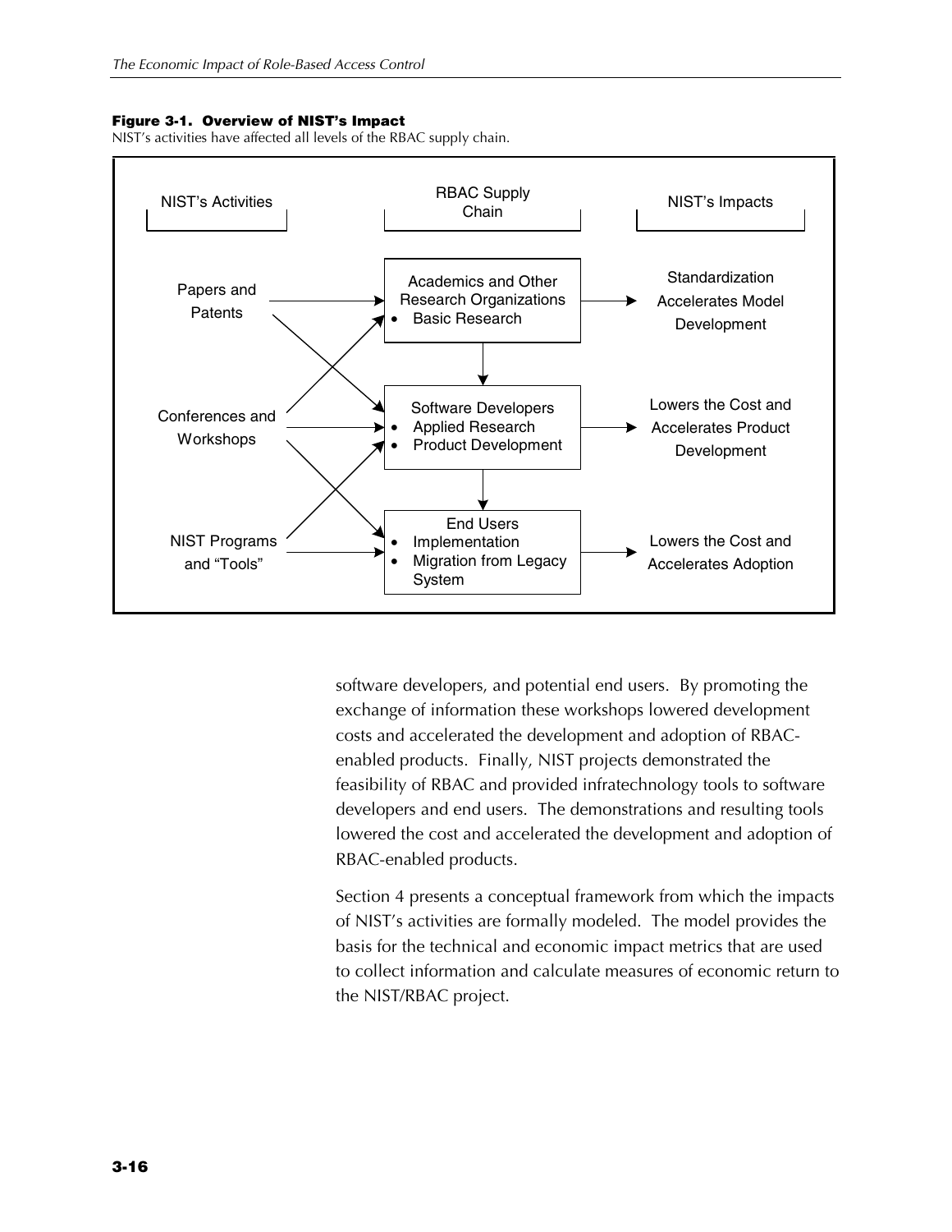**Figure 3-1. Overview of NIST's Impact**
NIST's activities have affected all levels of the RBAC supply chain.

| NIST's Activities | RBAC Supply Chain | NIST's Impacts |
|---|---|---|
| Papers and Patents | Academics and Other Research Organizations<br>• Basic Research | Standardization Accelerates Model Development |
| Conferences and Workshops | Software Developers<br>• Applied Research<br>• Product Development | Lowers the Cost and Accelerates Product Development |
| NIST Programs and "Tools" | End Users<br>• Implementation<br>• Migration from Legacy System | Lowers the Cost and Accelerates Adoption |

software developers, and potential end users. By promoting the exchange of information these workshops lowered development costs and accelerated the development and adoption of RBAC-enabled products. Finally, NIST projects demonstrated the feasibility of RBAC and provided infratechnology tools to software developers and end users. The demonstrations and resulting tools lowered the cost and accelerated the development and adoption of RBAC-enabled products.

Section 4 presents a conceptual framework from which the impacts of NIST's activities are formally modeled. The model provides the basis for the technical and economic impact metrics that are used to collect information and calculate measures of economic return to the NIST/RBAC project.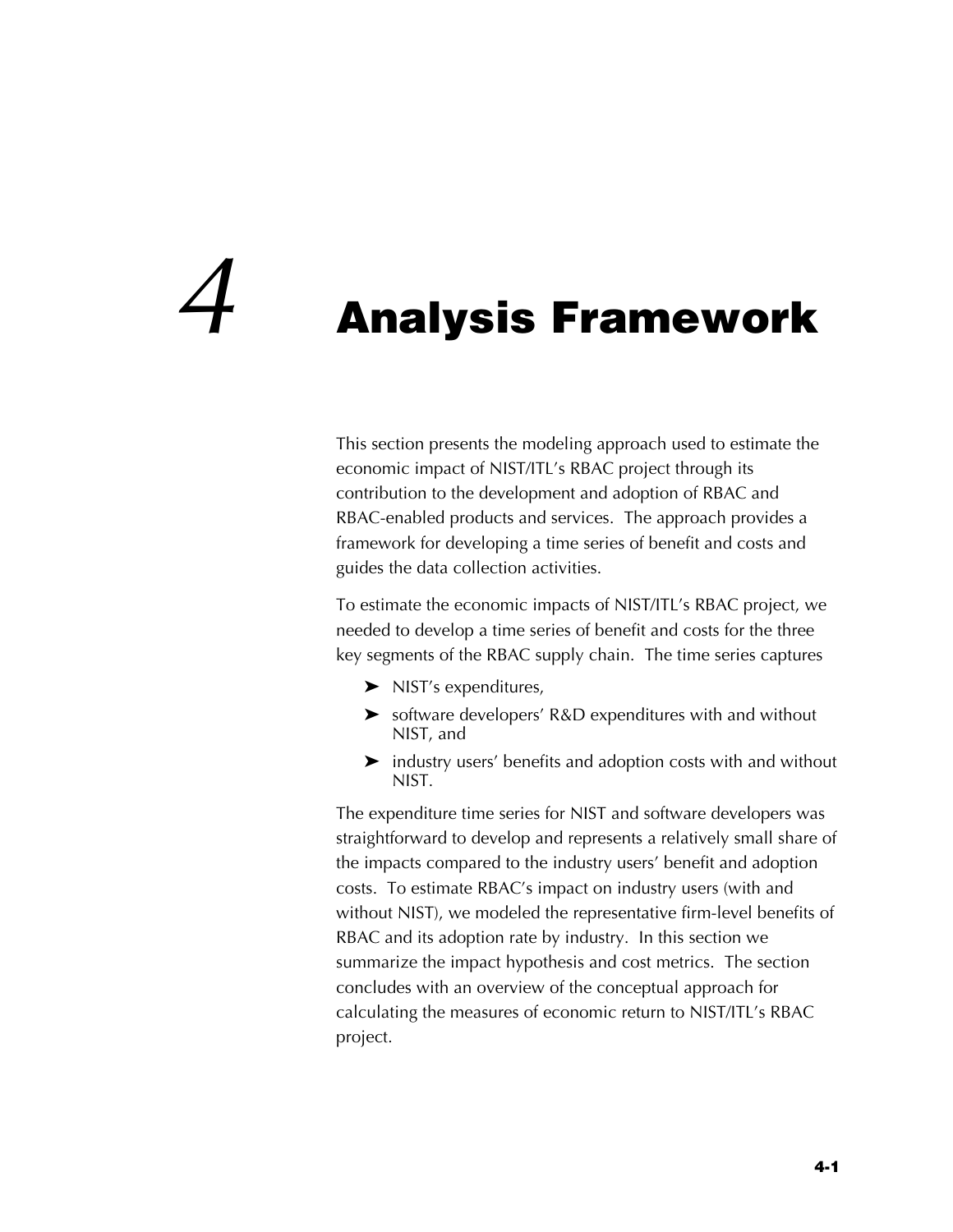# 4 Analysis Framework

This section presents the modeling approach used to estimate the economic impact of NIST/ITL's RBAC project through its contribution to the development and adoption of RBAC and RBAC-enabled products and services. The approach provides a framework for developing a time series of benefit and costs and guides the data collection activities.

To estimate the economic impacts of NIST/ITL's RBAC project, we needed to develop a time series of benefit and costs for the three key segments of the RBAC supply chain. The time series captures

- NIST's expenditures,
- software developers' R&D expenditures with and without NIST, and
- industry users' benefits and adoption costs with and without NIST.

The expenditure time series for NIST and software developers was straightforward to develop and represents a relatively small share of the impacts compared to the industry users' benefit and adoption costs. To estimate RBAC's impact on industry users (with and without NIST), we modeled the representative firm-level benefits of RBAC and its adoption rate by industry. In this section we summarize the impact hypothesis and cost metrics. The section concludes with an overview of the conceptual approach for calculating the measures of economic return to NIST/ITL's RBAC project.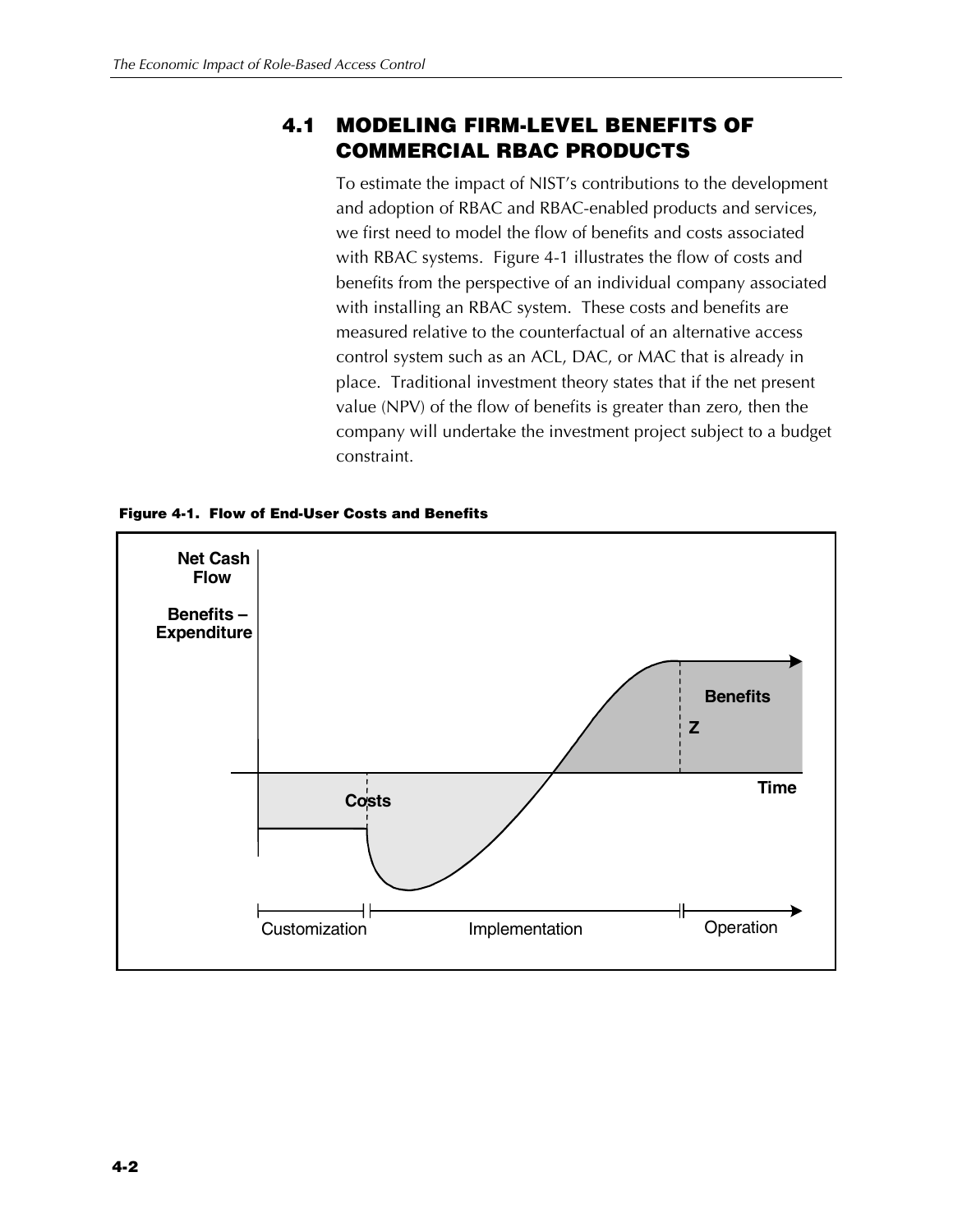## 4.1 MODELING FIRM-LEVEL BENEFITS OF COMMERCIAL RBAC PRODUCTS

To estimate the impact of NIST's contributions to the development and adoption of RBAC and RBAC-enabled products and services, we first need to model the flow of benefits and costs associated with RBAC systems. Figure 4-1 illustrates the flow of costs and benefits from the perspective of an individual company associated with installing an RBAC system. These costs and benefits are measured relative to the counterfactual of an alternative access control system such as an ACL, DAC, or MAC that is already in place. Traditional investment theory states that if the net present value (NPV) of the flow of benefits is greater than zero, then the company will undertake the investment project subject to a budget constraint.

**Figure 4-1. Flow of End-User Costs and Benefits**

Net Cash Flow

Benefits – Expenditure

Benefits

Z

Time

Costs

Customization | Implementation | Operation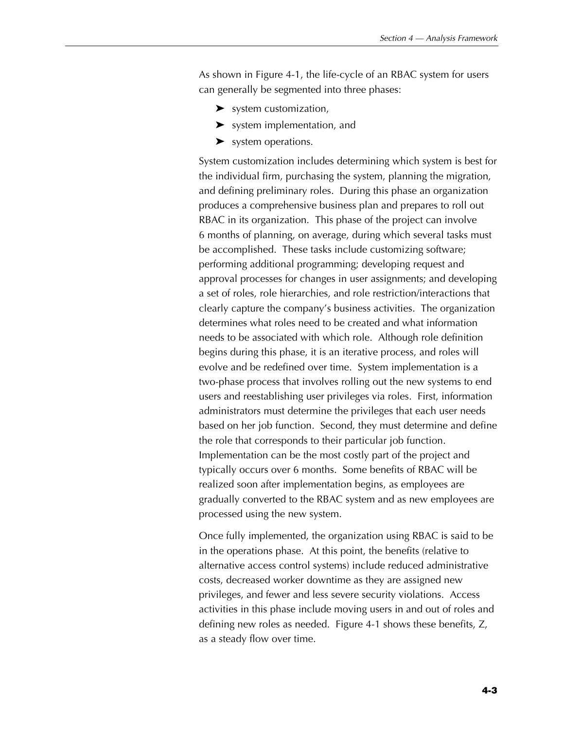As shown in Figure 4-1, the life-cycle of an RBAC system for users can generally be segmented into three phases:

- system customization,
- system implementation, and
- system operations.

System customization includes determining which system is best for the individual firm, purchasing the system, planning the migration, and defining preliminary roles. During this phase an organization produces a comprehensive business plan and prepares to roll out RBAC in its organization. This phase of the project can involve 6 months of planning, on average, during which several tasks must be accomplished. These tasks include customizing software; performing additional programming; developing request and approval processes for changes in user assignments; and developing a set of roles, role hierarchies, and role restriction/interactions that clearly capture the company's business activities. The organization determines what roles need to be created and what information needs to be associated with which role. Although role definition begins during this phase, it is an iterative process, and roles will evolve and be redefined over time. System implementation is a two-phase process that involves rolling out the new systems to end users and reestablishing user privileges via roles. First, information administrators must determine the privileges that each user needs based on her job function. Second, they must determine and define the role that corresponds to their particular job function. Implementation can be the most costly part of the project and typically occurs over 6 months. Some benefits of RBAC will be realized soon after implementation begins, as employees are gradually converted to the RBAC system and as new employees are processed using the new system.

Once fully implemented, the organization using RBAC is said to be in the operations phase. At this point, the benefits (relative to alternative access control systems) include reduced administrative costs, decreased worker downtime as they are assigned new privileges, and fewer and less severe security violations. Access activities in this phase include moving users in and out of roles and defining new roles as needed. Figure 4-1 shows these benefits, Z, as a steady flow over time.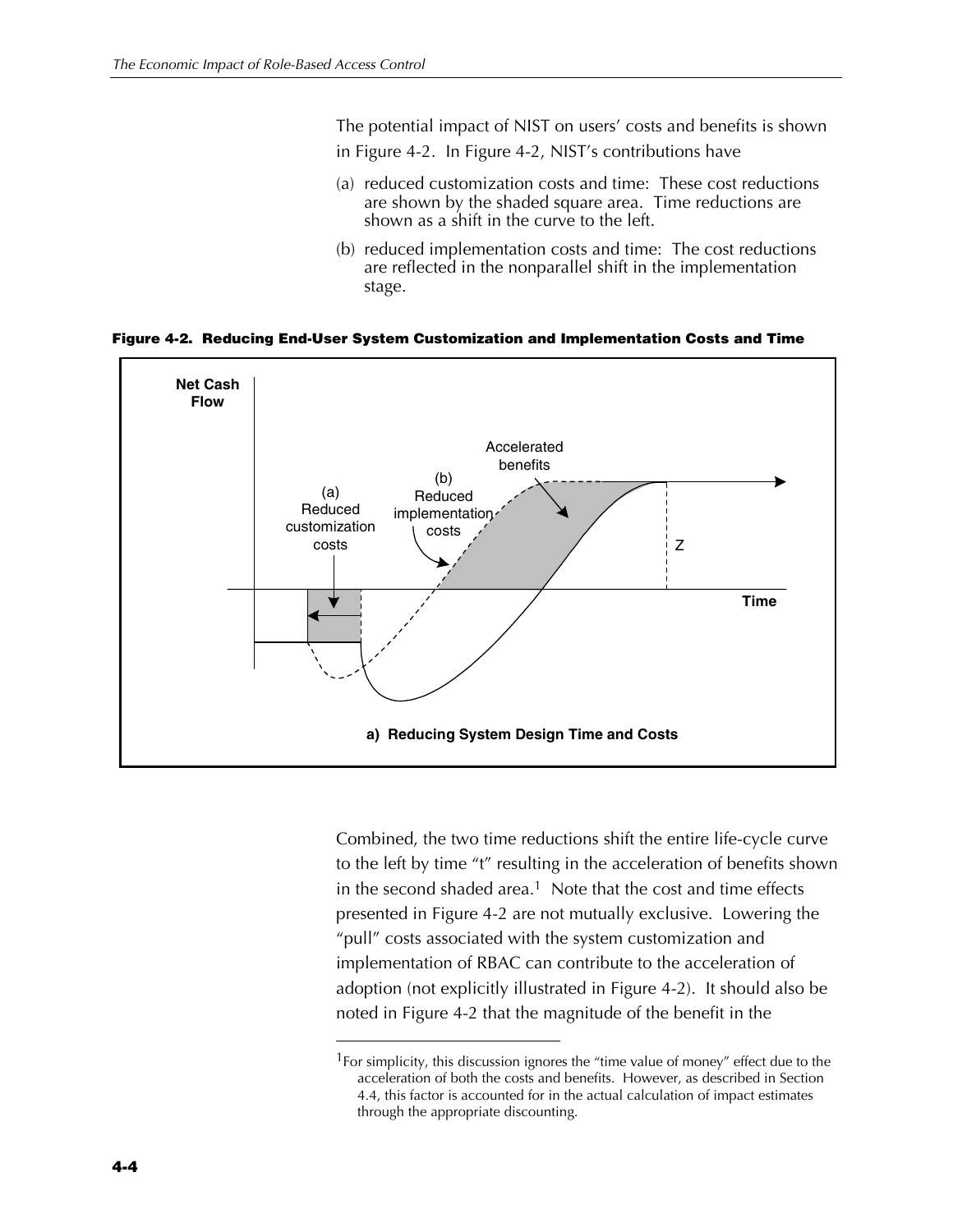The potential impact of NIST on users' costs and benefits is shown in Figure 4-2. In Figure 4-2, NIST's contributions have

(a) reduced customization costs and time: These cost reductions are shown by the shaded square area. Time reductions are shown as a shift in the curve to the left.

(b) reduced implementation costs and time: The cost reductions are reflected in the nonparallel shift in the implementation stage.

**Figure 4-2. Reducing End-User System Customization and Implementation Costs and Time**

Combined, the two time reductions shift the entire life-cycle curve to the left by time "t" resulting in the acceleration of benefits shown in the second shaded area.[1] Note that the cost and time effects presented in Figure 4-2 are not mutually exclusive. Lowering the "pull" costs associated with the system customization and implementation of RBAC can contribute to the acceleration of adoption (not explicitly illustrated in Figure 4-2). It should also be noted in Figure 4-2 that the magnitude of the benefit in the

[1] For simplicity, this discussion ignores the "time value of money" effect due to the acceleration of both the costs and benefits. However, as described in Section 4.4, this factor is accounted for in the actual calculation of impact estimates through the appropriate discounting.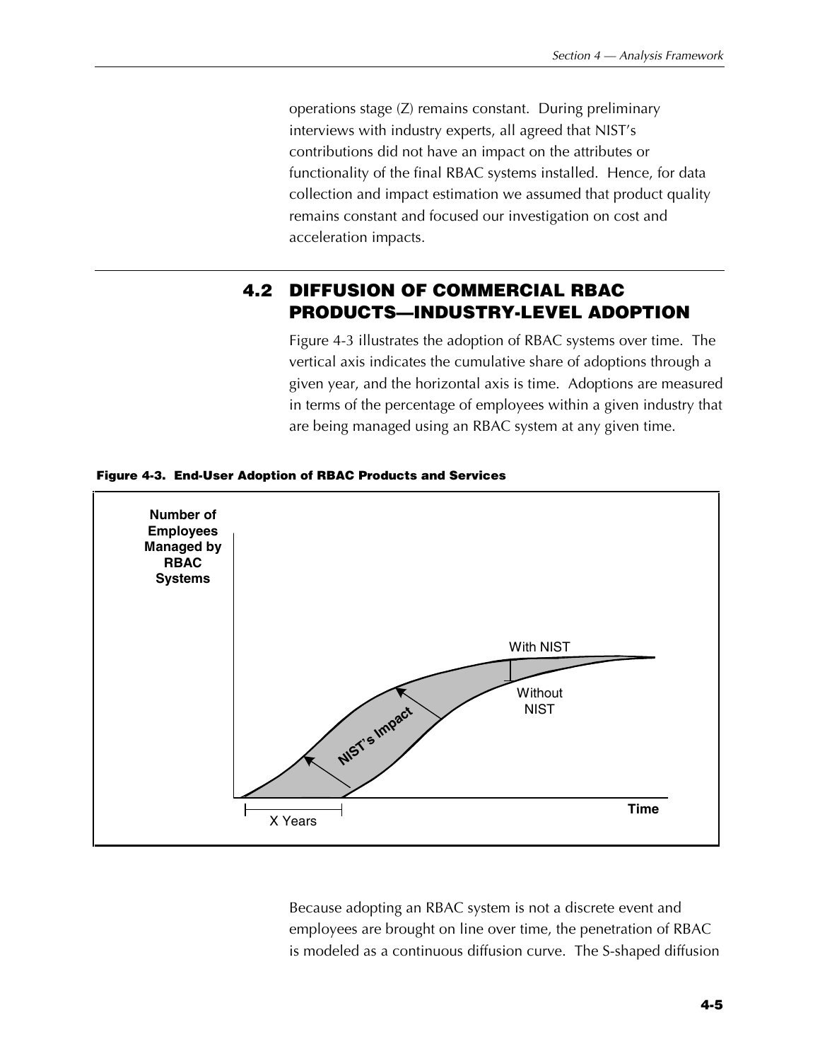operations stage (Z) remains constant. During preliminary interviews with industry experts, all agreed that NIST's contributions did not have an impact on the attributes or functionality of the final RBAC systems installed. Hence, for data collection and impact estimation we assumed that product quality remains constant and focused our investigation on cost and acceleration impacts.

## 4.2 DIFFUSION OF COMMERCIAL RBAC PRODUCTS—INDUSTRY-LEVEL ADOPTION

Figure 4-3 illustrates the adoption of RBAC systems over time. The vertical axis indicates the cumulative share of adoptions through a given year, and the horizontal axis is time. Adoptions are measured in terms of the percentage of employees within a given industry that are being managed using an RBAC system at any given time.

**Figure 4-3. End-User Adoption of RBAC Products and Services**

Because adopting an RBAC system is not a discrete event and employees are brought on line over time, the penetration of RBAC is modeled as a continuous diffusion curve. The S-shaped diffusion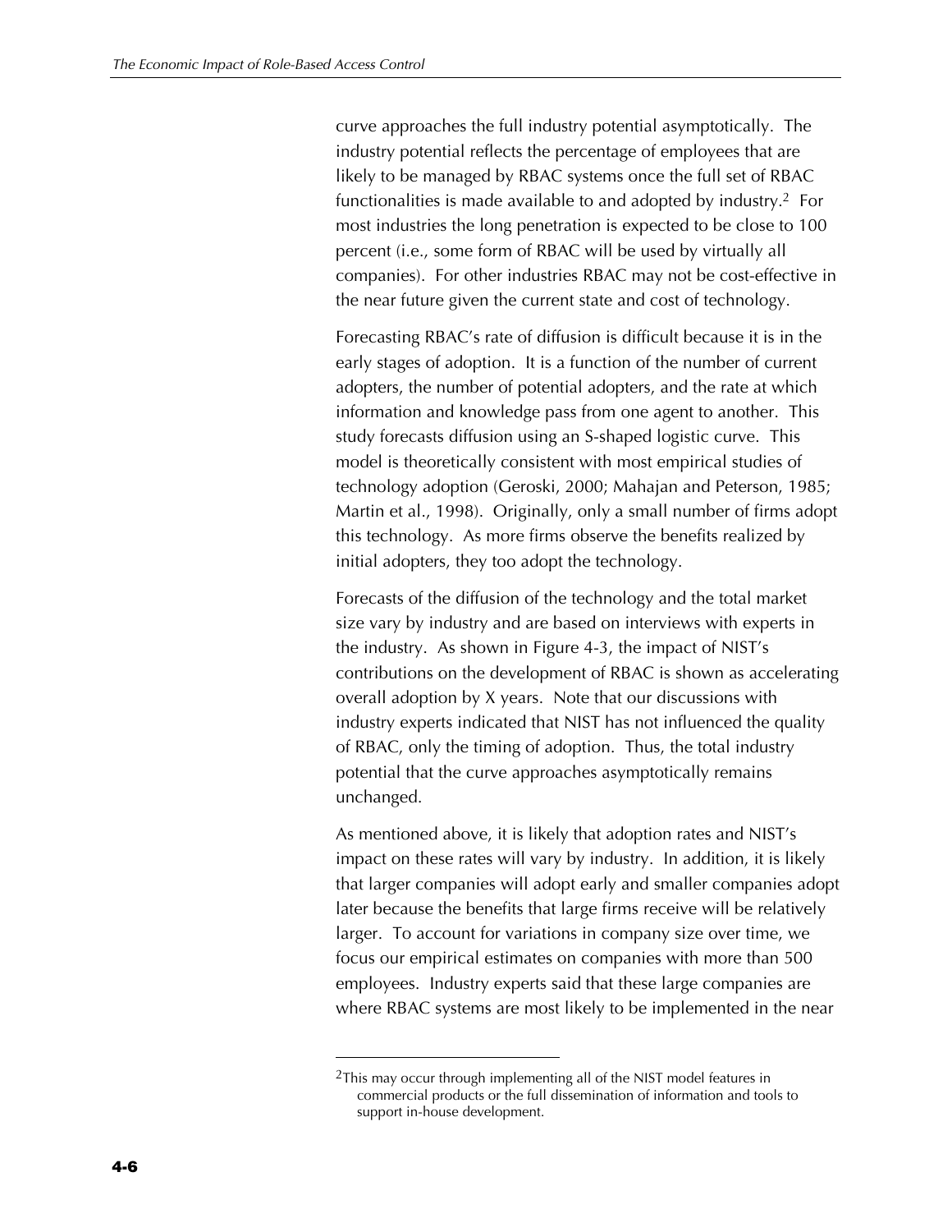curve approaches the full industry potential asymptotically. The industry potential reflects the percentage of employees that are likely to be managed by RBAC systems once the full set of RBAC functionalities is made available to and adopted by industry.[2] For most industries the long penetration is expected to be close to 100 percent (i.e., some form of RBAC will be used by virtually all companies). For other industries RBAC may not be cost-effective in the near future given the current state and cost of technology.

Forecasting RBAC's rate of diffusion is difficult because it is in the early stages of adoption. It is a function of the number of current adopters, the number of potential adopters, and the rate at which information and knowledge pass from one agent to another. This study forecasts diffusion using an S-shaped logistic curve. This model is theoretically consistent with most empirical studies of technology adoption (Geroski, 2000; Mahajan and Peterson, 1985; Martin et al., 1998). Originally, only a small number of firms adopt this technology. As more firms observe the benefits realized by initial adopters, they too adopt the technology.

Forecasts of the diffusion of the technology and the total market size vary by industry and are based on interviews with experts in the industry. As shown in Figure 4-3, the impact of NIST's contributions on the development of RBAC is shown as accelerating overall adoption by X years. Note that our discussions with industry experts indicated that NIST has not influenced the quality of RBAC, only the timing of adoption. Thus, the total industry potential that the curve approaches asymptotically remains unchanged.

As mentioned above, it is likely that adoption rates and NIST's impact on these rates will vary by industry. In addition, it is likely that larger companies will adopt early and smaller companies adopt later because the benefits that large firms receive will be relatively larger. To account for variations in company size over time, we focus our empirical estimates on companies with more than 500 employees. Industry experts said that these large companies are where RBAC systems are most likely to be implemented in the near

---

[2]This may occur through implementing all of the NIST model features in commercial products or the full dissemination of information and tools to support in-house development.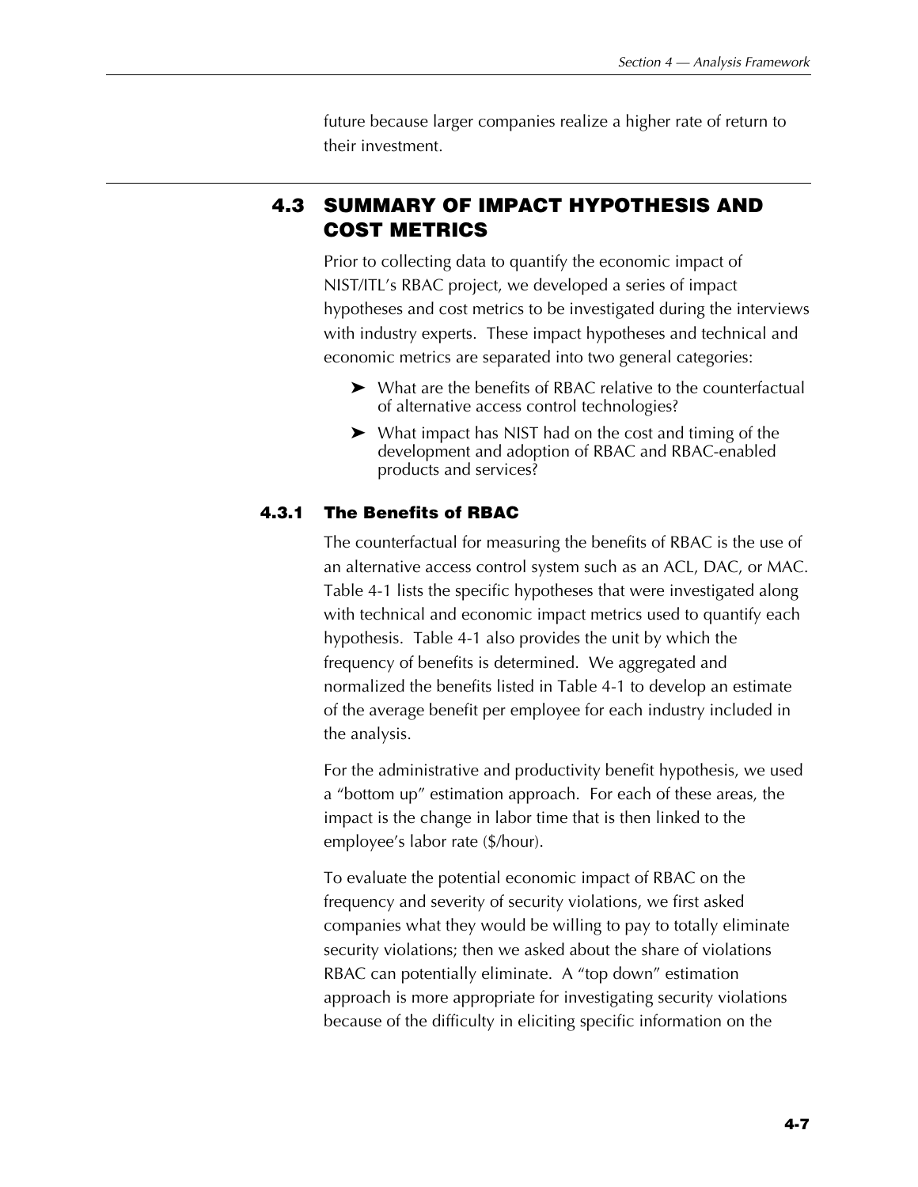future because larger companies realize a higher rate of return to their investment.

## 4.3 SUMMARY OF IMPACT HYPOTHESIS AND COST METRICS

Prior to collecting data to quantify the economic impact of NIST/ITL's RBAC project, we developed a series of impact hypotheses and cost metrics to be investigated during the interviews with industry experts. These impact hypotheses and technical and economic metrics are separated into two general categories:

- What are the benefits of RBAC relative to the counterfactual of alternative access control technologies?
- What impact has NIST had on the cost and timing of the development and adoption of RBAC and RBAC-enabled products and services?

### 4.3.1 The Benefits of RBAC

The counterfactual for measuring the benefits of RBAC is the use of an alternative access control system such as an ACL, DAC, or MAC. Table 4-1 lists the specific hypotheses that were investigated along with technical and economic impact metrics used to quantify each hypothesis. Table 4-1 also provides the unit by which the frequency of benefits is determined. We aggregated and normalized the benefits listed in Table 4-1 to develop an estimate of the average benefit per employee for each industry included in the analysis.

For the administrative and productivity benefit hypothesis, we used a "bottom up" estimation approach. For each of these areas, the impact is the change in labor time that is then linked to the employee's labor rate ($/hour).

To evaluate the potential economic impact of RBAC on the frequency and severity of security violations, we first asked companies what they would be willing to pay to totally eliminate security violations; then we asked about the share of violations RBAC can potentially eliminate. A "top down" estimation approach is more appropriate for investigating security violations because of the difficulty in eliciting specific information on the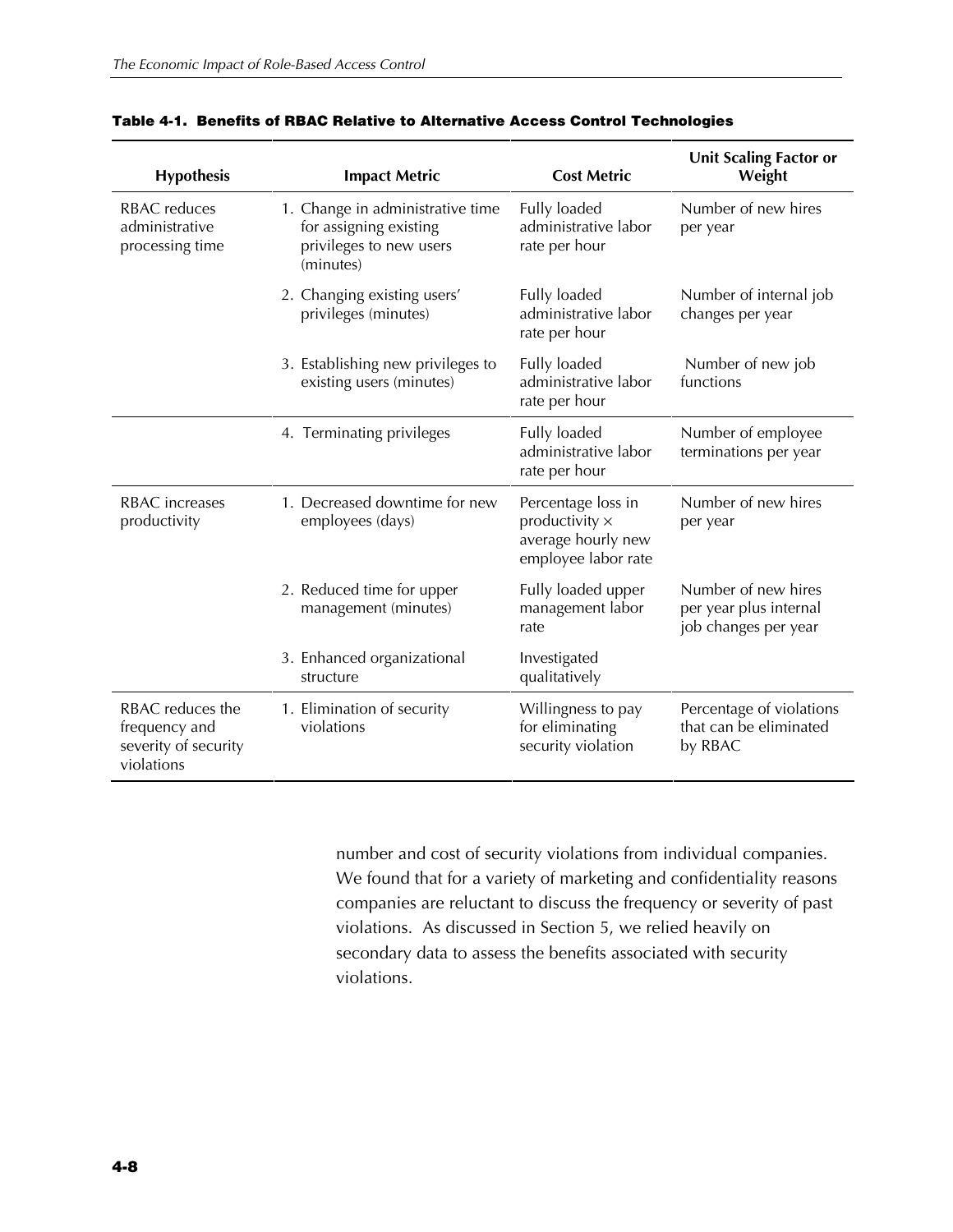**Table 4-1. Benefits of RBAC Relative to Alternative Access Control Technologies**

| Hypothesis | Impact Metric | Cost Metric | Unit Scaling Factor or Weight |
|---|---|---|---|
| RBAC reduces administrative processing time | 1. Change in administrative time for assigning existing privileges to new users (minutes) | Fully loaded administrative labor rate per hour | Number of new hires per year |
| | 2. Changing existing users' privileges (minutes) | Fully loaded administrative labor rate per hour | Number of internal job changes per year |
| | 3. Establishing new privileges to existing users (minutes) | Fully loaded administrative labor rate per hour | Number of new job functions |
| | 4. Terminating privileges | Fully loaded administrative labor rate per hour | Number of employee terminations per year |
| RBAC increases productivity | 1. Decreased downtime for new employees (days) | Percentage loss in productivity × average hourly new employee labor rate | Number of new hires per year |
| | 2. Reduced time for upper management (minutes) | Fully loaded upper management labor rate | Number of new hires per year plus internal job changes per year |
| | 3. Enhanced organizational structure | Investigated qualitatively | |
| RBAC reduces the frequency and severity of security violations | 1. Elimination of security violations | Willingness to pay for eliminating security violation | Percentage of violations that can be eliminated by RBAC |

number and cost of security violations from individual companies. We found that for a variety of marketing and confidentiality reasons companies are reluctant to discuss the frequency or severity of past violations. As discussed in Section 5, we relied heavily on secondary data to assess the benefits associated with security violations.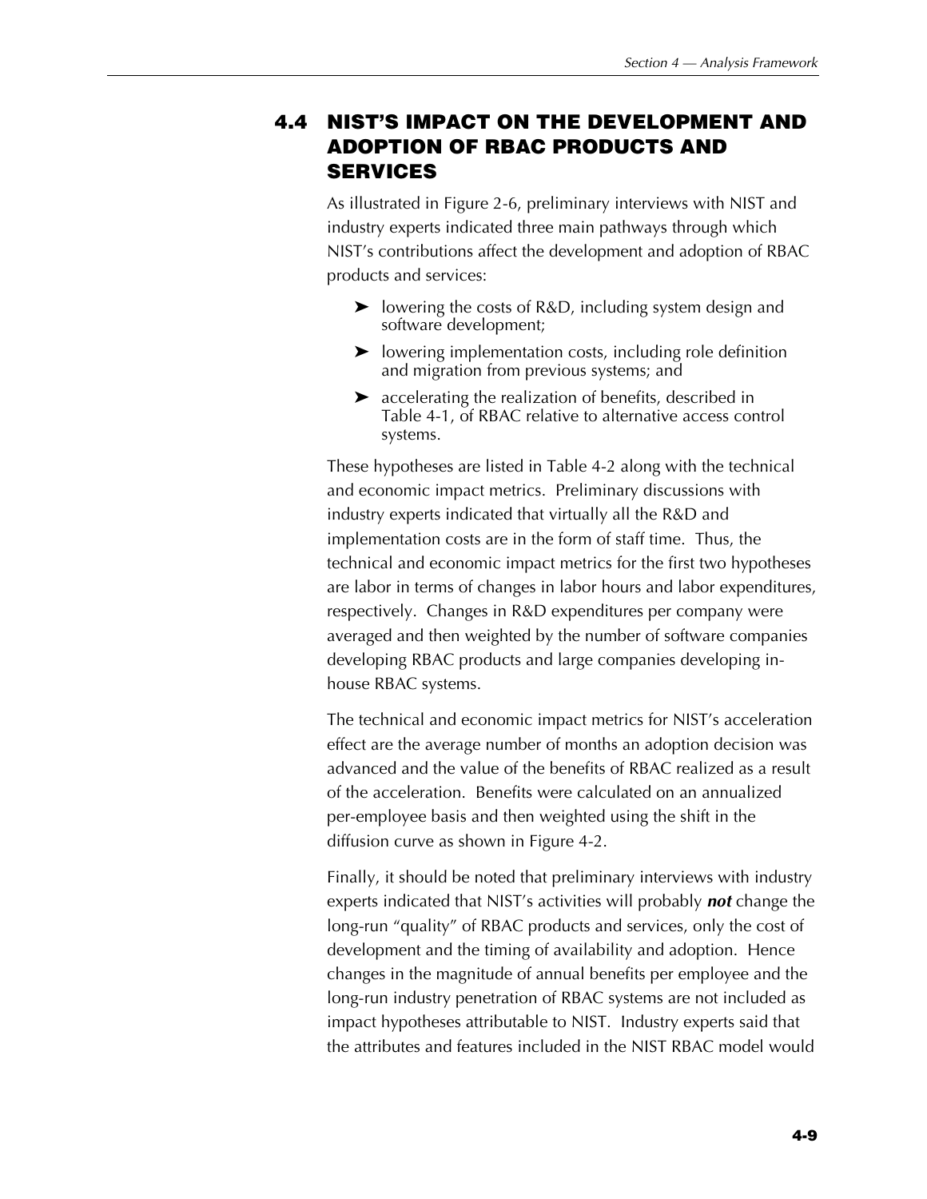## 4.4 NIST'S IMPACT ON THE DEVELOPMENT AND ADOPTION OF RBAC PRODUCTS AND SERVICES

As illustrated in Figure 2-6, preliminary interviews with NIST and industry experts indicated three main pathways through which NIST's contributions affect the development and adoption of RBAC products and services:

- lowering the costs of R&D, including system design and software development;
- lowering implementation costs, including role definition and migration from previous systems; and
- accelerating the realization of benefits, described in Table 4-1, of RBAC relative to alternative access control systems.

These hypotheses are listed in Table 4-2 along with the technical and economic impact metrics. Preliminary discussions with industry experts indicated that virtually all the R&D and implementation costs are in the form of staff time. Thus, the technical and economic impact metrics for the first two hypotheses are labor in terms of changes in labor hours and labor expenditures, respectively. Changes in R&D expenditures per company were averaged and then weighted by the number of software companies developing RBAC products and large companies developing in-house RBAC systems.

The technical and economic impact metrics for NIST's acceleration effect are the average number of months an adoption decision was advanced and the value of the benefits of RBAC realized as a result of the acceleration. Benefits were calculated on an annualized per-employee basis and then weighted using the shift in the diffusion curve as shown in Figure 4-2.

Finally, it should be noted that preliminary interviews with industry experts indicated that NIST's activities will probably ***not*** change the long-run "quality" of RBAC products and services, only the cost of development and the timing of availability and adoption. Hence changes in the magnitude of annual benefits per employee and the long-run industry penetration of RBAC systems are not included as impact hypotheses attributable to NIST. Industry experts said that the attributes and features included in the NIST RBAC model would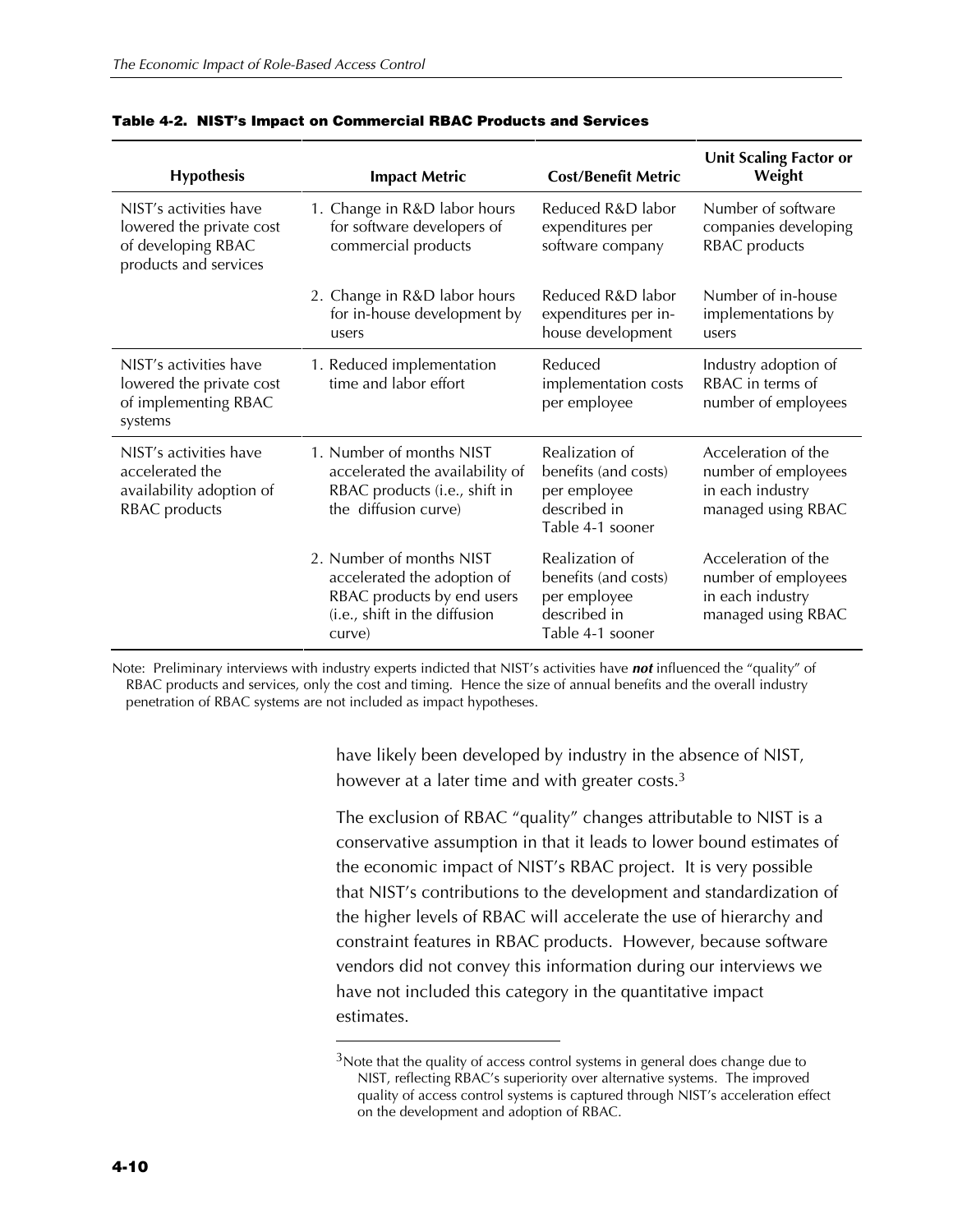**Table 4-2. NIST's Impact on Commercial RBAC Products and Services**

| Hypothesis | Impact Metric | Cost/Benefit Metric | Unit Scaling Factor or Weight |
|---|---|---|---|
| NIST's activities have lowered the private cost of developing RBAC products and services | 1. Change in R&D labor hours for software developers of commercial products | Reduced R&D labor expenditures per software company | Number of software companies developing RBAC products |
| | 2. Change in R&D labor hours for in-house development by users | Reduced R&D labor expenditures per in-house development | Number of in-house implementations by users |
| NIST's activities have lowered the private cost of implementing RBAC systems | 1. Reduced implementation time and labor effort | Reduced implementation costs per employee | Industry adoption of RBAC in terms of number of employees |
| NIST's activities have accelerated the availability adoption of RBAC products | 1. Number of months NIST accelerated the availability of RBAC products (i.e., shift in the diffusion curve) | Realization of benefits (and costs) per employee described in Table 4-1 sooner | Acceleration of the number of employees in each industry managed using RBAC |
| | 2. Number of months NIST accelerated the adoption of RBAC products by end users (i.e., shift in the diffusion curve) | Realization of benefits (and costs) per employee described in Table 4-1 sooner | Acceleration of the number of employees in each industry managed using RBAC |

Note: Preliminary interviews with industry experts indicted that NIST's activities have ***not*** influenced the "quality" of RBAC products and services, only the cost and timing. Hence the size of annual benefits and the overall industry penetration of RBAC systems are not included as impact hypotheses.

have likely been developed by industry in the absence of NIST, however at a later time and with greater costs.[3]

The exclusion of RBAC "quality" changes attributable to NIST is a conservative assumption in that it leads to lower bound estimates of the economic impact of NIST's RBAC project. It is very possible that NIST's contributions to the development and standardization of the higher levels of RBAC will accelerate the use of hierarchy and constraint features in RBAC products. However, because software vendors did not convey this information during our interviews we have not included this category in the quantitative impact estimates.

[3] Note that the quality of access control systems in general does change due to NIST, reflecting RBAC's superiority over alternative systems. The improved quality of access control systems is captured through NIST's acceleration effect on the development and adoption of RBAC.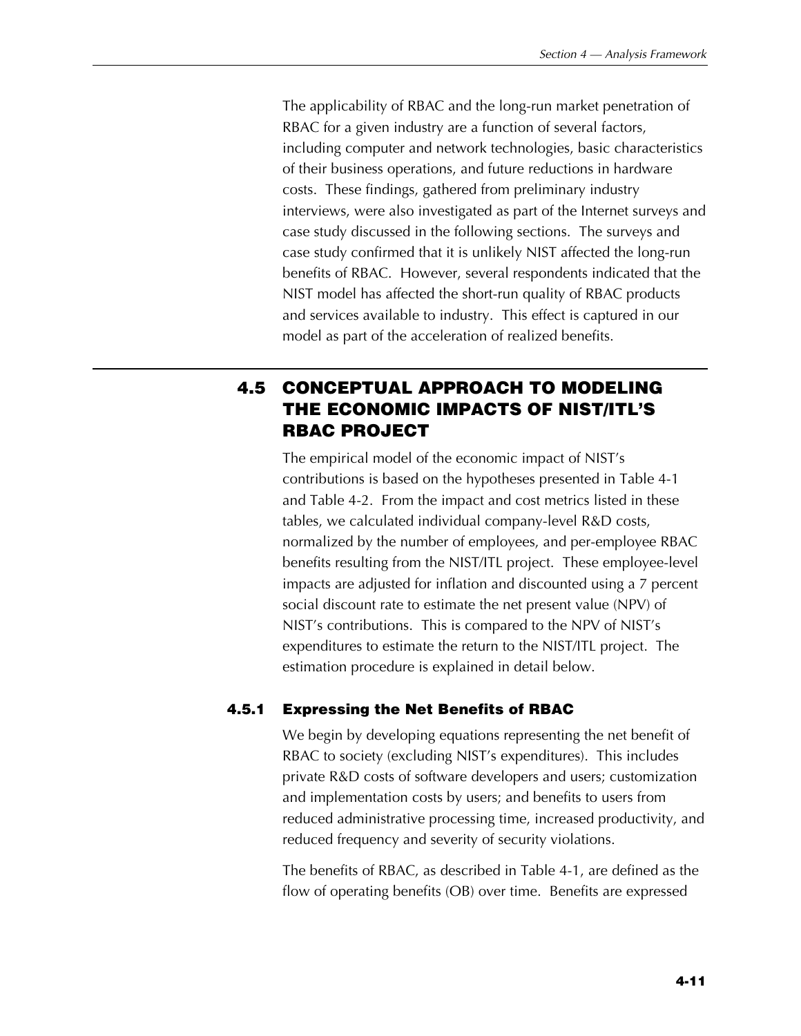The applicability of RBAC and the long-run market penetration of RBAC for a given industry are a function of several factors, including computer and network technologies, basic characteristics of their business operations, and future reductions in hardware costs. These findings, gathered from preliminary industry interviews, were also investigated as part of the Internet surveys and case study discussed in the following sections. The surveys and case study confirmed that it is unlikely NIST affected the long-run benefits of RBAC. However, several respondents indicated that the NIST model has affected the short-run quality of RBAC products and services available to industry. This effect is captured in our model as part of the acceleration of realized benefits.

## 4.5 CONCEPTUAL APPROACH TO MODELING THE ECONOMIC IMPACTS OF NIST/ITL'S RBAC PROJECT

The empirical model of the economic impact of NIST's contributions is based on the hypotheses presented in Table 4-1 and Table 4-2. From the impact and cost metrics listed in these tables, we calculated individual company-level R&D costs, normalized by the number of employees, and per-employee RBAC benefits resulting from the NIST/ITL project. These employee-level impacts are adjusted for inflation and discounted using a 7 percent social discount rate to estimate the net present value (NPV) of NIST's contributions. This is compared to the NPV of NIST's expenditures to estimate the return to the NIST/ITL project. The estimation procedure is explained in detail below.

### 4.5.1 Expressing the Net Benefits of RBAC

We begin by developing equations representing the net benefit of RBAC to society (excluding NIST's expenditures). This includes private R&D costs of software developers and users; customization and implementation costs by users; and benefits to users from reduced administrative processing time, increased productivity, and reduced frequency and severity of security violations.

The benefits of RBAC, as described in Table 4-1, are defined as the flow of operating benefits (OB) over time. Benefits are expressed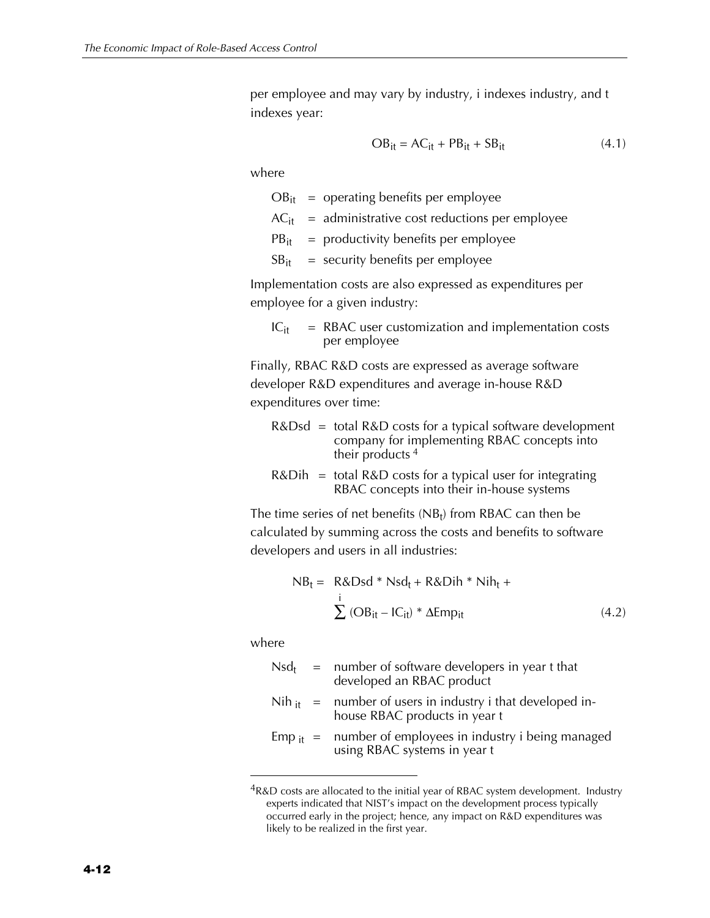per employee and may vary by industry, i indexes industry, and t indexes year:

$$OB_{it} = AC_{it} + PB_{it} + SB_{it} \tag{4.1}$$

where

- $OB_{it}$ = operating benefits per employee
- $AC_{it}$ = administrative cost reductions per employee
- $PB_{it}$ = productivity benefits per employee
- $SB_{it}$ = security benefits per employee

Implementation costs are also expressed as expenditures per employee for a given industry:

- $IC_{it}$ = RBAC user customization and implementation costs per employee

Finally, RBAC R&D costs are expressed as average software developer R&D expenditures and average in-house R&D expenditures over time:

- $R\&Dsd$ = total R&D costs for a typical software development company for implementing RBAC concepts into their products [4]
- $R\&Dih$ = total R&D costs for a typical user for integrating RBAC concepts into their in-house systems

The time series of net benefits ($NB_t$) from RBAC can then be calculated by summing across the costs and benefits to software developers and users in all industries:

$$NB_t = R\&Dsd * Nsd_t + R\&Dih * Nih_t + \sum^{i} (OB_{it} - IC_{it}) * \Delta Emp_{it} \tag{4.2}$$

where

- $Nsd_t$ = number of software developers in year t that developed an RBAC product
- $Nih_{it}$ = number of users in industry i that developed in-house RBAC products in year t
- $Emp_{it}$ = number of employees in industry i being managed using RBAC systems in year t

---

[4] R&D costs are allocated to the initial year of RBAC system development. Industry experts indicated that NIST's impact on the development process typically occurred early in the project; hence, any impact on R&D expenditures was likely to be realized in the first year.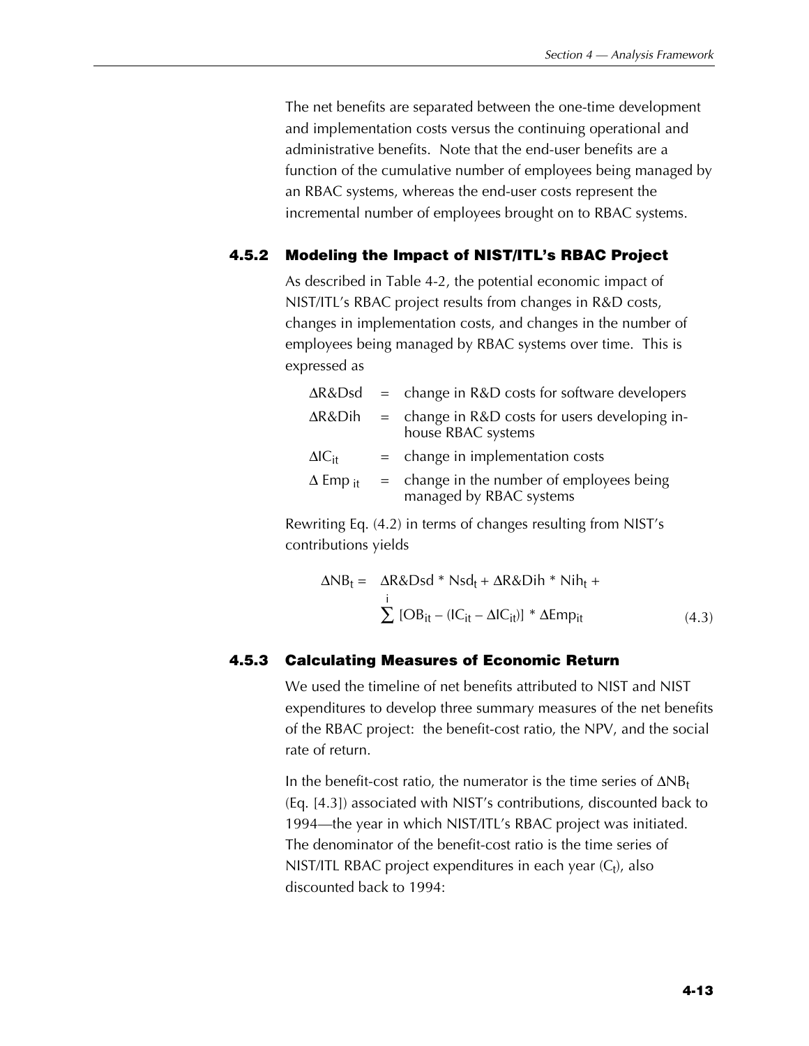The net benefits are separated between the one-time development and implementation costs versus the continuing operational and administrative benefits. Note that the end-user benefits are a function of the cumulative number of employees being managed by an RBAC systems, whereas the end-user costs represent the incremental number of employees brought on to RBAC systems.

### 4.5.2 Modeling the Impact of NIST/ITL's RBAC Project

As described in Table 4-2, the potential economic impact of NIST/ITL's RBAC project results from changes in R&D costs, changes in implementation costs, and changes in the number of employees being managed by RBAC systems over time. This is expressed as

| | | |
|---|---|---|
| $\Delta R\&Dsd$ | = | change in R&D costs for software developers |
| $\Delta R\&Dih$ | = | change in R&D costs for users developing in-house RBAC systems |
| $\Delta IC_{it}$ | = | change in implementation costs |
| $\Delta\ Emp_{it}$ | = | change in the number of employees being managed by RBAC systems |

Rewriting Eq. (4.2) in terms of changes resulting from NIST's contributions yields

$$\Delta NB_t = \Delta R\&Dsd * Nsd_t + \Delta R\&Dih * Nih_t + \sum^{i} [OB_{it} - (IC_{it} - \Delta IC_{it})] * \Delta Emp_{it} \tag{4.3}$$

### 4.5.3 Calculating Measures of Economic Return

We used the timeline of net benefits attributed to NIST and NIST expenditures to develop three summary measures of the net benefits of the RBAC project: the benefit-cost ratio, the NPV, and the social rate of return.

In the benefit-cost ratio, the numerator is the time series of $\Delta NB_t$ (Eq. [4.3]) associated with NIST's contributions, discounted back to 1994—the year in which NIST/ITL's RBAC project was initiated. The denominator of the benefit-cost ratio is the time series of NIST/ITL RBAC project expenditures in each year ($C_t$), also discounted back to 1994: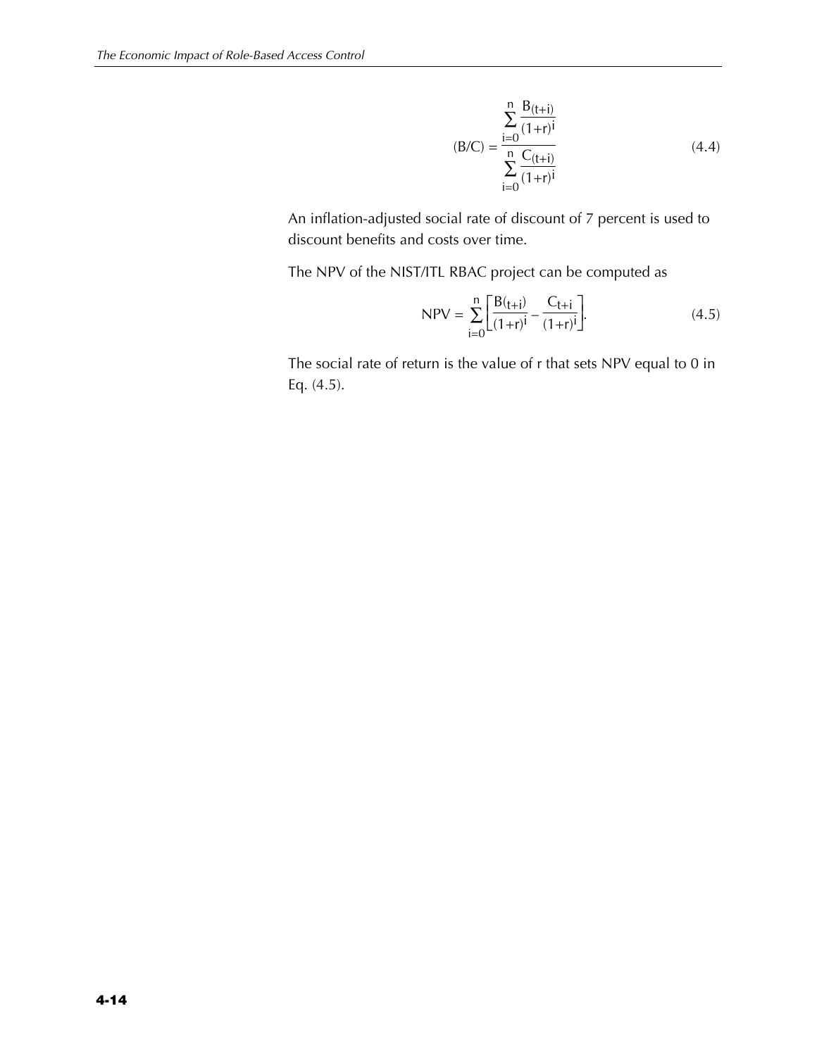$$(B/C) = \frac{\sum_{i=0}^{n} \frac{B_{(t+i)}}{(1+r)^i}}{\sum_{i=0}^{n} \frac{C_{(t+i)}}{(1+r)^i}} \tag{4.4}$$

An inflation-adjusted social rate of discount of 7 percent is used to discount benefits and costs over time.

The NPV of the NIST/ITL RBAC project can be computed as

$$NPV = \sum_{i=0}^{n} \left[ \frac{B_{(t+i)}}{(1+r)^i} - \frac{C_{t+i}}{(1+r)^i} \right]. \tag{4.5}$$

The social rate of return is the value of r that sets NPV equal to 0 in Eq. (4.5).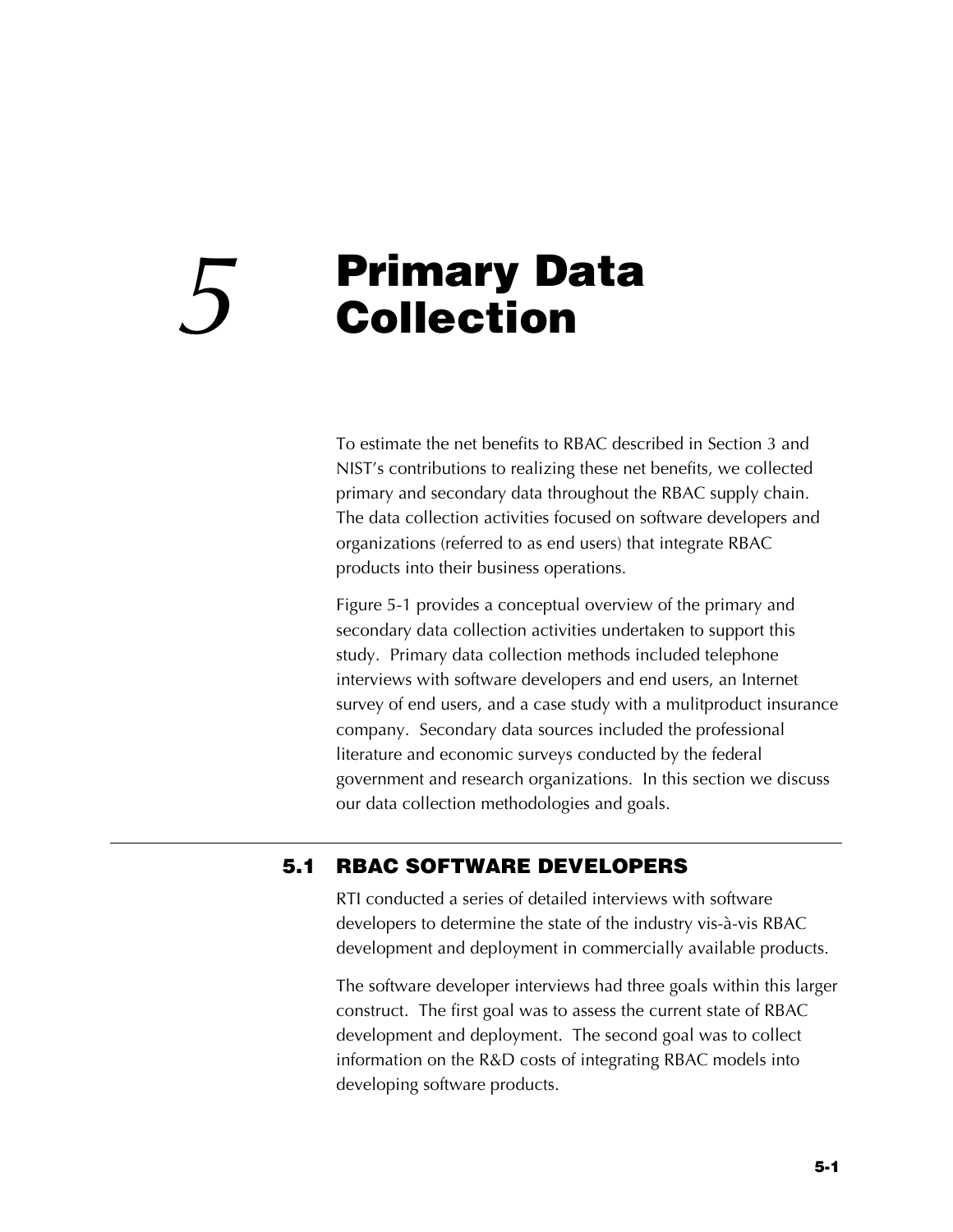# 5 Primary Data Collection

To estimate the net benefits to RBAC described in Section 3 and NIST's contributions to realizing these net benefits, we collected primary and secondary data throughout the RBAC supply chain. The data collection activities focused on software developers and organizations (referred to as end users) that integrate RBAC products into their business operations.

Figure 5-1 provides a conceptual overview of the primary and secondary data collection activities undertaken to support this study. Primary data collection methods included telephone interviews with software developers and end users, an Internet survey of end users, and a case study with a mulitproduct insurance company. Secondary data sources included the professional literature and economic surveys conducted by the federal government and research organizations. In this section we discuss our data collection methodologies and goals.

## 5.1 RBAC SOFTWARE DEVELOPERS

RTI conducted a series of detailed interviews with software developers to determine the state of the industry vis-à-vis RBAC development and deployment in commercially available products.

The software developer interviews had three goals within this larger construct. The first goal was to assess the current state of RBAC development and deployment. The second goal was to collect information on the R&D costs of integrating RBAC models into developing software products.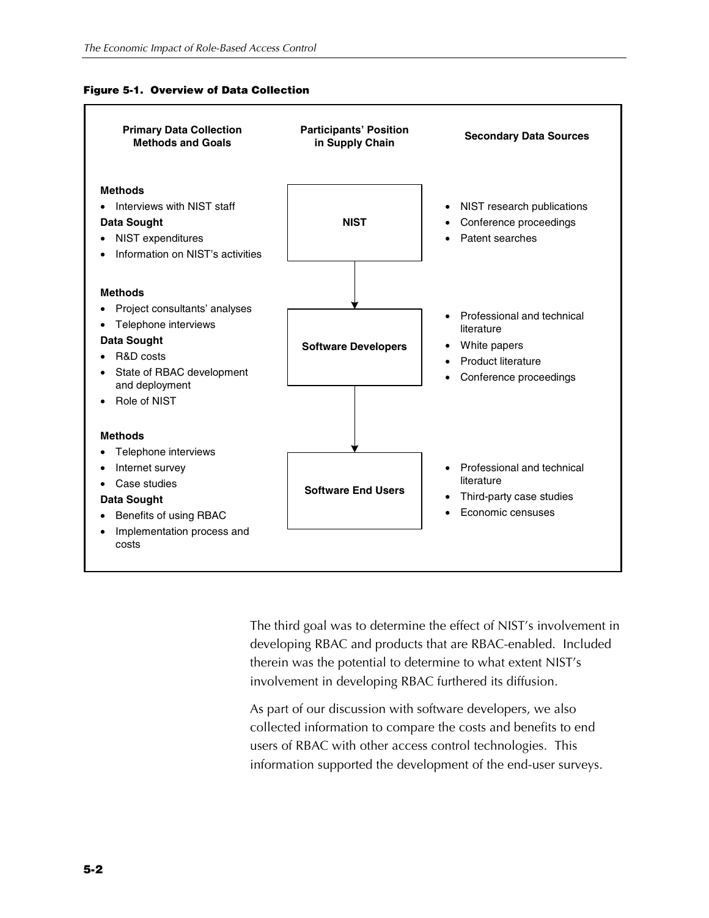**Figure 5-1. Overview of Data Collection**

| Primary Data Collection Methods and Goals | Participants' Position in Supply Chain | Secondary Data Sources |
|---|---|---|
| **Methods**<br>• Interviews with NIST staff<br>**Data Sought**<br>• NIST expenditures<br>• Information on NIST's activities | NIST | • NIST research publications<br>• Conference proceedings<br>• Patent searches |
| **Methods**<br>• Project consultants' analyses<br>• Telephone interviews<br>**Data Sought**<br>• R&D costs<br>• State of RBAC development and deployment<br>• Role of NIST | Software Developers | • Professional and technical literature<br>• White papers<br>• Product literature<br>• Conference proceedings |
| **Methods**<br>• Telephone interviews<br>• Internet survey<br>• Case studies<br>**Data Sought**<br>• Benefits of using RBAC<br>• Implementation process and costs | Software End Users | • Professional and technical literature<br>• Third-party case studies<br>• Economic censuses |

The third goal was to determine the effect of NIST's involvement in developing RBAC and products that are RBAC-enabled. Included therein was the potential to determine to what extent NIST's involvement in developing RBAC furthered its diffusion.

As part of our discussion with software developers, we also collected information to compare the costs and benefits to end users of RBAC with other access control technologies. This information supported the development of the end-user surveys.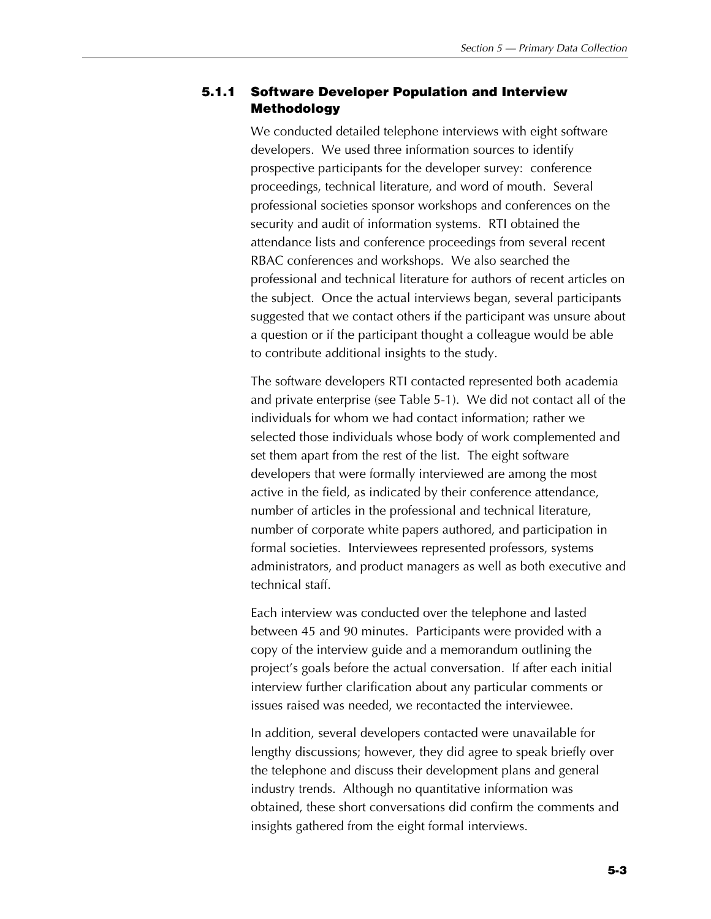### 5.1.1 Software Developer Population and Interview Methodology

We conducted detailed telephone interviews with eight software developers. We used three information sources to identify prospective participants for the developer survey: conference proceedings, technical literature, and word of mouth. Several professional societies sponsor workshops and conferences on the security and audit of information systems. RTI obtained the attendance lists and conference proceedings from several recent RBAC conferences and workshops. We also searched the professional and technical literature for authors of recent articles on the subject. Once the actual interviews began, several participants suggested that we contact others if the participant was unsure about a question or if the participant thought a colleague would be able to contribute additional insights to the study.

The software developers RTI contacted represented both academia and private enterprise (see Table 5-1). We did not contact all of the individuals for whom we had contact information; rather we selected those individuals whose body of work complemented and set them apart from the rest of the list. The eight software developers that were formally interviewed are among the most active in the field, as indicated by their conference attendance, number of articles in the professional and technical literature, number of corporate white papers authored, and participation in formal societies. Interviewees represented professors, systems administrators, and product managers as well as both executive and technical staff.

Each interview was conducted over the telephone and lasted between 45 and 90 minutes. Participants were provided with a copy of the interview guide and a memorandum outlining the project's goals before the actual conversation. If after each initial interview further clarification about any particular comments or issues raised was needed, we recontacted the interviewee.

In addition, several developers contacted were unavailable for lengthy discussions; however, they did agree to speak briefly over the telephone and discuss their development plans and general industry trends. Although no quantitative information was obtained, these short conversations did confirm the comments and insights gathered from the eight formal interviews.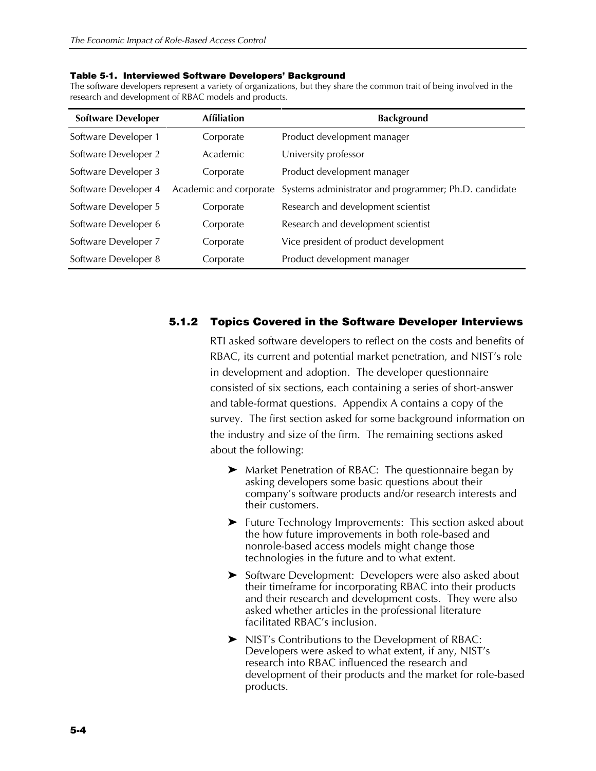**Table 5-1. Interviewed Software Developers' Background**

The software developers represent a variety of organizations, but they share the common trait of being involved in the research and development of RBAC models and products.

| Software Developer | Affiliation | Background |
|---|---|---|
| Software Developer 1 | Corporate | Product development manager |
| Software Developer 2 | Academic | University professor |
| Software Developer 3 | Corporate | Product development manager |
| Software Developer 4 | Academic and corporate | Systems administrator and programmer; Ph.D. candidate |
| Software Developer 5 | Corporate | Research and development scientist |
| Software Developer 6 | Corporate | Research and development scientist |
| Software Developer 7 | Corporate | Vice president of product development |
| Software Developer 8 | Corporate | Product development manager |

### 5.1.2 Topics Covered in the Software Developer Interviews

RTI asked software developers to reflect on the costs and benefits of RBAC, its current and potential market penetration, and NIST's role in development and adoption. The developer questionnaire consisted of six sections, each containing a series of short-answer and table-format questions. Appendix A contains a copy of the survey. The first section asked for some background information on the industry and size of the firm. The remaining sections asked about the following:

- Market Penetration of RBAC: The questionnaire began by asking developers some basic questions about their company's software products and/or research interests and their customers.
- Future Technology Improvements: This section asked about the how future improvements in both role-based and nonrole-based access models might change those technologies in the future and to what extent.
- Software Development: Developers were also asked about their timeframe for incorporating RBAC into their products and their research and development costs. They were also asked whether articles in the professional literature facilitated RBAC's inclusion.
- NIST's Contributions to the Development of RBAC: Developers were asked to what extent, if any, NIST's research into RBAC influenced the research and development of their products and the market for role-based products.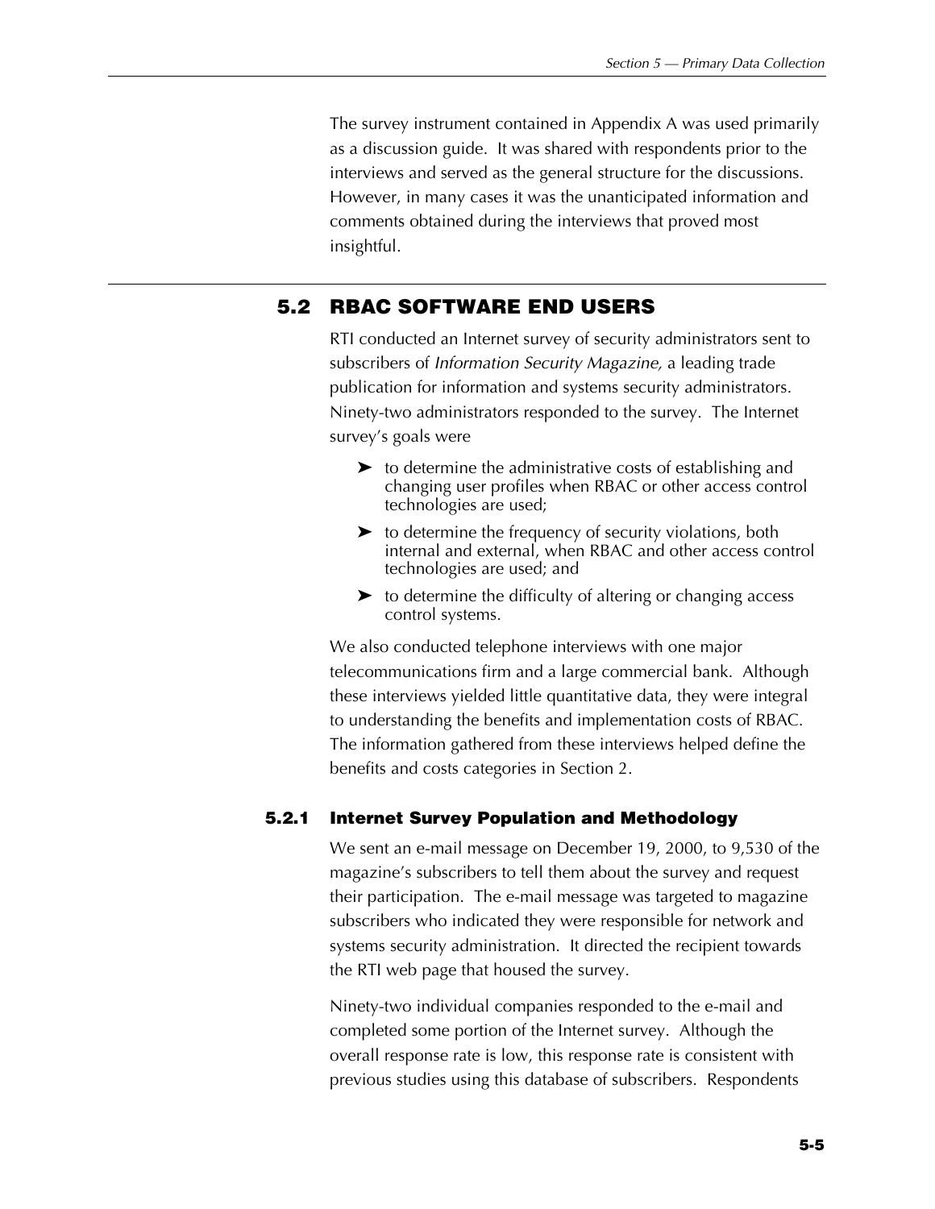The survey instrument contained in Appendix A was used primarily as a discussion guide. It was shared with respondents prior to the interviews and served as the general structure for the discussions. However, in many cases it was the unanticipated information and comments obtained during the interviews that proved most insightful.

## 5.2 RBAC SOFTWARE END USERS

RTI conducted an Internet survey of security administrators sent to subscribers of *Information Security Magazine,* a leading trade publication for information and systems security administrators. Ninety-two administrators responded to the survey. The Internet survey's goals were

- to determine the administrative costs of establishing and changing user profiles when RBAC or other access control technologies are used;
- to determine the frequency of security violations, both internal and external, when RBAC and other access control technologies are used; and
- to determine the difficulty of altering or changing access control systems.

We also conducted telephone interviews with one major telecommunications firm and a large commercial bank. Although these interviews yielded little quantitative data, they were integral to understanding the benefits and implementation costs of RBAC. The information gathered from these interviews helped define the benefits and costs categories in Section 2.

### 5.2.1 Internet Survey Population and Methodology

We sent an e-mail message on December 19, 2000, to 9,530 of the magazine's subscribers to tell them about the survey and request their participation. The e-mail message was targeted to magazine subscribers who indicated they were responsible for network and systems security administration. It directed the recipient towards the RTI web page that housed the survey.

Ninety-two individual companies responded to the e-mail and completed some portion of the Internet survey. Although the overall response rate is low, this response rate is consistent with previous studies using this database of subscribers. Respondents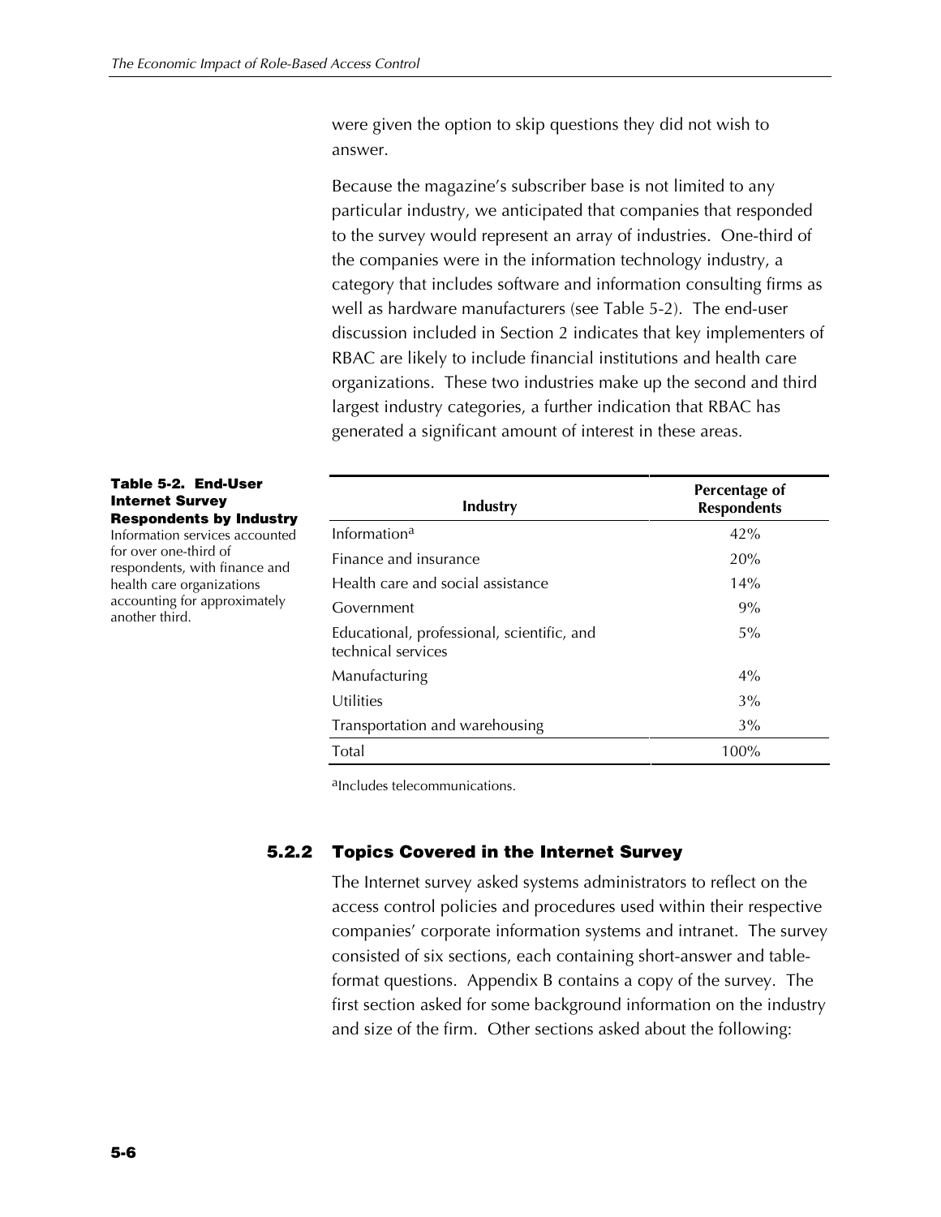were given the option to skip questions they did not wish to answer.

Because the magazine's subscriber base is not limited to any particular industry, we anticipated that companies that responded to the survey would represent an array of industries. One-third of the companies were in the information technology industry, a category that includes software and information consulting firms as well as hardware manufacturers (see Table 5-2). The end-user discussion included in Section 2 indicates that key implementers of RBAC are likely to include financial institutions and health care organizations. These two industries make up the second and third largest industry categories, a further indication that RBAC has generated a significant amount of interest in these areas.

**Table 5-2. End-User Internet Survey Respondents by Industry**
Information services accounted for over one-third of respondents, with finance and health care organizations accounting for approximately another third.

| Industry | Percentage of Respondents |
|---|---|
| Information[a] | 42% |
| Finance and insurance | 20% |
| Health care and social assistance | 14% |
| Government | 9% |
| Educational, professional, scientific, and technical services | 5% |
| Manufacturing | 4% |
| Utilities | 3% |
| Transportation and warehousing | 3% |
| Total | 100% |

[a]Includes telecommunications.

### 5.2.2 Topics Covered in the Internet Survey

The Internet survey asked systems administrators to reflect on the access control policies and procedures used within their respective companies' corporate information systems and intranet. The survey consisted of six sections, each containing short-answer and table-format questions. Appendix B contains a copy of the survey. The first section asked for some background information on the industry and size of the firm. Other sections asked about the following: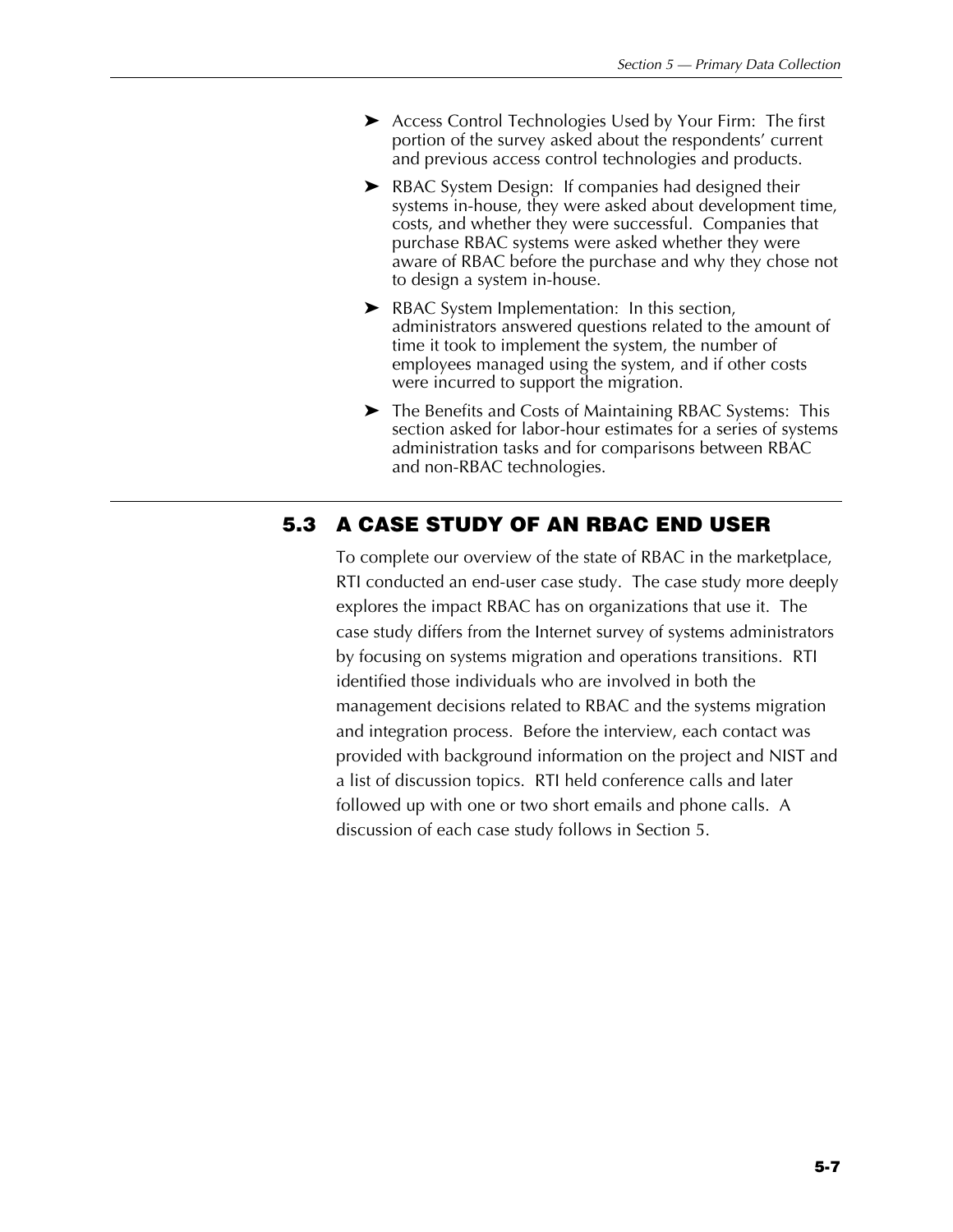- Access Control Technologies Used by Your Firm: The first portion of the survey asked about the respondents' current and previous access control technologies and products.
- RBAC System Design: If companies had designed their systems in-house, they were asked about development time, costs, and whether they were successful. Companies that purchase RBAC systems were asked whether they were aware of RBAC before the purchase and why they chose not to design a system in-house.
- RBAC System Implementation: In this section, administrators answered questions related to the amount of time it took to implement the system, the number of employees managed using the system, and if other costs were incurred to support the migration.
- The Benefits and Costs of Maintaining RBAC Systems: This section asked for labor-hour estimates for a series of systems administration tasks and for comparisons between RBAC and non-RBAC technologies.

## 5.3 A CASE STUDY OF AN RBAC END USER

To complete our overview of the state of RBAC in the marketplace, RTI conducted an end-user case study. The case study more deeply explores the impact RBAC has on organizations that use it. The case study differs from the Internet survey of systems administrators by focusing on systems migration and operations transitions. RTI identified those individuals who are involved in both the management decisions related to RBAC and the systems migration and integration process. Before the interview, each contact was provided with background information on the project and NIST and a list of discussion topics. RTI held conference calls and later followed up with one or two short emails and phone calls. A discussion of each case study follows in Section 5.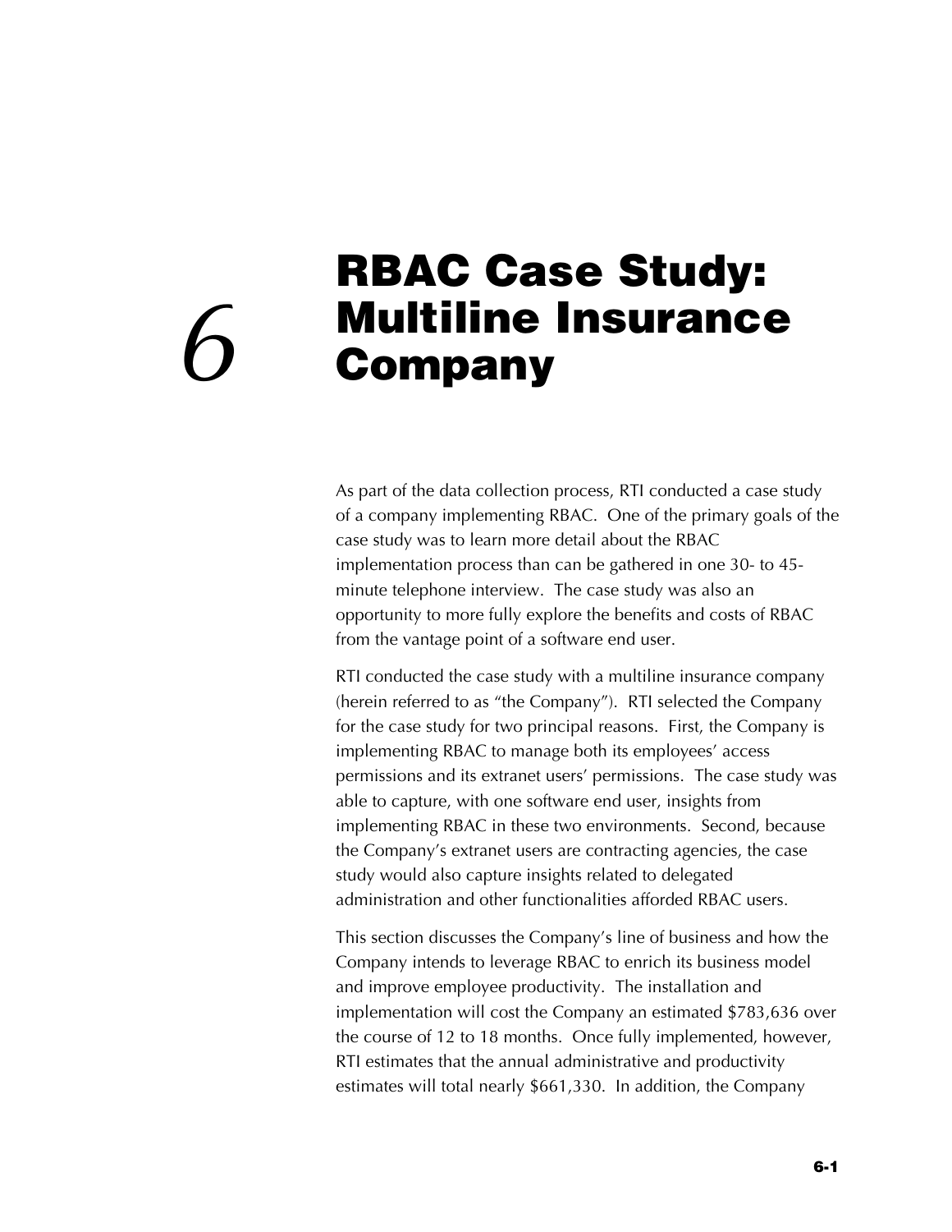# 6 RBAC Case Study: Multiline Insurance Company

As part of the data collection process, RTI conducted a case study of a company implementing RBAC. One of the primary goals of the case study was to learn more detail about the RBAC implementation process than can be gathered in one 30- to 45-minute telephone interview. The case study was also an opportunity to more fully explore the benefits and costs of RBAC from the vantage point of a software end user.

RTI conducted the case study with a multiline insurance company (herein referred to as "the Company"). RTI selected the Company for the case study for two principal reasons. First, the Company is implementing RBAC to manage both its employees' access permissions and its extranet users' permissions. The case study was able to capture, with one software end user, insights from implementing RBAC in these two environments. Second, because the Company's extranet users are contracting agencies, the case study would also capture insights related to delegated administration and other functionalities afforded RBAC users.

This section discusses the Company's line of business and how the Company intends to leverage RBAC to enrich its business model and improve employee productivity. The installation and implementation will cost the Company an estimated $783,636 over the course of 12 to 18 months. Once fully implemented, however, RTI estimates that the annual administrative and productivity estimates will total nearly $661,330. In addition, the Company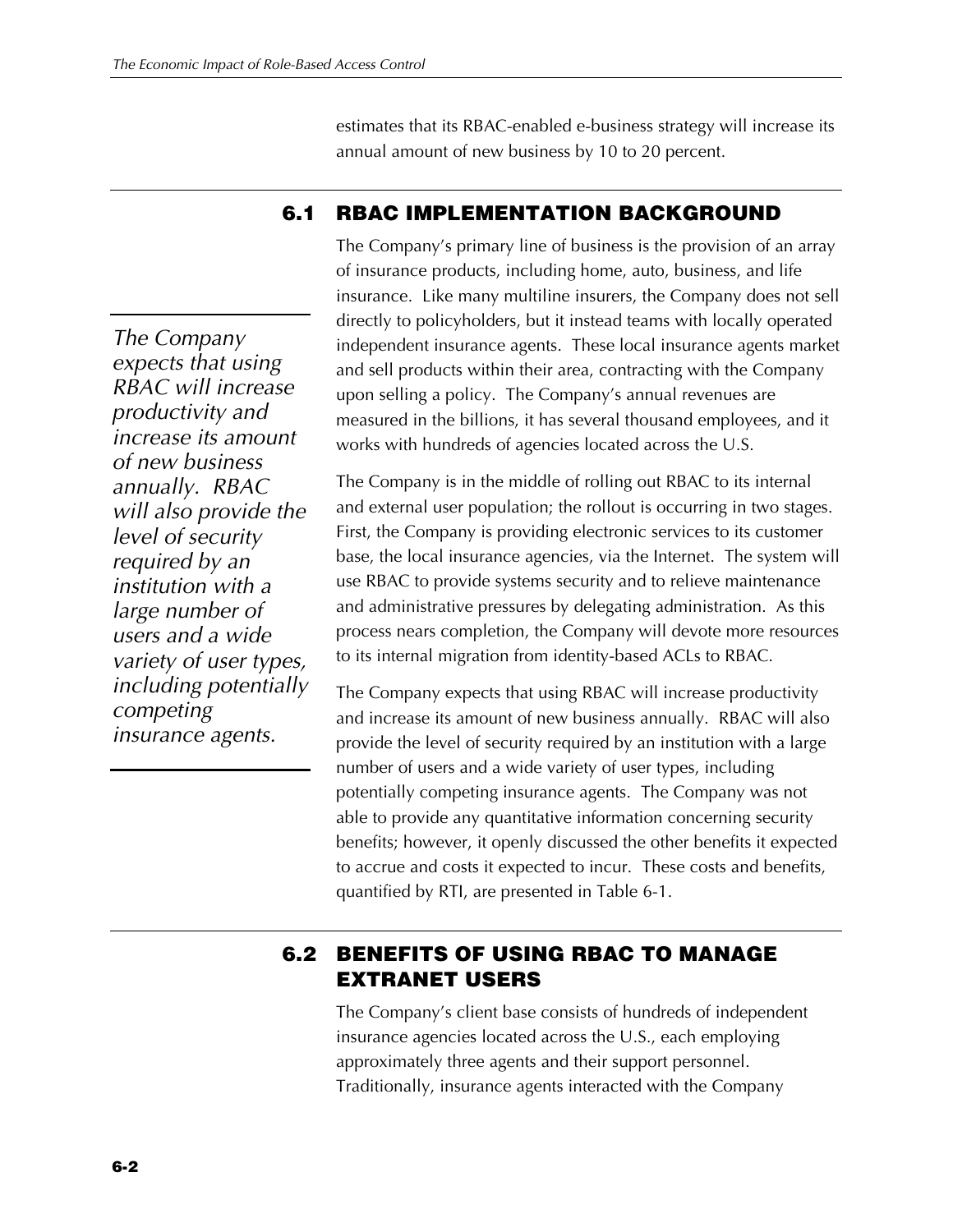estimates that its RBAC-enabled e-business strategy will increase its annual amount of new business by 10 to 20 percent.

## 6.1 RBAC IMPLEMENTATION BACKGROUND

*The Company expects that using RBAC will increase productivity and increase its amount of new business annually. RBAC will also provide the level of security required by an institution with a large number of users and a wide variety of user types, including potentially competing insurance agents.*

The Company's primary line of business is the provision of an array of insurance products, including home, auto, business, and life insurance. Like many multiline insurers, the Company does not sell directly to policyholders, but it instead teams with locally operated independent insurance agents. These local insurance agents market and sell products within their area, contracting with the Company upon selling a policy. The Company's annual revenues are measured in the billions, it has several thousand employees, and it works with hundreds of agencies located across the U.S.

The Company is in the middle of rolling out RBAC to its internal and external user population; the rollout is occurring in two stages. First, the Company is providing electronic services to its customer base, the local insurance agencies, via the Internet. The system will use RBAC to provide systems security and to relieve maintenance and administrative pressures by delegating administration. As this process nears completion, the Company will devote more resources to its internal migration from identity-based ACLs to RBAC.

The Company expects that using RBAC will increase productivity and increase its amount of new business annually. RBAC will also provide the level of security required by an institution with a large number of users and a wide variety of user types, including potentially competing insurance agents. The Company was not able to provide any quantitative information concerning security benefits; however, it openly discussed the other benefits it expected to accrue and costs it expected to incur. These costs and benefits, quantified by RTI, are presented in Table 6-1.

## 6.2 BENEFITS OF USING RBAC TO MANAGE EXTRANET USERS

The Company's client base consists of hundreds of independent insurance agencies located across the U.S., each employing approximately three agents and their support personnel. Traditionally, insurance agents interacted with the Company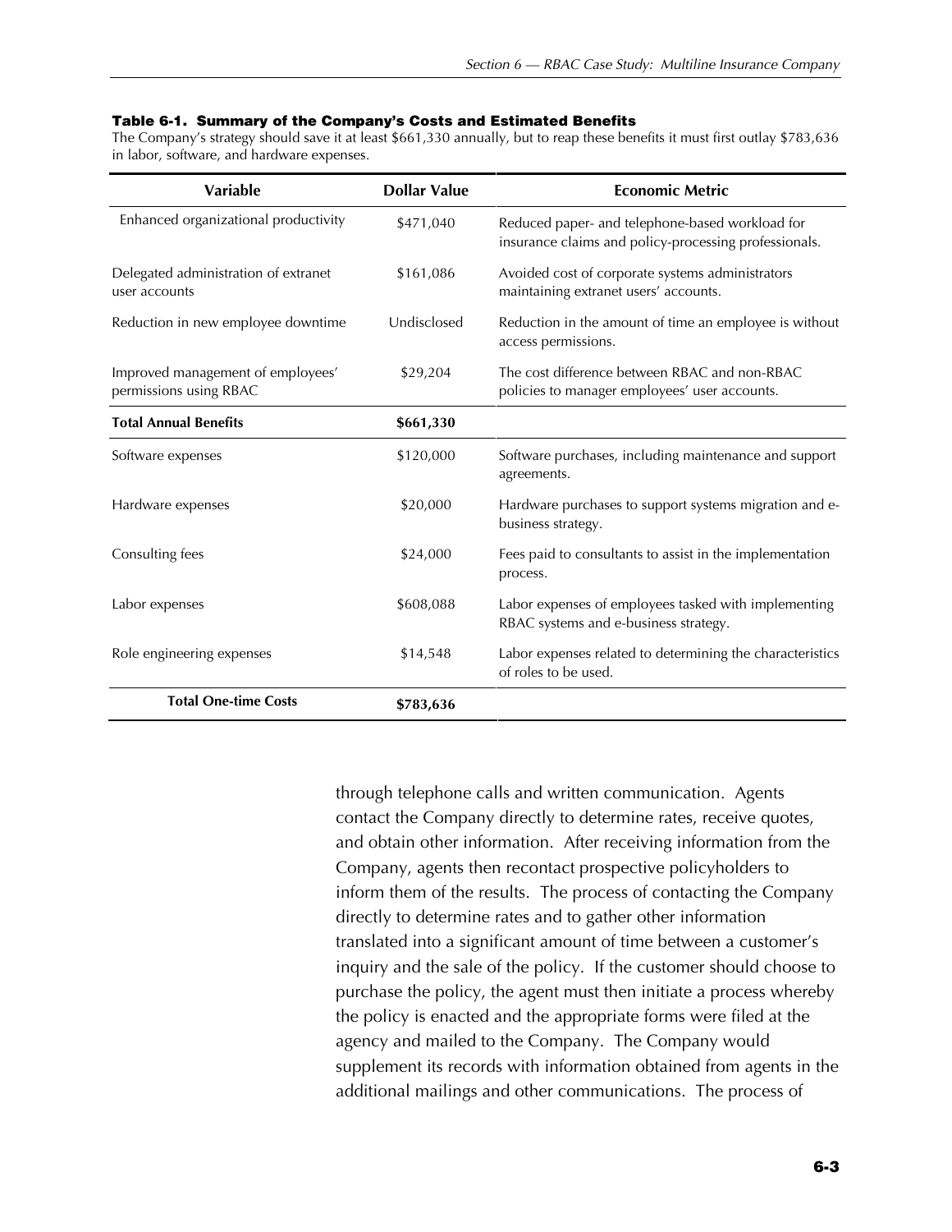**Table 6-1. Summary of the Company's Costs and Estimated Benefits**

The Company's strategy should save it at least $661,330 annually, but to reap these benefits it must first outlay $783,636 in labor, software, and hardware expenses.

| Variable | Dollar Value | Economic Metric |
|---|---|---|
| Enhanced organizational productivity | $471,040 | Reduced paper- and telephone-based workload for insurance claims and policy-processing professionals. |
| Delegated administration of extranet user accounts | $161,086 | Avoided cost of corporate systems administrators maintaining extranet users' accounts. |
| Reduction in new employee downtime | Undisclosed | Reduction in the amount of time an employee is without access permissions. |
| Improved management of employees' permissions using RBAC | $29,204 | The cost difference between RBAC and non-RBAC policies to manager employees' user accounts. |
| **Total Annual Benefits** | **$661,330** | |
| Software expenses | $120,000 | Software purchases, including maintenance and support agreements. |
| Hardware expenses | $20,000 | Hardware purchases to support systems migration and e-business strategy. |
| Consulting fees | $24,000 | Fees paid to consultants to assist in the implementation process. |
| Labor expenses | $608,088 | Labor expenses of employees tasked with implementing RBAC systems and e-business strategy. |
| Role engineering expenses | $14,548 | Labor expenses related to determining the characteristics of roles to be used. |
| **Total One-time Costs** | **$783,636** | |

through telephone calls and written communication. Agents contact the Company directly to determine rates, receive quotes, and obtain other information. After receiving information from the Company, agents then recontact prospective policyholders to inform them of the results. The process of contacting the Company directly to determine rates and to gather other information translated into a significant amount of time between a customer's inquiry and the sale of the policy. If the customer should choose to purchase the policy, the agent must then initiate a process whereby the policy is enacted and the appropriate forms were filed at the agency and mailed to the Company. The Company would supplement its records with information obtained from agents in the additional mailings and other communications. The process of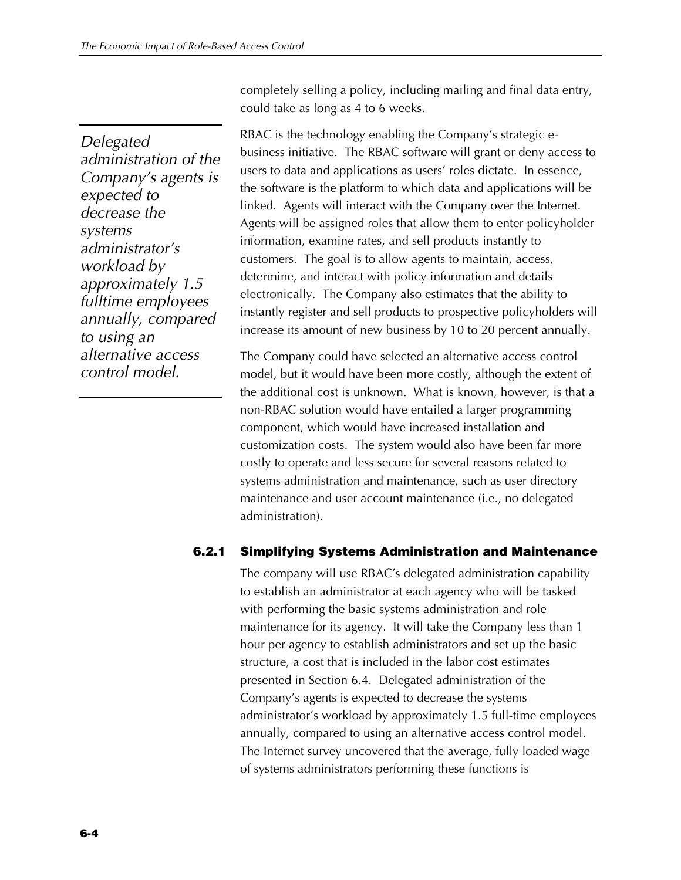completely selling a policy, including mailing and final data entry, could take as long as 4 to 6 weeks.

*Delegated administration of the Company's agents is expected to decrease the systems administrator's workload by approximately 1.5 fulltime employees annually, compared to using an alternative access control model.*

RBAC is the technology enabling the Company's strategic e-business initiative. The RBAC software will grant or deny access to users to data and applications as users' roles dictate. In essence, the software is the platform to which data and applications will be linked. Agents will interact with the Company over the Internet. Agents will be assigned roles that allow them to enter policyholder information, examine rates, and sell products instantly to customers. The goal is to allow agents to maintain, access, determine, and interact with policy information and details electronically. The Company also estimates that the ability to instantly register and sell products to prospective policyholders will increase its amount of new business by 10 to 20 percent annually.

The Company could have selected an alternative access control model, but it would have been more costly, although the extent of the additional cost is unknown. What is known, however, is that a non-RBAC solution would have entailed a larger programming component, which would have increased installation and customization costs. The system would also have been far more costly to operate and less secure for several reasons related to systems administration and maintenance, such as user directory maintenance and user account maintenance (i.e., no delegated administration).

### 6.2.1 Simplifying Systems Administration and Maintenance

The company will use RBAC's delegated administration capability to establish an administrator at each agency who will be tasked with performing the basic systems administration and role maintenance for its agency. It will take the Company less than 1 hour per agency to establish administrators and set up the basic structure, a cost that is included in the labor cost estimates presented in Section 6.4. Delegated administration of the Company's agents is expected to decrease the systems administrator's workload by approximately 1.5 full-time employees annually, compared to using an alternative access control model. The Internet survey uncovered that the average, fully loaded wage of systems administrators performing these functions is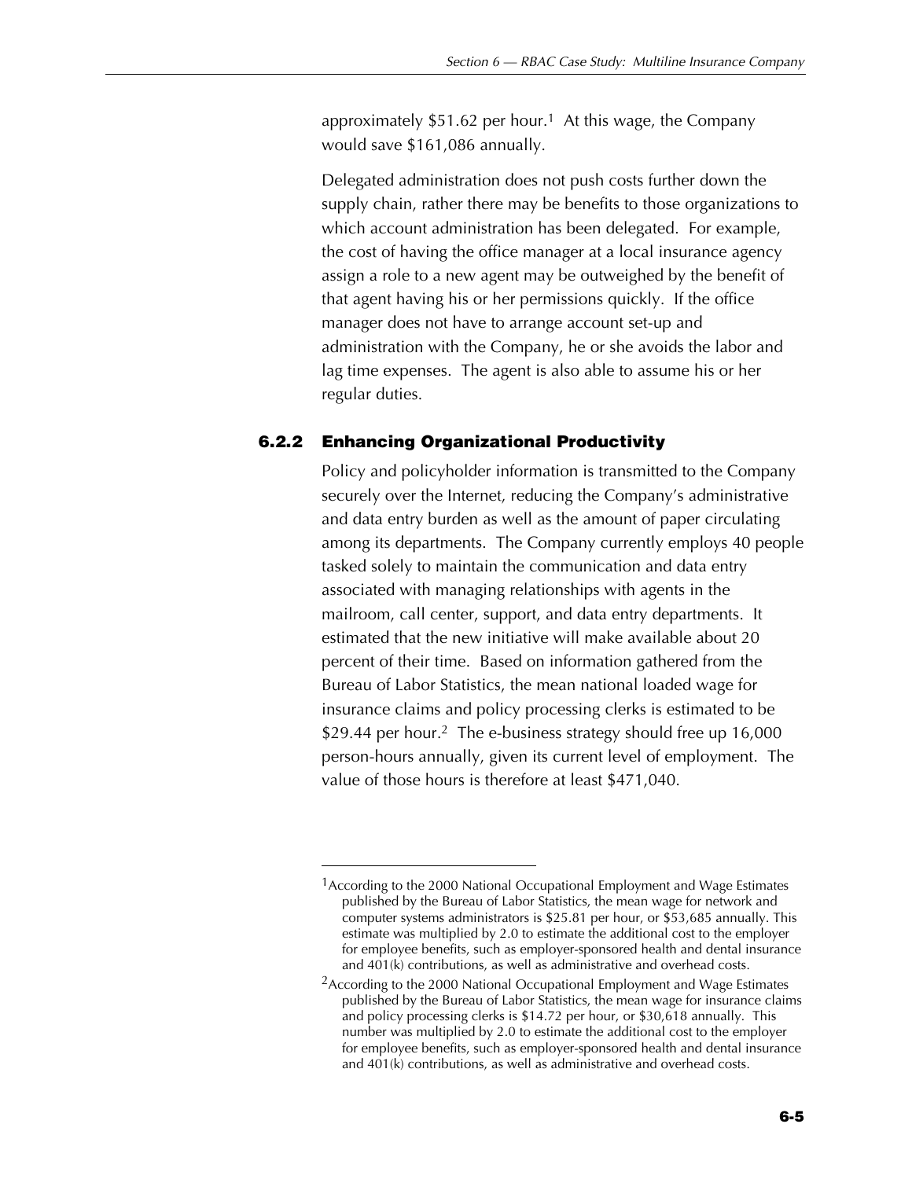approximately $51.62 per hour.[1] At this wage, the Company would save $161,086 annually.

Delegated administration does not push costs further down the supply chain, rather there may be benefits to those organizations to which account administration has been delegated. For example, the cost of having the office manager at a local insurance agency assign a role to a new agent may be outweighed by the benefit of that agent having his or her permissions quickly. If the office manager does not have to arrange account set-up and administration with the Company, he or she avoids the labor and lag time expenses. The agent is also able to assume his or her regular duties.

### 6.2.2 Enhancing Organizational Productivity

Policy and policyholder information is transmitted to the Company securely over the Internet, reducing the Company's administrative and data entry burden as well as the amount of paper circulating among its departments. The Company currently employs 40 people tasked solely to maintain the communication and data entry associated with managing relationships with agents in the mailroom, call center, support, and data entry departments. It estimated that the new initiative will make available about 20 percent of their time. Based on information gathered from the Bureau of Labor Statistics, the mean national loaded wage for insurance claims and policy processing clerks is estimated to be $29.44 per hour.[2] The e-business strategy should free up 16,000 person-hours annually, given its current level of employment. The value of those hours is therefore at least $471,040.

---

[1] According to the 2000 National Occupational Employment and Wage Estimates published by the Bureau of Labor Statistics, the mean wage for network and computer systems administrators is $25.81 per hour, or $53,685 annually. This estimate was multiplied by 2.0 to estimate the additional cost to the employer for employee benefits, such as employer-sponsored health and dental insurance and 401(k) contributions, as well as administrative and overhead costs.

[2] According to the 2000 National Occupational Employment and Wage Estimates published by the Bureau of Labor Statistics, the mean wage for insurance claims and policy processing clerks is $14.72 per hour, or $30,618 annually. This number was multiplied by 2.0 to estimate the additional cost to the employer for employee benefits, such as employer-sponsored health and dental insurance and 401(k) contributions, as well as administrative and overhead costs.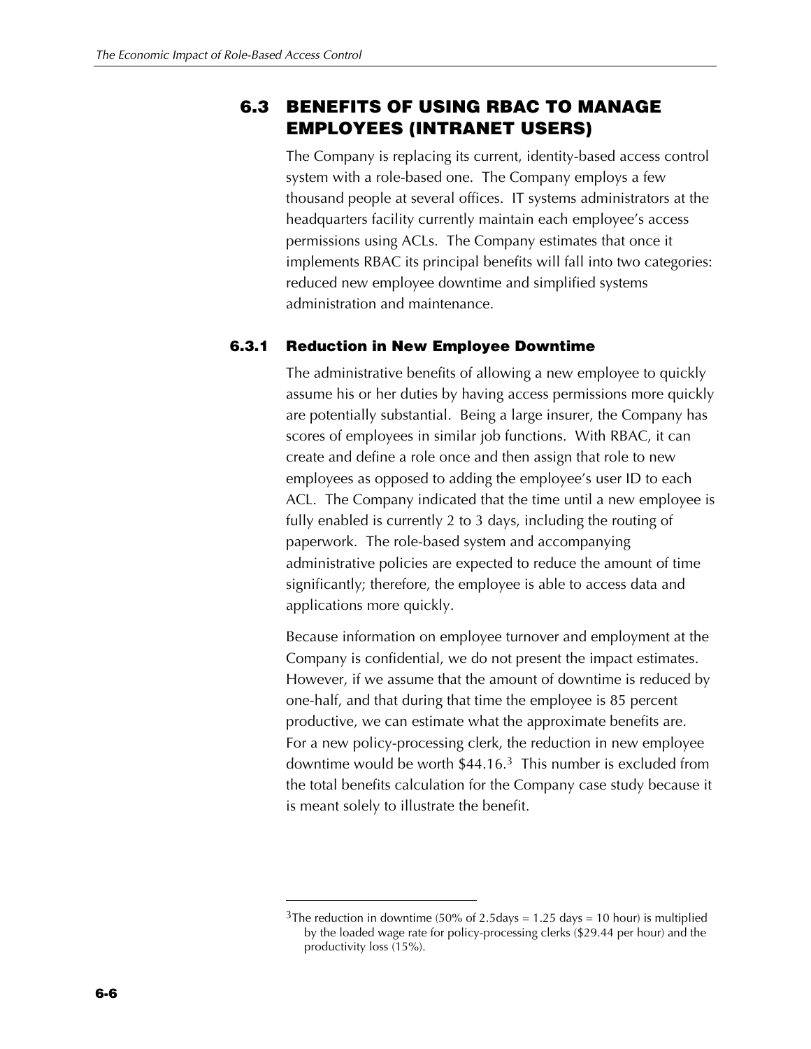## 6.3 BENEFITS OF USING RBAC TO MANAGE EMPLOYEES (INTRANET USERS)

The Company is replacing its current, identity-based access control system with a role-based one. The Company employs a few thousand people at several offices. IT systems administrators at the headquarters facility currently maintain each employee's access permissions using ACLs. The Company estimates that once it implements RBAC its principal benefits will fall into two categories: reduced new employee downtime and simplified systems administration and maintenance.

### 6.3.1 Reduction in New Employee Downtime

The administrative benefits of allowing a new employee to quickly assume his or her duties by having access permissions more quickly are potentially substantial. Being a large insurer, the Company has scores of employees in similar job functions. With RBAC, it can create and define a role once and then assign that role to new employees as opposed to adding the employee's user ID to each ACL. The Company indicated that the time until a new employee is fully enabled is currently 2 to 3 days, including the routing of paperwork. The role-based system and accompanying administrative policies are expected to reduce the amount of time significantly; therefore, the employee is able to access data and applications more quickly.

Because information on employee turnover and employment at the Company is confidential, we do not present the impact estimates. However, if we assume that the amount of downtime is reduced by one-half, and that during that time the employee is 85 percent productive, we can estimate what the approximate benefits are. For a new policy-processing clerk, the reduction in new employee downtime would be worth $44.16.[3] This number is excluded from the total benefits calculation for the Company case study because it is meant solely to illustrate the benefit.

---

[3]The reduction in downtime (50% of 2.5days = 1.25 days = 10 hour) is multiplied by the loaded wage rate for policy-processing clerks ($29.44 per hour) and the productivity loss (15%).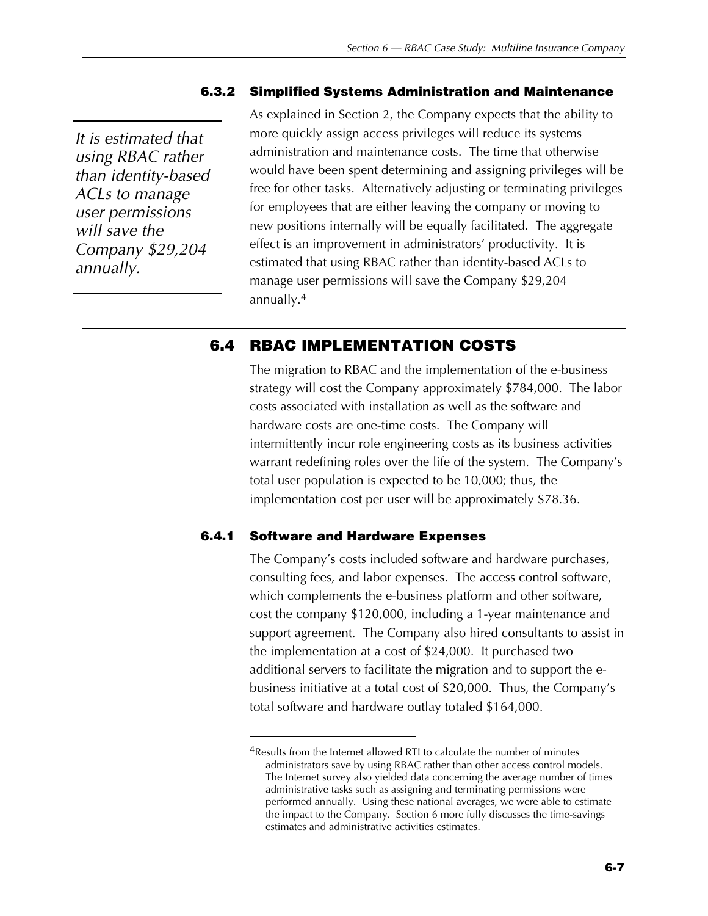### 6.3.2 Simplified Systems Administration and Maintenance

*It is estimated that using RBAC rather than identity-based ACLs to manage user permissions will save the Company $29,204 annually.*

As explained in Section 2, the Company expects that the ability to more quickly assign access privileges will reduce its systems administration and maintenance costs. The time that otherwise would have been spent determining and assigning privileges will be free for other tasks. Alternatively adjusting or terminating privileges for employees that are either leaving the company or moving to new positions internally will be equally facilitated. The aggregate effect is an improvement in administrators' productivity. It is estimated that using RBAC rather than identity-based ACLs to manage user permissions will save the Company $29,204 annually.[4]

## 6.4 RBAC IMPLEMENTATION COSTS

The migration to RBAC and the implementation of the e-business strategy will cost the Company approximately $784,000. The labor costs associated with installation as well as the software and hardware costs are one-time costs. The Company will intermittently incur role engineering costs as its business activities warrant redefining roles over the life of the system. The Company's total user population is expected to be 10,000; thus, the implementation cost per user will be approximately $78.36.

### 6.4.1 Software and Hardware Expenses

The Company's costs included software and hardware purchases, consulting fees, and labor expenses. The access control software, which complements the e-business platform and other software, cost the company $120,000, including a 1-year maintenance and support agreement. The Company also hired consultants to assist in the implementation at a cost of $24,000. It purchased two additional servers to facilitate the migration and to support the e-business initiative at a total cost of $20,000. Thus, the Company's total software and hardware outlay totaled $164,000.

---

[4]Results from the Internet allowed RTI to calculate the number of minutes administrators save by using RBAC rather than other access control models. The Internet survey also yielded data concerning the average number of times administrative tasks such as assigning and terminating permissions were performed annually. Using these national averages, we were able to estimate the impact to the Company. Section 6 more fully discusses the time-savings estimates and administrative activities estimates.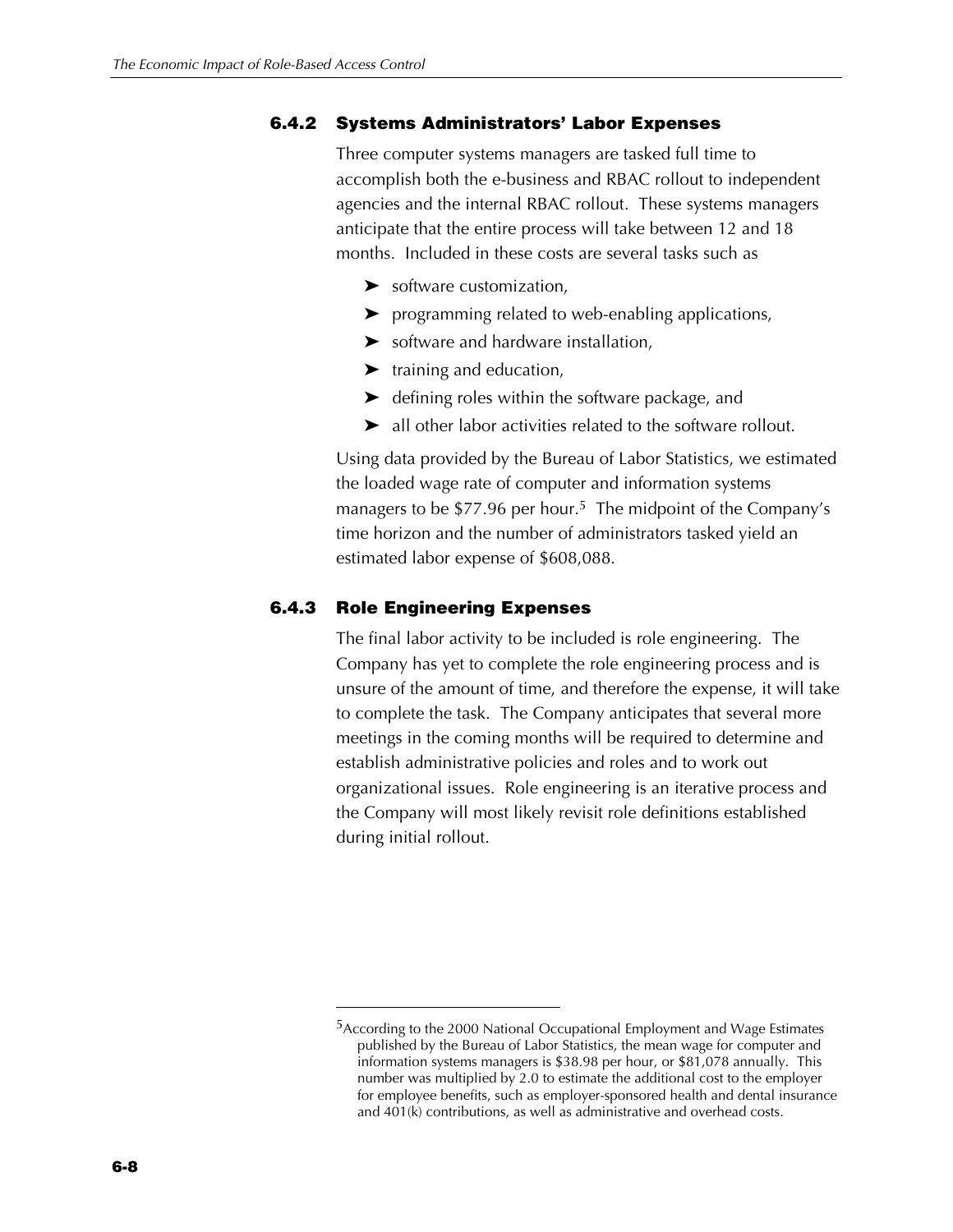### 6.4.2 Systems Administrators' Labor Expenses

Three computer systems managers are tasked full time to accomplish both the e-business and RBAC rollout to independent agencies and the internal RBAC rollout. These systems managers anticipate that the entire process will take between 12 and 18 months. Included in these costs are several tasks such as

- software customization,
- programming related to web-enabling applications,
- software and hardware installation,
- training and education,
- defining roles within the software package, and
- all other labor activities related to the software rollout.

Using data provided by the Bureau of Labor Statistics, we estimated the loaded wage rate of computer and information systems managers to be $77.96 per hour.[5] The midpoint of the Company's time horizon and the number of administrators tasked yield an estimated labor expense of $608,088.

### 6.4.3 Role Engineering Expenses

The final labor activity to be included is role engineering. The Company has yet to complete the role engineering process and is unsure of the amount of time, and therefore the expense, it will take to complete the task. The Company anticipates that several more meetings in the coming months will be required to determine and establish administrative policies and roles and to work out organizational issues. Role engineering is an iterative process and the Company will most likely revisit role definitions established during initial rollout.

---

[5] According to the 2000 National Occupational Employment and Wage Estimates published by the Bureau of Labor Statistics, the mean wage for computer and information systems managers is $38.98 per hour, or $81,078 annually. This number was multiplied by 2.0 to estimate the additional cost to the employer for employee benefits, such as employer-sponsored health and dental insurance and 401(k) contributions, as well as administrative and overhead costs.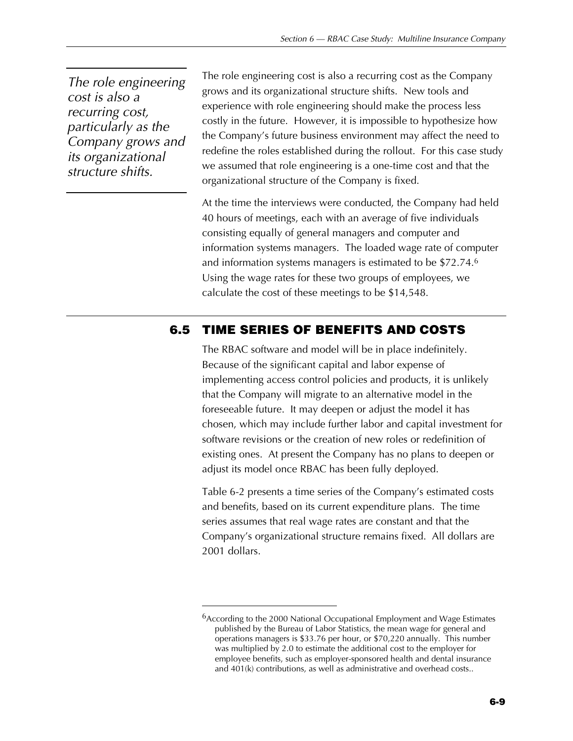*The role engineering cost is also a recurring cost, particularly as the Company grows and its organizational structure shifts.*

The role engineering cost is also a recurring cost as the Company grows and its organizational structure shifts. New tools and experience with role engineering should make the process less costly in the future. However, it is impossible to hypothesize how the Company's future business environment may affect the need to redefine the roles established during the rollout. For this case study we assumed that role engineering is a one-time cost and that the organizational structure of the Company is fixed.

At the time the interviews were conducted, the Company had held 40 hours of meetings, each with an average of five individuals consisting equally of general managers and computer and information systems managers. The loaded wage rate of computer and information systems managers is estimated to be $72.74.[6] Using the wage rates for these two groups of employees, we calculate the cost of these meetings to be $14,548.

## 6.5 TIME SERIES OF BENEFITS AND COSTS

The RBAC software and model will be in place indefinitely. Because of the significant capital and labor expense of implementing access control policies and products, it is unlikely that the Company will migrate to an alternative model in the foreseeable future. It may deepen or adjust the model it has chosen, which may include further labor and capital investment for software revisions or the creation of new roles or redefinition of existing ones. At present the Company has no plans to deepen or adjust its model once RBAC has been fully deployed.

Table 6-2 presents a time series of the Company's estimated costs and benefits, based on its current expenditure plans. The time series assumes that real wage rates are constant and that the Company's organizational structure remains fixed. All dollars are 2001 dollars.

---

[6]According to the 2000 National Occupational Employment and Wage Estimates published by the Bureau of Labor Statistics, the mean wage for general and operations managers is $33.76 per hour, or $70,220 annually. This number was multiplied by 2.0 to estimate the additional cost to the employer for employee benefits, such as employer-sponsored health and dental insurance and 401(k) contributions, as well as administrative and overhead costs..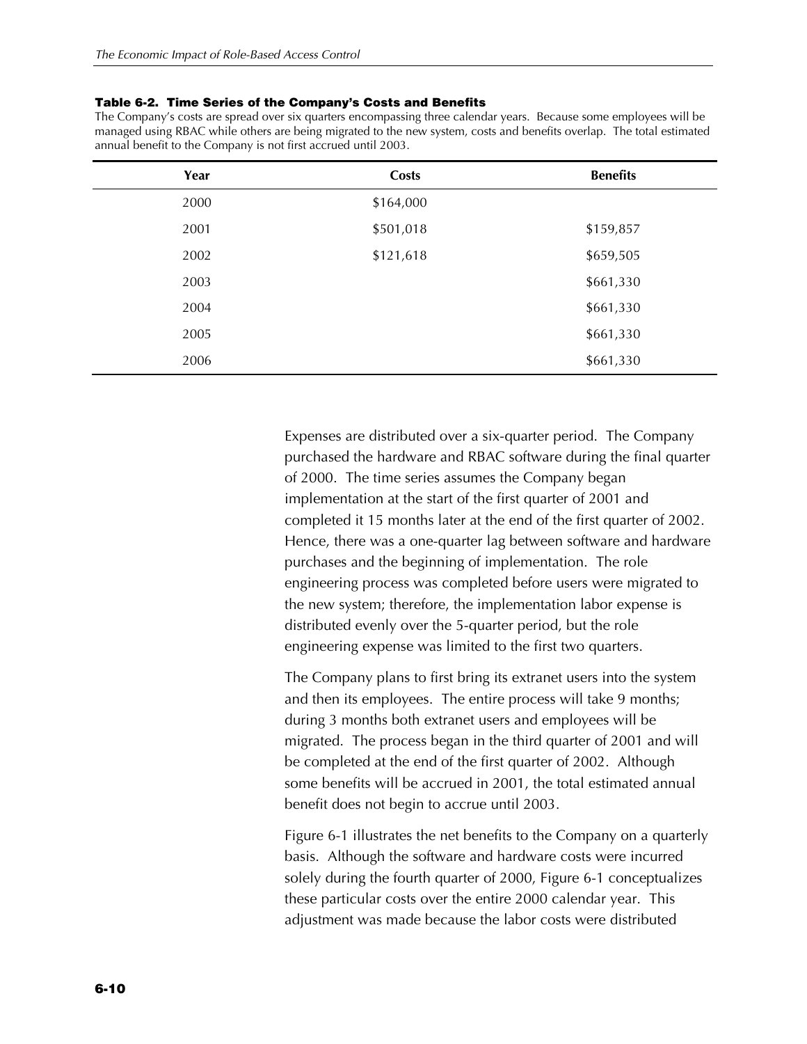**Table 6-2. Time Series of the Company's Costs and Benefits**

The Company's costs are spread over six quarters encompassing three calendar years. Because some employees will be managed using RBAC while others are being migrated to the new system, costs and benefits overlap. The total estimated annual benefit to the Company is not first accrued until 2003.

| Year | Costs | Benefits |
|---|---|---|
| 2000 | $164,000 | |
| 2001 | $501,018 | $159,857 |
| 2002 | $121,618 | $659,505 |
| 2003 | | $661,330 |
| 2004 | | $661,330 |
| 2005 | | $661,330 |
| 2006 | | $661,330 |

Expenses are distributed over a six-quarter period. The Company purchased the hardware and RBAC software during the final quarter of 2000. The time series assumes the Company began implementation at the start of the first quarter of 2001 and completed it 15 months later at the end of the first quarter of 2002. Hence, there was a one-quarter lag between software and hardware purchases and the beginning of implementation. The role engineering process was completed before users were migrated to the new system; therefore, the implementation labor expense is distributed evenly over the 5-quarter period, but the role engineering expense was limited to the first two quarters.

The Company plans to first bring its extranet users into the system and then its employees. The entire process will take 9 months; during 3 months both extranet users and employees will be migrated. The process began in the third quarter of 2001 and will be completed at the end of the first quarter of 2002. Although some benefits will be accrued in 2001, the total estimated annual benefit does not begin to accrue until 2003.

Figure 6-1 illustrates the net benefits to the Company on a quarterly basis. Although the software and hardware costs were incurred solely during the fourth quarter of 2000, Figure 6-1 conceptualizes these particular costs over the entire 2000 calendar year. This adjustment was made because the labor costs were distributed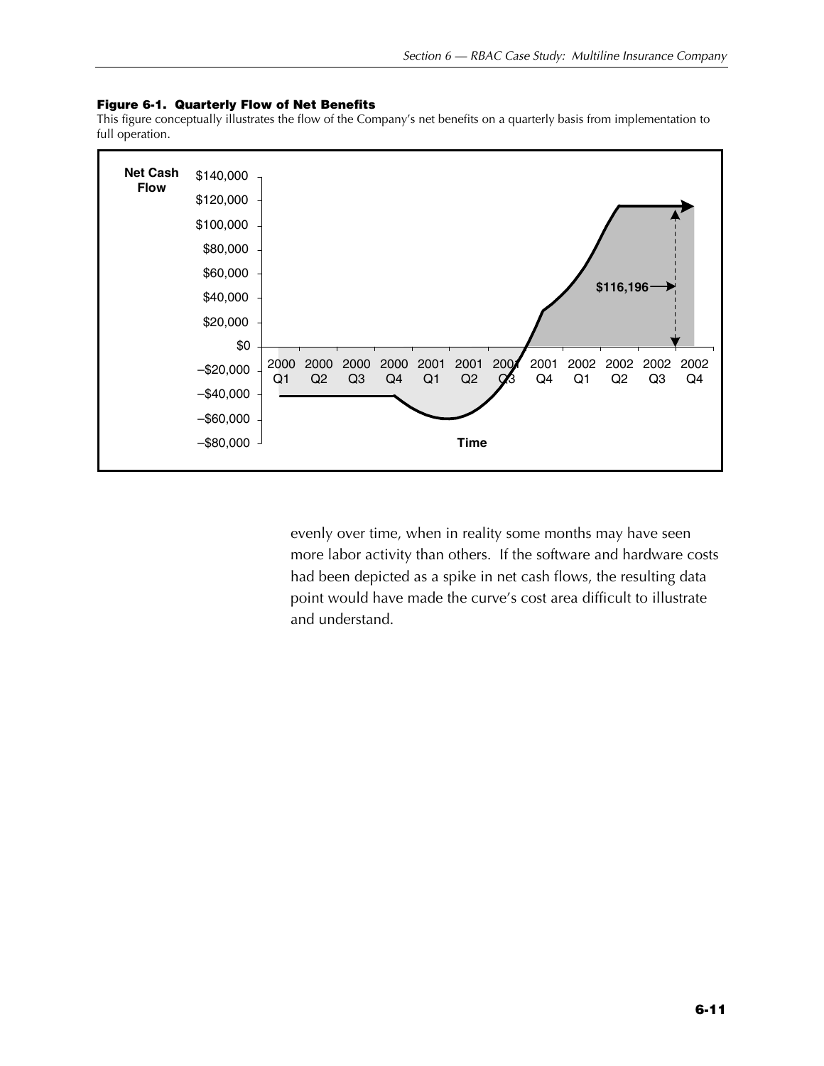**Figure 6-1. Quarterly Flow of Net Benefits**

This figure conceptually illustrates the flow of the Company's net benefits on a quarterly basis from implementation to full operation.

evenly over time, when in reality some months may have seen more labor activity than others. If the software and hardware costs had been depicted as a spike in net cash flows, the resulting data point would have made the curve's cost area difficult to illustrate and understand.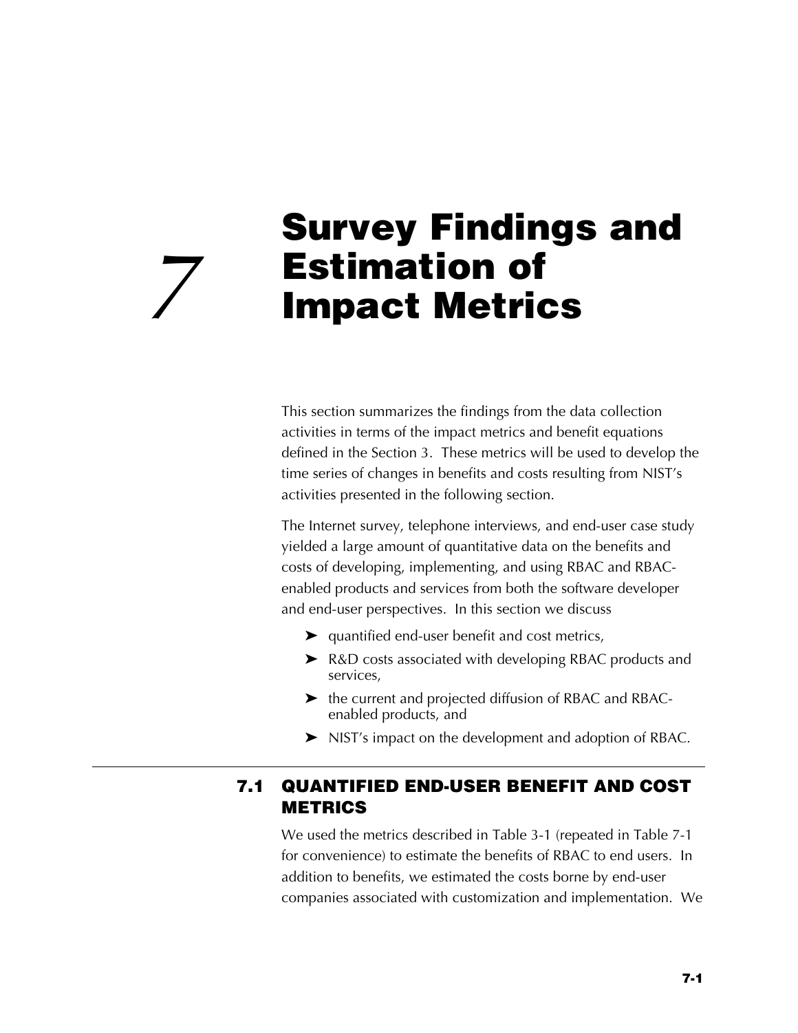# 7 Survey Findings and Estimation of Impact Metrics

This section summarizes the findings from the data collection activities in terms of the impact metrics and benefit equations defined in the Section 3. These metrics will be used to develop the time series of changes in benefits and costs resulting from NIST's activities presented in the following section.

The Internet survey, telephone interviews, and end-user case study yielded a large amount of quantitative data on the benefits and costs of developing, implementing, and using RBAC and RBAC-enabled products and services from both the software developer and end-user perspectives. In this section we discuss

- quantified end-user benefit and cost metrics,
- R&D costs associated with developing RBAC products and services,
- the current and projected diffusion of RBAC and RBAC-enabled products, and
- NIST's impact on the development and adoption of RBAC.

## 7.1 QUANTIFIED END-USER BENEFIT AND COST METRICS

We used the metrics described in Table 3-1 (repeated in Table 7-1 for convenience) to estimate the benefits of RBAC to end users. In addition to benefits, we estimated the costs borne by end-user companies associated with customization and implementation. We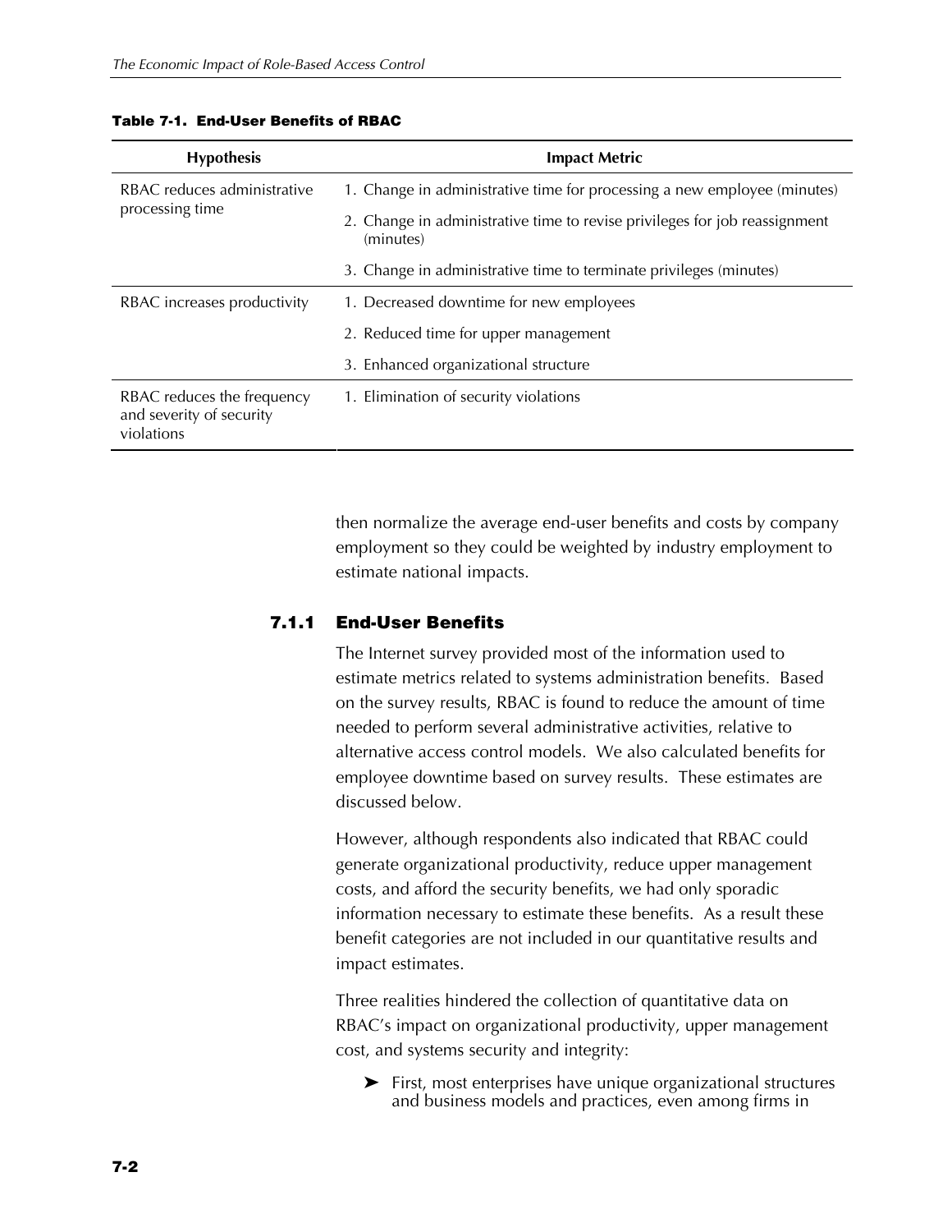**Table 7-1. End-User Benefits of RBAC**

| Hypothesis | Impact Metric |
|---|---|
| RBAC reduces administrative processing time | 1. Change in administrative time for processing a new employee (minutes) |
| | 2. Change in administrative time to revise privileges for job reassignment (minutes) |
| | 3. Change in administrative time to terminate privileges (minutes) |
| RBAC increases productivity | 1. Decreased downtime for new employees |
| | 2. Reduced time for upper management |
| | 3. Enhanced organizational structure |
| RBAC reduces the frequency and severity of security violations | 1. Elimination of security violations |

then normalize the average end-user benefits and costs by company employment so they could be weighted by industry employment to estimate national impacts.

### 7.1.1 End-User Benefits

The Internet survey provided most of the information used to estimate metrics related to systems administration benefits. Based on the survey results, RBAC is found to reduce the amount of time needed to perform several administrative activities, relative to alternative access control models. We also calculated benefits for employee downtime based on survey results. These estimates are discussed below.

However, although respondents also indicated that RBAC could generate organizational productivity, reduce upper management costs, and afford the security benefits, we had only sporadic information necessary to estimate these benefits. As a result these benefit categories are not included in our quantitative results and impact estimates.

Three realities hindered the collection of quantitative data on RBAC's impact on organizational productivity, upper management cost, and systems security and integrity:

- First, most enterprises have unique organizational structures and business models and practices, even among firms in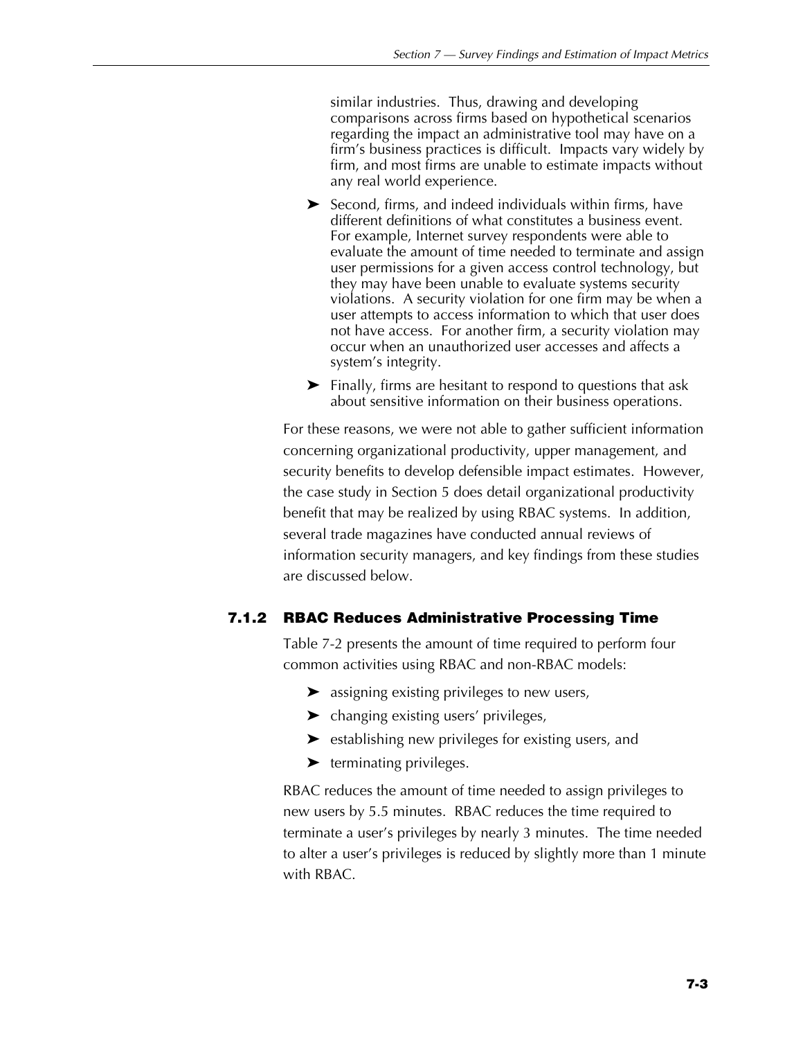similar industries. Thus, drawing and developing comparisons across firms based on hypothetical scenarios regarding the impact an administrative tool may have on a firm's business practices is difficult. Impacts vary widely by firm, and most firms are unable to estimate impacts without any real world experience.

- Second, firms, and indeed individuals within firms, have different definitions of what constitutes a business event. For example, Internet survey respondents were able to evaluate the amount of time needed to terminate and assign user permissions for a given access control technology, but they may have been unable to evaluate systems security violations. A security violation for one firm may be when a user attempts to access information to which that user does not have access. For another firm, a security violation may occur when an unauthorized user accesses and affects a system's integrity.
- Finally, firms are hesitant to respond to questions that ask about sensitive information on their business operations.

For these reasons, we were not able to gather sufficient information concerning organizational productivity, upper management, and security benefits to develop defensible impact estimates. However, the case study in Section 5 does detail organizational productivity benefit that may be realized by using RBAC systems. In addition, several trade magazines have conducted annual reviews of information security managers, and key findings from these studies are discussed below.

### 7.1.2 RBAC Reduces Administrative Processing Time

Table 7-2 presents the amount of time required to perform four common activities using RBAC and non-RBAC models:

- assigning existing privileges to new users,
- changing existing users' privileges,
- establishing new privileges for existing users, and
- terminating privileges.

RBAC reduces the amount of time needed to assign privileges to new users by 5.5 minutes. RBAC reduces the time required to terminate a user's privileges by nearly 3 minutes. The time needed to alter a user's privileges is reduced by slightly more than 1 minute with RBAC.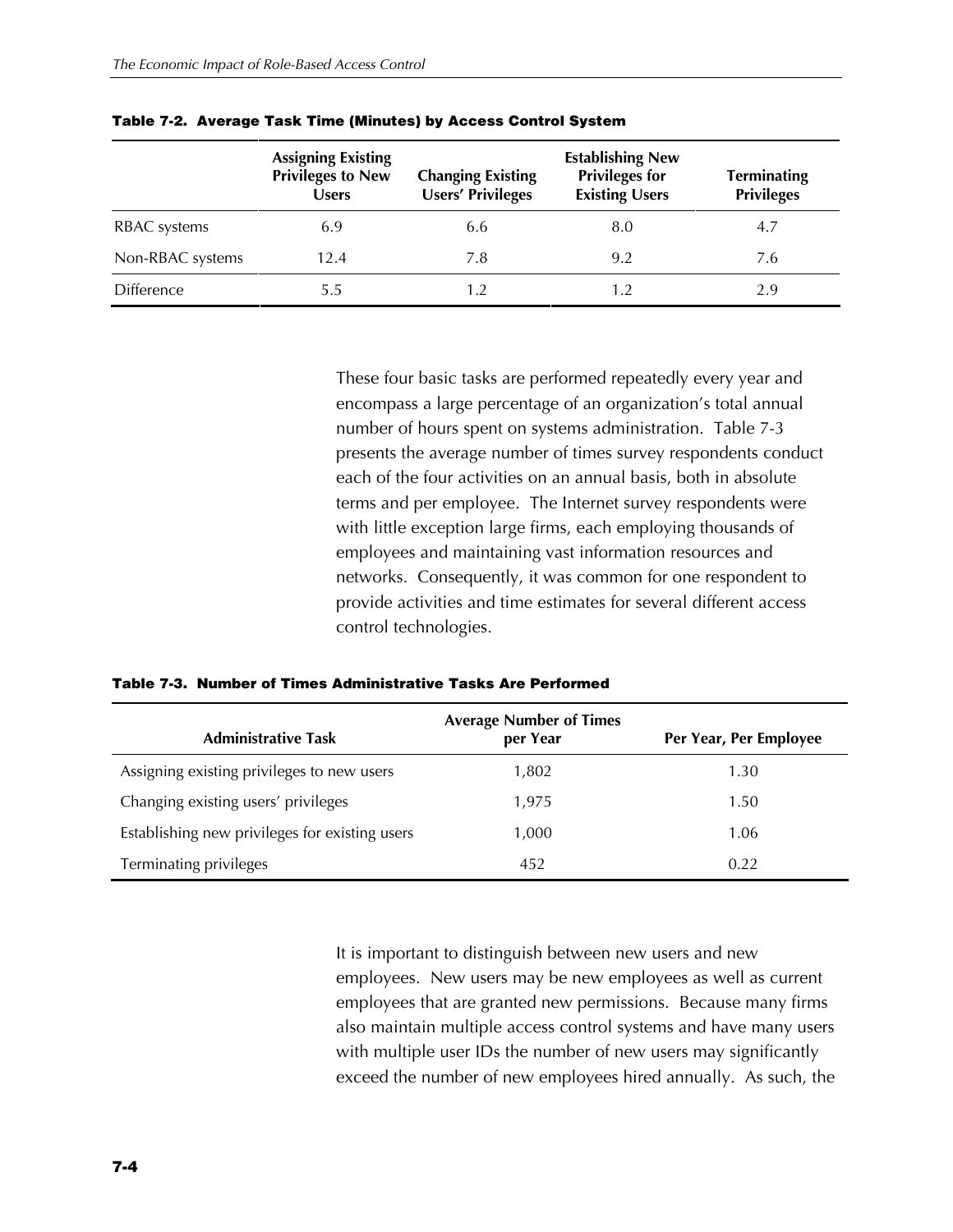**Table 7-2. Average Task Time (Minutes) by Access Control System**

| | Assigning Existing Privileges to New Users | Changing Existing Users' Privileges | Establishing New Privileges for Existing Users | Terminating Privileges |
|---|---|---|---|---|
| RBAC systems | 6.9 | 6.6 | 8.0 | 4.7 |
| Non-RBAC systems | 12.4 | 7.8 | 9.2 | 7.6 |
| Difference | 5.5 | 1.2 | 1.2 | 2.9 |

These four basic tasks are performed repeatedly every year and encompass a large percentage of an organization's total annual number of hours spent on systems administration. Table 7-3 presents the average number of times survey respondents conduct each of the four activities on an annual basis, both in absolute terms and per employee. The Internet survey respondents were with little exception large firms, each employing thousands of employees and maintaining vast information resources and networks. Consequently, it was common for one respondent to provide activities and time estimates for several different access control technologies.

**Table 7-3. Number of Times Administrative Tasks Are Performed**

| Administrative Task | Average Number of Times per Year | Per Year, Per Employee |
|---|---|---|
| Assigning existing privileges to new users | 1,802 | 1.30 |
| Changing existing users' privileges | 1,975 | 1.50 |
| Establishing new privileges for existing users | 1,000 | 1.06 |
| Terminating privileges | 452 | 0.22 |

It is important to distinguish between new users and new employees. New users may be new employees as well as current employees that are granted new permissions. Because many firms also maintain multiple access control systems and have many users with multiple user IDs the number of new users may significantly exceed the number of new employees hired annually. As such, the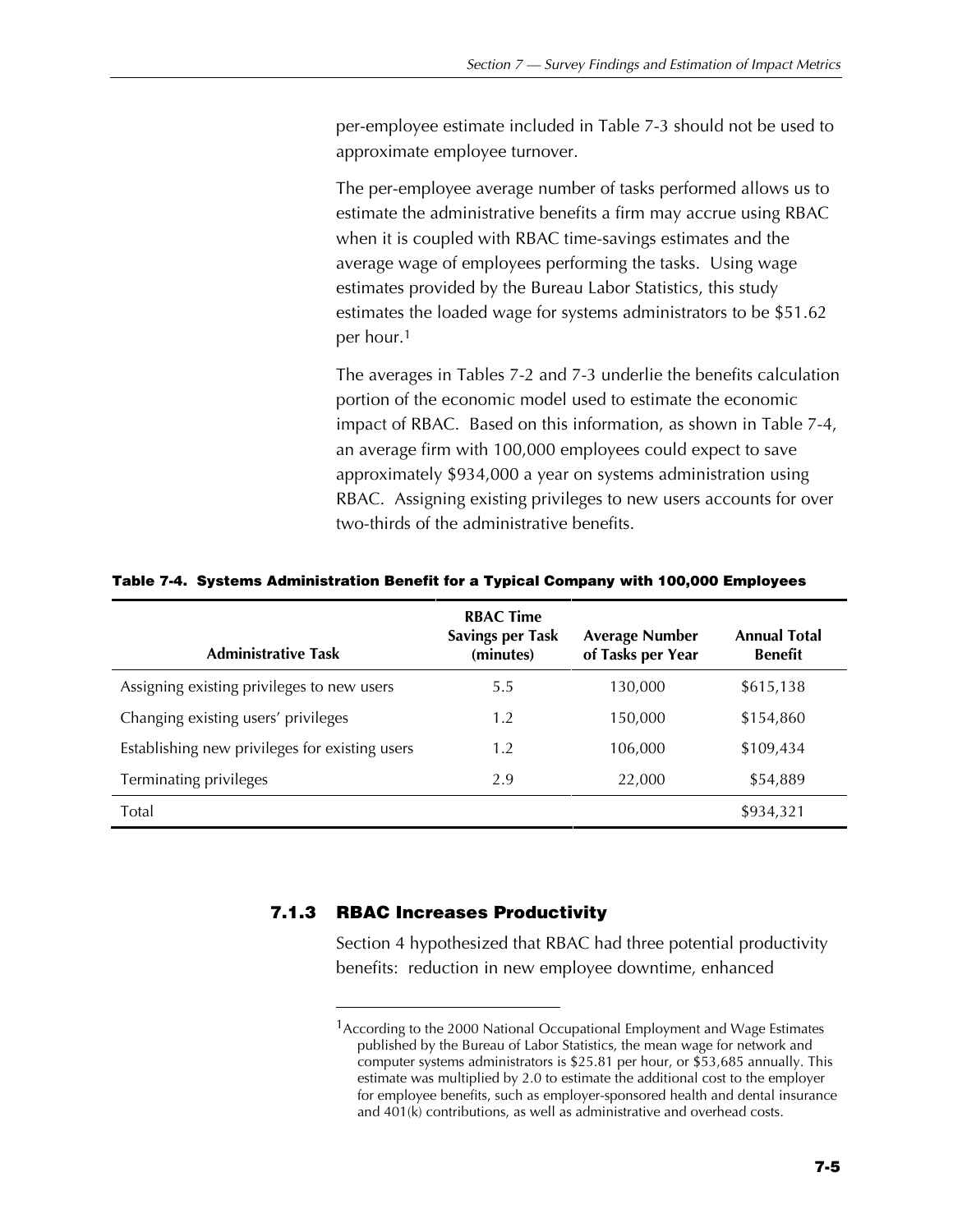per-employee estimate included in Table 7-3 should not be used to approximate employee turnover.

The per-employee average number of tasks performed allows us to estimate the administrative benefits a firm may accrue using RBAC when it is coupled with RBAC time-savings estimates and the average wage of employees performing the tasks. Using wage estimates provided by the Bureau Labor Statistics, this study estimates the loaded wage for systems administrators to be $51.62 per hour.[1]

The averages in Tables 7-2 and 7-3 underlie the benefits calculation portion of the economic model used to estimate the economic impact of RBAC. Based on this information, as shown in Table 7-4, an average firm with 100,000 employees could expect to save approximately $934,000 a year on systems administration using RBAC. Assigning existing privileges to new users accounts for over two-thirds of the administrative benefits.

**Table 7-4. Systems Administration Benefit for a Typical Company with 100,000 Employees**

| Administrative Task | RBAC Time Savings per Task (minutes) | Average Number of Tasks per Year | Annual Total Benefit |
|---|---|---|---|
| Assigning existing privileges to new users | 5.5 | 130,000 | $615,138 |
| Changing existing users' privileges | 1.2 | 150,000 | $154,860 |
| Establishing new privileges for existing users | 1.2 | 106,000 | $109,434 |
| Terminating privileges | 2.9 | 22,000 | $54,889 |
| Total | | | $934,321 |

### 7.1.3 RBAC Increases Productivity

Section 4 hypothesized that RBAC had three potential productivity benefits: reduction in new employee downtime, enhanced

[1] According to the 2000 National Occupational Employment and Wage Estimates published by the Bureau of Labor Statistics, the mean wage for network and computer systems administrators is $25.81 per hour, or $53,685 annually. This estimate was multiplied by 2.0 to estimate the additional cost to the employer for employee benefits, such as employer-sponsored health and dental insurance and 401(k) contributions, as well as administrative and overhead costs.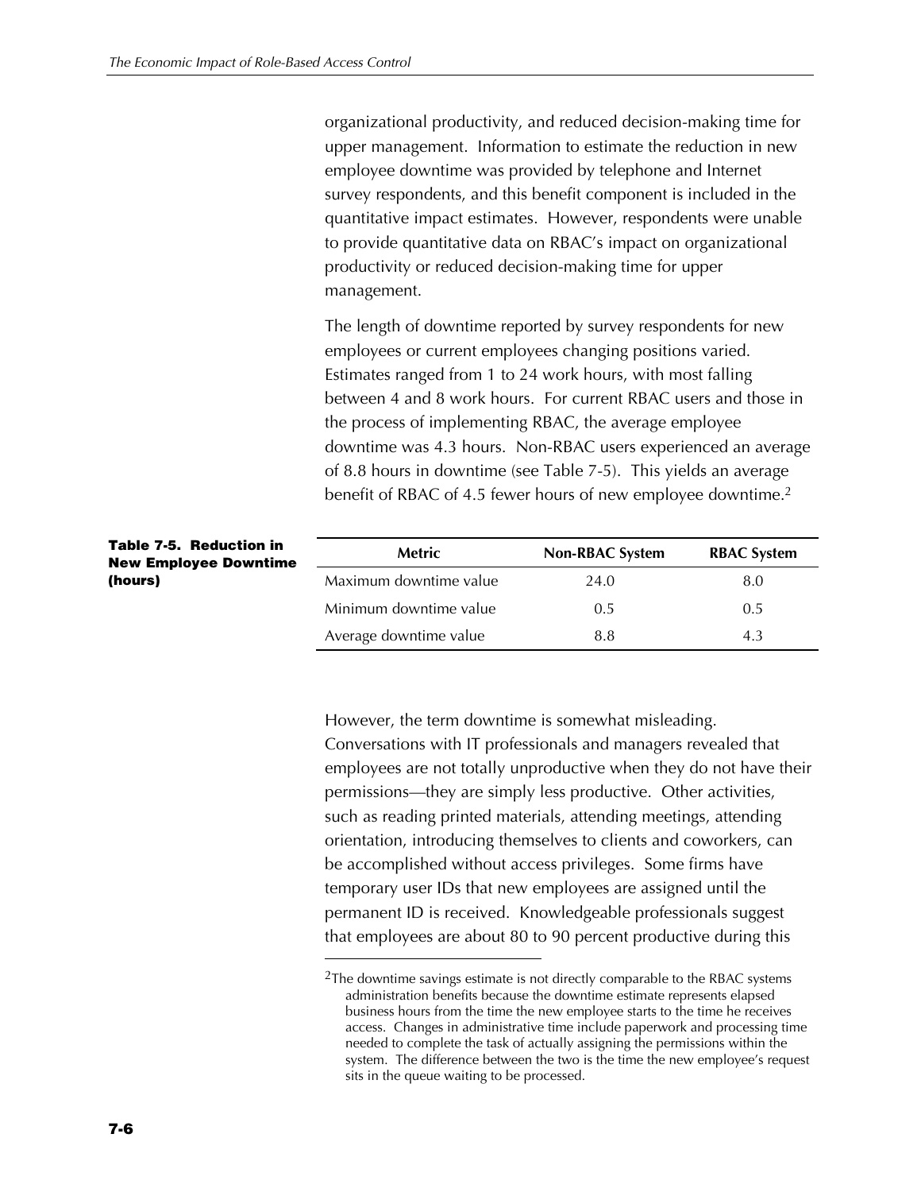organizational productivity, and reduced decision-making time for upper management. Information to estimate the reduction in new employee downtime was provided by telephone and Internet survey respondents, and this benefit component is included in the quantitative impact estimates. However, respondents were unable to provide quantitative data on RBAC's impact on organizational productivity or reduced decision-making time for upper management.

The length of downtime reported by survey respondents for new employees or current employees changing positions varied. Estimates ranged from 1 to 24 work hours, with most falling between 4 and 8 work hours. For current RBAC users and those in the process of implementing RBAC, the average employee downtime was 4.3 hours. Non-RBAC users experienced an average of 8.8 hours in downtime (see Table 7-5). This yields an average benefit of RBAC of 4.5 fewer hours of new employee downtime.[2]

**Table 7-5. Reduction in New Employee Downtime (hours)**

| Metric | Non-RBAC System | RBAC System |
|---|---|---|
| Maximum downtime value | 24.0 | 8.0 |
| Minimum downtime value | 0.5 | 0.5 |
| Average downtime value | 8.8 | 4.3 |

However, the term downtime is somewhat misleading. Conversations with IT professionals and managers revealed that employees are not totally unproductive when they do not have their permissions—they are simply less productive. Other activities, such as reading printed materials, attending meetings, attending orientation, introducing themselves to clients and coworkers, can be accomplished without access privileges. Some firms have temporary user IDs that new employees are assigned until the permanent ID is received. Knowledgeable professionals suggest that employees are about 80 to 90 percent productive during this

[2]The downtime savings estimate is not directly comparable to the RBAC systems administration benefits because the downtime estimate represents elapsed business hours from the time the new employee starts to the time he receives access. Changes in administrative time include paperwork and processing time needed to complete the task of actually assigning the permissions within the system. The difference between the two is the time the new employee's request sits in the queue waiting to be processed.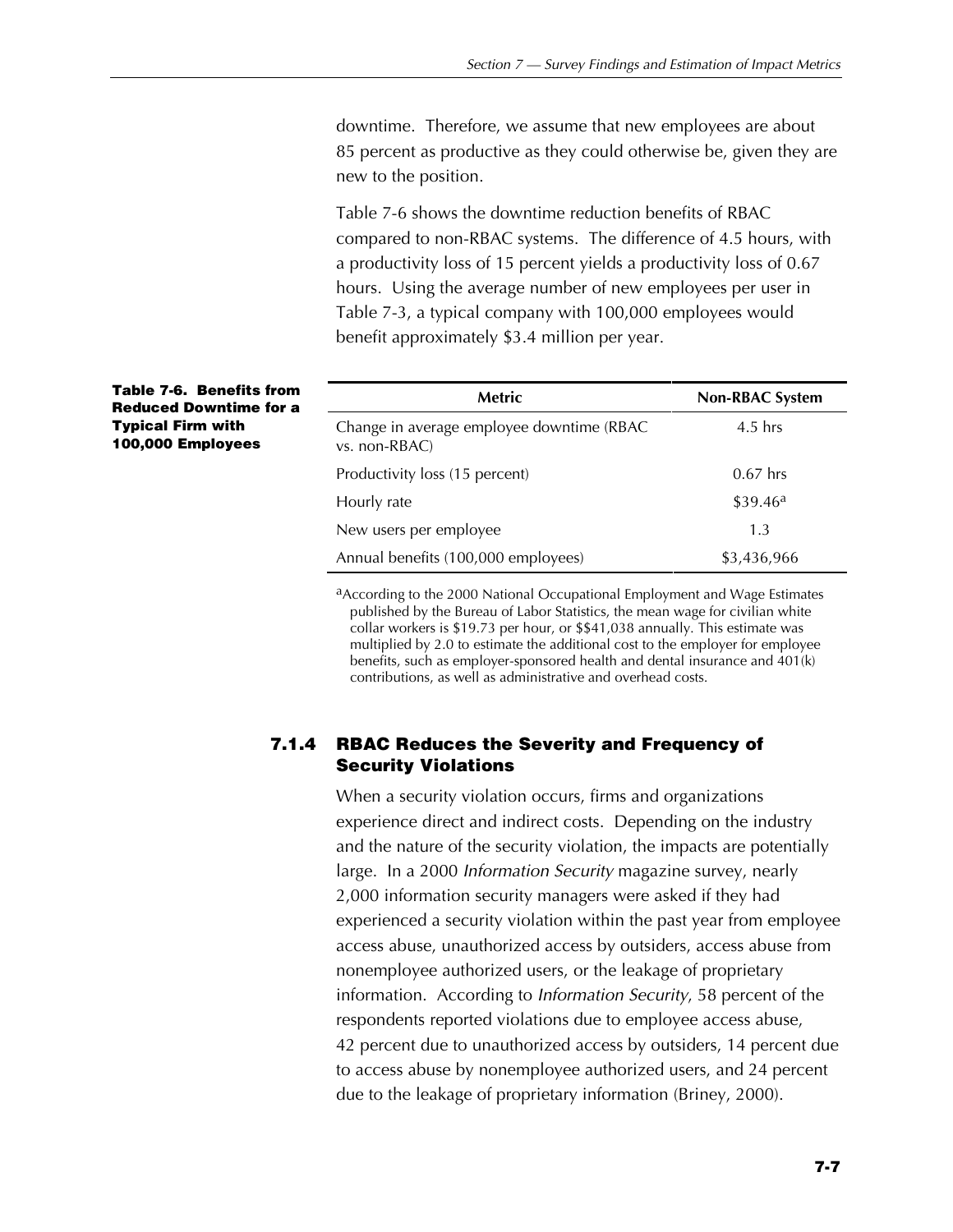downtime. Therefore, we assume that new employees are about 85 percent as productive as they could otherwise be, given they are new to the position.

Table 7-6 shows the downtime reduction benefits of RBAC compared to non-RBAC systems. The difference of 4.5 hours, with a productivity loss of 15 percent yields a productivity loss of 0.67 hours. Using the average number of new employees per user in Table 7-3, a typical company with 100,000 employees would benefit approximately $3.4 million per year.

**Table 7-6. Benefits from Reduced Downtime for a Typical Firm with 100,000 Employees**

| Metric | Non-RBAC System |
|---|---|
| Change in average employee downtime (RBAC vs. non-RBAC) | 4.5 hrs |
| Productivity loss (15 percent) | 0.67 hrs |
| Hourly rate | $39.46[a] |
| New users per employee | 1.3 |
| Annual benefits (100,000 employees) | $3,436,966 |

[a]According to the 2000 National Occupational Employment and Wage Estimates published by the Bureau of Labor Statistics, the mean wage for civilian white collar workers is $19.73 per hour, or $$41,038 annually. This estimate was multiplied by 2.0 to estimate the additional cost to the employer for employee benefits, such as employer-sponsored health and dental insurance and 401(k) contributions, as well as administrative and overhead costs.

### 7.1.4 RBAC Reduces the Severity and Frequency of Security Violations

When a security violation occurs, firms and organizations experience direct and indirect costs. Depending on the industry and the nature of the security violation, the impacts are potentially large. In a 2000 *Information Security* magazine survey, nearly 2,000 information security managers were asked if they had experienced a security violation within the past year from employee access abuse, unauthorized access by outsiders, access abuse from nonemployee authorized users, or the leakage of proprietary information. According to *Information Security*, 58 percent of the respondents reported violations due to employee access abuse, 42 percent due to unauthorized access by outsiders, 14 percent due to access abuse by nonemployee authorized users, and 24 percent due to the leakage of proprietary information (Briney, 2000).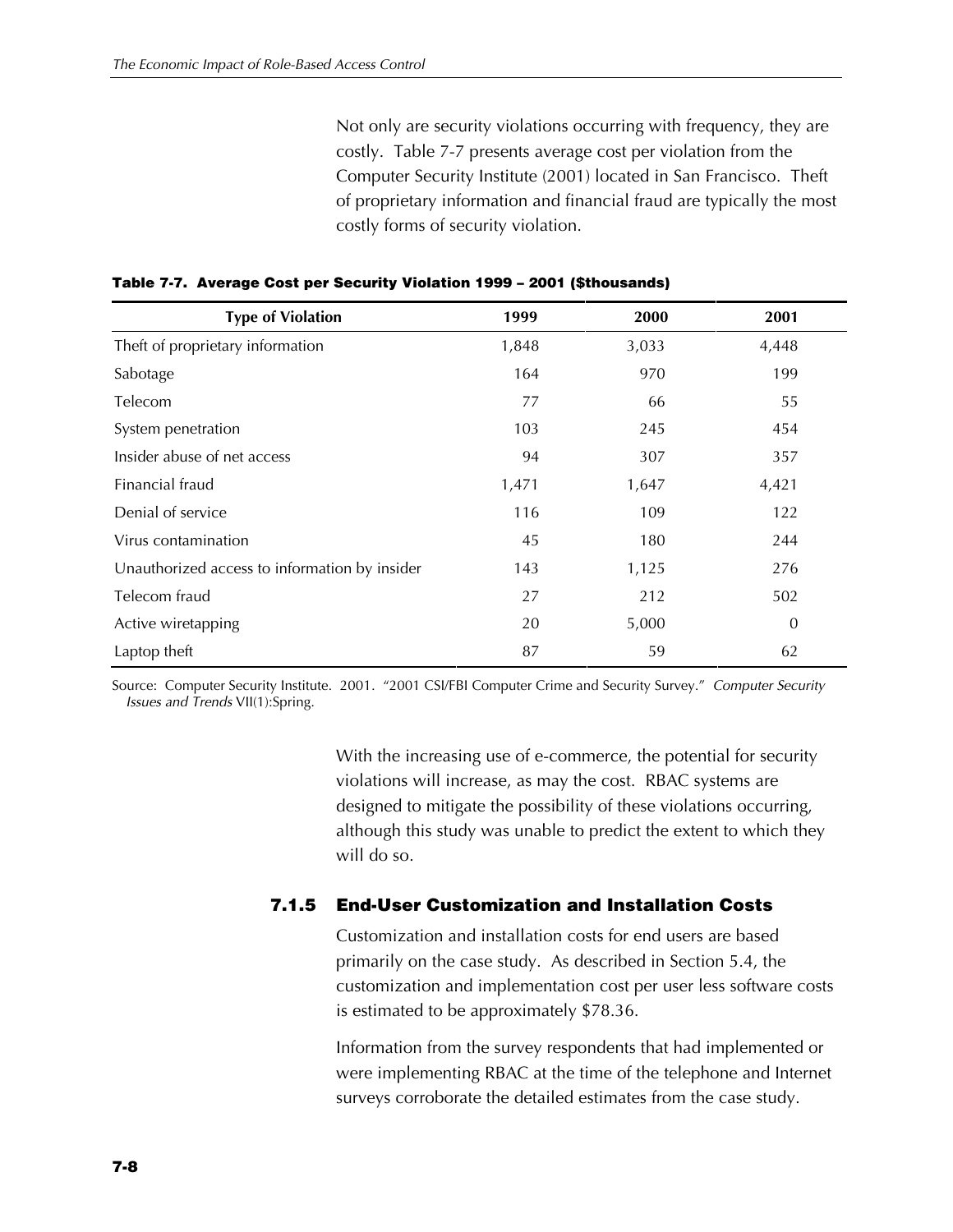Not only are security violations occurring with frequency, they are costly. Table 7-7 presents average cost per violation from the Computer Security Institute (2001) located in San Francisco. Theft of proprietary information and financial fraud are typically the most costly forms of security violation.

**Table 7-7. Average Cost per Security Violation 1999 – 2001 ($thousands)**

| Type of Violation | 1999 | 2000 | 2001 |
|---|---|---|---|
| Theft of proprietary information | 1,848 | 3,033 | 4,448 |
| Sabotage | 164 | 970 | 199 |
| Telecom | 77 | 66 | 55 |
| System penetration | 103 | 245 | 454 |
| Insider abuse of net access | 94 | 307 | 357 |
| Financial fraud | 1,471 | 1,647 | 4,421 |
| Denial of service | 116 | 109 | 122 |
| Virus contamination | 45 | 180 | 244 |
| Unauthorized access to information by insider | 143 | 1,125 | 276 |
| Telecom fraud | 27 | 212 | 502 |
| Active wiretapping | 20 | 5,000 | 0 |
| Laptop theft | 87 | 59 | 62 |

Source: Computer Security Institute. 2001. "2001 CSI/FBI Computer Crime and Security Survey." *Computer Security Issues and Trends* VII(1):Spring.

With the increasing use of e-commerce, the potential for security violations will increase, as may the cost. RBAC systems are designed to mitigate the possibility of these violations occurring, although this study was unable to predict the extent to which they will do so.

### 7.1.5 End-User Customization and Installation Costs

Customization and installation costs for end users are based primarily on the case study. As described in Section 5.4, the customization and implementation cost per user less software costs is estimated to be approximately $78.36.

Information from the survey respondents that had implemented or were implementing RBAC at the time of the telephone and Internet surveys corroborate the detailed estimates from the case study.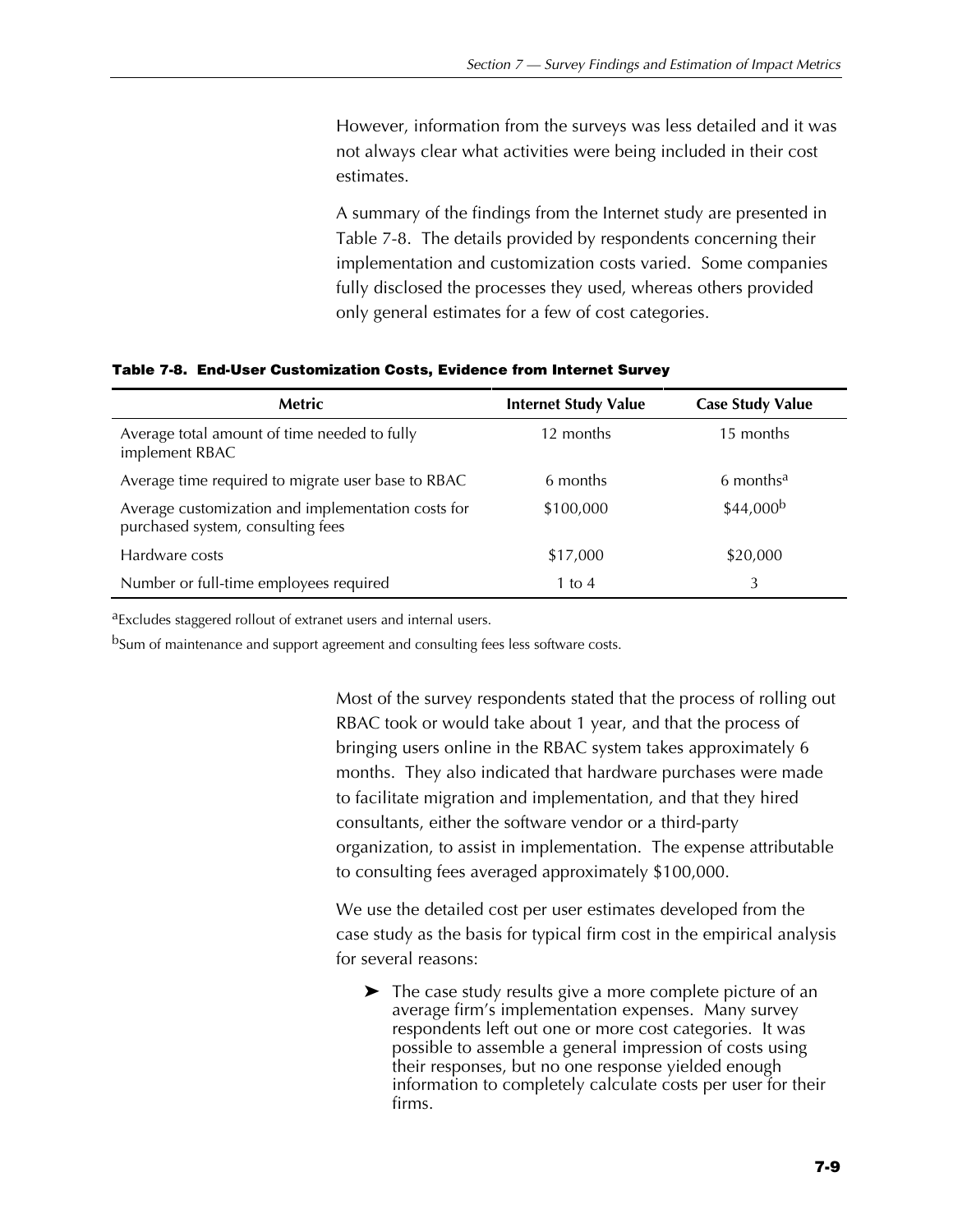However, information from the surveys was less detailed and it was not always clear what activities were being included in their cost estimates.

A summary of the findings from the Internet study are presented in Table 7-8. The details provided by respondents concerning their implementation and customization costs varied. Some companies fully disclosed the processes they used, whereas others provided only general estimates for a few of cost categories.

**Table 7-8. End-User Customization Costs, Evidence from Internet Survey**

| Metric | Internet Study Value | Case Study Value |
|---|---|---|
| Average total amount of time needed to fully implement RBAC | 12 months | 15 months |
| Average time required to migrate user base to RBAC | 6 months | 6 months[a] |
| Average customization and implementation costs for purchased system, consulting fees | $100,000 | $44,000[b] |
| Hardware costs | $17,000 | $20,000 |
| Number or full-time employees required | 1 to 4 | 3 |

[a]Excludes staggered rollout of extranet users and internal users.

[b]Sum of maintenance and support agreement and consulting fees less software costs.

Most of the survey respondents stated that the process of rolling out RBAC took or would take about 1 year, and that the process of bringing users online in the RBAC system takes approximately 6 months. They also indicated that hardware purchases were made to facilitate migration and implementation, and that they hired consultants, either the software vendor or a third-party organization, to assist in implementation. The expense attributable to consulting fees averaged approximately $100,000.

We use the detailed cost per user estimates developed from the case study as the basis for typical firm cost in the empirical analysis for several reasons:

- The case study results give a more complete picture of an average firm's implementation expenses. Many survey respondents left out one or more cost categories. It was possible to assemble a general impression of costs using their responses, but no one response yielded enough information to completely calculate costs per user for their firms.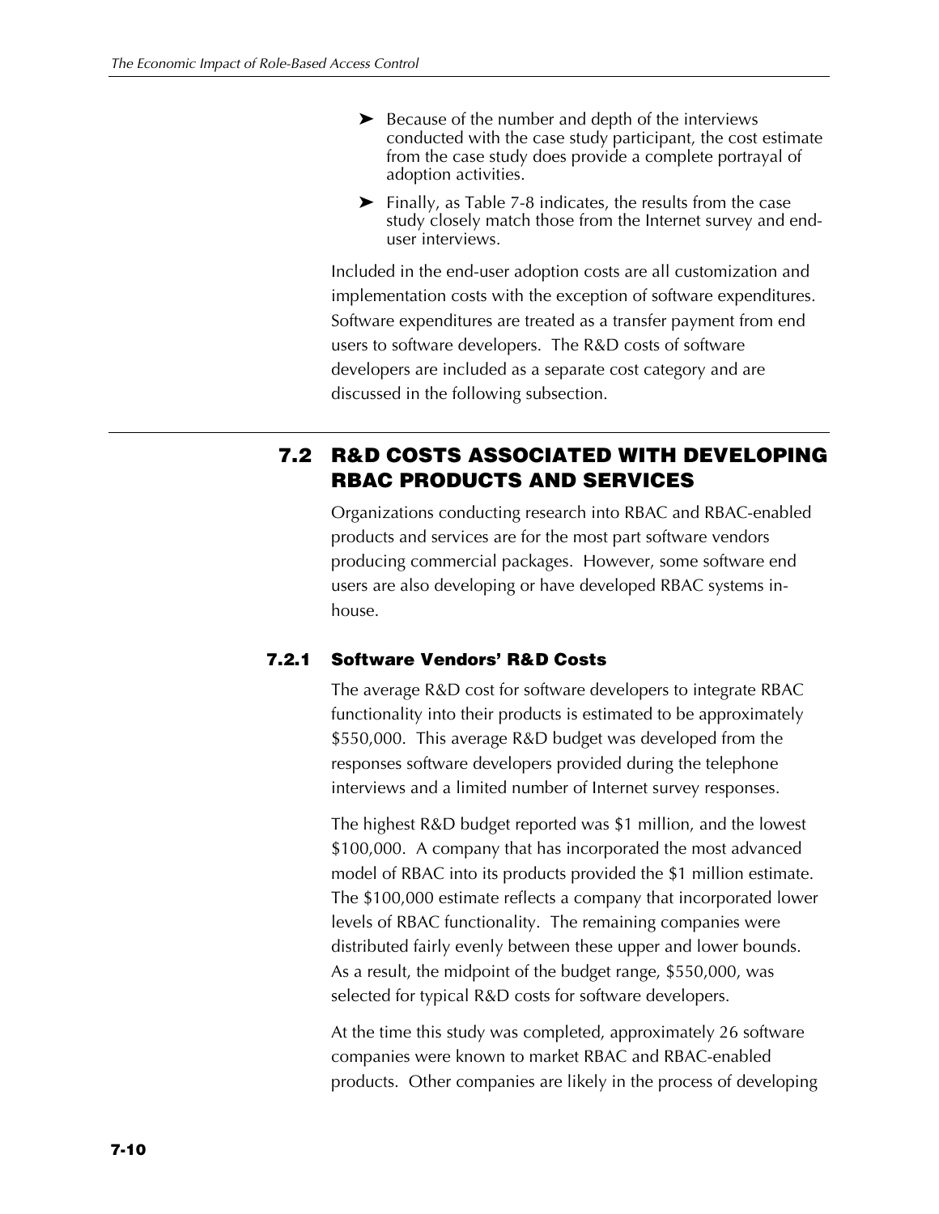- Because of the number and depth of the interviews conducted with the case study participant, the cost estimate from the case study does provide a complete portrayal of adoption activities.
- Finally, as Table 7-8 indicates, the results from the case study closely match those from the Internet survey and end-user interviews.

Included in the end-user adoption costs are all customization and implementation costs with the exception of software expenditures. Software expenditures are treated as a transfer payment from end users to software developers. The R&D costs of software developers are included as a separate cost category and are discussed in the following subsection.

## 7.2 R&D COSTS ASSOCIATED WITH DEVELOPING RBAC PRODUCTS AND SERVICES

Organizations conducting research into RBAC and RBAC-enabled products and services are for the most part software vendors producing commercial packages. However, some software end users are also developing or have developed RBAC systems in-house.

### 7.2.1 Software Vendors' R&D Costs

The average R&D cost for software developers to integrate RBAC functionality into their products is estimated to be approximately $550,000. This average R&D budget was developed from the responses software developers provided during the telephone interviews and a limited number of Internet survey responses.

The highest R&D budget reported was $1 million, and the lowest $100,000. A company that has incorporated the most advanced model of RBAC into its products provided the $1 million estimate. The $100,000 estimate reflects a company that incorporated lower levels of RBAC functionality. The remaining companies were distributed fairly evenly between these upper and lower bounds. As a result, the midpoint of the budget range, $550,000, was selected for typical R&D costs for software developers.

At the time this study was completed, approximately 26 software companies were known to market RBAC and RBAC-enabled products. Other companies are likely in the process of developing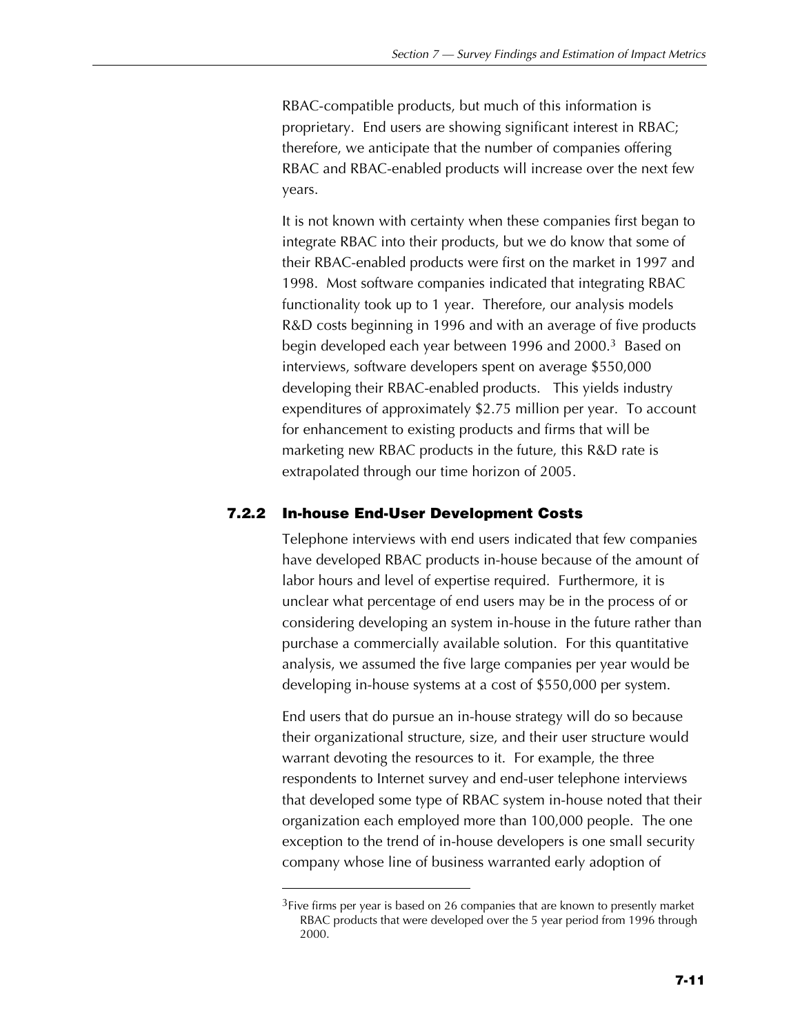RBAC-compatible products, but much of this information is proprietary. End users are showing significant interest in RBAC; therefore, we anticipate that the number of companies offering RBAC and RBAC-enabled products will increase over the next few years.

It is not known with certainty when these companies first began to integrate RBAC into their products, but we do know that some of their RBAC-enabled products were first on the market in 1997 and 1998. Most software companies indicated that integrating RBAC functionality took up to 1 year. Therefore, our analysis models R&D costs beginning in 1996 and with an average of five products begin developed each year between 1996 and 2000.[3] Based on interviews, software developers spent on average $550,000 developing their RBAC-enabled products. This yields industry expenditures of approximately $2.75 million per year. To account for enhancement to existing products and firms that will be marketing new RBAC products in the future, this R&D rate is extrapolated through our time horizon of 2005.

### 7.2.2 In-house End-User Development Costs

Telephone interviews with end users indicated that few companies have developed RBAC products in-house because of the amount of labor hours and level of expertise required. Furthermore, it is unclear what percentage of end users may be in the process of or considering developing an system in-house in the future rather than purchase a commercially available solution. For this quantitative analysis, we assumed the five large companies per year would be developing in-house systems at a cost of $550,000 per system.

End users that do pursue an in-house strategy will do so because their organizational structure, size, and their user structure would warrant devoting the resources to it. For example, the three respondents to Internet survey and end-user telephone interviews that developed some type of RBAC system in-house noted that their organization each employed more than 100,000 people. The one exception to the trend of in-house developers is one small security company whose line of business warranted early adoption of

[3]Five firms per year is based on 26 companies that are known to presently market RBAC products that were developed over the 5 year period from 1996 through 2000.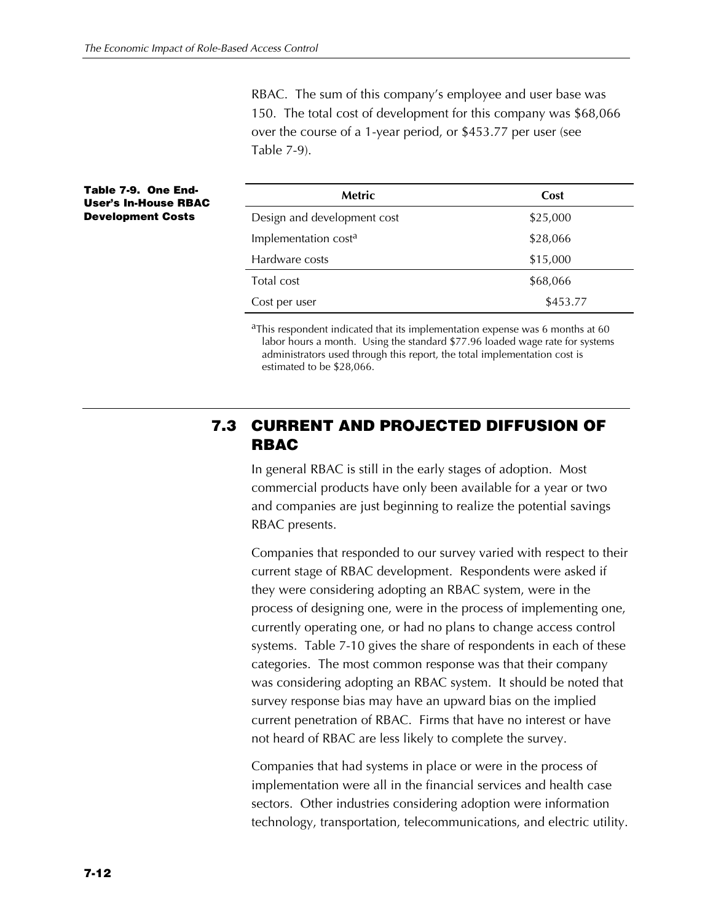RBAC. The sum of this company's employee and user base was 150. The total cost of development for this company was $68,066 over the course of a 1-year period, or $453.77 per user (see Table 7-9).

**Table 7-9. One End-User's In-House RBAC Development Costs**

| Metric | Cost |
|---|---|
| Design and development cost | $25,000 |
| Implementation cost[a] | $28,066 |
| Hardware costs | $15,000 |
| Total cost | $68,066 |
| Cost per user | $453.77 |

[a]This respondent indicated that its implementation expense was 6 months at 60 labor hours a month. Using the standard $77.96 loaded wage rate for systems administrators used through this report, the total implementation cost is estimated to be $28,066.

## 7.3 CURRENT AND PROJECTED DIFFUSION OF RBAC

In general RBAC is still in the early stages of adoption. Most commercial products have only been available for a year or two and companies are just beginning to realize the potential savings RBAC presents.

Companies that responded to our survey varied with respect to their current stage of RBAC development. Respondents were asked if they were considering adopting an RBAC system, were in the process of designing one, were in the process of implementing one, currently operating one, or had no plans to change access control systems. Table 7-10 gives the share of respondents in each of these categories. The most common response was that their company was considering adopting an RBAC system. It should be noted that survey response bias may have an upward bias on the implied current penetration of RBAC. Firms that have no interest or have not heard of RBAC are less likely to complete the survey.

Companies that had systems in place or were in the process of implementation were all in the financial services and health case sectors. Other industries considering adoption were information technology, transportation, telecommunications, and electric utility.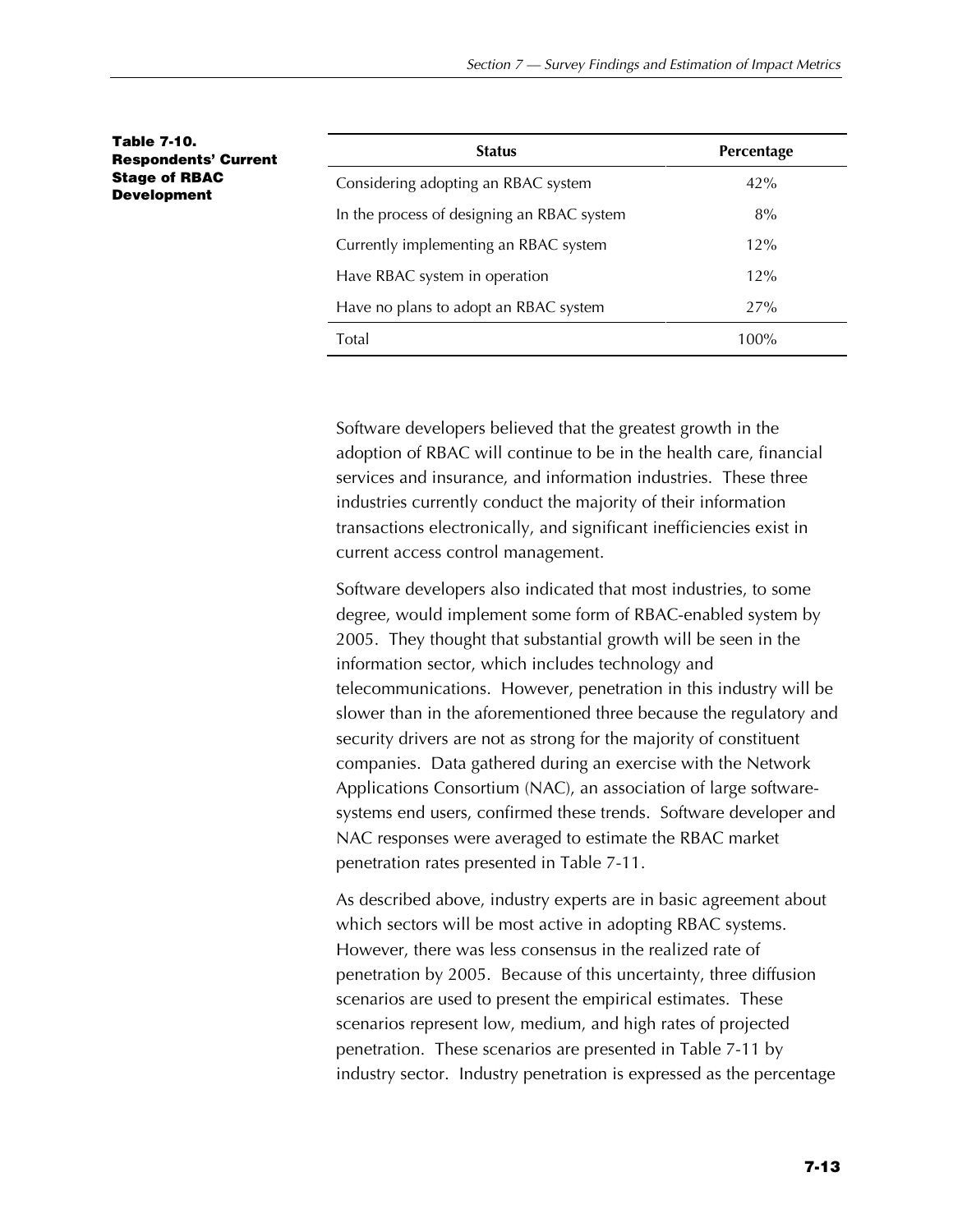**Table 7-10. Respondents' Current Stage of RBAC Development**

| Status | Percentage |
|---|---|
| Considering adopting an RBAC system | 42% |
| In the process of designing an RBAC system | 8% |
| Currently implementing an RBAC system | 12% |
| Have RBAC system in operation | 12% |
| Have no plans to adopt an RBAC system | 27% |
| Total | 100% |

Software developers believed that the greatest growth in the adoption of RBAC will continue to be in the health care, financial services and insurance, and information industries. These three industries currently conduct the majority of their information transactions electronically, and significant inefficiencies exist in current access control management.

Software developers also indicated that most industries, to some degree, would implement some form of RBAC-enabled system by 2005. They thought that substantial growth will be seen in the information sector, which includes technology and telecommunications. However, penetration in this industry will be slower than in the aforementioned three because the regulatory and security drivers are not as strong for the majority of constituent companies. Data gathered during an exercise with the Network Applications Consortium (NAC), an association of large software-systems end users, confirmed these trends. Software developer and NAC responses were averaged to estimate the RBAC market penetration rates presented in Table 7-11.

As described above, industry experts are in basic agreement about which sectors will be most active in adopting RBAC systems. However, there was less consensus in the realized rate of penetration by 2005. Because of this uncertainty, three diffusion scenarios are used to present the empirical estimates. These scenarios represent low, medium, and high rates of projected penetration. These scenarios are presented in Table 7-11 by industry sector. Industry penetration is expressed as the percentage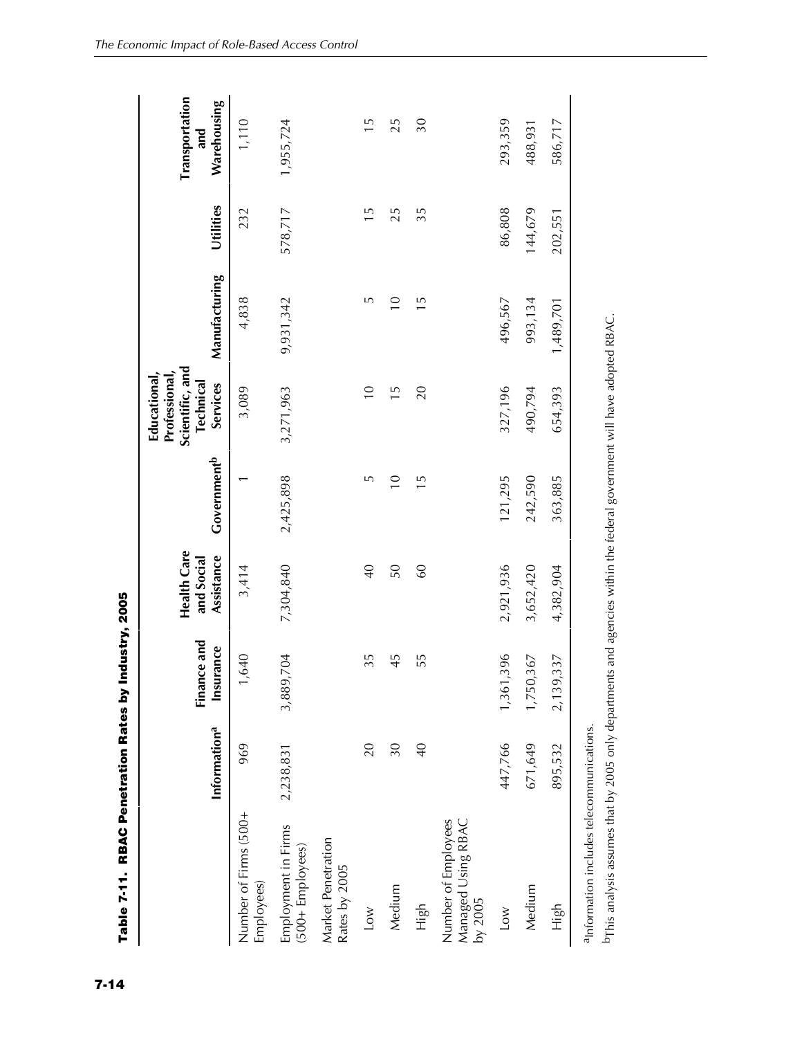**Table 7-11. RBAC Penetration Rates by Industry, 2005**

| | Information[a] | Finance and Insurance | Health Care and Social Assistance | Government[b] | Educational, Professional, Scientific, and Technical Services | Manufacturing | Utilities | Transportation and Warehousing |
|---|---|---|---|---|---|---|---|---|
| Number of Firms (500+ Employees) | 969 | 1,640 | 3,414 | 1 | 3,089 | 4,838 | 232 | 1,110 |
| Employment in Firms (500+ Employees) | 2,238,831 | 3,889,704 | 7,304,840 | 2,425,898 | 3,271,963 | 9,931,342 | 578,717 | 1,955,724 |
| Market Penetration Rates by 2005 | | | | | | | | |
| Low | 20 | 35 | 40 | 5 | 10 | 5 | 15 | 15 |
| Medium | 30 | 45 | 50 | 10 | 15 | 10 | 25 | 25 |
| High | 40 | 55 | 60 | 15 | 20 | 15 | 35 | 30 |
| Number of Employees Managed Using RBAC by 2005 | | | | | | | | |
| Low | 447,766 | 1,361,396 | 2,921,936 | 121,295 | 327,196 | 496,567 | 86,808 | 293,359 |
| Medium | 671,649 | 1,750,367 | 3,652,420 | 242,590 | 490,794 | 993,134 | 144,679 | 488,931 |
| High | 895,532 | 2,139,337 | 4,382,904 | 363,885 | 654,393 | 1,489,701 | 202,551 | 586,717 |

[a]Information includes telecommunications.

[b]This analysis assumes that by 2005 only departments and agencies within the federal government will have adopted RBAC.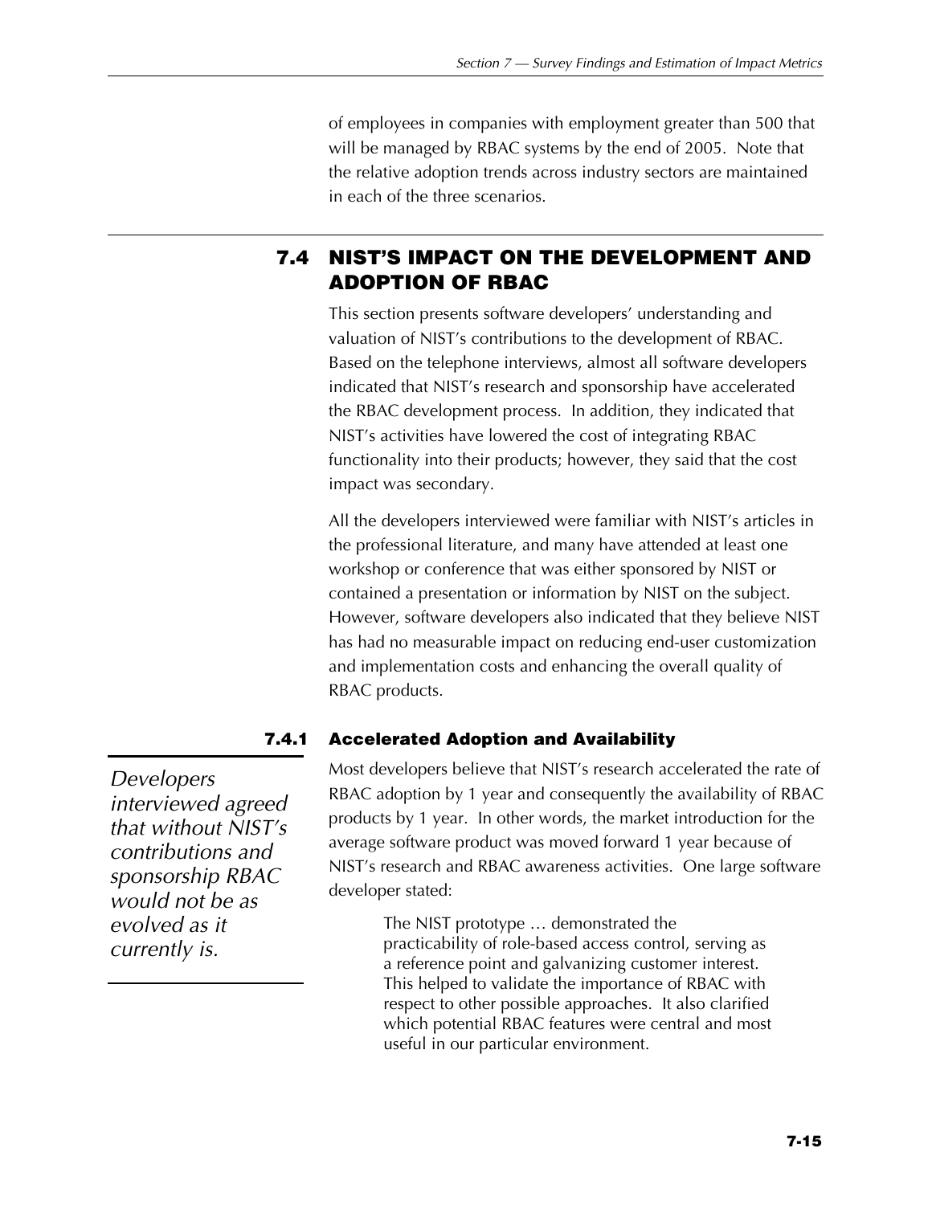of employees in companies with employment greater than 500 that will be managed by RBAC systems by the end of 2005. Note that the relative adoption trends across industry sectors are maintained in each of the three scenarios.

## 7.4 NIST'S IMPACT ON THE DEVELOPMENT AND ADOPTION OF RBAC

This section presents software developers' understanding and valuation of NIST's contributions to the development of RBAC. Based on the telephone interviews, almost all software developers indicated that NIST's research and sponsorship have accelerated the RBAC development process. In addition, they indicated that NIST's activities have lowered the cost of integrating RBAC functionality into their products; however, they said that the cost impact was secondary.

All the developers interviewed were familiar with NIST's articles in the professional literature, and many have attended at least one workshop or conference that was either sponsored by NIST or contained a presentation or information by NIST on the subject. However, software developers also indicated that they believe NIST has had no measurable impact on reducing end-user customization and implementation costs and enhancing the overall quality of RBAC products.

### 7.4.1 Accelerated Adoption and Availability

*Developers interviewed agreed that without NIST's contributions and sponsorship RBAC would not be as evolved as it currently is.*

Most developers believe that NIST's research accelerated the rate of RBAC adoption by 1 year and consequently the availability of RBAC products by 1 year. In other words, the market introduction for the average software product was moved forward 1 year because of NIST's research and RBAC awareness activities. One large software developer stated:

> The NIST prototype … demonstrated the practicability of role-based access control, serving as a reference point and galvanizing customer interest. This helped to validate the importance of RBAC with respect to other possible approaches. It also clarified which potential RBAC features were central and most useful in our particular environment.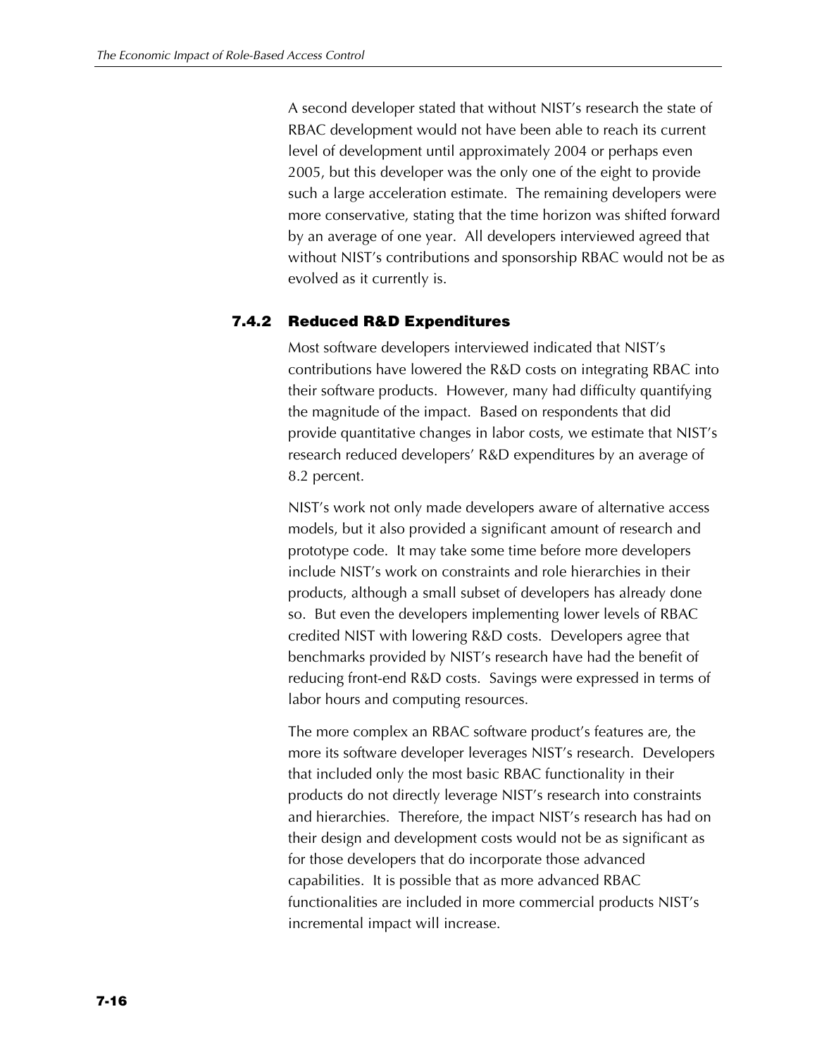A second developer stated that without NIST's research the state of RBAC development would not have been able to reach its current level of development until approximately 2004 or perhaps even 2005, but this developer was the only one of the eight to provide such a large acceleration estimate. The remaining developers were more conservative, stating that the time horizon was shifted forward by an average of one year. All developers interviewed agreed that without NIST's contributions and sponsorship RBAC would not be as evolved as it currently is.

### 7.4.2 Reduced R&D Expenditures

Most software developers interviewed indicated that NIST's contributions have lowered the R&D costs on integrating RBAC into their software products. However, many had difficulty quantifying the magnitude of the impact. Based on respondents that did provide quantitative changes in labor costs, we estimate that NIST's research reduced developers' R&D expenditures by an average of 8.2 percent.

NIST's work not only made developers aware of alternative access models, but it also provided a significant amount of research and prototype code. It may take some time before more developers include NIST's work on constraints and role hierarchies in their products, although a small subset of developers has already done so. But even the developers implementing lower levels of RBAC credited NIST with lowering R&D costs. Developers agree that benchmarks provided by NIST's research have had the benefit of reducing front-end R&D costs. Savings were expressed in terms of labor hours and computing resources.

The more complex an RBAC software product's features are, the more its software developer leverages NIST's research. Developers that included only the most basic RBAC functionality in their products do not directly leverage NIST's research into constraints and hierarchies. Therefore, the impact NIST's research has had on their design and development costs would not be as significant as for those developers that do incorporate those advanced capabilities. It is possible that as more advanced RBAC functionalities are included in more commercial products NIST's incremental impact will increase.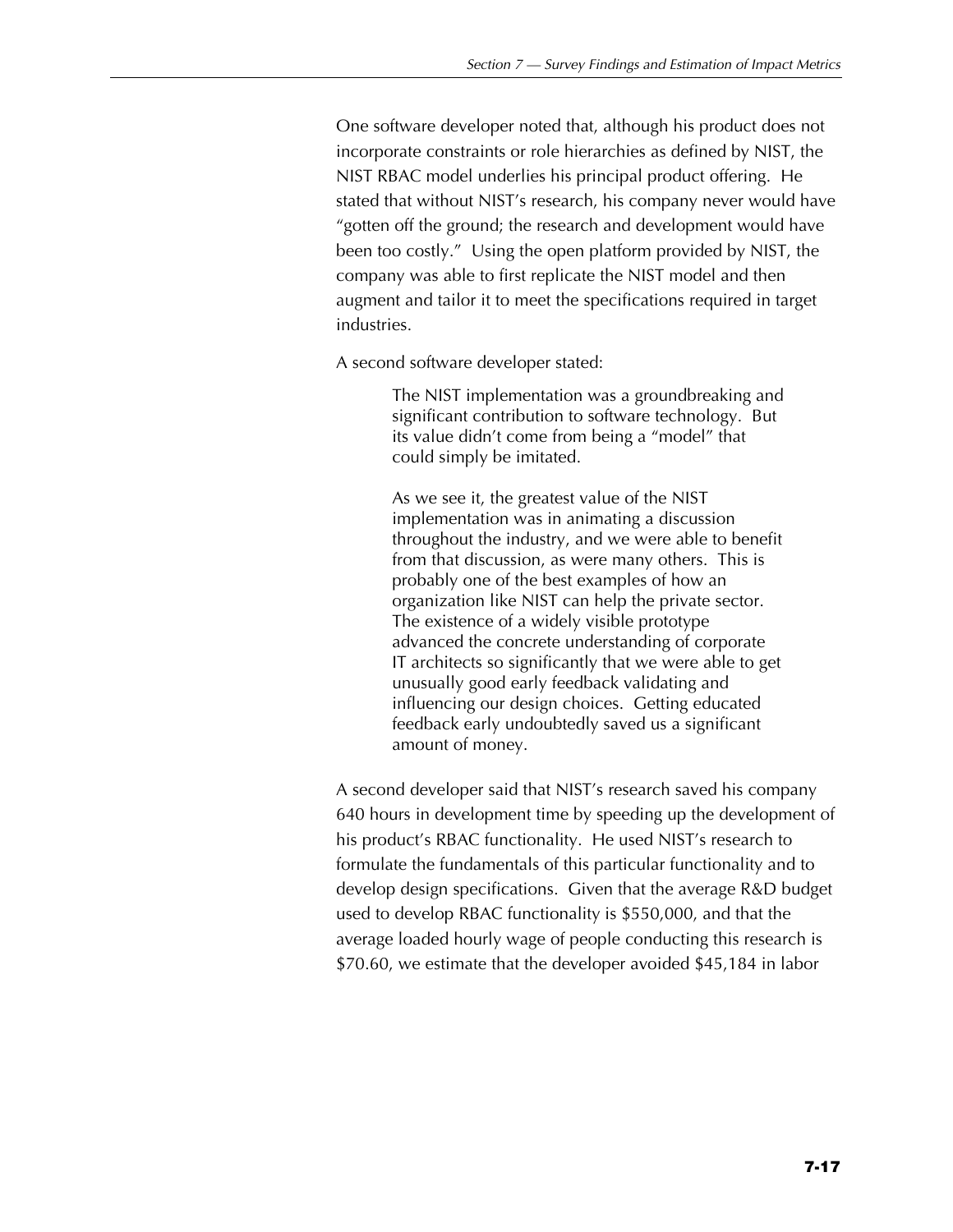One software developer noted that, although his product does not incorporate constraints or role hierarchies as defined by NIST, the NIST RBAC model underlies his principal product offering. He stated that without NIST's research, his company never would have "gotten off the ground; the research and development would have been too costly." Using the open platform provided by NIST, the company was able to first replicate the NIST model and then augment and tailor it to meet the specifications required in target industries.

A second software developer stated:

> The NIST implementation was a groundbreaking and significant contribution to software technology. But its value didn't come from being a "model" that could simply be imitated.
>
> As we see it, the greatest value of the NIST implementation was in animating a discussion throughout the industry, and we were able to benefit from that discussion, as were many others. This is probably one of the best examples of how an organization like NIST can help the private sector. The existence of a widely visible prototype advanced the concrete understanding of corporate IT architects so significantly that we were able to get unusually good early feedback validating and influencing our design choices. Getting educated feedback early undoubtedly saved us a significant amount of money.

A second developer said that NIST's research saved his company 640 hours in development time by speeding up the development of his product's RBAC functionality. He used NIST's research to formulate the fundamentals of this particular functionality and to develop design specifications. Given that the average R&D budget used to develop RBAC functionality is $550,000, and that the average loaded hourly wage of people conducting this research is $70.60, we estimate that the developer avoided $45,184 in labor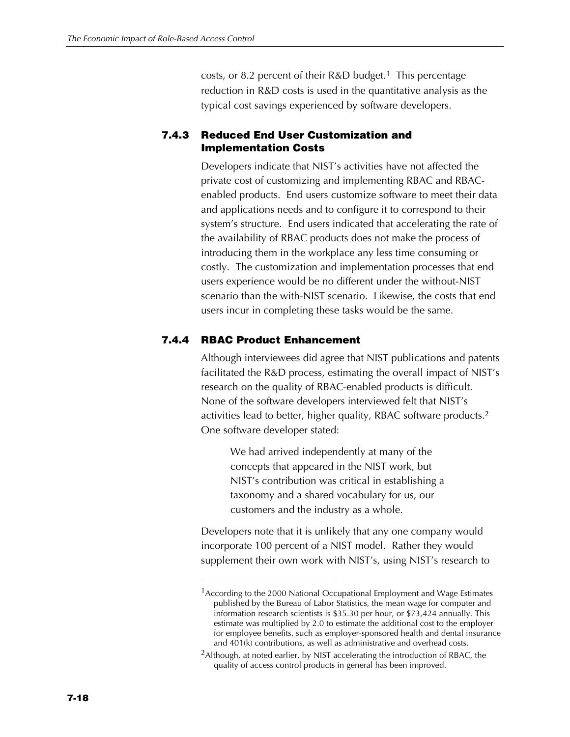costs, or 8.2 percent of their R&D budget.[1] This percentage reduction in R&D costs is used in the quantitative analysis as the typical cost savings experienced by software developers.

### 7.4.3 Reduced End User Customization and Implementation Costs

Developers indicate that NIST's activities have not affected the private cost of customizing and implementing RBAC and RBAC-enabled products. End users customize software to meet their data and applications needs and to configure it to correspond to their system's structure. End users indicated that accelerating the rate of the availability of RBAC products does not make the process of introducing them in the workplace any less time consuming or costly. The customization and implementation processes that end users experience would be no different under the without-NIST scenario than the with-NIST scenario. Likewise, the costs that end users incur in completing these tasks would be the same.

### 7.4.4 RBAC Product Enhancement

Although interviewees did agree that NIST publications and patents facilitated the R&D process, estimating the overall impact of NIST's research on the quality of RBAC-enabled products is difficult. None of the software developers interviewed felt that NIST's activities lead to better, higher quality, RBAC software products.[2] One software developer stated:

> We had arrived independently at many of the concepts that appeared in the NIST work, but NIST's contribution was critical in establishing a taxonomy and a shared vocabulary for us, our customers and the industry as a whole.

Developers note that it is unlikely that any one company would incorporate 100 percent of a NIST model. Rather they would supplement their own work with NIST's, using NIST's research to

---

[1] According to the 2000 National Occupational Employment and Wage Estimates published by the Bureau of Labor Statistics, the mean wage for computer and information research scientists is $35.30 per hour, or $73,424 annually. This estimate was multiplied by 2.0 to estimate the additional cost to the employer for employee benefits, such as employer-sponsored health and dental insurance and 401(k) contributions, as well as administrative and overhead costs.

[2] Although, at noted earlier, by NIST accelerating the introduction of RBAC, the quality of access control products in general has been improved.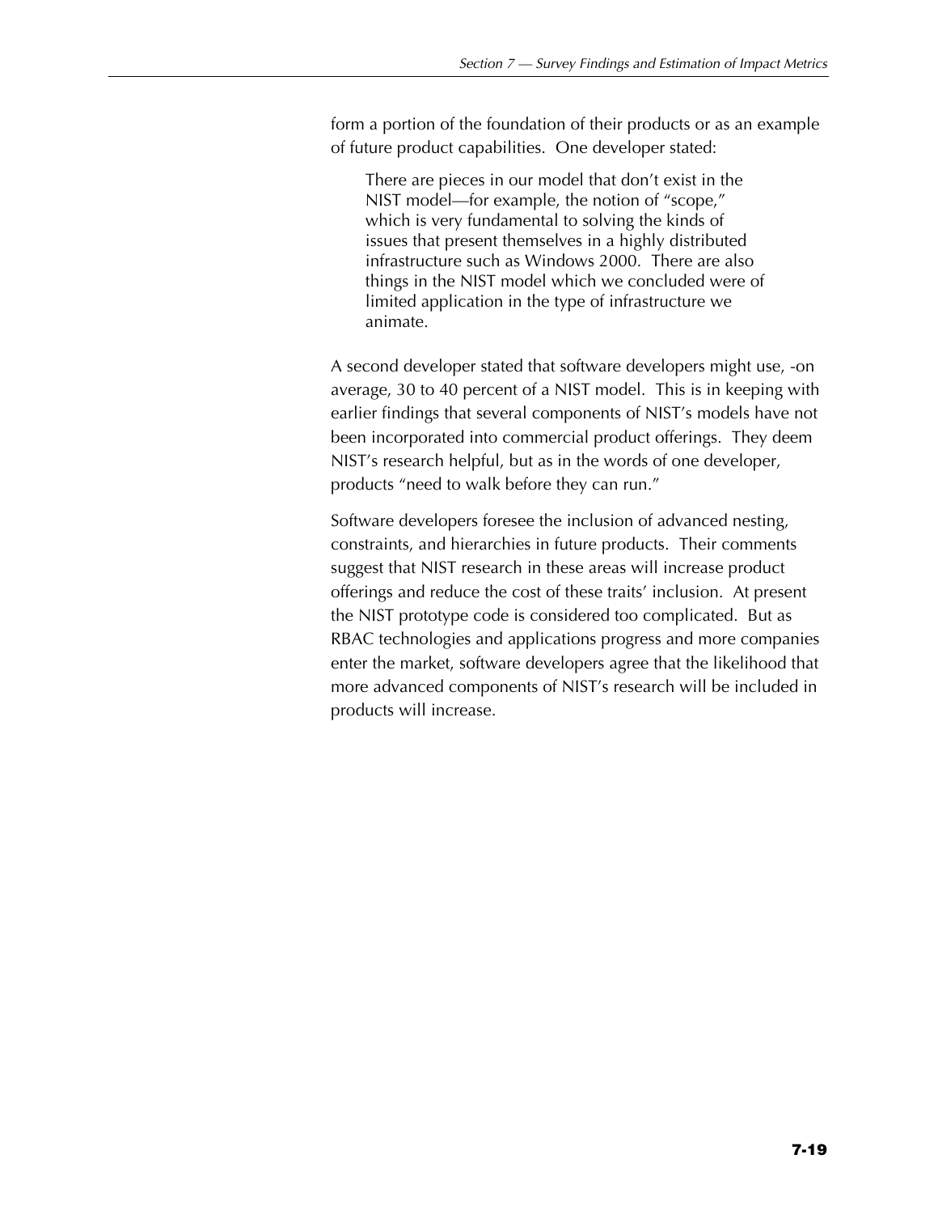form a portion of the foundation of their products or as an example of future product capabilities. One developer stated:

> There are pieces in our model that don't exist in the NIST model—for example, the notion of "scope," which is very fundamental to solving the kinds of issues that present themselves in a highly distributed infrastructure such as Windows 2000. There are also things in the NIST model which we concluded were of limited application in the type of infrastructure we animate.

A second developer stated that software developers might use, -on average, 30 to 40 percent of a NIST model. This is in keeping with earlier findings that several components of NIST's models have not been incorporated into commercial product offerings. They deem NIST's research helpful, but as in the words of one developer, products "need to walk before they can run."

Software developers foresee the inclusion of advanced nesting, constraints, and hierarchies in future products. Their comments suggest that NIST research in these areas will increase product offerings and reduce the cost of these traits' inclusion. At present the NIST prototype code is considered too complicated. But as RBAC technologies and applications progress and more companies enter the market, software developers agree that the likelihood that more advanced components of NIST's research will be included in products will increase.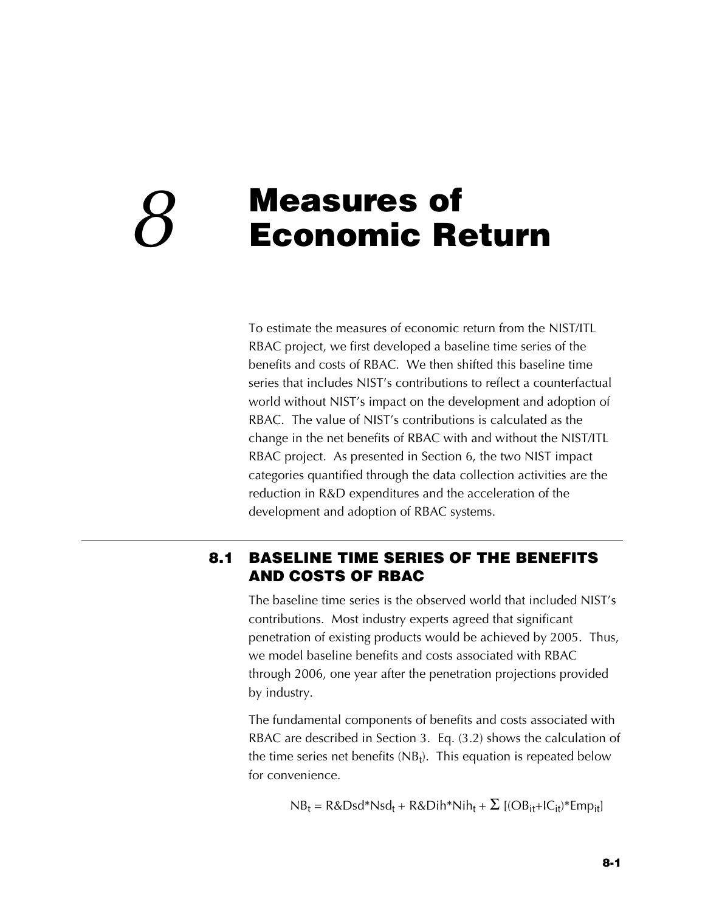# 8 Measures of Economic Return

To estimate the measures of economic return from the NIST/ITL RBAC project, we first developed a baseline time series of the benefits and costs of RBAC. We then shifted this baseline time series that includes NIST's contributions to reflect a counterfactual world without NIST's impact on the development and adoption of RBAC. The value of NIST's contributions is calculated as the change in the net benefits of RBAC with and without the NIST/ITL RBAC project. As presented in Section 6, the two NIST impact categories quantified through the data collection activities are the reduction in R&D expenditures and the acceleration of the development and adoption of RBAC systems.

## 8.1 BASELINE TIME SERIES OF THE BENEFITS AND COSTS OF RBAC

The baseline time series is the observed world that included NIST's contributions. Most industry experts agreed that significant penetration of existing products would be achieved by 2005. Thus, we model baseline benefits and costs associated with RBAC through 2006, one year after the penetration projections provided by industry.

The fundamental components of benefits and costs associated with RBAC are described in Section 3. Eq. (3.2) shows the calculation of the time series net benefits ($NB_t$). This equation is repeated below for convenience.

$$NB_t = R\&Dsd*Nsd_t + R\&Dih*Nih_t + \Sigma\,[(OB_{it}+IC_{it})*Emp_{it}]$$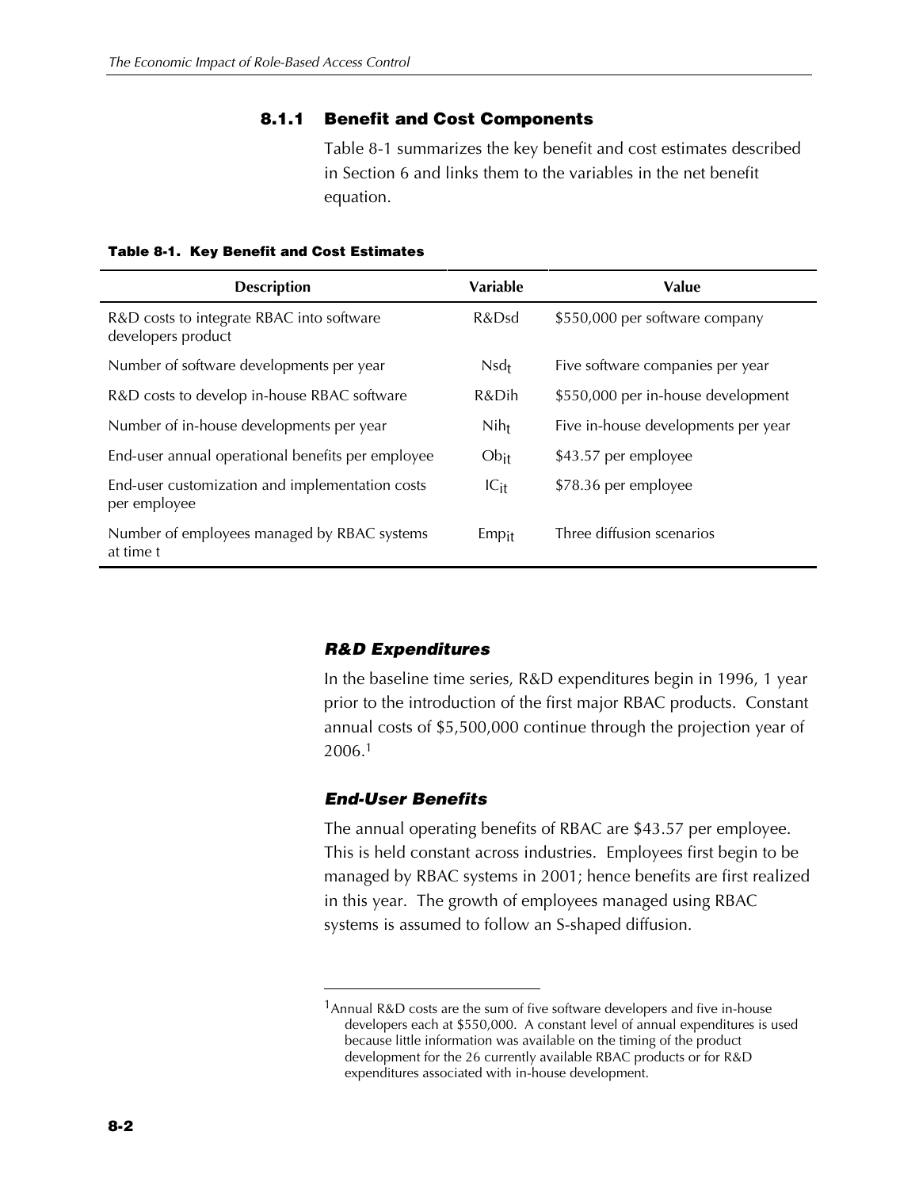### 8.1.1 Benefit and Cost Components

Table 8-1 summarizes the key benefit and cost estimates described in Section 6 and links them to the variables in the net benefit equation.

**Table 8-1. Key Benefit and Cost Estimates**

| Description | Variable | Value |
|---|---|---|
| R&D costs to integrate RBAC into software developers product | R&Dsd | \$550,000 per software company |
| Number of software developments per year | $Nsd_t$ | Five software companies per year |
| R&D costs to develop in-house RBAC software | R&Dih | \$550,000 per in-house development |
| Number of in-house developments per year | $Nih_t$ | Five in-house developments per year |
| End-user annual operational benefits per employee | $Ob_{it}$ | \$43.57 per employee |
| End-user customization and implementation costs per employee | $IC_{it}$ | \$78.36 per employee |
| Number of employees managed by RBAC systems at time t | $Emp_{it}$ | Three diffusion scenarios |

#### *R&D Expenditures*

In the baseline time series, R&D expenditures begin in 1996, 1 year prior to the introduction of the first major RBAC products. Constant annual costs of \$5,500,000 continue through the projection year of 2006.[1]

#### *End-User Benefits*

The annual operating benefits of RBAC are \$43.57 per employee. This is held constant across industries. Employees first begin to be managed by RBAC systems in 2001; hence benefits are first realized in this year. The growth of employees managed using RBAC systems is assumed to follow an S-shaped diffusion.

---

[1]Annual R&D costs are the sum of five software developers and five in-house developers each at \$550,000. A constant level of annual expenditures is used because little information was available on the timing of the product development for the 26 currently available RBAC products or for R&D expenditures associated with in-house development.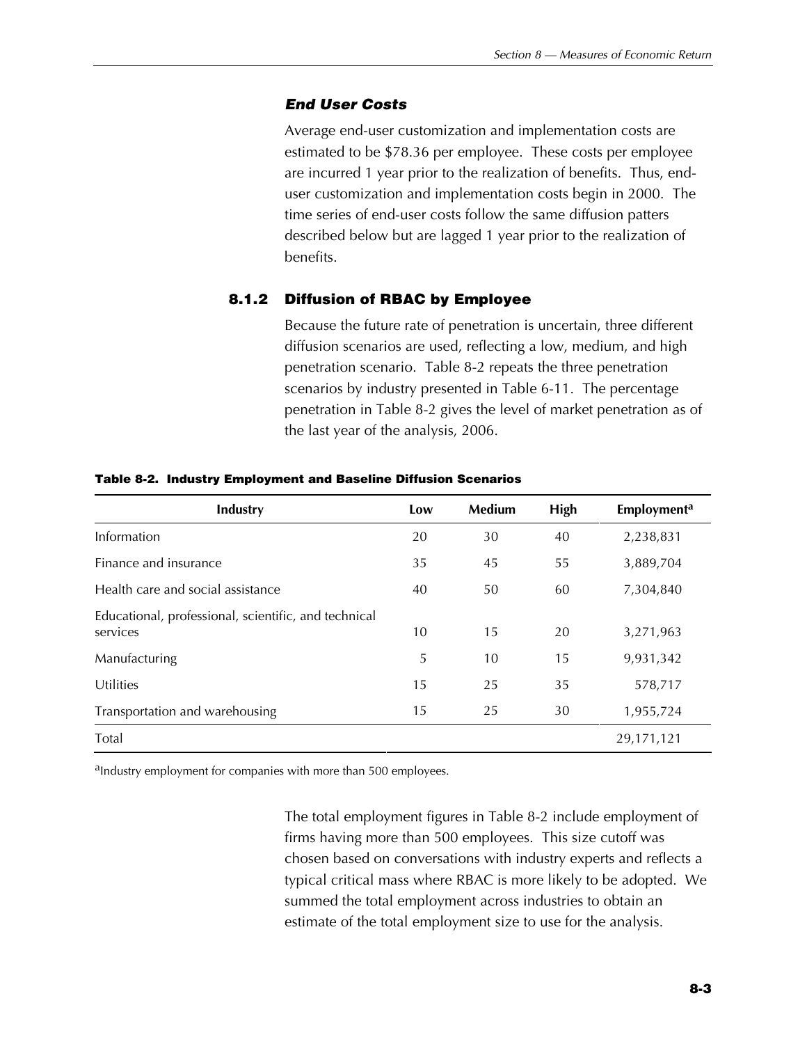### *End User Costs*

Average end-user customization and implementation costs are estimated to be $78.36 per employee. These costs per employee are incurred 1 year prior to the realization of benefits. Thus, end-user customization and implementation costs begin in 2000. The time series of end-user costs follow the same diffusion patters described below but are lagged 1 year prior to the realization of benefits.

## 8.1.2 Diffusion of RBAC by Employee

Because the future rate of penetration is uncertain, three different diffusion scenarios are used, reflecting a low, medium, and high penetration scenario. Table 8-2 repeats the three penetration scenarios by industry presented in Table 6-11. The percentage penetration in Table 8-2 gives the level of market penetration as of the last year of the analysis, 2006.

**Table 8-2. Industry Employment and Baseline Diffusion Scenarios**

| Industry | Low | Medium | High | Employment[a] |
|---|---|---|---|---|
| Information | 20 | 30 | 40 | 2,238,831 |
| Finance and insurance | 35 | 45 | 55 | 3,889,704 |
| Health care and social assistance | 40 | 50 | 60 | 7,304,840 |
| Educational, professional, scientific, and technical services | 10 | 15 | 20 | 3,271,963 |
| Manufacturing | 5 | 10 | 15 | 9,931,342 |
| Utilities | 15 | 25 | 35 | 578,717 |
| Transportation and warehousing | 15 | 25 | 30 | 1,955,724 |
| Total | | | | 29,171,121 |

[a]Industry employment for companies with more than 500 employees.

The total employment figures in Table 8-2 include employment of firms having more than 500 employees. This size cutoff was chosen based on conversations with industry experts and reflects a typical critical mass where RBAC is more likely to be adopted. We summed the total employment across industries to obtain an estimate of the total employment size to use for the analysis.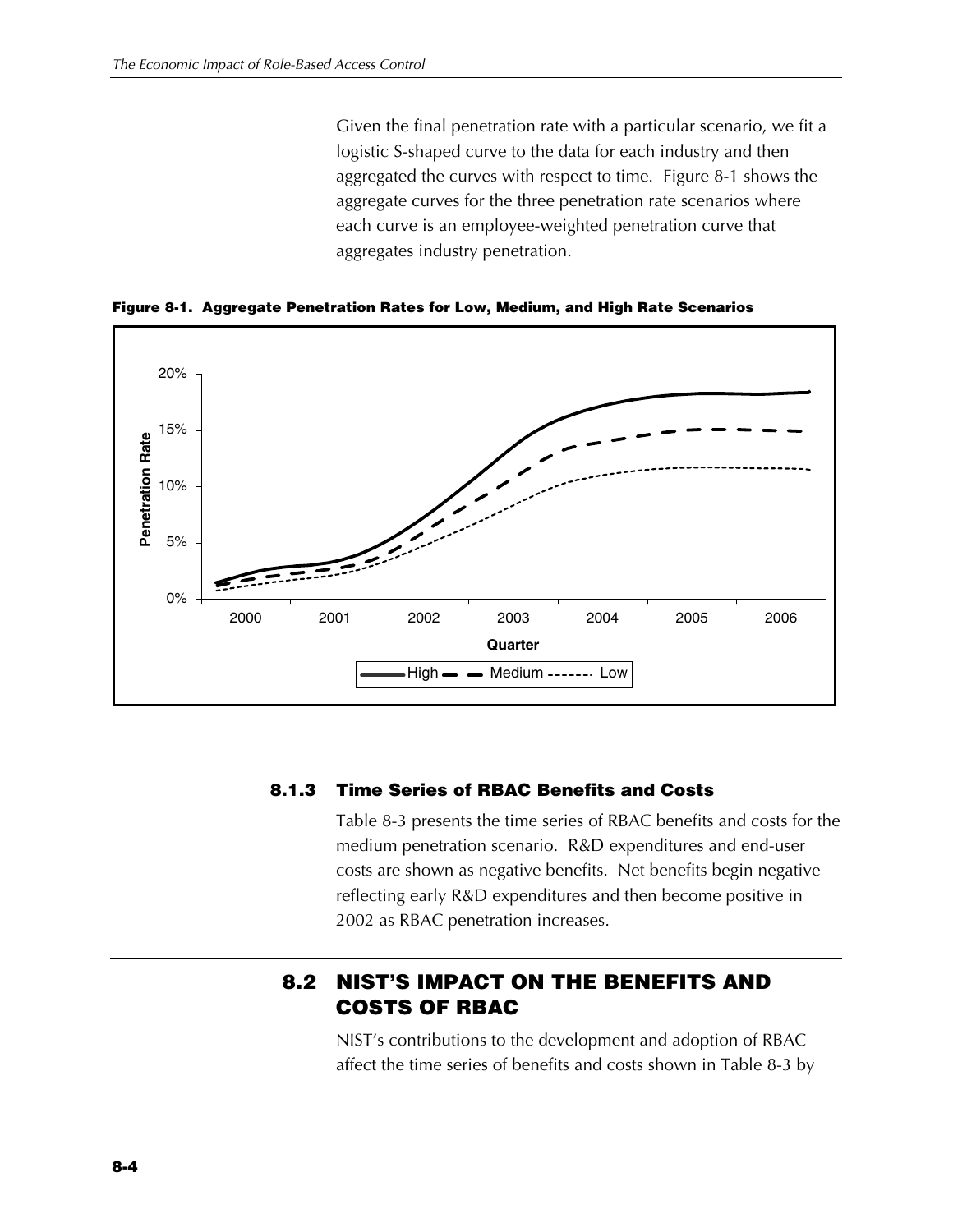Given the final penetration rate with a particular scenario, we fit a logistic S-shaped curve to the data for each industry and then aggregated the curves with respect to time. Figure 8-1 shows the aggregate curves for the three penetration rate scenarios where each curve is an employee-weighted penetration curve that aggregates industry penetration.

**Figure 8-1. Aggregate Penetration Rates for Low, Medium, and High Rate Scenarios**

### 8.1.3 Time Series of RBAC Benefits and Costs

Table 8-3 presents the time series of RBAC benefits and costs for the medium penetration scenario. R&D expenditures and end-user costs are shown as negative benefits. Net benefits begin negative reflecting early R&D expenditures and then become positive in 2002 as RBAC penetration increases.

## 8.2 NIST'S IMPACT ON THE BENEFITS AND COSTS OF RBAC

NIST's contributions to the development and adoption of RBAC affect the time series of benefits and costs shown in Table 8-3 by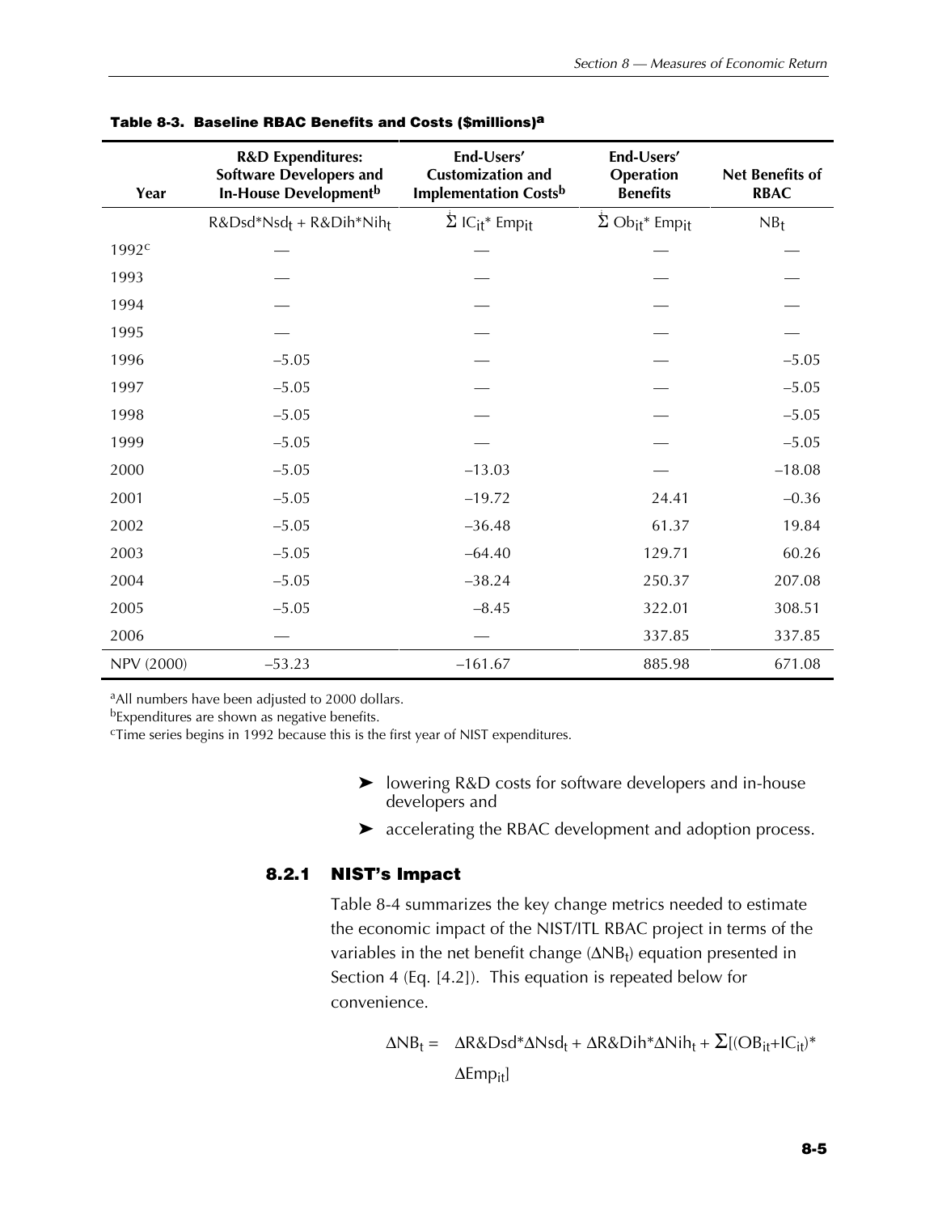**Table 8-3. Baseline RBAC Benefits and Costs ($millions)[a]**

| Year | R&D Expenditures: Software Developers and In-House Development[b] | End-Users' Customization and Implementation Costs[b] | End-Users' Operation Benefits | Net Benefits of RBAC |
|---|---|---|---|---|
| | $R\&Dsd*Nsd_t + R\&Dih*Nih_t$ | $\sum^{i} IC_{it}* Emp_{it}$ | $\sum^{i} Ob_{it}* Emp_{it}$ | $NB_t$ |
| 1992[c] | — | — | — | — |
| 1993 | — | — | — | — |
| 1994 | — | — | — | — |
| 1995 | — | — | — | — |
| 1996 | –5.05 | — | — | –5.05 |
| 1997 | –5.05 | — | — | –5.05 |
| 1998 | –5.05 | — | — | –5.05 |
| 1999 | –5.05 | — | — | –5.05 |
| 2000 | –5.05 | –13.03 | — | –18.08 |
| 2001 | –5.05 | –19.72 | 24.41 | –0.36 |
| 2002 | –5.05 | –36.48 | 61.37 | 19.84 |
| 2003 | –5.05 | –64.40 | 129.71 | 60.26 |
| 2004 | –5.05 | –38.24 | 250.37 | 207.08 |
| 2005 | –5.05 | –8.45 | 322.01 | 308.51 |
| 2006 | — | — | 337.85 | 337.85 |
| NPV (2000) | –53.23 | –161.67 | 885.98 | 671.08 |

[a]All numbers have been adjusted to 2000 dollars.

[b]Expenditures are shown as negative benefits.

[c]Time series begins in 1992 because this is the first year of NIST expenditures.

- lowering R&D costs for software developers and in-house developers and
- accelerating the RBAC development and adoption process.

### 8.2.1 NIST's Impact

Table 8-4 summarizes the key change metrics needed to estimate the economic impact of the NIST/ITL RBAC project in terms of the variables in the net benefit change ($\Delta NB_t$) equation presented in Section 4 (Eq. [4.2]). This equation is repeated below for convenience.

$$\Delta NB_t = \Delta R\&Dsd*\Delta Nsd_t + \Delta R\&Dih*\Delta Nih_t + \sum[(OB_{it}+IC_{it})*\Delta Emp_{it}]$$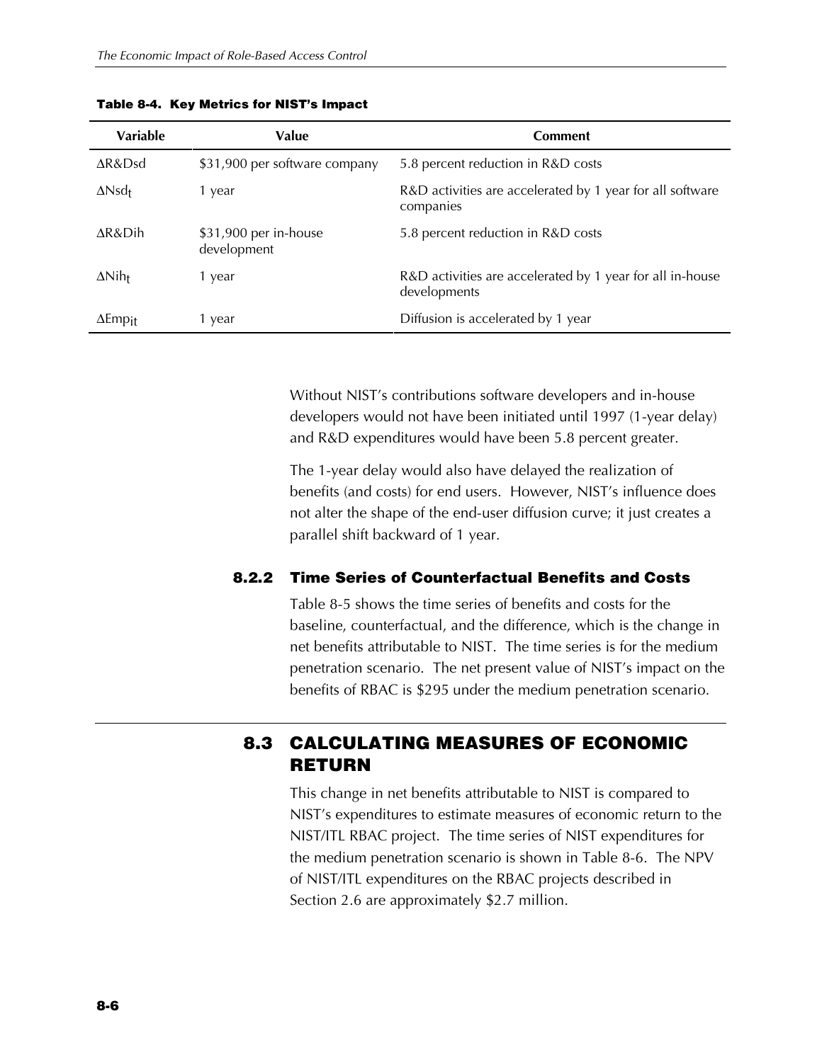**Table 8-4. Key Metrics for NIST's Impact**

| Variable | Value | Comment |
|---|---|---|
| $\Delta R\&Dsd$ | \$31,900 per software company | 5.8 percent reduction in R&D costs |
| $\Delta Nsd_t$ | 1 year | R&D activities are accelerated by 1 year for all software companies |
| $\Delta R\&Dih$ | \$31,900 per in-house development | 5.8 percent reduction in R&D costs |
| $\Delta Nih_t$ | 1 year | R&D activities are accelerated by 1 year for all in-house developments |
| $\Delta Emp_{it}$ | 1 year | Diffusion is accelerated by 1 year |

Without NIST's contributions software developers and in-house developers would not have been initiated until 1997 (1-year delay) and R&D expenditures would have been 5.8 percent greater.

The 1-year delay would also have delayed the realization of benefits (and costs) for end users. However, NIST's influence does not alter the shape of the end-user diffusion curve; it just creates a parallel shift backward of 1 year.

### 8.2.2 Time Series of Counterfactual Benefits and Costs

Table 8-5 shows the time series of benefits and costs for the baseline, counterfactual, and the difference, which is the change in net benefits attributable to NIST. The time series is for the medium penetration scenario. The net present value of NIST's impact on the benefits of RBAC is \$295 under the medium penetration scenario.

## 8.3 CALCULATING MEASURES OF ECONOMIC RETURN

This change in net benefits attributable to NIST is compared to NIST's expenditures to estimate measures of economic return to the NIST/ITL RBAC project. The time series of NIST expenditures for the medium penetration scenario is shown in Table 8-6. The NPV of NIST/ITL expenditures on the RBAC projects described in Section 2.6 are approximately \$2.7 million.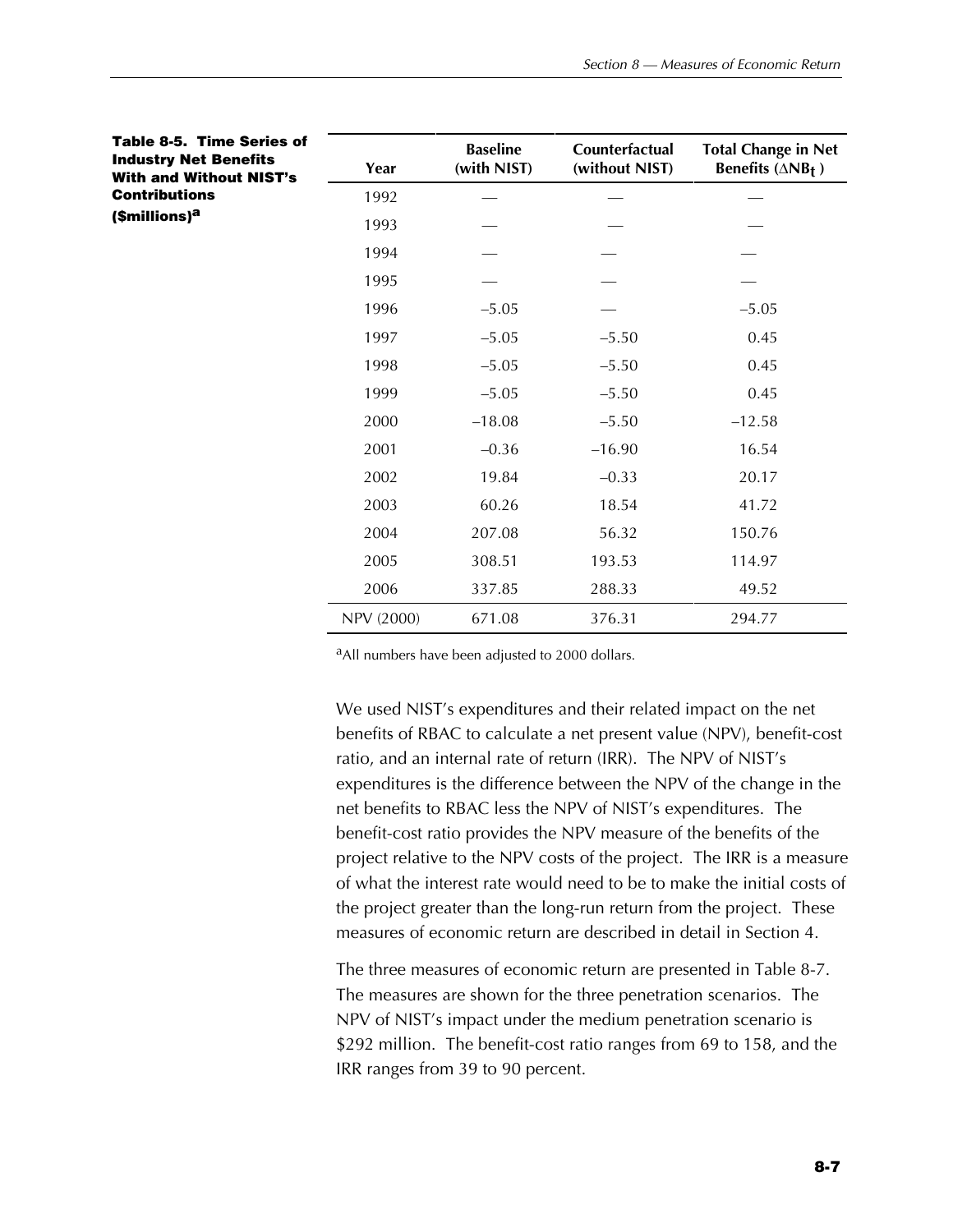**Table 8-5. Time Series of Industry Net Benefits With and Without NIST's Contributions ($millions)[a]**

| Year | Baseline (with NIST) | Counterfactual (without NIST) | Total Change in Net Benefits ($\Delta NB_t$) |
|---|---|---|---|
| 1992 | — | — | — |
| 1993 | — | — | — |
| 1994 | — | — | — |
| 1995 | — | — | — |
| 1996 | –5.05 | — | –5.05 |
| 1997 | –5.05 | –5.50 | 0.45 |
| 1998 | –5.05 | –5.50 | 0.45 |
| 1999 | –5.05 | –5.50 | 0.45 |
| 2000 | –18.08 | –5.50 | –12.58 |
| 2001 | –0.36 | –16.90 | 16.54 |
| 2002 | 19.84 | –0.33 | 20.17 |
| 2003 | 60.26 | 18.54 | 41.72 |
| 2004 | 207.08 | 56.32 | 150.76 |
| 2005 | 308.51 | 193.53 | 114.97 |
| 2006 | 337.85 | 288.33 | 49.52 |
| NPV (2000) | 671.08 | 376.31 | 294.77 |

[a]All numbers have been adjusted to 2000 dollars.

We used NIST's expenditures and their related impact on the net benefits of RBAC to calculate a net present value (NPV), benefit-cost ratio, and an internal rate of return (IRR). The NPV of NIST's expenditures is the difference between the NPV of the change in the net benefits to RBAC less the NPV of NIST's expenditures. The benefit-cost ratio provides the NPV measure of the benefits of the project relative to the NPV costs of the project. The IRR is a measure of what the interest rate would need to be to make the initial costs of the project greater than the long-run return from the project. These measures of economic return are described in detail in Section 4.

The three measures of economic return are presented in Table 8-7. The measures are shown for the three penetration scenarios. The NPV of NIST's impact under the medium penetration scenario is $292 million. The benefit-cost ratio ranges from 69 to 158, and the IRR ranges from 39 to 90 percent.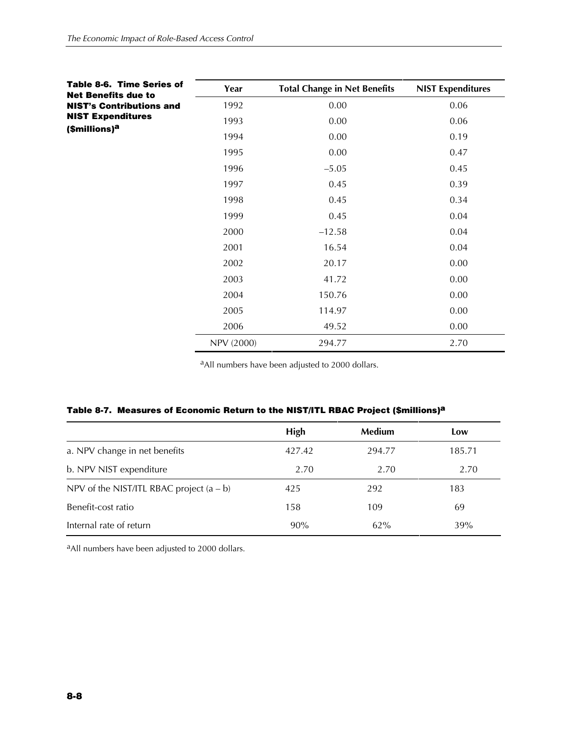**Table 8-6. Time Series of Net Benefits due to NIST's Contributions and NIST Expenditures ($millions)[a]**

| Year | Total Change in Net Benefits | NIST Expenditures |
|---|---|---|
| 1992 | 0.00 | 0.06 |
| 1993 | 0.00 | 0.06 |
| 1994 | 0.00 | 0.19 |
| 1995 | 0.00 | 0.47 |
| 1996 | –5.05 | 0.45 |
| 1997 | 0.45 | 0.39 |
| 1998 | 0.45 | 0.34 |
| 1999 | 0.45 | 0.04 |
| 2000 | –12.58 | 0.04 |
| 2001 | 16.54 | 0.04 |
| 2002 | 20.17 | 0.00 |
| 2003 | 41.72 | 0.00 |
| 2004 | 150.76 | 0.00 |
| 2005 | 114.97 | 0.00 |
| 2006 | 49.52 | 0.00 |
| NPV (2000) | 294.77 | 2.70 |

[a]All numbers have been adjusted to 2000 dollars.

**Table 8-7. Measures of Economic Return to the NIST/ITL RBAC Project ($millions)[a]**

| | High | Medium | Low |
|---|---|---|---|
| a. NPV change in net benefits | 427.42 | 294.77 | 185.71 |
| b. NPV NIST expenditure | 2.70 | 2.70 | 2.70 |
| NPV of the NIST/ITL RBAC project (a – b) | 425 | 292 | 183 |
| Benefit-cost ratio | 158 | 109 | 69 |
| Internal rate of return | 90% | 62% | 39% |

[a]All numbers have been adjusted to 2000 dollars.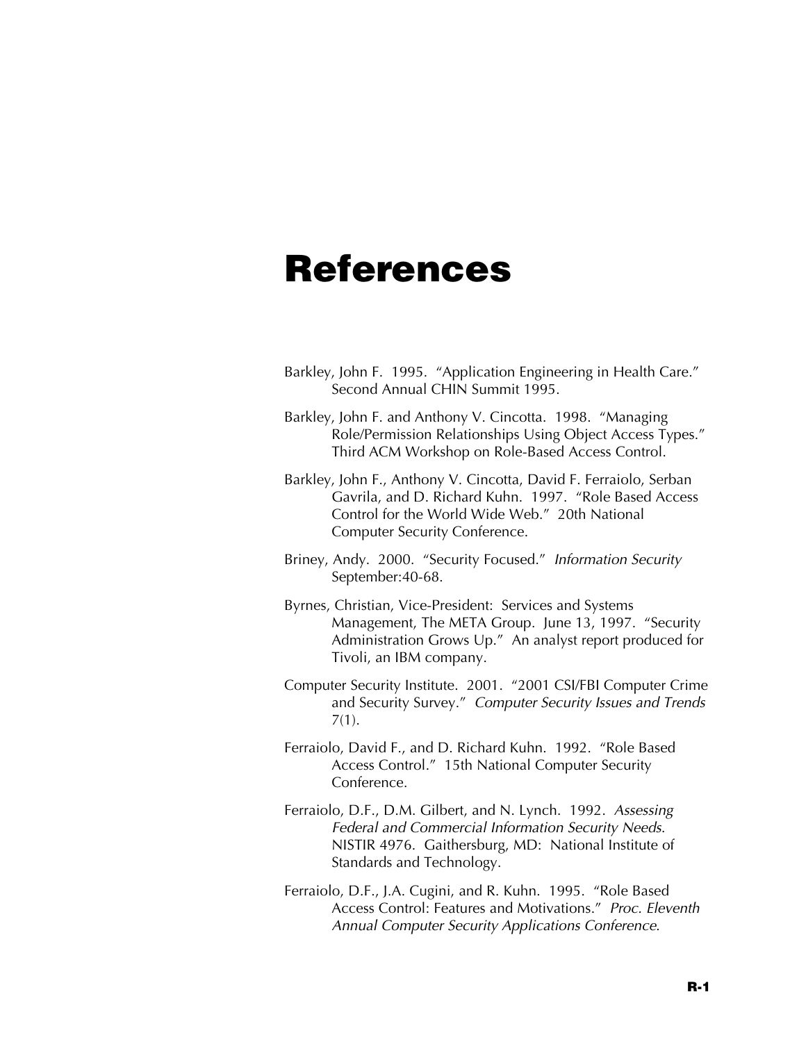# References

Barkley, John F. 1995. "Application Engineering in Health Care." Second Annual CHIN Summit 1995.

Barkley, John F. and Anthony V. Cincotta. 1998. "Managing Role/Permission Relationships Using Object Access Types." Third ACM Workshop on Role-Based Access Control.

Barkley, John F., Anthony V. Cincotta, David F. Ferraiolo, Serban Gavrila, and D. Richard Kuhn. 1997. "Role Based Access Control for the World Wide Web." 20th National Computer Security Conference.

Briney, Andy. 2000. "Security Focused." *Information Security* September:40-68.

Byrnes, Christian, Vice-President: Services and Systems Management, The META Group. June 13, 1997. "Security Administration Grows Up." An analyst report produced for Tivoli, an IBM company.

Computer Security Institute. 2001. "2001 CSI/FBI Computer Crime and Security Survey." *Computer Security Issues and Trends* 7(1).

Ferraiolo, David F., and D. Richard Kuhn. 1992. "Role Based Access Control." 15th National Computer Security Conference.

Ferraiolo, D.F., D.M. Gilbert, and N. Lynch. 1992. *Assessing Federal and Commercial Information Security Needs*. NISTIR 4976. Gaithersburg, MD: National Institute of Standards and Technology.

Ferraiolo, D.F., J.A. Cugini, and R. Kuhn. 1995. "Role Based Access Control: Features and Motivations." *Proc. Eleventh Annual Computer Security Applications Conference*.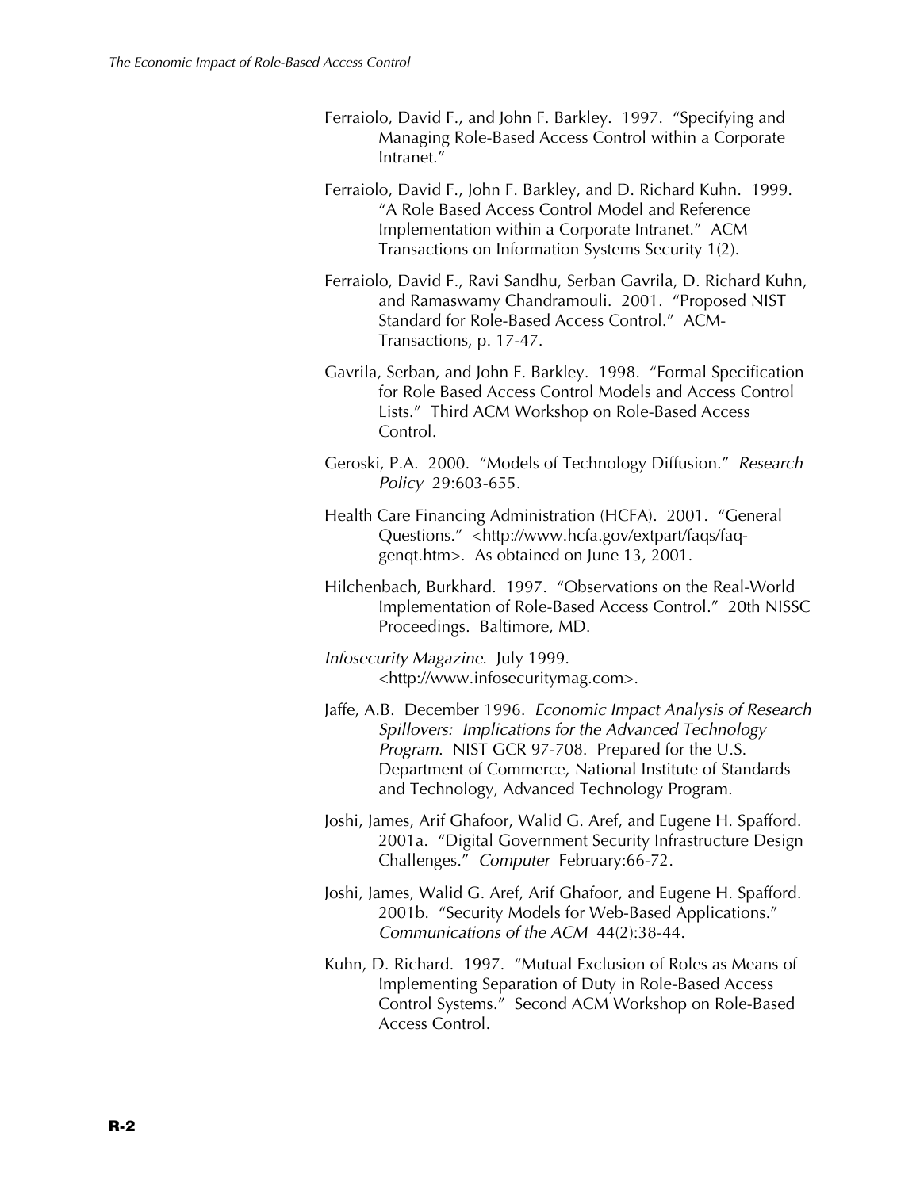Ferraiolo, David F., and John F. Barkley. 1997. "Specifying and Managing Role-Based Access Control within a Corporate Intranet."

Ferraiolo, David F., John F. Barkley, and D. Richard Kuhn. 1999. "A Role Based Access Control Model and Reference Implementation within a Corporate Intranet." ACM Transactions on Information Systems Security 1(2).

Ferraiolo, David F., Ravi Sandhu, Serban Gavrila, D. Richard Kuhn, and Ramaswamy Chandramouli. 2001. "Proposed NIST Standard for Role-Based Access Control." ACM-Transactions, p. 17-47.

Gavrila, Serban, and John F. Barkley. 1998. "Formal Specification for Role Based Access Control Models and Access Control Lists." Third ACM Workshop on Role-Based Access Control.

Geroski, P.A. 2000. "Models of Technology Diffusion." *Research Policy* 29:603-655.

Health Care Financing Administration (HCFA). 2001. "General Questions." <http://www.hcfa.gov/extpart/faqs/faq-genqt.htm>. As obtained on June 13, 2001.

Hilchenbach, Burkhard. 1997. "Observations on the Real-World Implementation of Role-Based Access Control." 20th NISSC Proceedings. Baltimore, MD.

*Infosecurity Magazine*. July 1999. <http://www.infosecuritymag.com>.

Jaffe, A.B. December 1996. *Economic Impact Analysis of Research Spillovers: Implications for the Advanced Technology Program*. NIST GCR 97-708. Prepared for the U.S. Department of Commerce, National Institute of Standards and Technology, Advanced Technology Program.

Joshi, James, Arif Ghafoor, Walid G. Aref, and Eugene H. Spafford. 2001a. "Digital Government Security Infrastructure Design Challenges." *Computer* February:66-72.

Joshi, James, Walid G. Aref, Arif Ghafoor, and Eugene H. Spafford. 2001b. "Security Models for Web-Based Applications." *Communications of the ACM* 44(2):38-44.

Kuhn, D. Richard. 1997. "Mutual Exclusion of Roles as Means of Implementing Separation of Duty in Role-Based Access Control Systems." Second ACM Workshop on Role-Based Access Control.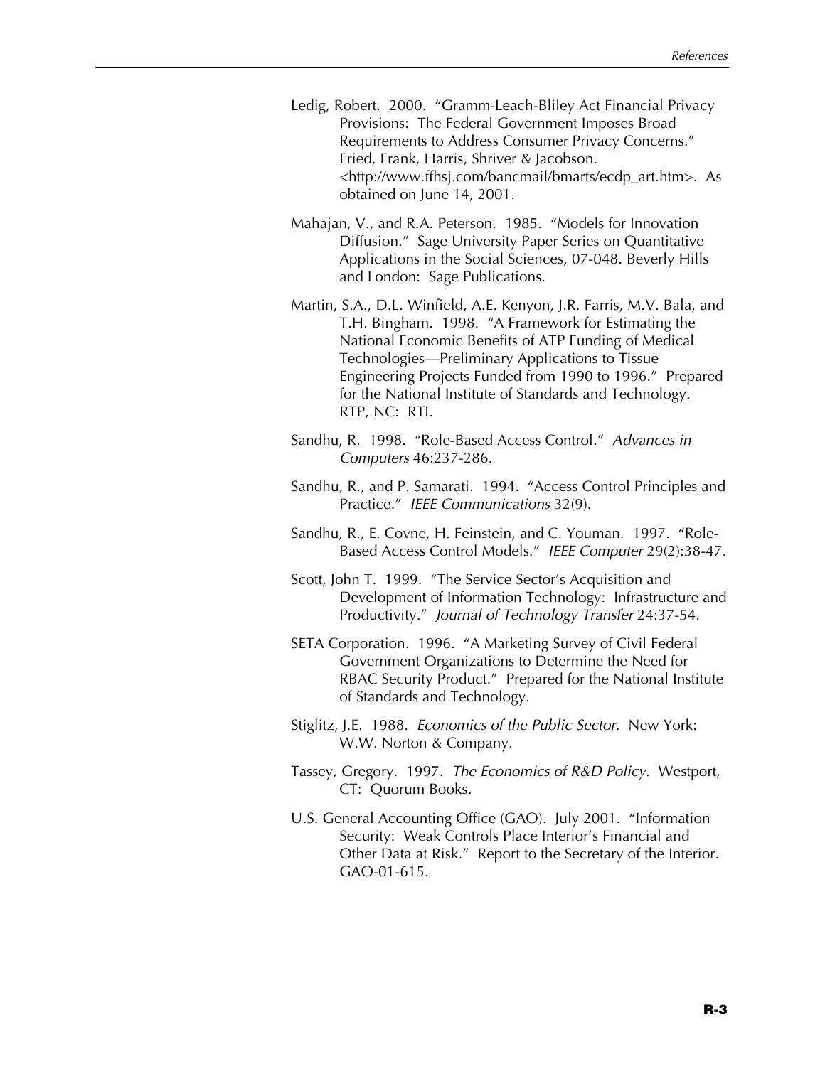Ledig, Robert. 2000. "Gramm-Leach-Bliley Act Financial Privacy Provisions: The Federal Government Imposes Broad Requirements to Address Consumer Privacy Concerns." Fried, Frank, Harris, Shriver & Jacobson. <http://www.ffhsj.com/bancmail/bmarts/ecdp_art.htm>. As obtained on June 14, 2001.

Mahajan, V., and R.A. Peterson. 1985. "Models for Innovation Diffusion." Sage University Paper Series on Quantitative Applications in the Social Sciences, 07-048. Beverly Hills and London: Sage Publications.

Martin, S.A., D.L. Winfield, A.E. Kenyon, J.R. Farris, M.V. Bala, and T.H. Bingham. 1998. "A Framework for Estimating the National Economic Benefits of ATP Funding of Medical Technologies—Preliminary Applications to Tissue Engineering Projects Funded from 1990 to 1996." Prepared for the National Institute of Standards and Technology. RTP, NC: RTI.

Sandhu, R. 1998. "Role-Based Access Control." *Advances in Computers* 46:237-286.

Sandhu, R., and P. Samarati. 1994. "Access Control Principles and Practice." *IEEE Communications* 32(9).

Sandhu, R., E. Covne, H. Feinstein, and C. Youman. 1997. "Role-Based Access Control Models." *IEEE Computer* 29(2):38-47.

Scott, John T. 1999. "The Service Sector's Acquisition and Development of Information Technology: Infrastructure and Productivity." *Journal of Technology Transfer* 24:37-54.

SETA Corporation. 1996. "A Marketing Survey of Civil Federal Government Organizations to Determine the Need for RBAC Security Product." Prepared for the National Institute of Standards and Technology.

Stiglitz, J.E. 1988. *Economics of the Public Sector.* New York: W.W. Norton & Company.

Tassey, Gregory. 1997. *The Economics of R&D Policy*. Westport, CT: Quorum Books.

U.S. General Accounting Office (GAO). July 2001. "Information Security: Weak Controls Place Interior's Financial and Other Data at Risk." Report to the Secretary of the Interior. GAO-01-615.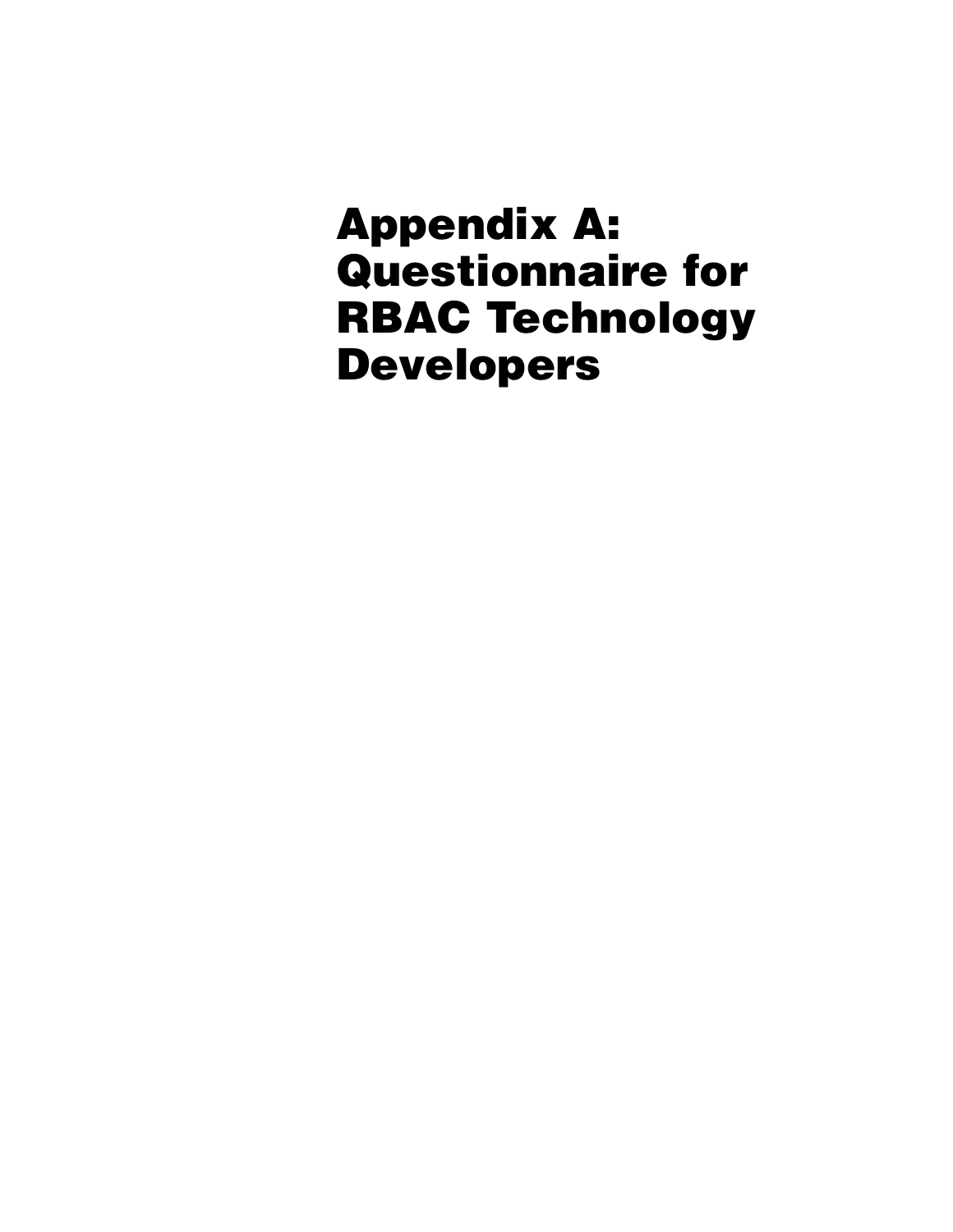# Appendix A: Questionnaire for RBAC Technology Developers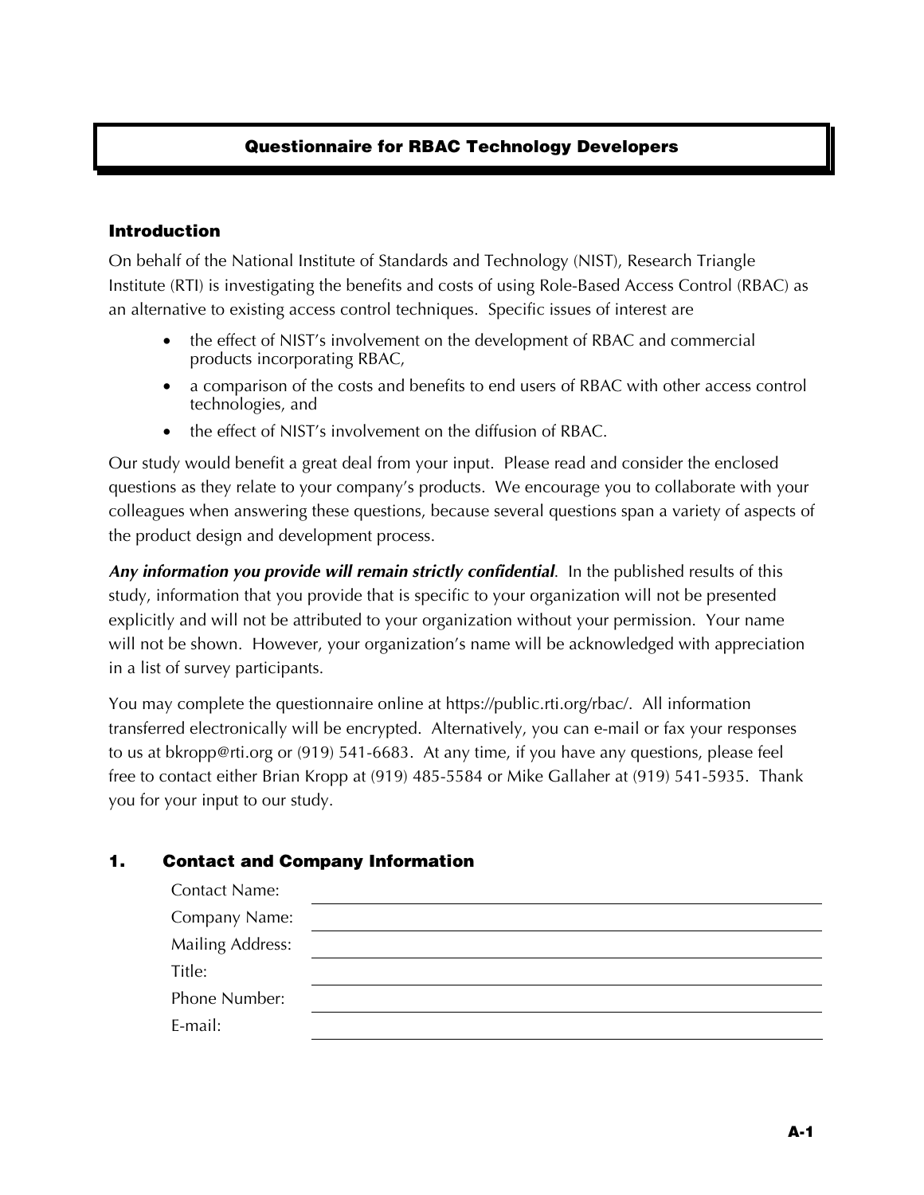# Questionnaire for RBAC Technology Developers

## Introduction

On behalf of the National Institute of Standards and Technology (NIST), Research Triangle Institute (RTI) is investigating the benefits and costs of using Role-Based Access Control (RBAC) as an alternative to existing access control techniques. Specific issues of interest are

- the effect of NIST's involvement on the development of RBAC and commercial products incorporating RBAC,
- a comparison of the costs and benefits to end users of RBAC with other access control technologies, and
- the effect of NIST's involvement on the diffusion of RBAC.

Our study would benefit a great deal from your input. Please read and consider the enclosed questions as they relate to your company's products. We encourage you to collaborate with your colleagues when answering these questions, because several questions span a variety of aspects of the product design and development process.

***Any information you provide will remain strictly confidential***. In the published results of this study, information that you provide that is specific to your organization will not be presented explicitly and will not be attributed to your organization without your permission. Your name will not be shown. However, your organization's name will be acknowledged with appreciation in a list of survey participants.

You may complete the questionnaire online at https://public.rti.org/rbac/. All information transferred electronically will be encrypted. Alternatively, you can e-mail or fax your responses to us at bkropp@rti.org or (919) 541-6683. At any time, if you have any questions, please feel free to contact either Brian Kropp at (919) 485-5584 or Mike Gallaher at (919) 541-5935. Thank you for your input to our study.

## 1. Contact and Company Information

Contact Name: \_\_\_\_\_\_\_\_\_\_\_\_\_\_\_\_\_\_\_\_

Company Name: \_\_\_\_\_\_\_\_\_\_\_\_\_\_\_\_\_\_\_\_

Mailing Address: \_\_\_\_\_\_\_\_\_\_\_\_\_\_\_\_\_\_\_\_

Title: \_\_\_\_\_\_\_\_\_\_\_\_\_\_\_\_\_\_\_\_

Phone Number: \_\_\_\_\_\_\_\_\_\_\_\_\_\_\_\_\_\_\_\_

E-mail: \_\_\_\_\_\_\_\_\_\_\_\_\_\_\_\_\_\_\_\_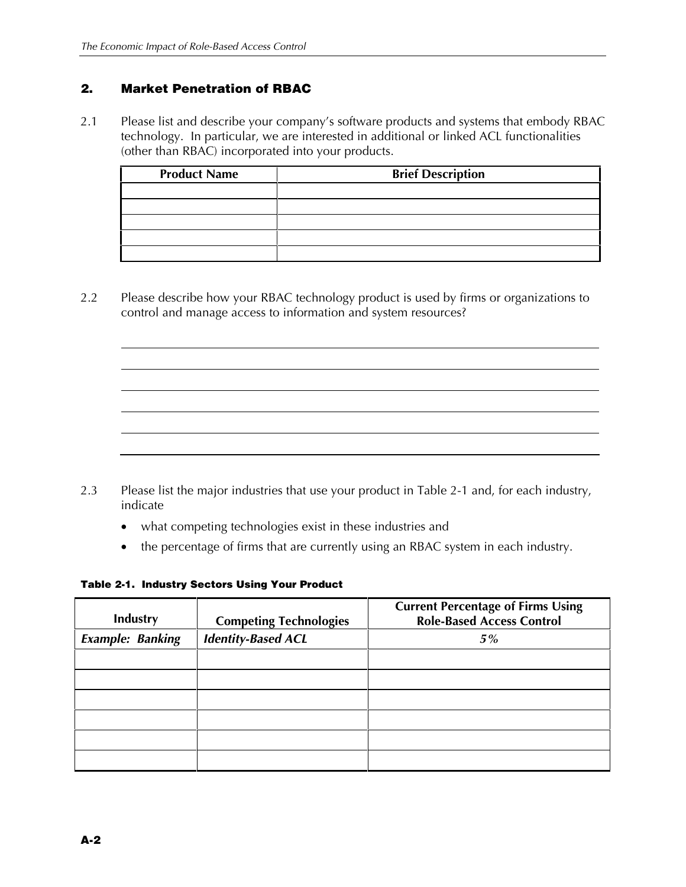## 2. Market Penetration of RBAC

2.1 Please list and describe your company's software products and systems that embody RBAC technology. In particular, we are interested in additional or linked ACL functionalities (other than RBAC) incorporated into your products.

| Product Name | Brief Description |
|---|---|
| | |
| | |
| | |
| | |
| | |

2.2 Please describe how your RBAC technology product is used by firms or organizations to control and manage access to information and system resources?

2.3 Please list the major industries that use your product in Table 2-1 and, for each industry, indicate

- what competing technologies exist in these industries and
- the percentage of firms that are currently using an RBAC system in each industry.

**Table 2-1. Industry Sectors Using Your Product**

| Industry | Competing Technologies | Current Percentage of Firms Using Role-Based Access Control |
|---|---|---|
| *Example: Banking* | *Identity-Based ACL* | *5%* |
| | | |
| | | |
| | | |
| | | |
| | | |
| | | |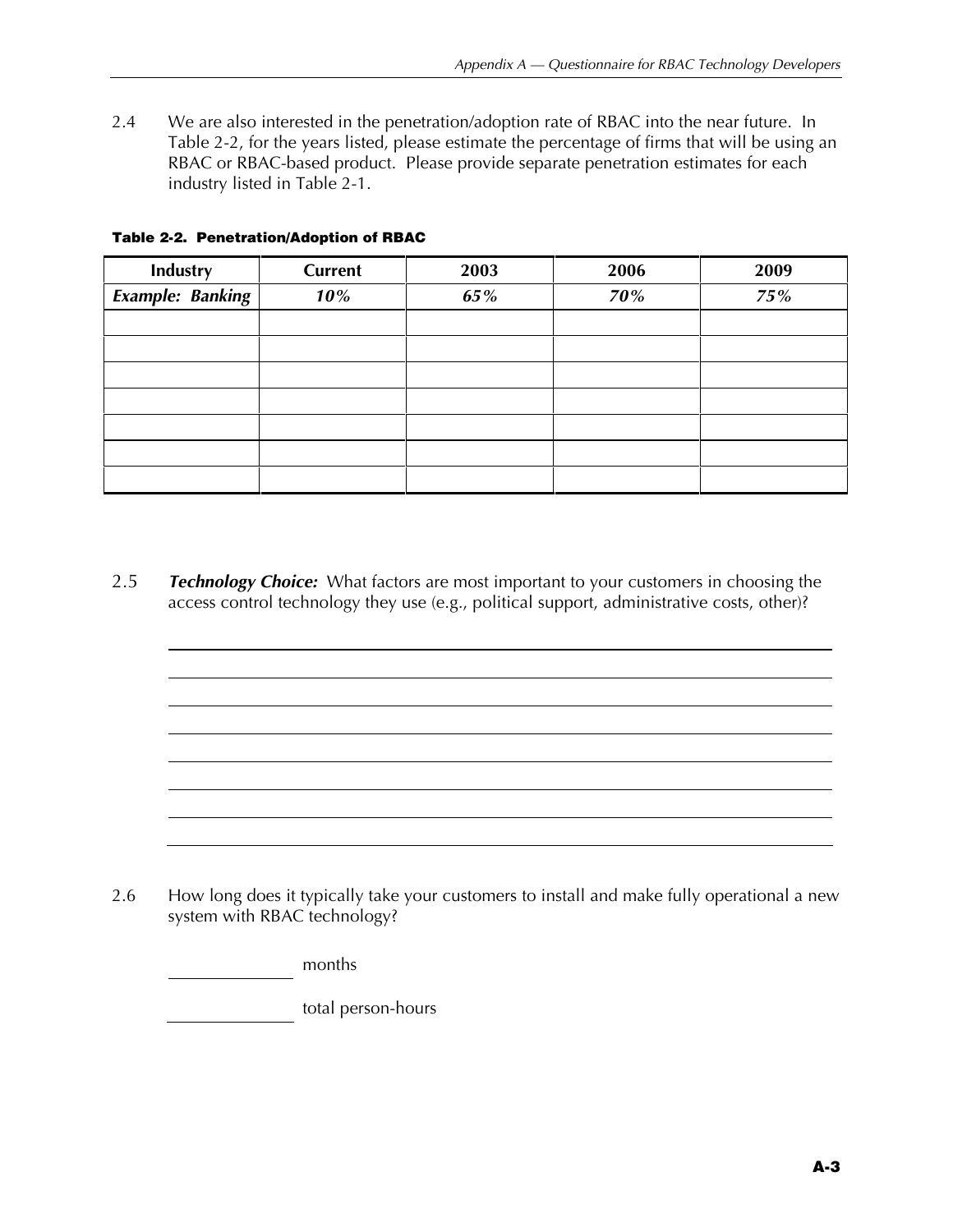2.4 We are also interested in the penetration/adoption rate of RBAC into the near future. In Table 2-2, for the years listed, please estimate the percentage of firms that will be using an RBAC or RBAC-based product. Please provide separate penetration estimates for each industry listed in Table 2-1.

**Table 2-2. Penetration/Adoption of RBAC**

| Industry | Current | 2003 | 2006 | 2009 |
|---|---|---|---|---|
| ***Example: Banking*** | ***10%*** | ***65%*** | ***70%*** | ***75%*** |
| | | | | |
| | | | | |
| | | | | |
| | | | | |
| | | | | |
| | | | | |
| | | | | |

2.5 ***Technology Choice:*** What factors are most important to your customers in choosing the access control technology they use (e.g., political support, administrative costs, other)?

\_\_\_\_\_\_\_\_\_\_\_\_\_\_\_\_\_\_\_\_\_\_\_\_\_\_\_\_\_\_\_\_\_\_\_\_\_\_\_\_\_\_\_\_\_\_\_\_\_\_\_\_\_\_\_\_\_\_\_\_\_\_\_\_\_\_\_\_\_\_

\_\_\_\_\_\_\_\_\_\_\_\_\_\_\_\_\_\_\_\_\_\_\_\_\_\_\_\_\_\_\_\_\_\_\_\_\_\_\_\_\_\_\_\_\_\_\_\_\_\_\_\_\_\_\_\_\_\_\_\_\_\_\_\_\_\_\_\_\_\_

\_\_\_\_\_\_\_\_\_\_\_\_\_\_\_\_\_\_\_\_\_\_\_\_\_\_\_\_\_\_\_\_\_\_\_\_\_\_\_\_\_\_\_\_\_\_\_\_\_\_\_\_\_\_\_\_\_\_\_\_\_\_\_\_\_\_\_\_\_\_

\_\_\_\_\_\_\_\_\_\_\_\_\_\_\_\_\_\_\_\_\_\_\_\_\_\_\_\_\_\_\_\_\_\_\_\_\_\_\_\_\_\_\_\_\_\_\_\_\_\_\_\_\_\_\_\_\_\_\_\_\_\_\_\_\_\_\_\_\_\_

\_\_\_\_\_\_\_\_\_\_\_\_\_\_\_\_\_\_\_\_\_\_\_\_\_\_\_\_\_\_\_\_\_\_\_\_\_\_\_\_\_\_\_\_\_\_\_\_\_\_\_\_\_\_\_\_\_\_\_\_\_\_\_\_\_\_\_\_\_\_

\_\_\_\_\_\_\_\_\_\_\_\_\_\_\_\_\_\_\_\_\_\_\_\_\_\_\_\_\_\_\_\_\_\_\_\_\_\_\_\_\_\_\_\_\_\_\_\_\_\_\_\_\_\_\_\_\_\_\_\_\_\_\_\_\_\_\_\_\_\_

\_\_\_\_\_\_\_\_\_\_\_\_\_\_\_\_\_\_\_\_\_\_\_\_\_\_\_\_\_\_\_\_\_\_\_\_\_\_\_\_\_\_\_\_\_\_\_\_\_\_\_\_\_\_\_\_\_\_\_\_\_\_\_\_\_\_\_\_\_\_

\_\_\_\_\_\_\_\_\_\_\_\_\_\_\_\_\_\_\_\_\_\_\_\_\_\_\_\_\_\_\_\_\_\_\_\_\_\_\_\_\_\_\_\_\_\_\_\_\_\_\_\_\_\_\_\_\_\_\_\_\_\_\_\_\_\_\_\_\_\_

2.6 How long does it typically take your customers to install and make fully operational a new system with RBAC technology?

\_\_\_\_\_\_\_\_\_\_\_\_ months

\_\_\_\_\_\_\_\_\_\_\_\_ total person-hours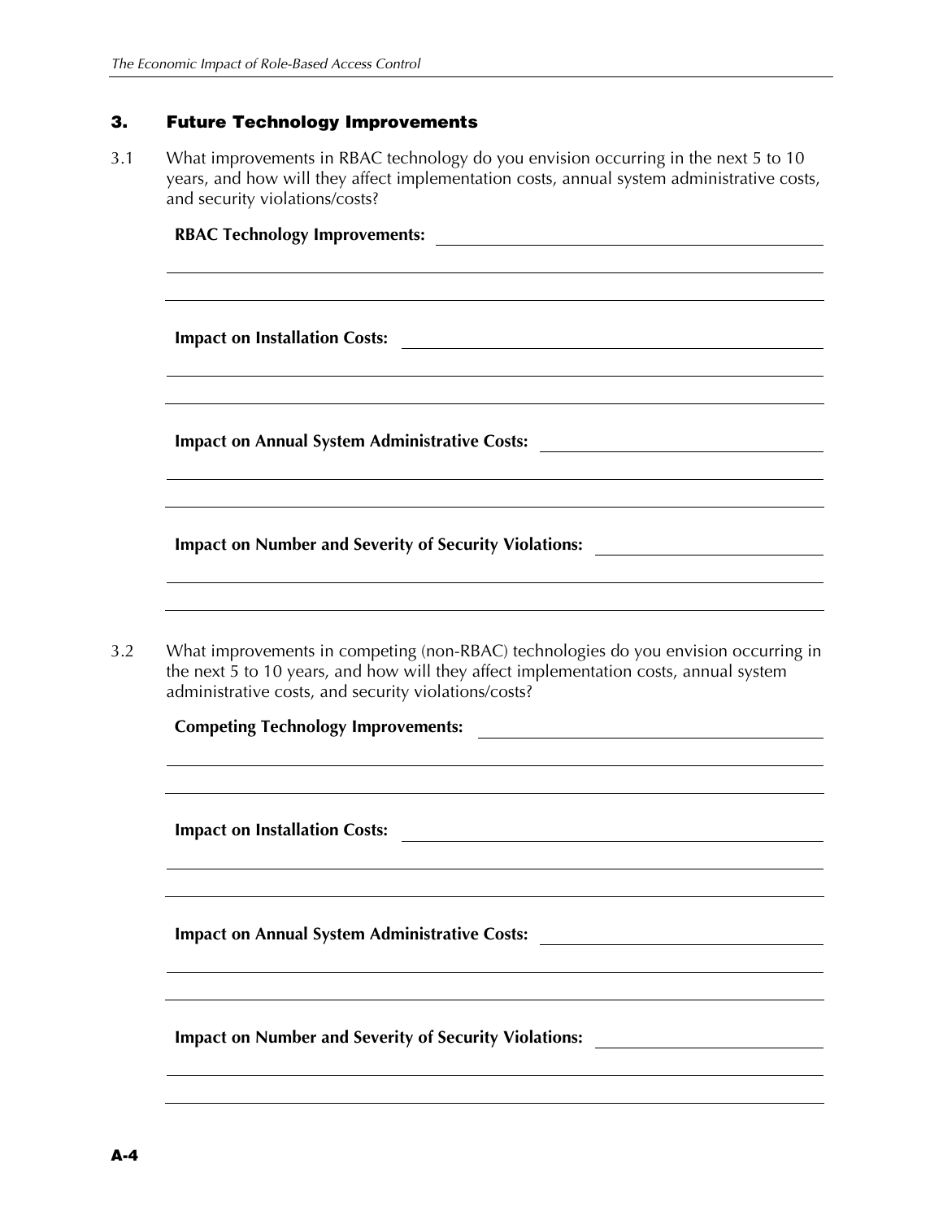## 3. Future Technology Improvements

3.1 What improvements in RBAC technology do you envision occurring in the next 5 to 10 years, and how will they affect implementation costs, annual system administrative costs, and security violations/costs?

**RBAC Technology Improvements:** \_\_\_\_\_\_\_\_\_\_\_\_\_\_\_\_\_\_\_\_\_\_\_\_\_\_\_\_\_\_\_\_\_\_\_\_

**Impact on Installation Costs:** \_\_\_\_\_\_\_\_\_\_\_\_\_\_\_\_\_\_\_\_\_\_\_\_\_\_\_\_\_\_\_\_\_\_\_\_

**Impact on Annual System Administrative Costs:** \_\_\_\_\_\_\_\_\_\_\_\_\_\_\_\_\_\_\_\_\_\_\_\_

**Impact on Number and Severity of Security Violations:** \_\_\_\_\_\_\_\_\_\_\_\_\_\_\_\_\_\_\_\_

3.2 What improvements in competing (non-RBAC) technologies do you envision occurring in the next 5 to 10 years, and how will they affect implementation costs, annual system administrative costs, and security violations/costs?

**Competing Technology Improvements:** \_\_\_\_\_\_\_\_\_\_\_\_\_\_\_\_\_\_\_\_\_\_\_\_\_\_\_\_\_\_\_\_

**Impact on Installation Costs:** \_\_\_\_\_\_\_\_\_\_\_\_\_\_\_\_\_\_\_\_\_\_\_\_\_\_\_\_\_\_\_\_\_\_\_\_

**Impact on Annual System Administrative Costs:** \_\_\_\_\_\_\_\_\_\_\_\_\_\_\_\_\_\_\_\_\_\_\_\_

**Impact on Number and Severity of Security Violations:** \_\_\_\_\_\_\_\_\_\_\_\_\_\_\_\_\_\_\_\_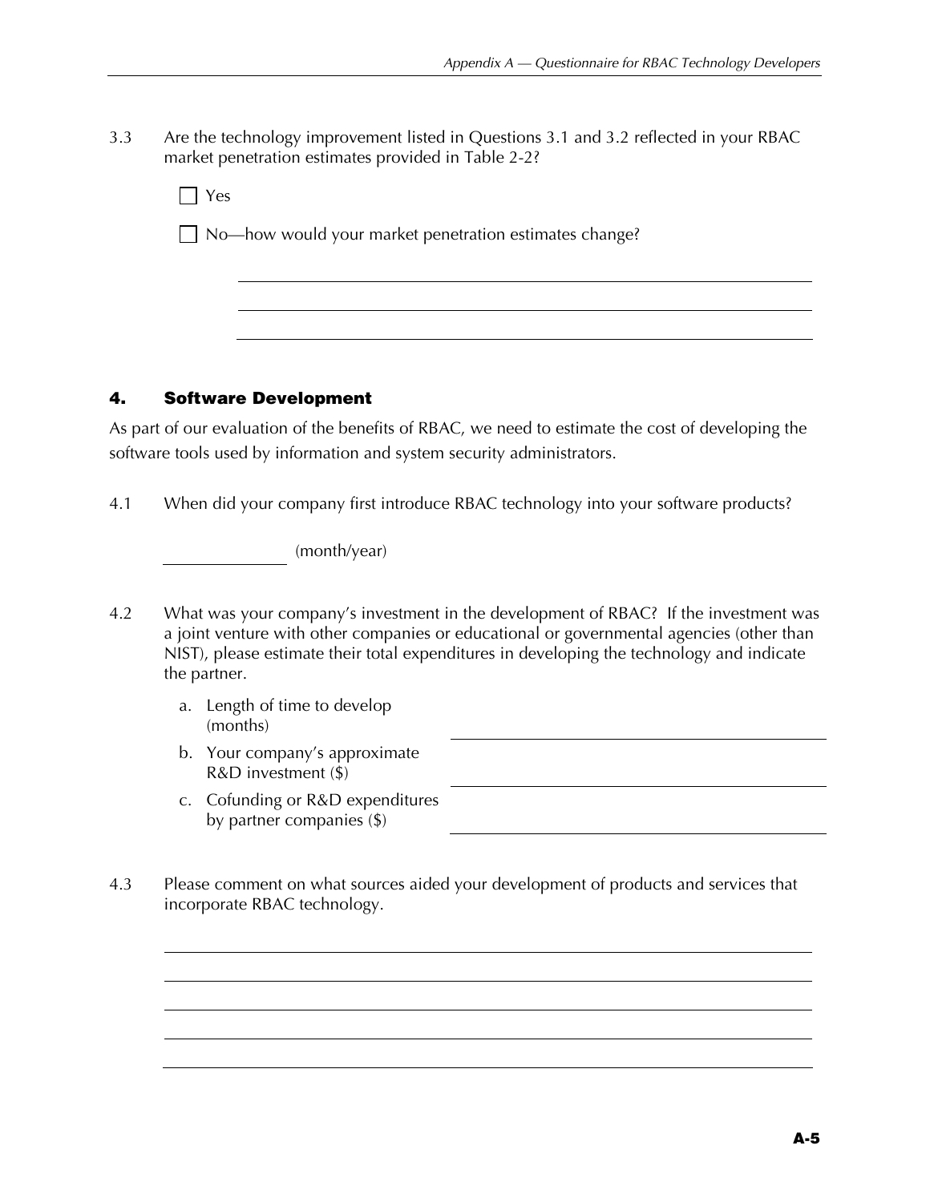3.3 Are the technology improvement listed in Questions 3.1 and 3.2 reflected in your RBAC market penetration estimates provided in Table 2-2?

☐ Yes

☐ No—how would your market penetration estimates change?

______________________________________________

______________________________________________

______________________________________________

## 4. Software Development

As part of our evaluation of the benefits of RBAC, we need to estimate the cost of developing the software tools used by information and system security administrators.

4.1 When did your company first introduce RBAC technology into your software products?

______________ (month/year)

4.2 What was your company's investment in the development of RBAC? If the investment was a joint venture with other companies or educational or governmental agencies (other than NIST), please estimate their total expenditures in developing the technology and indicate the partner.

a. Length of time to develop (months) ______________________________

b. Your company's approximate R&D investment ($) ______________________________

c. Cofunding or R&D expenditures by partner companies ($) ______________________________

4.3 Please comment on what sources aided your development of products and services that incorporate RBAC technology.

______________________________________________

______________________________________________

______________________________________________

______________________________________________

______________________________________________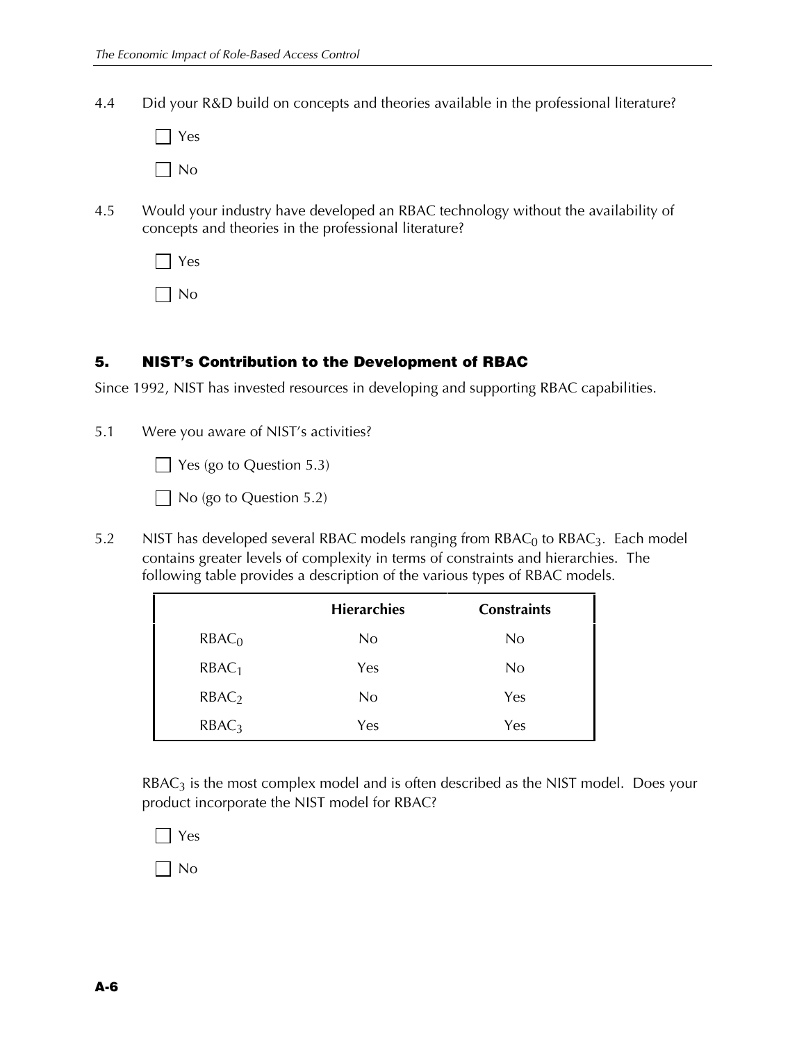4.4 Did your R&D build on concepts and theories available in the professional literature?

☐ Yes

☐ No

4.5 Would your industry have developed an RBAC technology without the availability of concepts and theories in the professional literature?

☐ Yes

☐ No

## 5. NIST's Contribution to the Development of RBAC

Since 1992, NIST has invested resources in developing and supporting RBAC capabilities.

5.1 Were you aware of NIST's activities?

☐ Yes (go to Question 5.3)

☐ No (go to Question 5.2)

5.2 NIST has developed several RBAC models ranging from $RBAC_0$ to $RBAC_3$. Each model contains greater levels of complexity in terms of constraints and hierarchies. The following table provides a description of the various types of RBAC models.

| | Hierarchies | Constraints |
|---|---|---|
| $RBAC_0$ | No | No |
| $RBAC_1$ | Yes | No |
| $RBAC_2$ | No | Yes |
| $RBAC_3$ | Yes | Yes |

$RBAC_3$ is the most complex model and is often described as the NIST model. Does your product incorporate the NIST model for RBAC?

☐ Yes

☐ No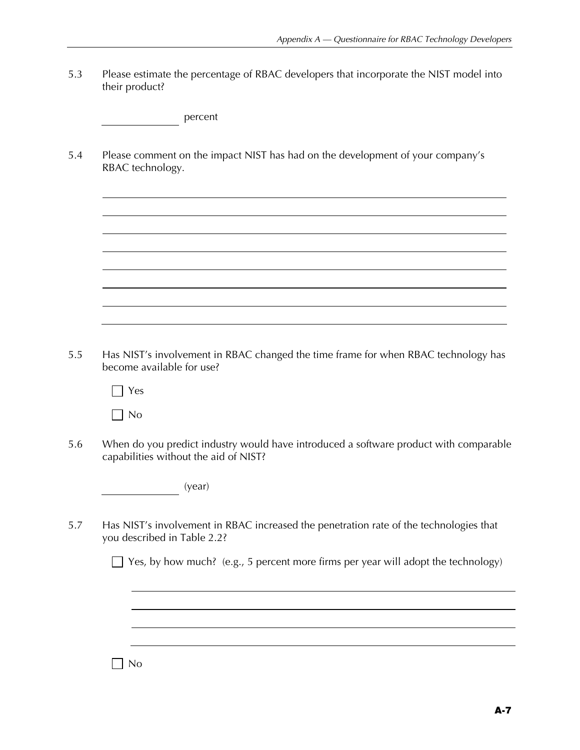5.3 Please estimate the percentage of RBAC developers that incorporate the NIST model into their product?

\_\_\_\_\_\_\_\_\_\_\_\_ percent

5.4 Please comment on the impact NIST has had on the development of your company's RBAC technology.

\_\_\_\_\_\_\_\_\_\_\_\_\_\_\_\_\_\_\_\_\_\_\_\_\_\_\_\_\_\_\_\_\_\_\_\_\_\_\_\_\_\_\_\_\_\_\_\_\_\_\_\_\_\_\_\_\_\_\_\_

\_\_\_\_\_\_\_\_\_\_\_\_\_\_\_\_\_\_\_\_\_\_\_\_\_\_\_\_\_\_\_\_\_\_\_\_\_\_\_\_\_\_\_\_\_\_\_\_\_\_\_\_\_\_\_\_\_\_\_\_

\_\_\_\_\_\_\_\_\_\_\_\_\_\_\_\_\_\_\_\_\_\_\_\_\_\_\_\_\_\_\_\_\_\_\_\_\_\_\_\_\_\_\_\_\_\_\_\_\_\_\_\_\_\_\_\_\_\_\_\_

\_\_\_\_\_\_\_\_\_\_\_\_\_\_\_\_\_\_\_\_\_\_\_\_\_\_\_\_\_\_\_\_\_\_\_\_\_\_\_\_\_\_\_\_\_\_\_\_\_\_\_\_\_\_\_\_\_\_\_\_

\_\_\_\_\_\_\_\_\_\_\_\_\_\_\_\_\_\_\_\_\_\_\_\_\_\_\_\_\_\_\_\_\_\_\_\_\_\_\_\_\_\_\_\_\_\_\_\_\_\_\_\_\_\_\_\_\_\_\_\_

\_\_\_\_\_\_\_\_\_\_\_\_\_\_\_\_\_\_\_\_\_\_\_\_\_\_\_\_\_\_\_\_\_\_\_\_\_\_\_\_\_\_\_\_\_\_\_\_\_\_\_\_\_\_\_\_\_\_\_\_

\_\_\_\_\_\_\_\_\_\_\_\_\_\_\_\_\_\_\_\_\_\_\_\_\_\_\_\_\_\_\_\_\_\_\_\_\_\_\_\_\_\_\_\_\_\_\_\_\_\_\_\_\_\_\_\_\_\_\_\_

\_\_\_\_\_\_\_\_\_\_\_\_\_\_\_\_\_\_\_\_\_\_\_\_\_\_\_\_\_\_\_\_\_\_\_\_\_\_\_\_\_\_\_\_\_\_\_\_\_\_\_\_\_\_\_\_\_\_\_\_

5.5 Has NIST's involvement in RBAC changed the time frame for when RBAC technology has become available for use?

- ☐ Yes
- ☐ No

5.6 When do you predict industry would have introduced a software product with comparable capabilities without the aid of NIST?

\_\_\_\_\_\_\_\_\_\_\_\_ (year)

5.7 Has NIST's involvement in RBAC increased the penetration rate of the technologies that you described in Table 2.2?

- ☐ Yes, by how much? (e.g., 5 percent more firms per year will adopt the technology)

  \_\_\_\_\_\_\_\_\_\_\_\_\_\_\_\_\_\_\_\_\_\_\_\_\_\_\_\_\_\_\_\_\_\_\_\_\_\_\_\_\_\_\_\_\_\_\_\_\_\_\_\_\_\_\_\_\_\_

  \_\_\_\_\_\_\_\_\_\_\_\_\_\_\_\_\_\_\_\_\_\_\_\_\_\_\_\_\_\_\_\_\_\_\_\_\_\_\_\_\_\_\_\_\_\_\_\_\_\_\_\_\_\_\_\_\_\_

  \_\_\_\_\_\_\_\_\_\_\_\_\_\_\_\_\_\_\_\_\_\_\_\_\_\_\_\_\_\_\_\_\_\_\_\_\_\_\_\_\_\_\_\_\_\_\_\_\_\_\_\_\_\_\_\_\_\_

  \_\_\_\_\_\_\_\_\_\_\_\_\_\_\_\_\_\_\_\_\_\_\_\_\_\_\_\_\_\_\_\_\_\_\_\_\_\_\_\_\_\_\_\_\_\_\_\_\_\_\_\_\_\_\_\_\_\_

- ☐ No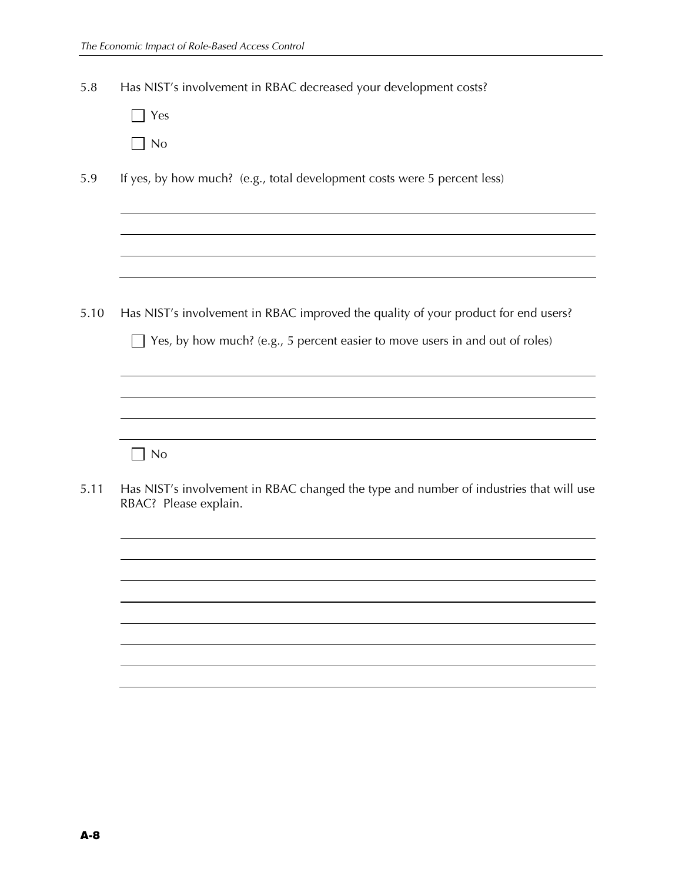5.8 Has NIST's involvement in RBAC decreased your development costs?

- ☐ Yes
- ☐ No

5.9 If yes, by how much? (e.g., total development costs were 5 percent less)

\_\_\_\_\_\_\_\_\_\_\_\_\_\_\_\_\_\_\_\_\_\_\_\_\_\_\_\_\_\_\_\_\_\_\_\_\_\_\_\_

\_\_\_\_\_\_\_\_\_\_\_\_\_\_\_\_\_\_\_\_\_\_\_\_\_\_\_\_\_\_\_\_\_\_\_\_\_\_\_\_

\_\_\_\_\_\_\_\_\_\_\_\_\_\_\_\_\_\_\_\_\_\_\_\_\_\_\_\_\_\_\_\_\_\_\_\_\_\_\_\_

\_\_\_\_\_\_\_\_\_\_\_\_\_\_\_\_\_\_\_\_\_\_\_\_\_\_\_\_\_\_\_\_\_\_\_\_\_\_\_\_

5.10 Has NIST's involvement in RBAC improved the quality of your product for end users?

- ☐ Yes, by how much? (e.g., 5 percent easier to move users in and out of roles)

\_\_\_\_\_\_\_\_\_\_\_\_\_\_\_\_\_\_\_\_\_\_\_\_\_\_\_\_\_\_\_\_\_\_\_\_\_\_\_\_

\_\_\_\_\_\_\_\_\_\_\_\_\_\_\_\_\_\_\_\_\_\_\_\_\_\_\_\_\_\_\_\_\_\_\_\_\_\_\_\_

\_\_\_\_\_\_\_\_\_\_\_\_\_\_\_\_\_\_\_\_\_\_\_\_\_\_\_\_\_\_\_\_\_\_\_\_\_\_\_\_

\_\_\_\_\_\_\_\_\_\_\_\_\_\_\_\_\_\_\_\_\_\_\_\_\_\_\_\_\_\_\_\_\_\_\_\_\_\_\_\_

- ☐ No

5.11 Has NIST's involvement in RBAC changed the type and number of industries that will use RBAC? Please explain.

\_\_\_\_\_\_\_\_\_\_\_\_\_\_\_\_\_\_\_\_\_\_\_\_\_\_\_\_\_\_\_\_\_\_\_\_\_\_\_\_

\_\_\_\_\_\_\_\_\_\_\_\_\_\_\_\_\_\_\_\_\_\_\_\_\_\_\_\_\_\_\_\_\_\_\_\_\_\_\_\_

\_\_\_\_\_\_\_\_\_\_\_\_\_\_\_\_\_\_\_\_\_\_\_\_\_\_\_\_\_\_\_\_\_\_\_\_\_\_\_\_

\_\_\_\_\_\_\_\_\_\_\_\_\_\_\_\_\_\_\_\_\_\_\_\_\_\_\_\_\_\_\_\_\_\_\_\_\_\_\_\_

\_\_\_\_\_\_\_\_\_\_\_\_\_\_\_\_\_\_\_\_\_\_\_\_\_\_\_\_\_\_\_\_\_\_\_\_\_\_\_\_

\_\_\_\_\_\_\_\_\_\_\_\_\_\_\_\_\_\_\_\_\_\_\_\_\_\_\_\_\_\_\_\_\_\_\_\_\_\_\_\_

\_\_\_\_\_\_\_\_\_\_\_\_\_\_\_\_\_\_\_\_\_\_\_\_\_\_\_\_\_\_\_\_\_\_\_\_\_\_\_\_

\_\_\_\_\_\_\_\_\_\_\_\_\_\_\_\_\_\_\_\_\_\_\_\_\_\_\_\_\_\_\_\_\_\_\_\_\_\_\_\_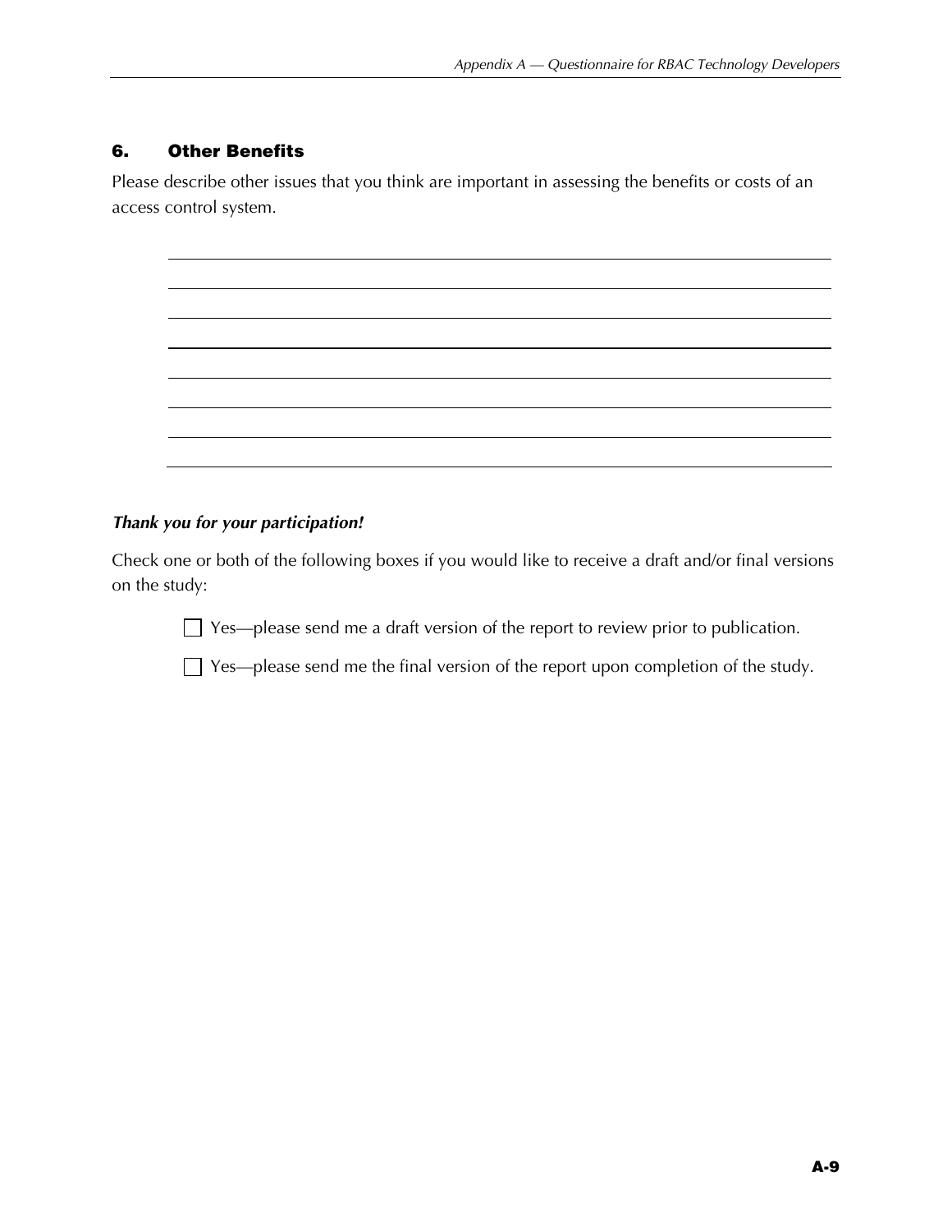## 6. Other Benefits

Please describe other issues that you think are important in assessing the benefits or costs of an access control system.

________________________________________________________________________________

________________________________________________________________________________

________________________________________________________________________________

________________________________________________________________________________

________________________________________________________________________________

________________________________________________________________________________

________________________________________________________________________________

________________________________________________________________________________

***Thank you for your participation!***

Check one or both of the following boxes if you would like to receive a draft and/or final versions on the study:

☐ Yes—please send me a draft version of the report to review prior to publication.

☐ Yes—please send me the final version of the report upon completion of the study.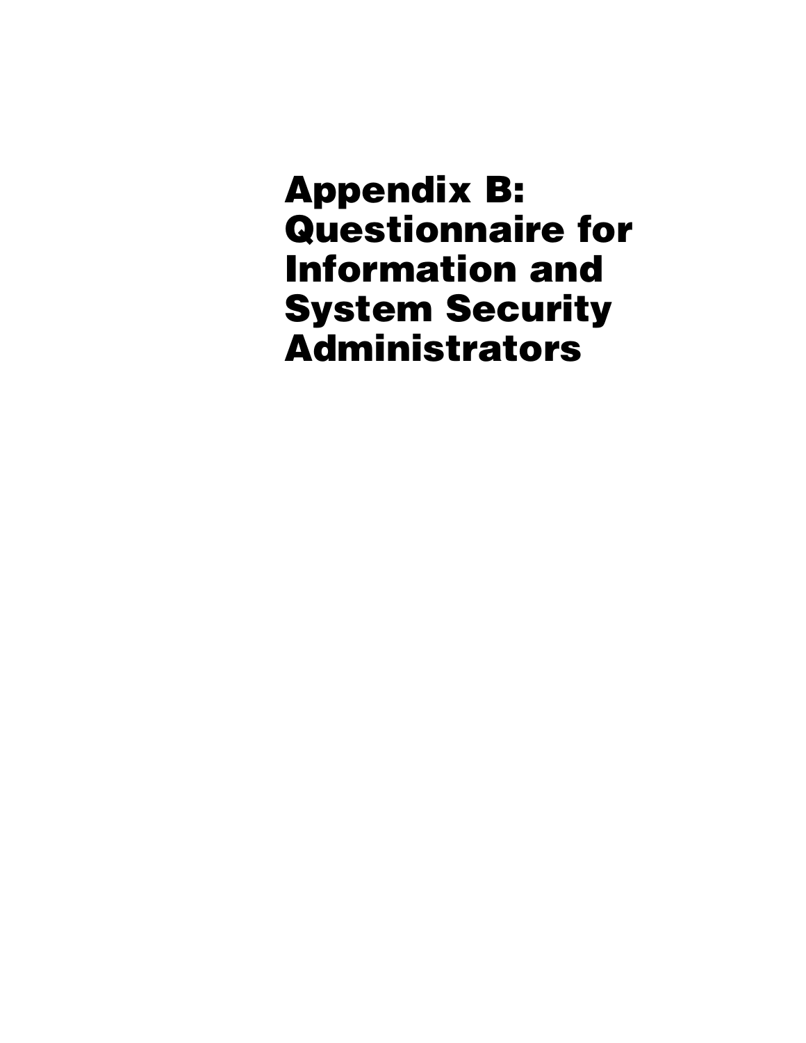# Appendix B: Questionnaire for Information and System Security Administrators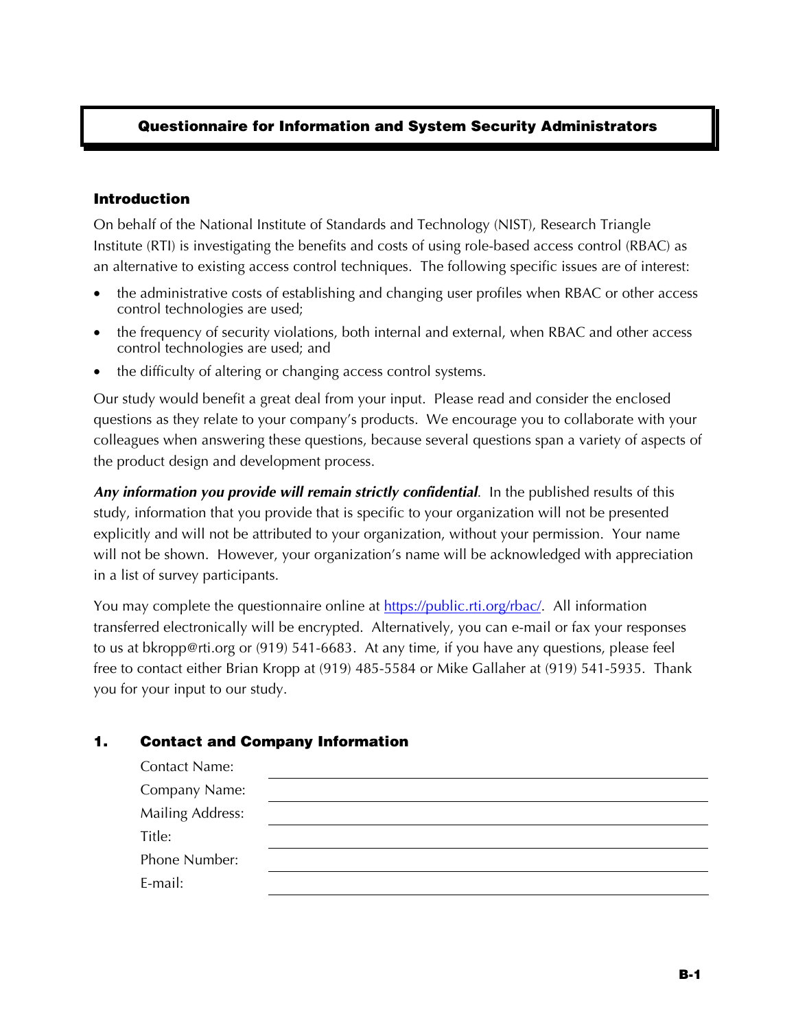## Questionnaire for Information and System Security Administrators

### Introduction

On behalf of the National Institute of Standards and Technology (NIST), Research Triangle Institute (RTI) is investigating the benefits and costs of using role-based access control (RBAC) as an alternative to existing access control techniques. The following specific issues are of interest:

- the administrative costs of establishing and changing user profiles when RBAC or other access control technologies are used;
- the frequency of security violations, both internal and external, when RBAC and other access control technologies are used; and
- the difficulty of altering or changing access control systems.

Our study would benefit a great deal from your input. Please read and consider the enclosed questions as they relate to your company's products. We encourage you to collaborate with your colleagues when answering these questions, because several questions span a variety of aspects of the product design and development process.

***Any information you provide will remain strictly confidential***. In the published results of this study, information that you provide that is specific to your organization will not be presented explicitly and will not be attributed to your organization, without your permission. Your name will not be shown. However, your organization's name will be acknowledged with appreciation in a list of survey participants.

You may complete the questionnaire online at https://public.rti.org/rbac/. All information transferred electronically will be encrypted. Alternatively, you can e-mail or fax your responses to us at bkropp@rti.org or (919) 541-6683. At any time, if you have any questions, please feel free to contact either Brian Kropp at (919) 485-5584 or Mike Gallaher at (919) 541-5935. Thank you for your input to our study.

### 1. Contact and Company Information

Contact Name: ____________________

Company Name: ____________________

Mailing Address: ____________________

Title: ____________________

Phone Number: ____________________

E-mail: ____________________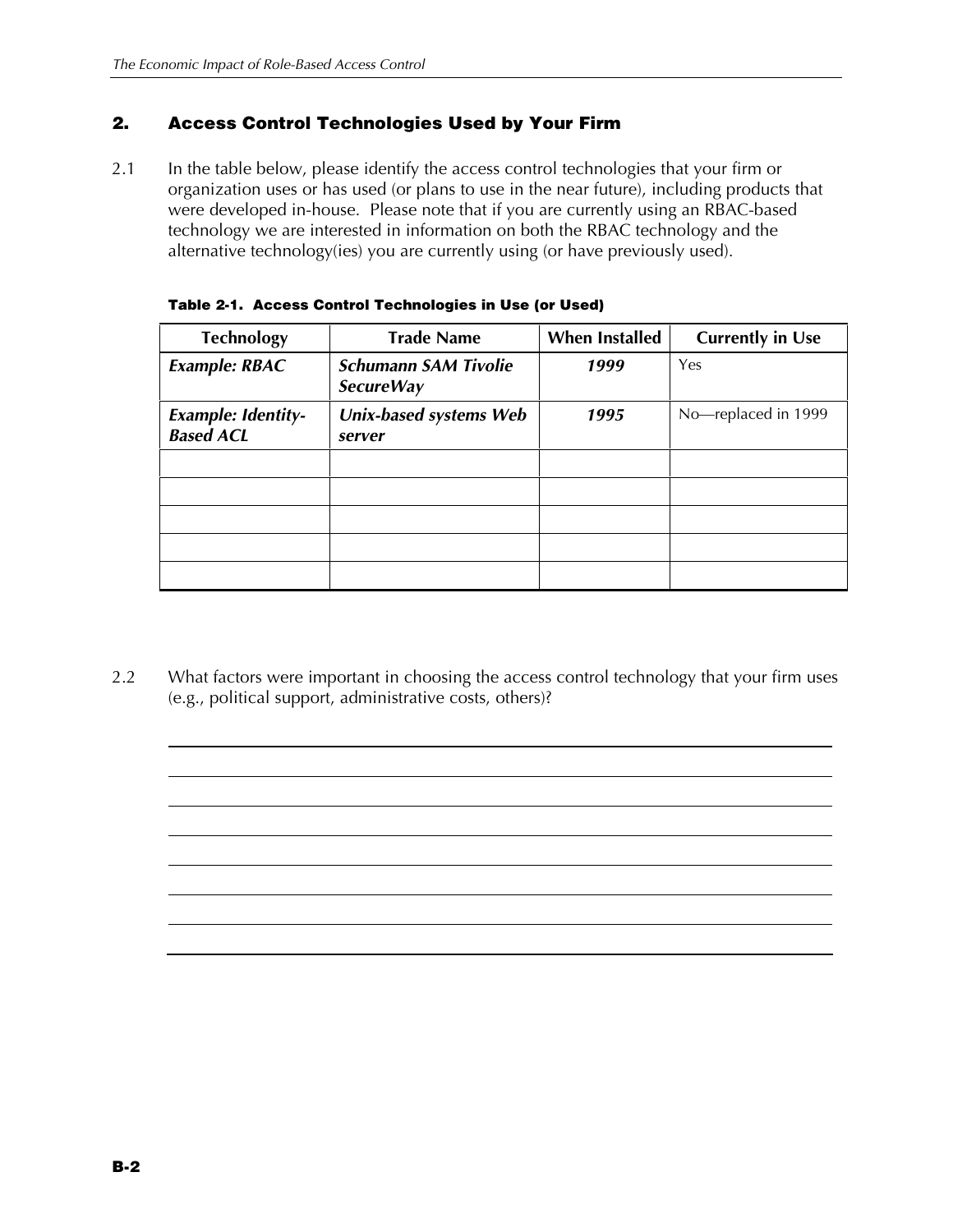## 2. Access Control Technologies Used by Your Firm

2.1 In the table below, please identify the access control technologies that your firm or organization uses or has used (or plans to use in the near future), including products that were developed in-house. Please note that if you are currently using an RBAC-based technology we are interested in information on both the RBAC technology and the alternative technology(ies) you are currently using (or have previously used).

**Table 2-1. Access Control Technologies in Use (or Used)**

| Technology | Trade Name | When Installed | Currently in Use |
|---|---|---|---|
| ***Example: RBAC*** | ***Schumann SAM Tivolie SecureWay*** | ***1999*** | Yes |
| ***Example: Identity-Based ACL*** | ***Unix-based systems Web server*** | ***1995*** | No—replaced in 1999 |
| | | | |
| | | | |
| | | | |
| | | | |
| | | | |

2.2 What factors were important in choosing the access control technology that your firm uses (e.g., political support, administrative costs, others)?

\_\_\_\_\_\_\_\_\_\_\_\_\_\_\_\_\_\_\_\_\_\_\_\_\_\_\_\_\_\_\_\_\_\_\_\_\_\_\_\_\_\_\_\_\_\_\_\_\_\_\_\_\_\_\_\_\_\_\_\_\_\_\_\_\_\_\_\_\_\_\_\_

\_\_\_\_\_\_\_\_\_\_\_\_\_\_\_\_\_\_\_\_\_\_\_\_\_\_\_\_\_\_\_\_\_\_\_\_\_\_\_\_\_\_\_\_\_\_\_\_\_\_\_\_\_\_\_\_\_\_\_\_\_\_\_\_\_\_\_\_\_\_\_\_

\_\_\_\_\_\_\_\_\_\_\_\_\_\_\_\_\_\_\_\_\_\_\_\_\_\_\_\_\_\_\_\_\_\_\_\_\_\_\_\_\_\_\_\_\_\_\_\_\_\_\_\_\_\_\_\_\_\_\_\_\_\_\_\_\_\_\_\_\_\_\_\_

\_\_\_\_\_\_\_\_\_\_\_\_\_\_\_\_\_\_\_\_\_\_\_\_\_\_\_\_\_\_\_\_\_\_\_\_\_\_\_\_\_\_\_\_\_\_\_\_\_\_\_\_\_\_\_\_\_\_\_\_\_\_\_\_\_\_\_\_\_\_\_\_

\_\_\_\_\_\_\_\_\_\_\_\_\_\_\_\_\_\_\_\_\_\_\_\_\_\_\_\_\_\_\_\_\_\_\_\_\_\_\_\_\_\_\_\_\_\_\_\_\_\_\_\_\_\_\_\_\_\_\_\_\_\_\_\_\_\_\_\_\_\_\_\_

\_\_\_\_\_\_\_\_\_\_\_\_\_\_\_\_\_\_\_\_\_\_\_\_\_\_\_\_\_\_\_\_\_\_\_\_\_\_\_\_\_\_\_\_\_\_\_\_\_\_\_\_\_\_\_\_\_\_\_\_\_\_\_\_\_\_\_\_\_\_\_\_

\_\_\_\_\_\_\_\_\_\_\_\_\_\_\_\_\_\_\_\_\_\_\_\_\_\_\_\_\_\_\_\_\_\_\_\_\_\_\_\_\_\_\_\_\_\_\_\_\_\_\_\_\_\_\_\_\_\_\_\_\_\_\_\_\_\_\_\_\_\_\_\_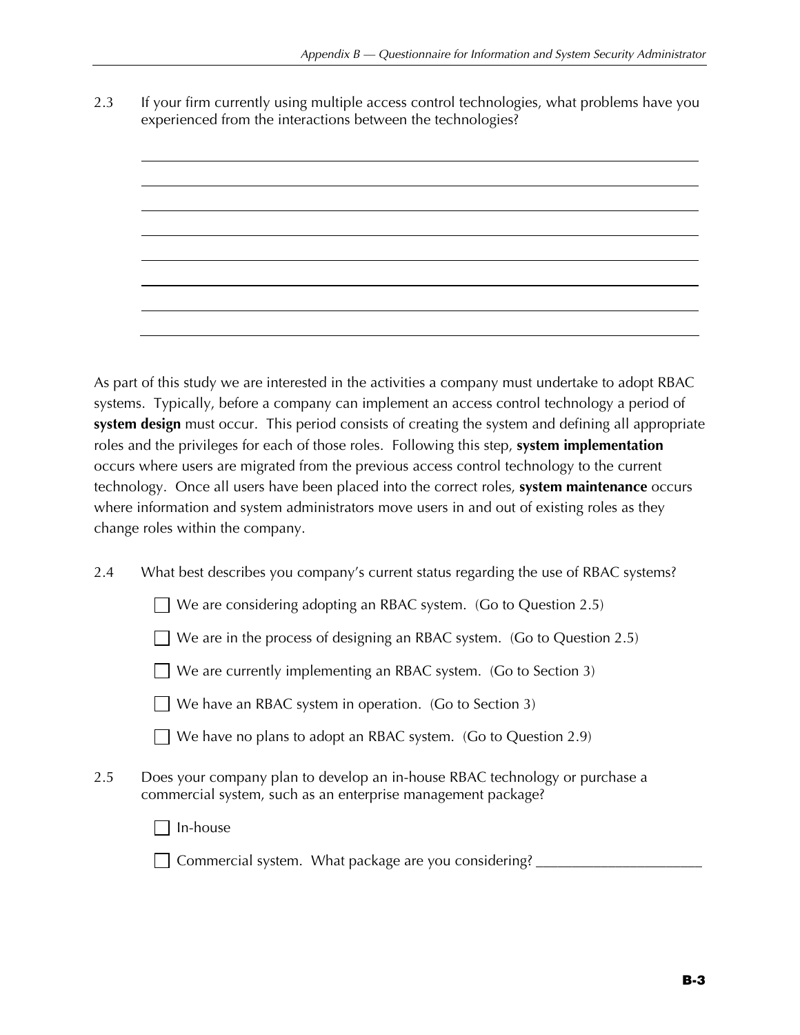2.3 If your firm currently using multiple access control technologies, what problems have you experienced from the interactions between the technologies?

______________________________________________________________________

______________________________________________________________________

______________________________________________________________________

______________________________________________________________________

______________________________________________________________________

______________________________________________________________________

______________________________________________________________________

______________________________________________________________________

As part of this study we are interested in the activities a company must undertake to adopt RBAC systems. Typically, before a company can implement an access control technology a period of **system design** must occur. This period consists of creating the system and defining all appropriate roles and the privileges for each of those roles. Following this step, **system implementation** occurs where users are migrated from the previous access control technology to the current technology. Once all users have been placed into the correct roles, **system maintenance** occurs where information and system administrators move users in and out of existing roles as they change roles within the company.

2.4 What best describes you company's current status regarding the use of RBAC systems?

- ☐ We are considering adopting an RBAC system. (Go to Question 2.5)
- ☐ We are in the process of designing an RBAC system. (Go to Question 2.5)
- ☐ We are currently implementing an RBAC system. (Go to Section 3)
- ☐ We have an RBAC system in operation. (Go to Section 3)
- ☐ We have no plans to adopt an RBAC system. (Go to Question 2.9)

2.5 Does your company plan to develop an in-house RBAC technology or purchase a commercial system, such as an enterprise management package?

- ☐ In-house
- ☐ Commercial system. What package are you considering? ______________________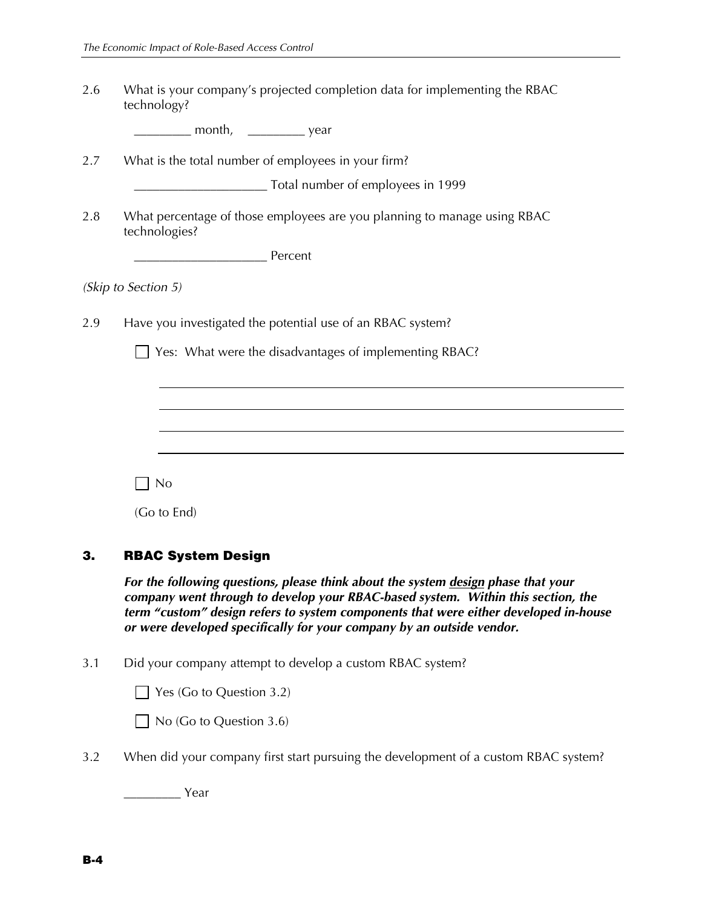2.6 What is your company's projected completion data for implementing the RBAC technology?

_________ month, _________ year

2.7 What is the total number of employees in your firm?

____________________ Total number of employees in 1999

2.8 What percentage of those employees are you planning to manage using RBAC technologies?

____________________ Percent

*(Skip to Section 5)*

2.9 Have you investigated the potential use of an RBAC system?

☐ Yes: What were the disadvantages of implementing RBAC?

______________________________________________________________

______________________________________________________________

______________________________________________________________

______________________________________________________________

☐ No

(Go to End)

## 3. RBAC System Design

***For the following questions, please think about the system <u>design</u> phase that your company went through to develop your RBAC-based system. Within this section, the term "custom" design refers to system components that were either developed in-house or were developed specifically for your company by an outside vendor.***

3.1 Did your company attempt to develop a custom RBAC system?

☐ Yes (Go to Question 3.2)

☐ No (Go to Question 3.6)

3.2 When did your company first start pursuing the development of a custom RBAC system?

_________ Year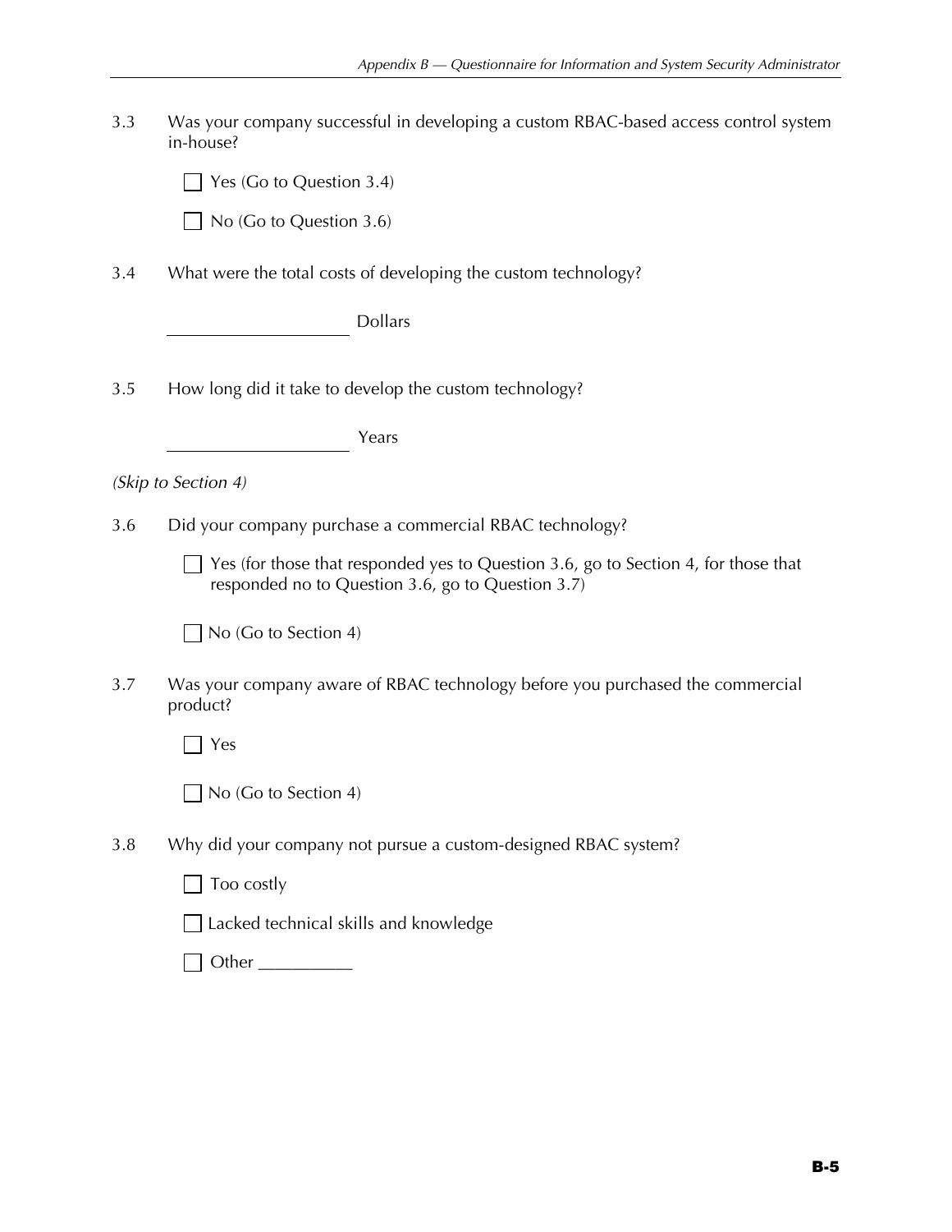3.3 Was your company successful in developing a custom RBAC-based access control system in-house?

☐ Yes (Go to Question 3.4)

☐ No (Go to Question 3.6)

3.4 What were the total costs of developing the custom technology?

\_\_\_\_\_\_\_\_\_\_\_\_\_\_\_\_\_\_\_\_ Dollars

3.5 How long did it take to develop the custom technology?

\_\_\_\_\_\_\_\_\_\_\_\_\_\_\_\_\_\_\_\_ Years

*(Skip to Section 4)*

3.6 Did your company purchase a commercial RBAC technology?

☐ Yes (for those that responded yes to Question 3.6, go to Section 4, for those that responded no to Question 3.6, go to Question 3.7)

☐ No (Go to Section 4)

3.7 Was your company aware of RBAC technology before you purchased the commercial product?

☐ Yes

☐ No (Go to Section 4)

3.8 Why did your company not pursue a custom-designed RBAC system?

☐ Too costly

☐ Lacked technical skills and knowledge

☐ Other \_\_\_\_\_\_\_\_\_\_\_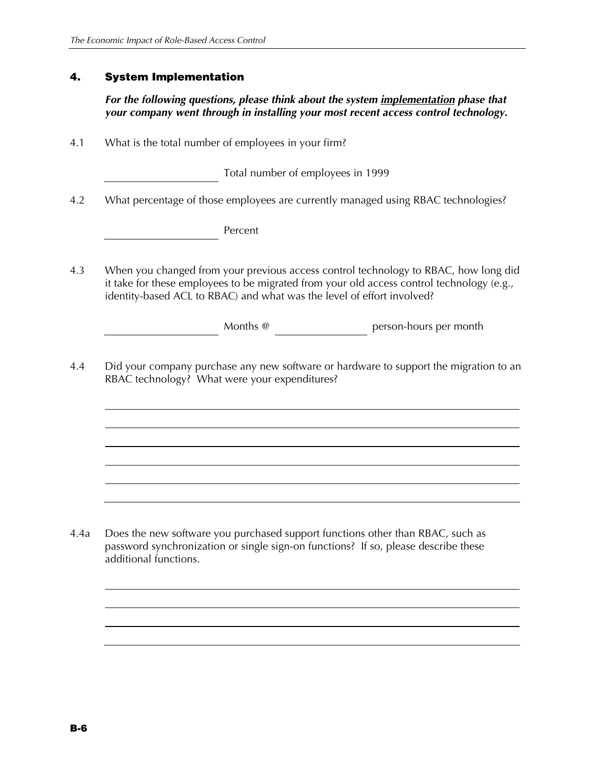## 4. System Implementation

***For the following questions, please think about the system implementation phase that your company went through in installing your most recent access control technology.***

4.1 What is the total number of employees in your firm?

\_\_\_\_\_\_\_\_\_\_\_\_\_\_\_\_\_\_\_\_ Total number of employees in 1999

4.2 What percentage of those employees are currently managed using RBAC technologies?

\_\_\_\_\_\_\_\_\_\_\_\_\_\_\_\_\_\_\_\_ Percent

4.3 When you changed from your previous access control technology to RBAC, how long did it take for these employees to be migrated from your old access control technology (e.g., identity-based ACL to RBAC) and what was the level of effort involved?

\_\_\_\_\_\_\_\_\_\_\_\_\_\_\_\_\_\_\_\_ Months @ \_\_\_\_\_\_\_\_\_\_\_\_\_\_\_\_ person-hours per month

4.4 Did your company purchase any new software or hardware to support the migration to an RBAC technology? What were your expenditures?

\_\_\_\_\_\_\_\_\_\_\_\_\_\_\_\_\_\_\_\_\_\_\_\_\_\_\_\_\_\_\_\_\_\_\_\_\_\_\_\_\_\_\_\_\_\_\_\_\_\_\_\_\_\_\_\_\_\_\_\_\_\_\_\_\_\_\_\_\_\_\_\_

\_\_\_\_\_\_\_\_\_\_\_\_\_\_\_\_\_\_\_\_\_\_\_\_\_\_\_\_\_\_\_\_\_\_\_\_\_\_\_\_\_\_\_\_\_\_\_\_\_\_\_\_\_\_\_\_\_\_\_\_\_\_\_\_\_\_\_\_\_\_\_\_

\_\_\_\_\_\_\_\_\_\_\_\_\_\_\_\_\_\_\_\_\_\_\_\_\_\_\_\_\_\_\_\_\_\_\_\_\_\_\_\_\_\_\_\_\_\_\_\_\_\_\_\_\_\_\_\_\_\_\_\_\_\_\_\_\_\_\_\_\_\_\_\_

\_\_\_\_\_\_\_\_\_\_\_\_\_\_\_\_\_\_\_\_\_\_\_\_\_\_\_\_\_\_\_\_\_\_\_\_\_\_\_\_\_\_\_\_\_\_\_\_\_\_\_\_\_\_\_\_\_\_\_\_\_\_\_\_\_\_\_\_\_\_\_\_

\_\_\_\_\_\_\_\_\_\_\_\_\_\_\_\_\_\_\_\_\_\_\_\_\_\_\_\_\_\_\_\_\_\_\_\_\_\_\_\_\_\_\_\_\_\_\_\_\_\_\_\_\_\_\_\_\_\_\_\_\_\_\_\_\_\_\_\_\_\_\_\_

\_\_\_\_\_\_\_\_\_\_\_\_\_\_\_\_\_\_\_\_\_\_\_\_\_\_\_\_\_\_\_\_\_\_\_\_\_\_\_\_\_\_\_\_\_\_\_\_\_\_\_\_\_\_\_\_\_\_\_\_\_\_\_\_\_\_\_\_\_\_\_\_

4.4a Does the new software you purchased support functions other than RBAC, such as password synchronization or single sign-on functions? If so, please describe these additional functions.

\_\_\_\_\_\_\_\_\_\_\_\_\_\_\_\_\_\_\_\_\_\_\_\_\_\_\_\_\_\_\_\_\_\_\_\_\_\_\_\_\_\_\_\_\_\_\_\_\_\_\_\_\_\_\_\_\_\_\_\_\_\_\_\_\_\_\_\_\_\_\_\_

\_\_\_\_\_\_\_\_\_\_\_\_\_\_\_\_\_\_\_\_\_\_\_\_\_\_\_\_\_\_\_\_\_\_\_\_\_\_\_\_\_\_\_\_\_\_\_\_\_\_\_\_\_\_\_\_\_\_\_\_\_\_\_\_\_\_\_\_\_\_\_\_

\_\_\_\_\_\_\_\_\_\_\_\_\_\_\_\_\_\_\_\_\_\_\_\_\_\_\_\_\_\_\_\_\_\_\_\_\_\_\_\_\_\_\_\_\_\_\_\_\_\_\_\_\_\_\_\_\_\_\_\_\_\_\_\_\_\_\_\_\_\_\_\_

\_\_\_\_\_\_\_\_\_\_\_\_\_\_\_\_\_\_\_\_\_\_\_\_\_\_\_\_\_\_\_\_\_\_\_\_\_\_\_\_\_\_\_\_\_\_\_\_\_\_\_\_\_\_\_\_\_\_\_\_\_\_\_\_\_\_\_\_\_\_\_\_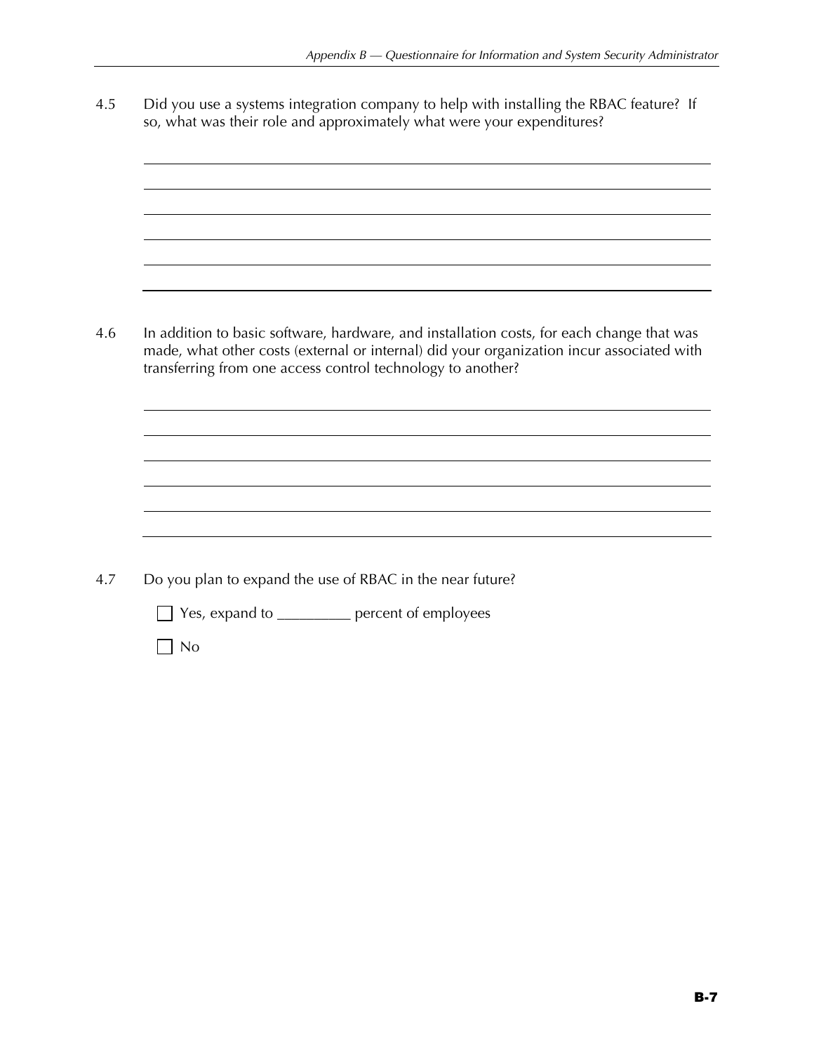4.5 Did you use a systems integration company to help with installing the RBAC feature? If so, what was their role and approximately what were your expenditures?

\_\_\_\_\_\_\_\_\_\_\_\_\_\_\_\_\_\_\_\_\_\_\_\_\_\_\_\_\_\_\_\_\_\_\_\_\_\_\_\_\_\_\_\_\_\_\_\_\_\_\_\_\_\_\_\_\_\_\_\_\_\_\_\_\_\_\_\_\_\_\_\_

\_\_\_\_\_\_\_\_\_\_\_\_\_\_\_\_\_\_\_\_\_\_\_\_\_\_\_\_\_\_\_\_\_\_\_\_\_\_\_\_\_\_\_\_\_\_\_\_\_\_\_\_\_\_\_\_\_\_\_\_\_\_\_\_\_\_\_\_\_\_\_\_

\_\_\_\_\_\_\_\_\_\_\_\_\_\_\_\_\_\_\_\_\_\_\_\_\_\_\_\_\_\_\_\_\_\_\_\_\_\_\_\_\_\_\_\_\_\_\_\_\_\_\_\_\_\_\_\_\_\_\_\_\_\_\_\_\_\_\_\_\_\_\_\_

\_\_\_\_\_\_\_\_\_\_\_\_\_\_\_\_\_\_\_\_\_\_\_\_\_\_\_\_\_\_\_\_\_\_\_\_\_\_\_\_\_\_\_\_\_\_\_\_\_\_\_\_\_\_\_\_\_\_\_\_\_\_\_\_\_\_\_\_\_\_\_\_

\_\_\_\_\_\_\_\_\_\_\_\_\_\_\_\_\_\_\_\_\_\_\_\_\_\_\_\_\_\_\_\_\_\_\_\_\_\_\_\_\_\_\_\_\_\_\_\_\_\_\_\_\_\_\_\_\_\_\_\_\_\_\_\_\_\_\_\_\_\_\_\_

\_\_\_\_\_\_\_\_\_\_\_\_\_\_\_\_\_\_\_\_\_\_\_\_\_\_\_\_\_\_\_\_\_\_\_\_\_\_\_\_\_\_\_\_\_\_\_\_\_\_\_\_\_\_\_\_\_\_\_\_\_\_\_\_\_\_\_\_\_\_\_\_

4.6 In addition to basic software, hardware, and installation costs, for each change that was made, what other costs (external or internal) did your organization incur associated with transferring from one access control technology to another?

\_\_\_\_\_\_\_\_\_\_\_\_\_\_\_\_\_\_\_\_\_\_\_\_\_\_\_\_\_\_\_\_\_\_\_\_\_\_\_\_\_\_\_\_\_\_\_\_\_\_\_\_\_\_\_\_\_\_\_\_\_\_\_\_\_\_\_\_\_\_\_\_

\_\_\_\_\_\_\_\_\_\_\_\_\_\_\_\_\_\_\_\_\_\_\_\_\_\_\_\_\_\_\_\_\_\_\_\_\_\_\_\_\_\_\_\_\_\_\_\_\_\_\_\_\_\_\_\_\_\_\_\_\_\_\_\_\_\_\_\_\_\_\_\_

\_\_\_\_\_\_\_\_\_\_\_\_\_\_\_\_\_\_\_\_\_\_\_\_\_\_\_\_\_\_\_\_\_\_\_\_\_\_\_\_\_\_\_\_\_\_\_\_\_\_\_\_\_\_\_\_\_\_\_\_\_\_\_\_\_\_\_\_\_\_\_\_

\_\_\_\_\_\_\_\_\_\_\_\_\_\_\_\_\_\_\_\_\_\_\_\_\_\_\_\_\_\_\_\_\_\_\_\_\_\_\_\_\_\_\_\_\_\_\_\_\_\_\_\_\_\_\_\_\_\_\_\_\_\_\_\_\_\_\_\_\_\_\_\_

\_\_\_\_\_\_\_\_\_\_\_\_\_\_\_\_\_\_\_\_\_\_\_\_\_\_\_\_\_\_\_\_\_\_\_\_\_\_\_\_\_\_\_\_\_\_\_\_\_\_\_\_\_\_\_\_\_\_\_\_\_\_\_\_\_\_\_\_\_\_\_\_

\_\_\_\_\_\_\_\_\_\_\_\_\_\_\_\_\_\_\_\_\_\_\_\_\_\_\_\_\_\_\_\_\_\_\_\_\_\_\_\_\_\_\_\_\_\_\_\_\_\_\_\_\_\_\_\_\_\_\_\_\_\_\_\_\_\_\_\_\_\_\_\_

4.7 Do you plan to expand the use of RBAC in the near future?

- ☐ Yes, expand to \_\_\_\_\_\_\_\_\_\_ percent of employees
- ☐ No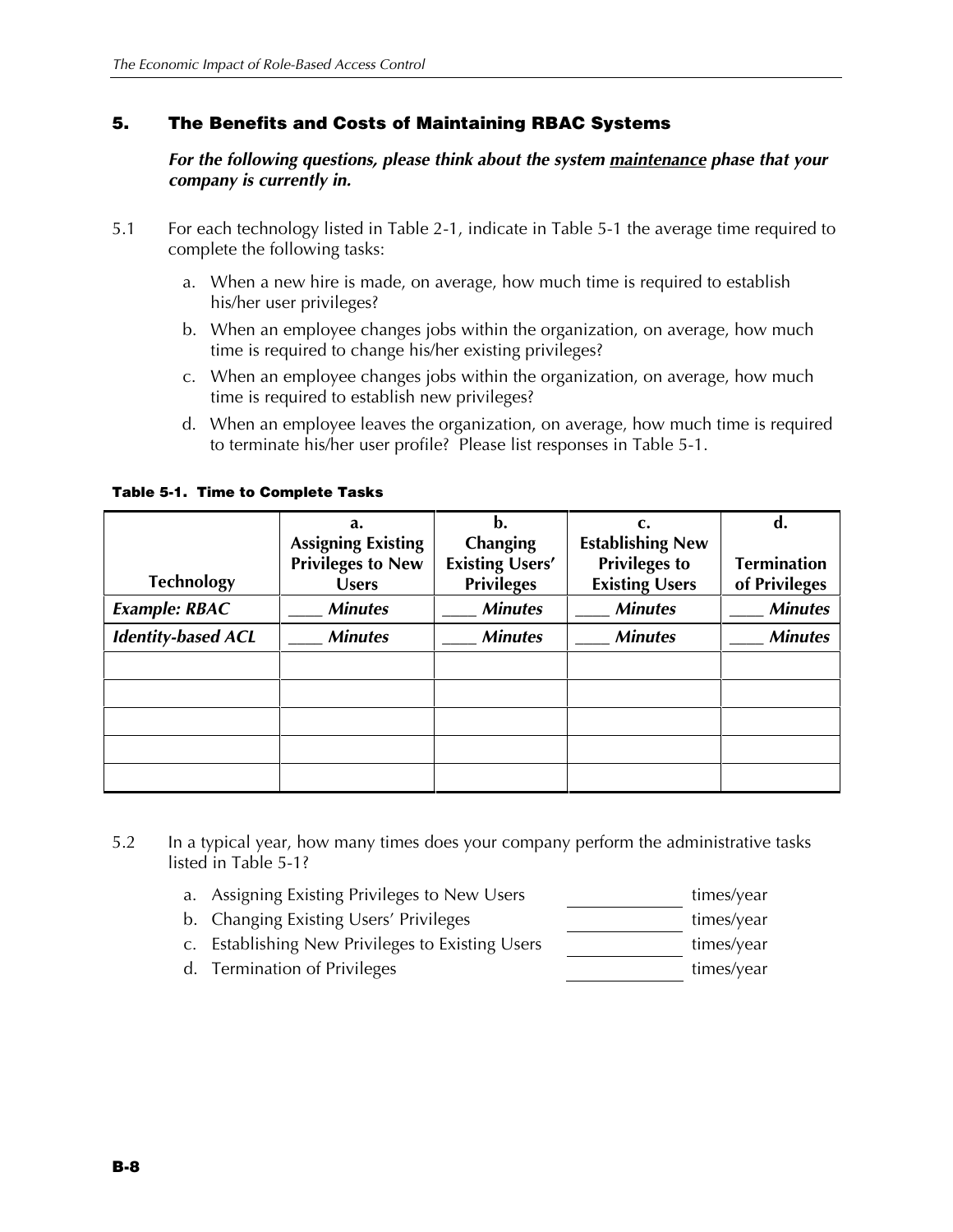## 5. The Benefits and Costs of Maintaining RBAC Systems

***For the following questions, please think about the system maintenance phase that your company is currently in.***

5.1 For each technology listed in Table 2-1, indicate in Table 5-1 the average time required to complete the following tasks:

a. When a new hire is made, on average, how much time is required to establish his/her user privileges?

b. When an employee changes jobs within the organization, on average, how much time is required to change his/her existing privileges?

c. When an employee changes jobs within the organization, on average, how much time is required to establish new privileges?

d. When an employee leaves the organization, on average, how much time is required to terminate his/her user profile? Please list responses in Table 5-1.

**Table 5-1. Time to Complete Tasks**

| Technology | a. Assigning Existing Privileges to New Users | b. Changing Existing Users' Privileges | c. Establishing New Privileges to Existing Users | d. Termination of Privileges |
|---|---|---|---|---|
| *Example: RBAC* | ____ *Minutes* | ____ *Minutes* | ____ *Minutes* | ____ *Minutes* |
| *Identity-based ACL* | ____ *Minutes* | ____ *Minutes* | ____ *Minutes* | ____ *Minutes* |
| | | | | |
| | | | | |
| | | | | |
| | | | | |
| | | | | |

5.2 In a typical year, how many times does your company perform the administrative tasks listed in Table 5-1?

a. Assigning Existing Privileges to New Users ____________ times/year

b. Changing Existing Users' Privileges ____________ times/year

c. Establishing New Privileges to Existing Users ____________ times/year

d. Termination of Privileges ____________ times/year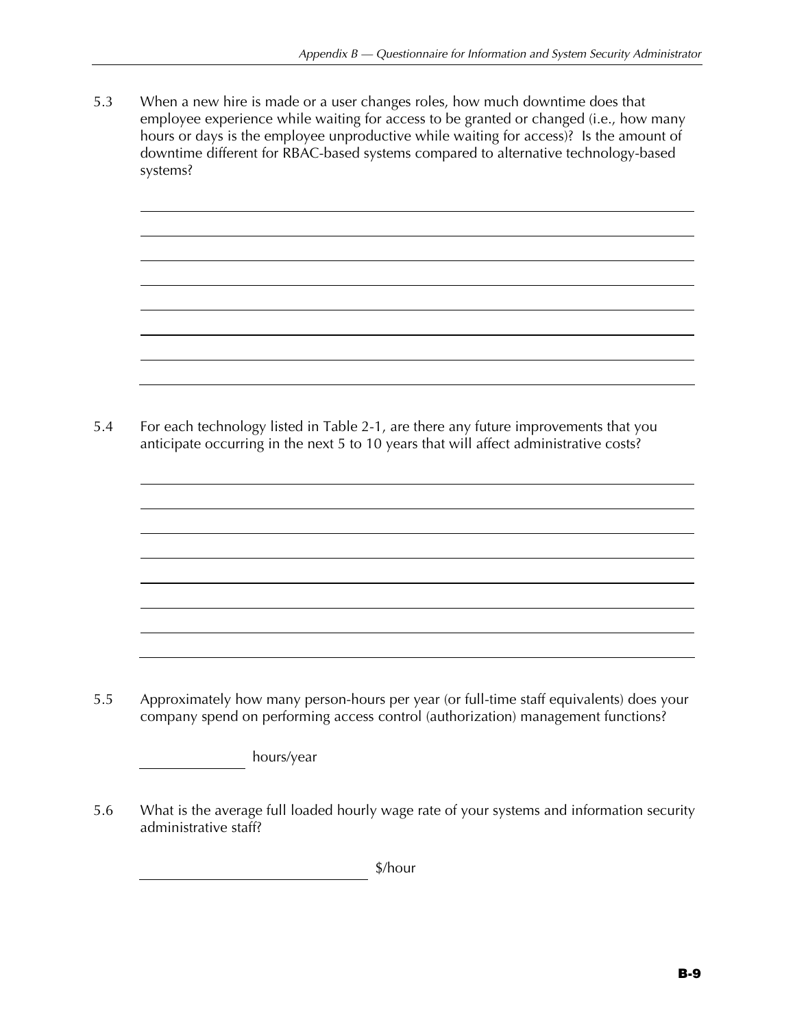5.3 When a new hire is made or a user changes roles, how much downtime does that employee experience while waiting for access to be granted or changed (i.e., how many hours or days is the employee unproductive while waiting for access)? Is the amount of downtime different for RBAC-based systems compared to alternative technology-based systems?

______________________________________________________________________________

______________________________________________________________________________

______________________________________________________________________________

______________________________________________________________________________

______________________________________________________________________________

______________________________________________________________________________

______________________________________________________________________________

______________________________________________________________________________

5.4 For each technology listed in Table 2-1, are there any future improvements that you anticipate occurring in the next 5 to 10 years that will affect administrative costs?

______________________________________________________________________________

______________________________________________________________________________

______________________________________________________________________________

______________________________________________________________________________

______________________________________________________________________________

______________________________________________________________________________

______________________________________________________________________________

______________________________________________________________________________

5.5 Approximately how many person-hours per year (or full-time staff equivalents) does your company spend on performing access control (authorization) management functions?

______________ hours/year

5.6 What is the average full loaded hourly wage rate of your systems and information security administrative staff?

______________________________ $/hour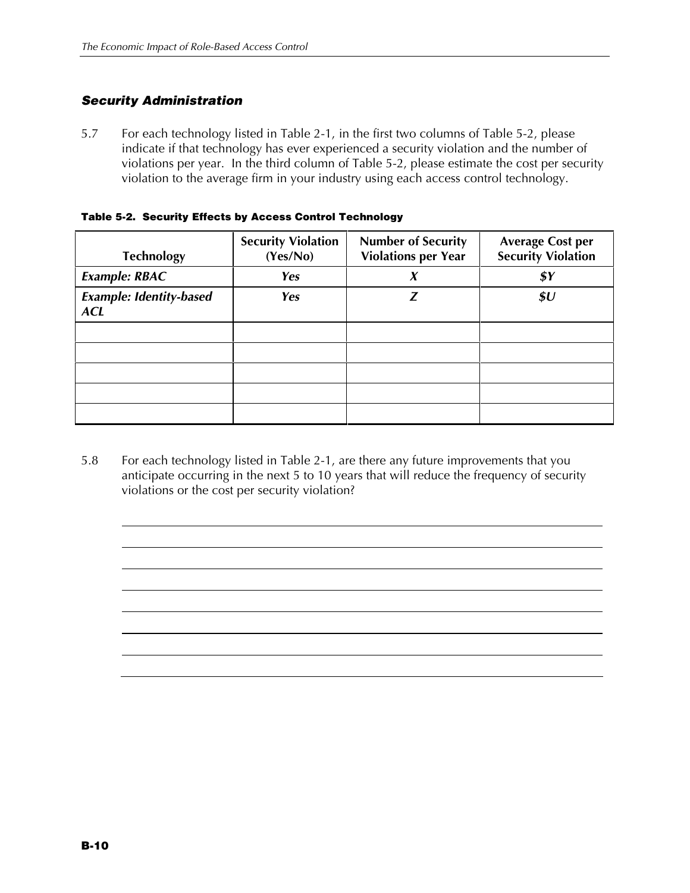### *Security Administration*

5.7 For each technology listed in Table 2-1, in the first two columns of Table 5-2, please indicate if that technology has ever experienced a security violation and the number of violations per year. In the third column of Table 5-2, please estimate the cost per security violation to the average firm in your industry using each access control technology.

**Table 5-2. Security Effects by Access Control Technology**

| Technology | Security Violation (Yes/No) | Number of Security Violations per Year | Average Cost per Security Violation |
|---|---|---|---|
| *Example: RBAC* | *Yes* | *X* | *$Y* |
| *Example: Identity-based ACL* | *Yes* | *Z* | *$U* |
| | | | |
| | | | |
| | | | |
| | | | |
| | | | |

5.8 For each technology listed in Table 2-1, are there any future improvements that you anticipate occurring in the next 5 to 10 years that will reduce the frequency of security violations or the cost per security violation?

\_\_\_\_\_\_\_\_\_\_\_\_\_\_\_\_\_\_\_\_\_\_\_\_\_\_\_\_\_\_\_\_\_\_\_\_\_\_\_\_\_\_\_\_\_\_\_\_\_\_\_\_\_\_\_\_\_\_\_\_\_\_\_\_\_\_\_\_\_\_\_\_

\_\_\_\_\_\_\_\_\_\_\_\_\_\_\_\_\_\_\_\_\_\_\_\_\_\_\_\_\_\_\_\_\_\_\_\_\_\_\_\_\_\_\_\_\_\_\_\_\_\_\_\_\_\_\_\_\_\_\_\_\_\_\_\_\_\_\_\_\_\_\_\_

\_\_\_\_\_\_\_\_\_\_\_\_\_\_\_\_\_\_\_\_\_\_\_\_\_\_\_\_\_\_\_\_\_\_\_\_\_\_\_\_\_\_\_\_\_\_\_\_\_\_\_\_\_\_\_\_\_\_\_\_\_\_\_\_\_\_\_\_\_\_\_\_

\_\_\_\_\_\_\_\_\_\_\_\_\_\_\_\_\_\_\_\_\_\_\_\_\_\_\_\_\_\_\_\_\_\_\_\_\_\_\_\_\_\_\_\_\_\_\_\_\_\_\_\_\_\_\_\_\_\_\_\_\_\_\_\_\_\_\_\_\_\_\_\_

\_\_\_\_\_\_\_\_\_\_\_\_\_\_\_\_\_\_\_\_\_\_\_\_\_\_\_\_\_\_\_\_\_\_\_\_\_\_\_\_\_\_\_\_\_\_\_\_\_\_\_\_\_\_\_\_\_\_\_\_\_\_\_\_\_\_\_\_\_\_\_\_

\_\_\_\_\_\_\_\_\_\_\_\_\_\_\_\_\_\_\_\_\_\_\_\_\_\_\_\_\_\_\_\_\_\_\_\_\_\_\_\_\_\_\_\_\_\_\_\_\_\_\_\_\_\_\_\_\_\_\_\_\_\_\_\_\_\_\_\_\_\_\_\_

\_\_\_\_\_\_\_\_\_\_\_\_\_\_\_\_\_\_\_\_\_\_\_\_\_\_\_\_\_\_\_\_\_\_\_\_\_\_\_\_\_\_\_\_\_\_\_\_\_\_\_\_\_\_\_\_\_\_\_\_\_\_\_\_\_\_\_\_\_\_\_\_

\_\_\_\_\_\_\_\_\_\_\_\_\_\_\_\_\_\_\_\_\_\_\_\_\_\_\_\_\_\_\_\_\_\_\_\_\_\_\_\_\_\_\_\_\_\_\_\_\_\_\_\_\_\_\_\_\_\_\_\_\_\_\_\_\_\_\_\_\_\_\_\_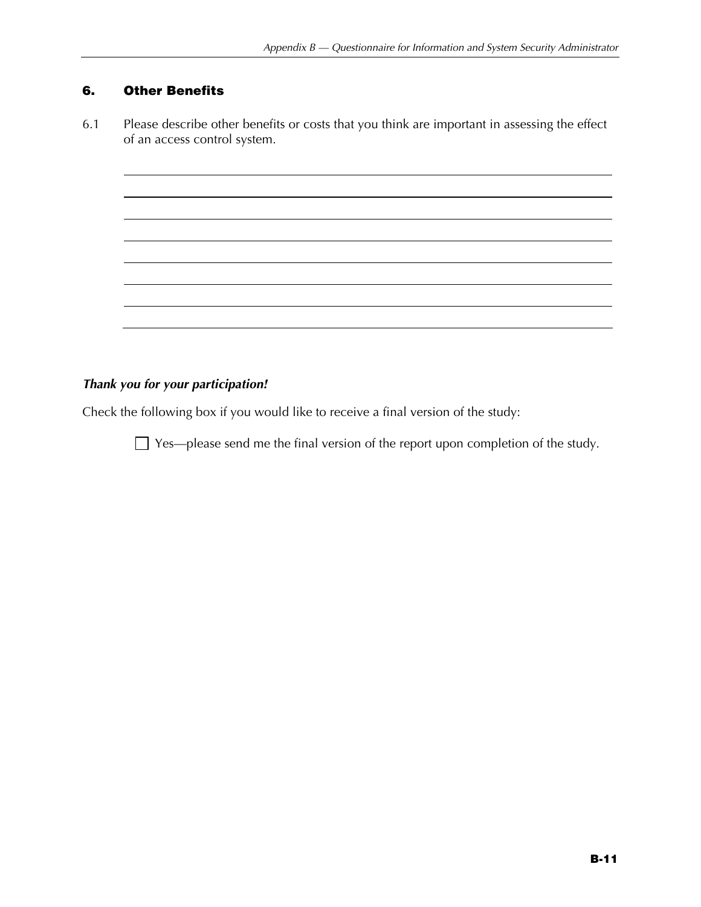## 6. Other Benefits

6.1 Please describe other benefits or costs that you think are important in assessing the effect of an access control system.

________________________________________________________________________

________________________________________________________________________

________________________________________________________________________

________________________________________________________________________

________________________________________________________________________

________________________________________________________________________

________________________________________________________________________

***Thank you for your participation!***

Check the following box if you would like to receive a final version of the study:

☐ Yes—please send me the final version of the report upon completion of the study.